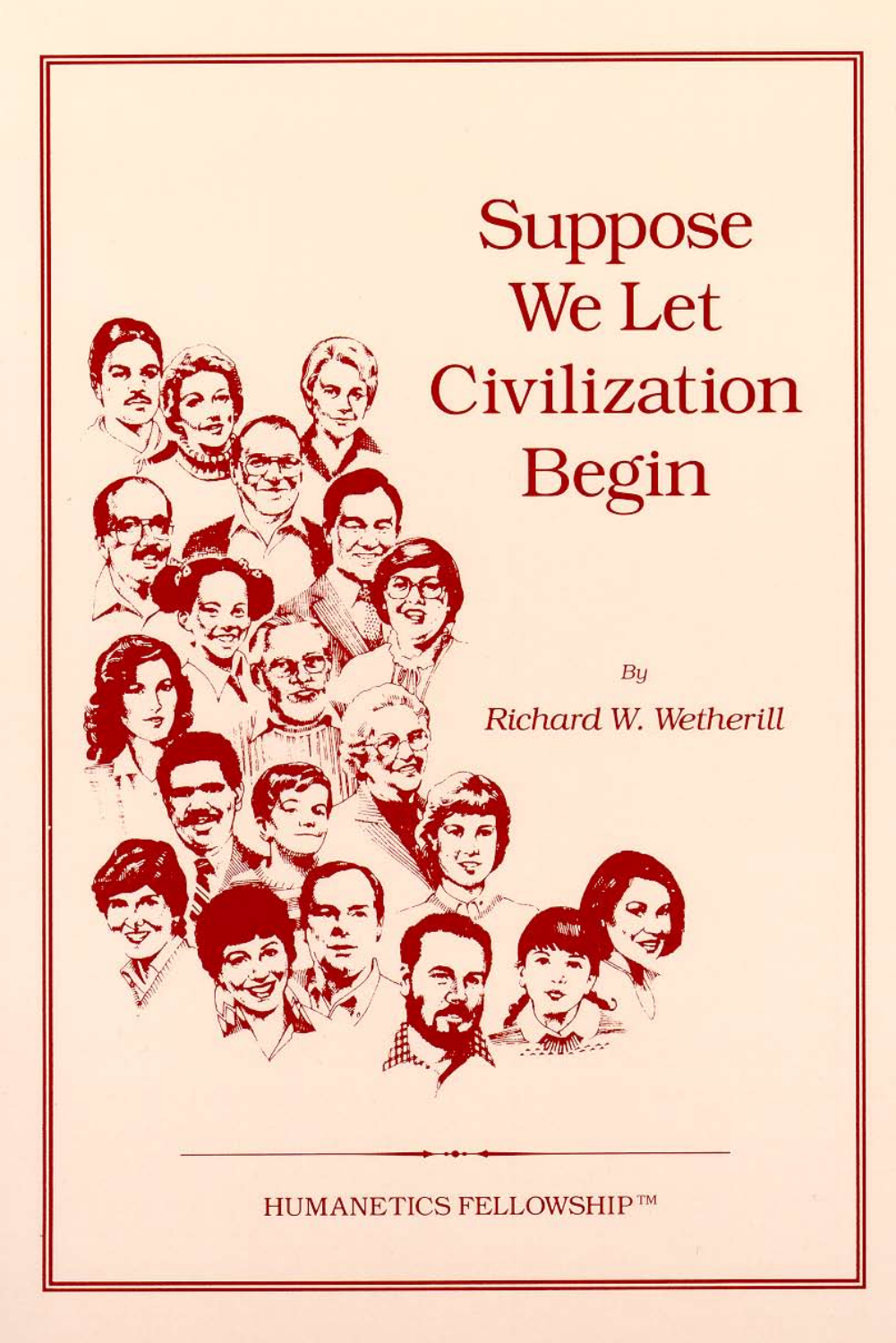# Suppose We Let Civilization Begin

*By*

*Richard W. Wetherill*

HUMANETICS FELLOWSHIP™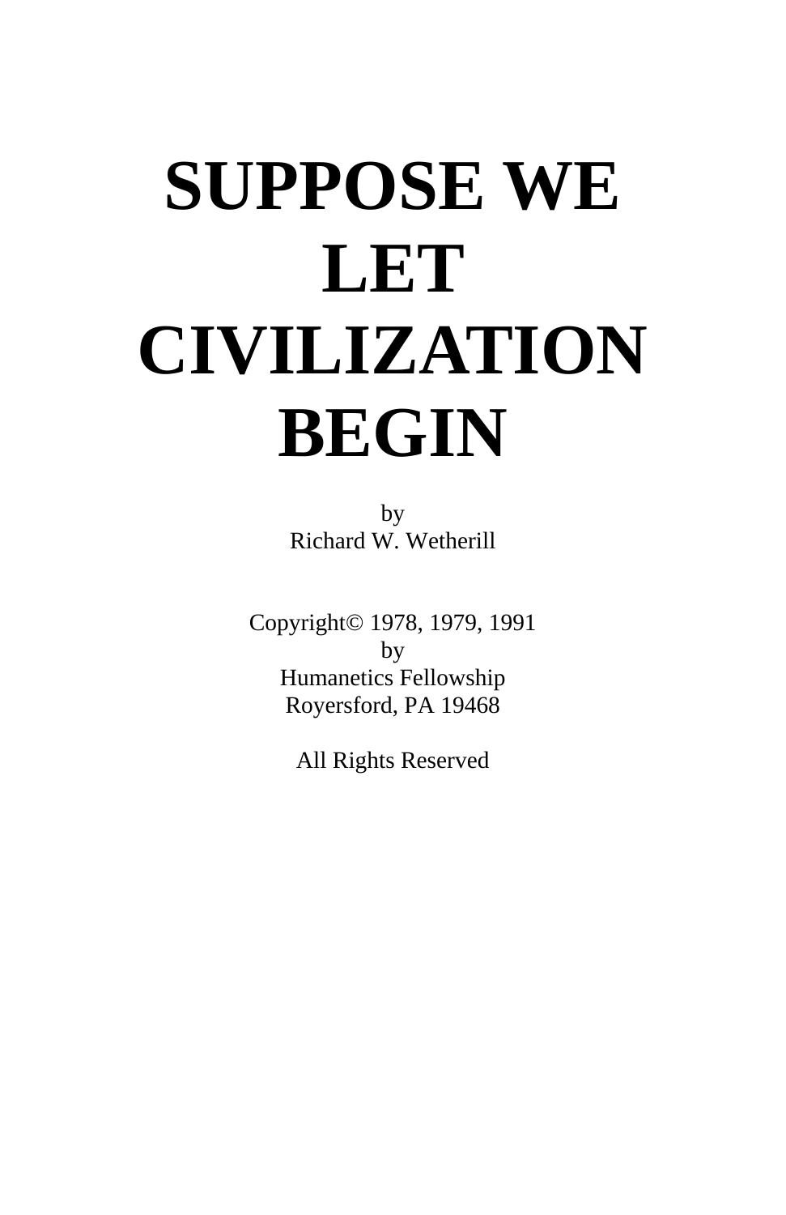# SUPPOSE WE LET CIVILIZATION BEGIN

by
Richard W. Wetherill

Copyright© 1978, 1979, 1991
by
Humanetics Fellowship
Royersford, PA 19468

All Rights Reserved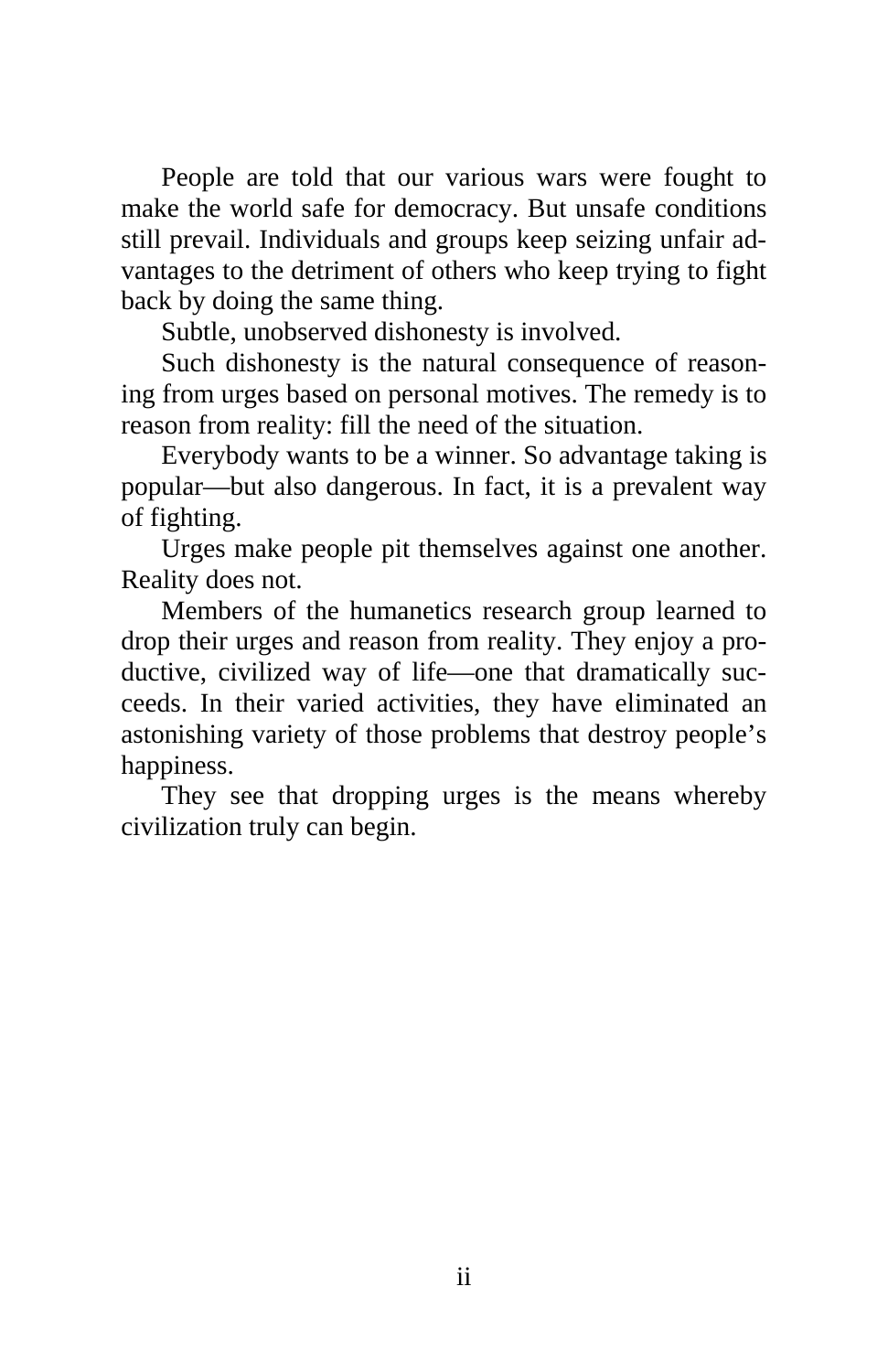People are told that our various wars were fought to make the world safe for democracy. But unsafe conditions still prevail. Individuals and groups keep seizing unfair advantages to the detriment of others who keep trying to fight back by doing the same thing.

Subtle, unobserved dishonesty is involved.

Such dishonesty is the natural consequence of reasoning from urges based on personal motives. The remedy is to reason from reality: fill the need of the situation.

Everybody wants to be a winner. So advantage taking is popular—but also dangerous. In fact, it is a prevalent way of fighting.

Urges make people pit themselves against one another. Reality does not.

Members of the humanetics research group learned to drop their urges and reason from reality. They enjoy a productive, civilized way of life—one that dramatically succeeds. In their varied activities, they have eliminated an astonishing variety of those problems that destroy people's happiness.

They see that dropping urges is the means whereby civilization truly can begin.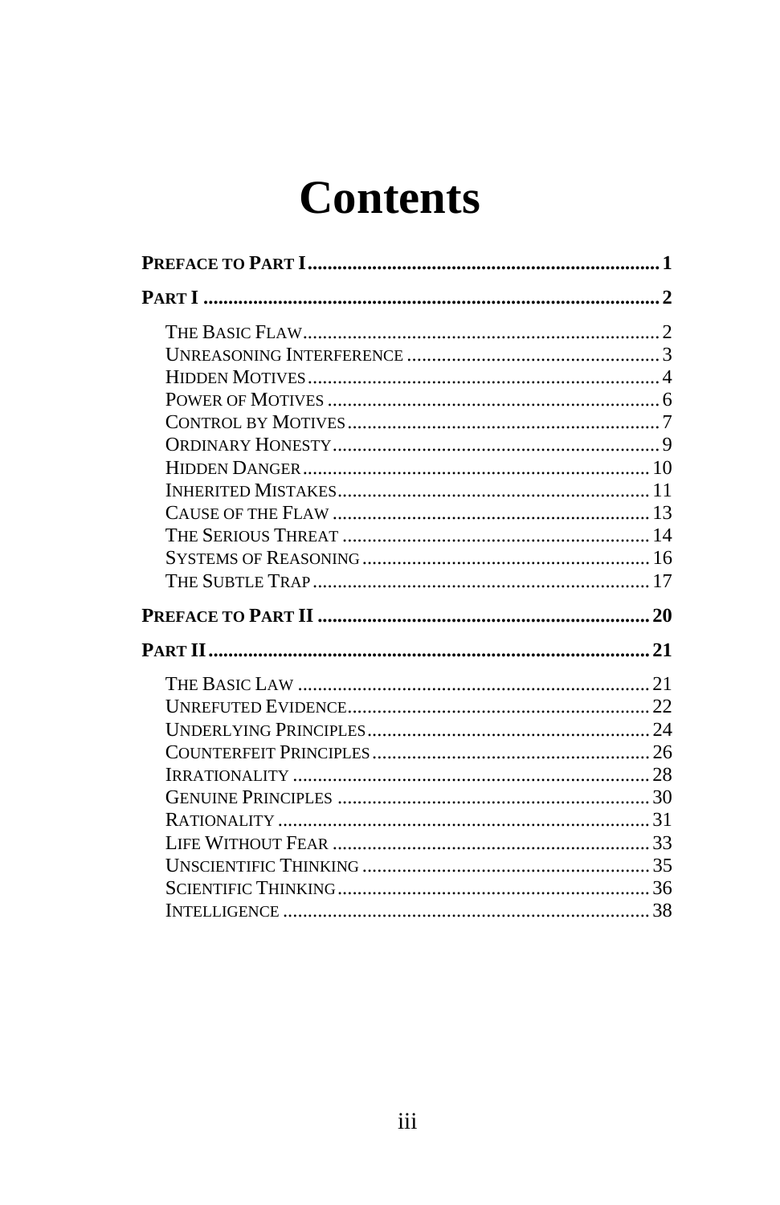# Contents

**Preface to Part I** ... **1**

**Part I** ... **2**

- The Basic Flaw ... 2
- Unreasoning Interference ... 3
- Hidden Motives ... 4
- Power of Motives ... 6
- Control by Motives ... 7
- Ordinary Honesty ... 9
- Hidden Danger ... 10
- Inherited Mistakes ... 11
- Cause of the Flaw ... 13
- The Serious Threat ... 14
- Systems of Reasoning ... 16
- The Subtle Trap ... 17

**Preface to Part II** ... **20**

**Part II** ... **21**

- The Basic Law ... 21
- Unrefuted Evidence ... 22
- Underlying Principles ... 24
- Counterfeit Principles ... 26
- Irrationality ... 28
- Genuine Principles ... 30
- Rationality ... 31
- Life Without Fear ... 33
- Unscientific Thinking ... 35
- Scientific Thinking ... 36
- Intelligence ... 38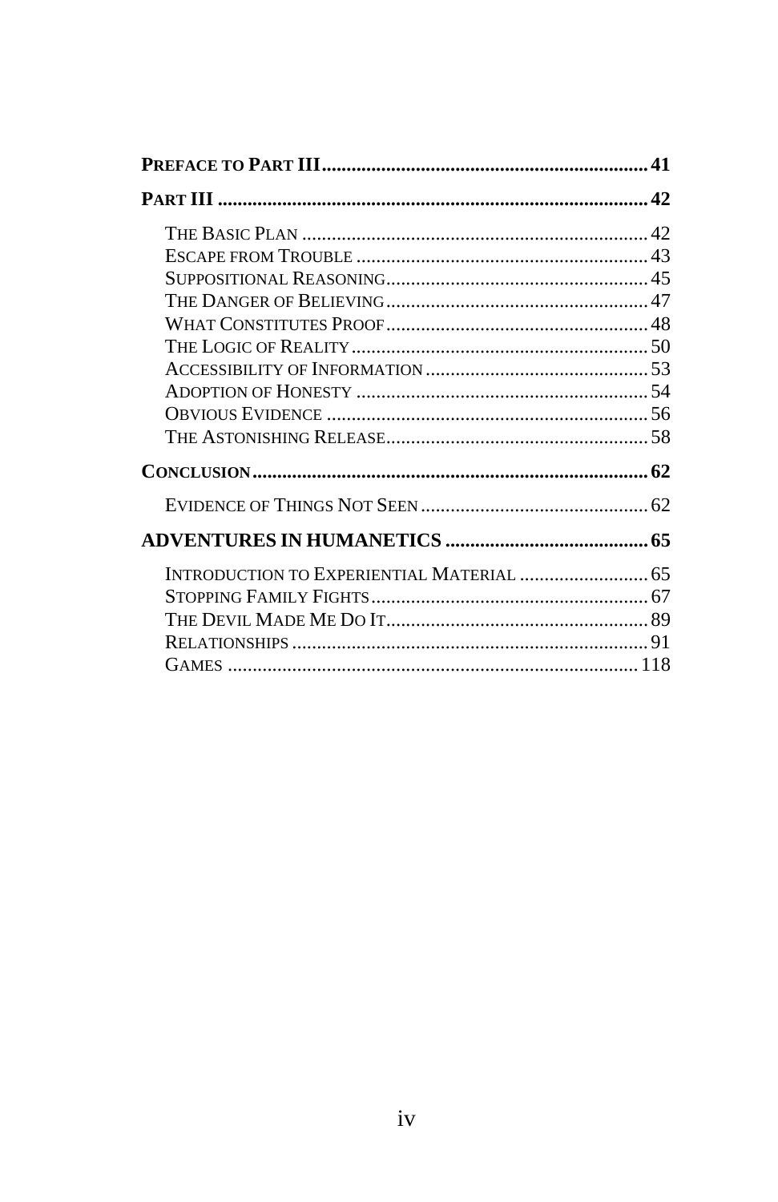**PREFACE TO PART III** .................................................................... **41**

**PART III** .................................................................................... **42**

- THE BASIC PLAN ........................................................................ 42
- ESCAPE FROM TROUBLE ............................................................. 43
- SUPPOSITIONAL REASONING ...................................................... 45
- THE DANGER OF BELIEVING ....................................................... 47
- WHAT CONSTITUTES PROOF ....................................................... 48
- THE LOGIC OF REALITY .............................................................. 50
- ACCESSIBILITY OF INFORMATION ............................................... 53
- ADOPTION OF HONESTY ............................................................. 54
- OBVIOUS EVIDENCE ................................................................... 56
- THE ASTONISHING RELEASE ....................................................... 58

**CONCLUSION** ............................................................................ **62**

- EVIDENCE OF THINGS NOT SEEN ................................................. 62

**ADVENTURES IN HUMANETICS** ................................................. **65**

- INTRODUCTION TO EXPERIENTIAL MATERIAL ............................. 65
- STOPPING FAMILY FIGHTS ........................................................... 67
- THE DEVIL MADE ME DO IT ........................................................ 89
- RELATIONSHIPS .......................................................................... 91
- GAMES ..................................................................................... 118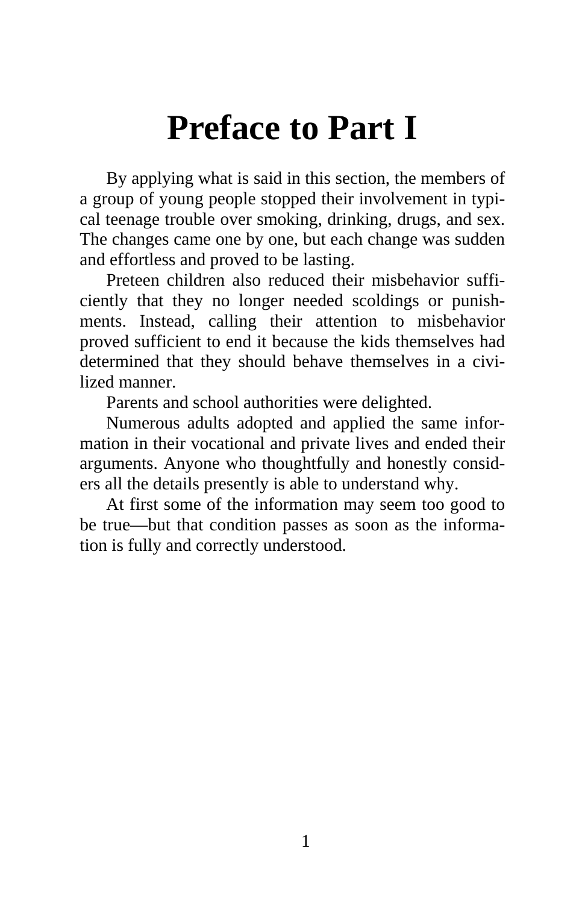# Preface to Part I

By applying what is said in this section, the members of a group of young people stopped their involvement in typical teenage trouble over smoking, drinking, drugs, and sex. The changes came one by one, but each change was sudden and effortless and proved to be lasting.

Preteen children also reduced their misbehavior sufficiently that they no longer needed scoldings or punishments. Instead, calling their attention to misbehavior proved sufficient to end it because the kids themselves had determined that they should behave themselves in a civilized manner.

Parents and school authorities were delighted.

Numerous adults adopted and applied the same information in their vocational and private lives and ended their arguments. Anyone who thoughtfully and honestly considers all the details presently is able to understand why.

At first some of the information may seem too good to be true—but that condition passes as soon as the information is fully and correctly understood.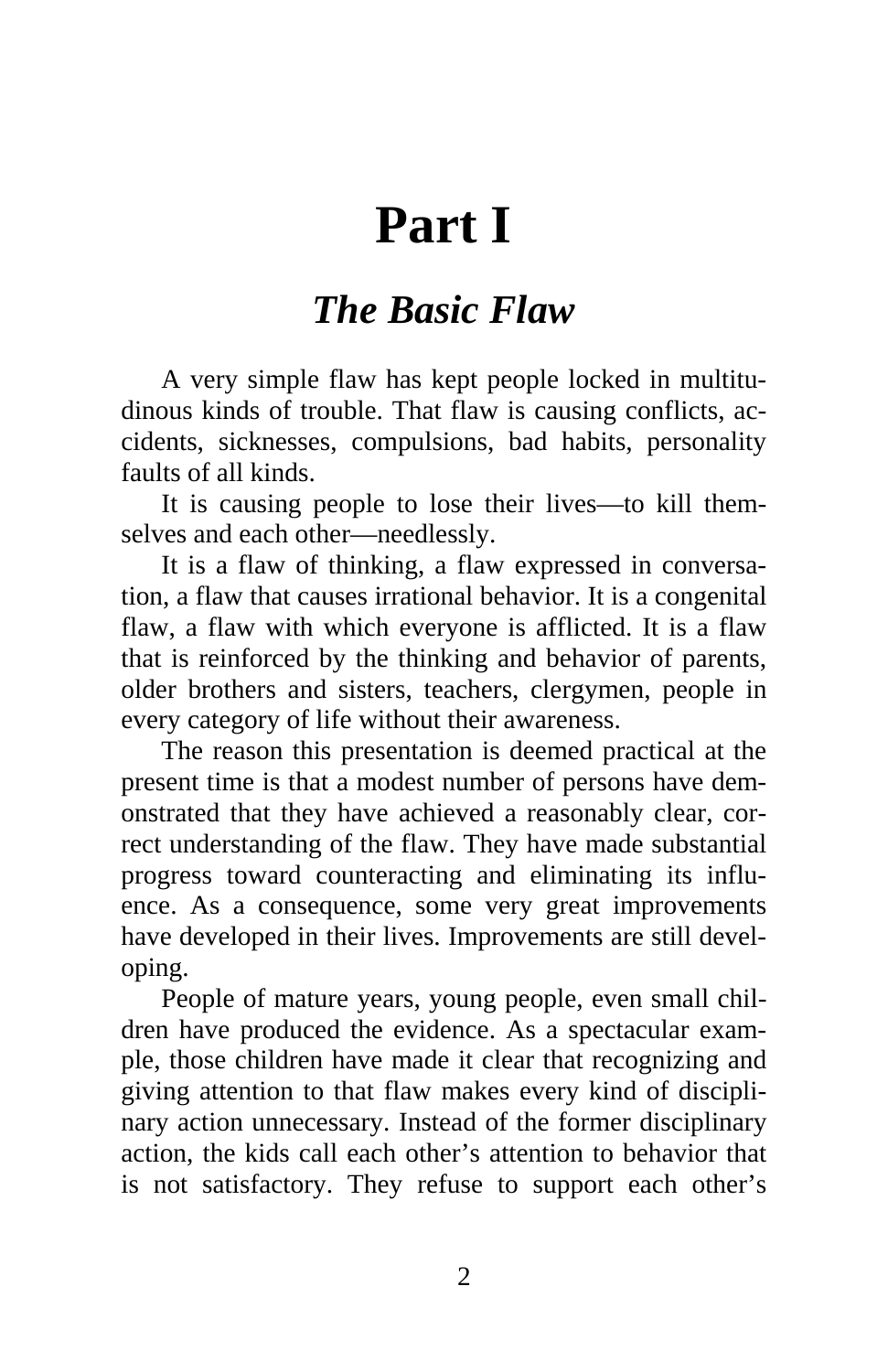# Part I

## *The Basic Flaw*

A very simple flaw has kept people locked in multitudinous kinds of trouble. That flaw is causing conflicts, accidents, sicknesses, compulsions, bad habits, personality faults of all kinds.

It is causing people to lose their lives—to kill themselves and each other—needlessly.

It is a flaw of thinking, a flaw expressed in conversation, a flaw that causes irrational behavior. It is a congenital flaw, a flaw with which everyone is afflicted. It is a flaw that is reinforced by the thinking and behavior of parents, older brothers and sisters, teachers, clergymen, people in every category of life without their awareness.

The reason this presentation is deemed practical at the present time is that a modest number of persons have demonstrated that they have achieved a reasonably clear, correct understanding of the flaw. They have made substantial progress toward counteracting and eliminating its influence. As a consequence, some very great improvements have developed in their lives. Improvements are still developing.

People of mature years, young people, even small children have produced the evidence. As a spectacular example, those children have made it clear that recognizing and giving attention to that flaw makes every kind of disciplinary action unnecessary. Instead of the former disciplinary action, the kids call each other's attention to behavior that is not satisfactory. They refuse to support each other's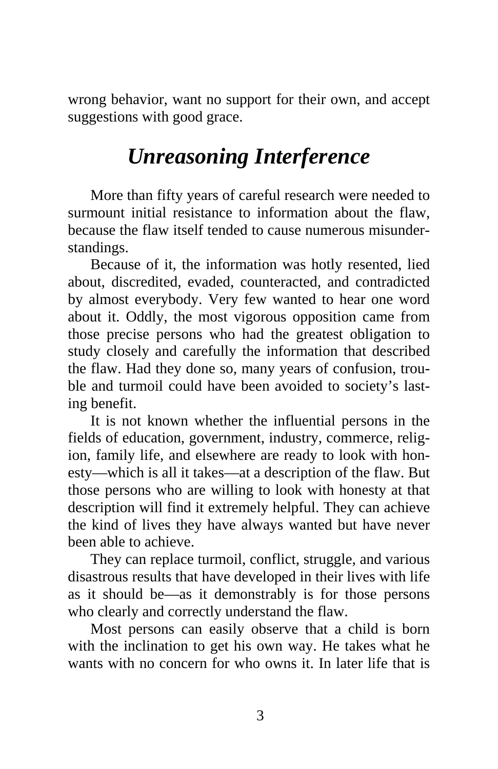wrong behavior, want no support for their own, and accept suggestions with good grace.

## *Unreasoning Interference*

More than fifty years of careful research were needed to surmount initial resistance to information about the flaw, because the flaw itself tended to cause numerous misunderstandings.

Because of it, the information was hotly resented, lied about, discredited, evaded, counteracted, and contradicted by almost everybody. Very few wanted to hear one word about it. Oddly, the most vigorous opposition came from those precise persons who had the greatest obligation to study closely and carefully the information that described the flaw. Had they done so, many years of confusion, trouble and turmoil could have been avoided to society's lasting benefit.

It is not known whether the influential persons in the fields of education, government, industry, commerce, religion, family life, and elsewhere are ready to look with honesty—which is all it takes—at a description of the flaw. But those persons who are willing to look with honesty at that description will find it extremely helpful. They can achieve the kind of lives they have always wanted but have never been able to achieve.

They can replace turmoil, conflict, struggle, and various disastrous results that have developed in their lives with life as it should be—as it demonstrably is for those persons who clearly and correctly understand the flaw.

Most persons can easily observe that a child is born with the inclination to get his own way. He takes what he wants with no concern for who owns it. In later life that is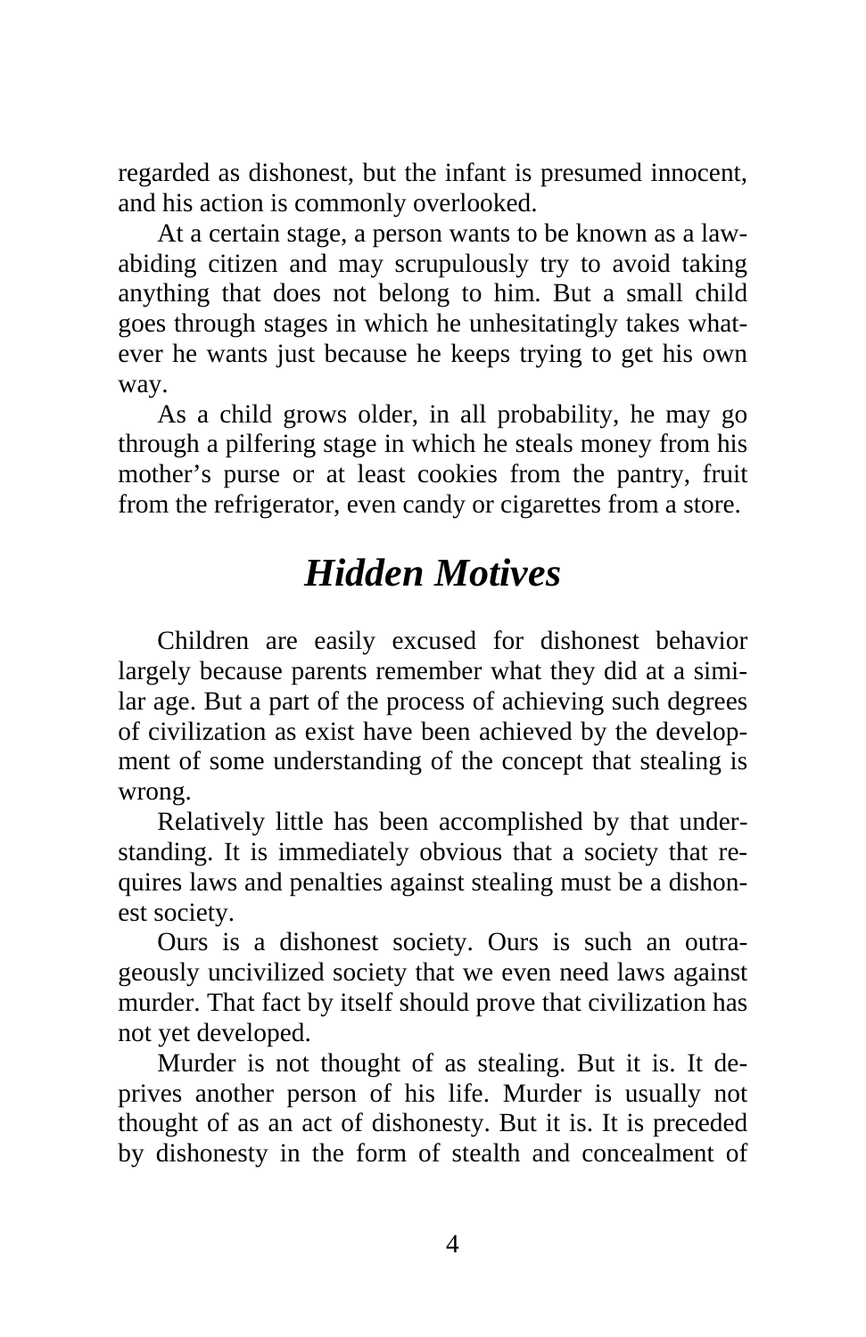regarded as dishonest, but the infant is presumed innocent, and his action is commonly overlooked.

At a certain stage, a person wants to be known as a law-abiding citizen and may scrupulously try to avoid taking anything that does not belong to him. But a small child goes through stages in which he unhesitatingly takes whatever he wants just because he keeps trying to get his own way.

As a child grows older, in all probability, he may go through a pilfering stage in which he steals money from his mother's purse or at least cookies from the pantry, fruit from the refrigerator, even candy or cigarettes from a store.

## *Hidden Motives*

Children are easily excused for dishonest behavior largely because parents remember what they did at a similar age. But a part of the process of achieving such degrees of civilization as exist have been achieved by the development of some understanding of the concept that stealing is wrong.

Relatively little has been accomplished by that understanding. It is immediately obvious that a society that requires laws and penalties against stealing must be a dishonest society.

Ours is a dishonest society. Ours is such an outrageously uncivilized society that we even need laws against murder. That fact by itself should prove that civilization has not yet developed.

Murder is not thought of as stealing. But it is. It deprives another person of his life. Murder is usually not thought of as an act of dishonesty. But it is. It is preceded by dishonesty in the form of stealth and concealment of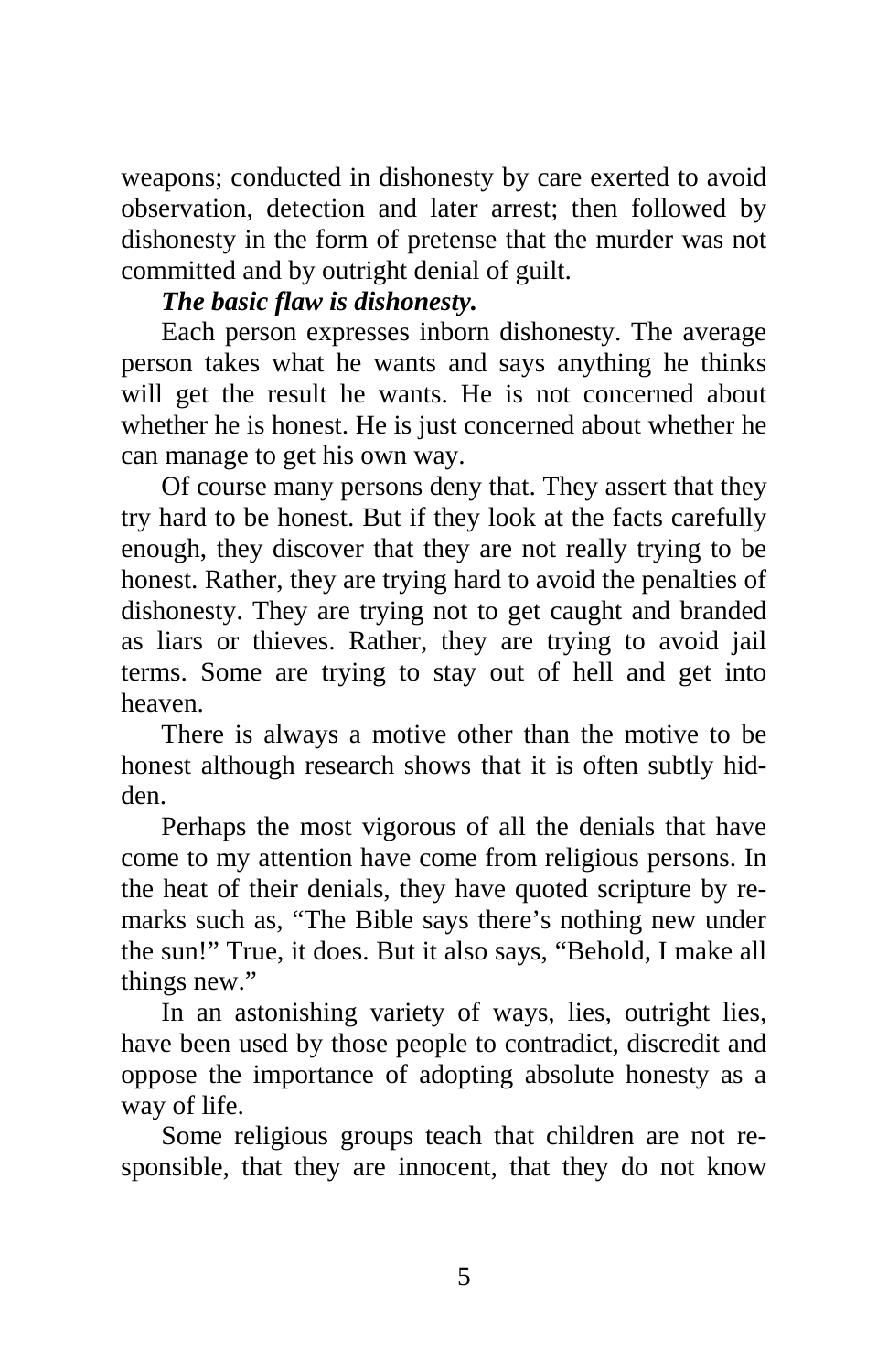weapons; conducted in dishonesty by care exerted to avoid observation, detection and later arrest; then followed by dishonesty in the form of pretense that the murder was not committed and by outright denial of guilt.

***The basic flaw is dishonesty.***

Each person expresses inborn dishonesty. The average person takes what he wants and says anything he thinks will get the result he wants. He is not concerned about whether he is honest. He is just concerned about whether he can manage to get his own way.

Of course many persons deny that. They assert that they try hard to be honest. But if they look at the facts carefully enough, they discover that they are not really trying to be honest. Rather, they are trying hard to avoid the penalties of dishonesty. They are trying not to get caught and branded as liars or thieves. Rather, they are trying to avoid jail terms. Some are trying to stay out of hell and get into heaven.

There is always a motive other than the motive to be honest although research shows that it is often subtly hidden.

Perhaps the most vigorous of all the denials that have come to my attention have come from religious persons. In the heat of their denials, they have quoted scripture by remarks such as, "The Bible says there's nothing new under the sun!" True, it does. But it also says, "Behold, I make all things new."

In an astonishing variety of ways, lies, outright lies, have been used by those people to contradict, discredit and oppose the importance of adopting absolute honesty as a way of life.

Some religious groups teach that children are not responsible, that they are innocent, that they do not know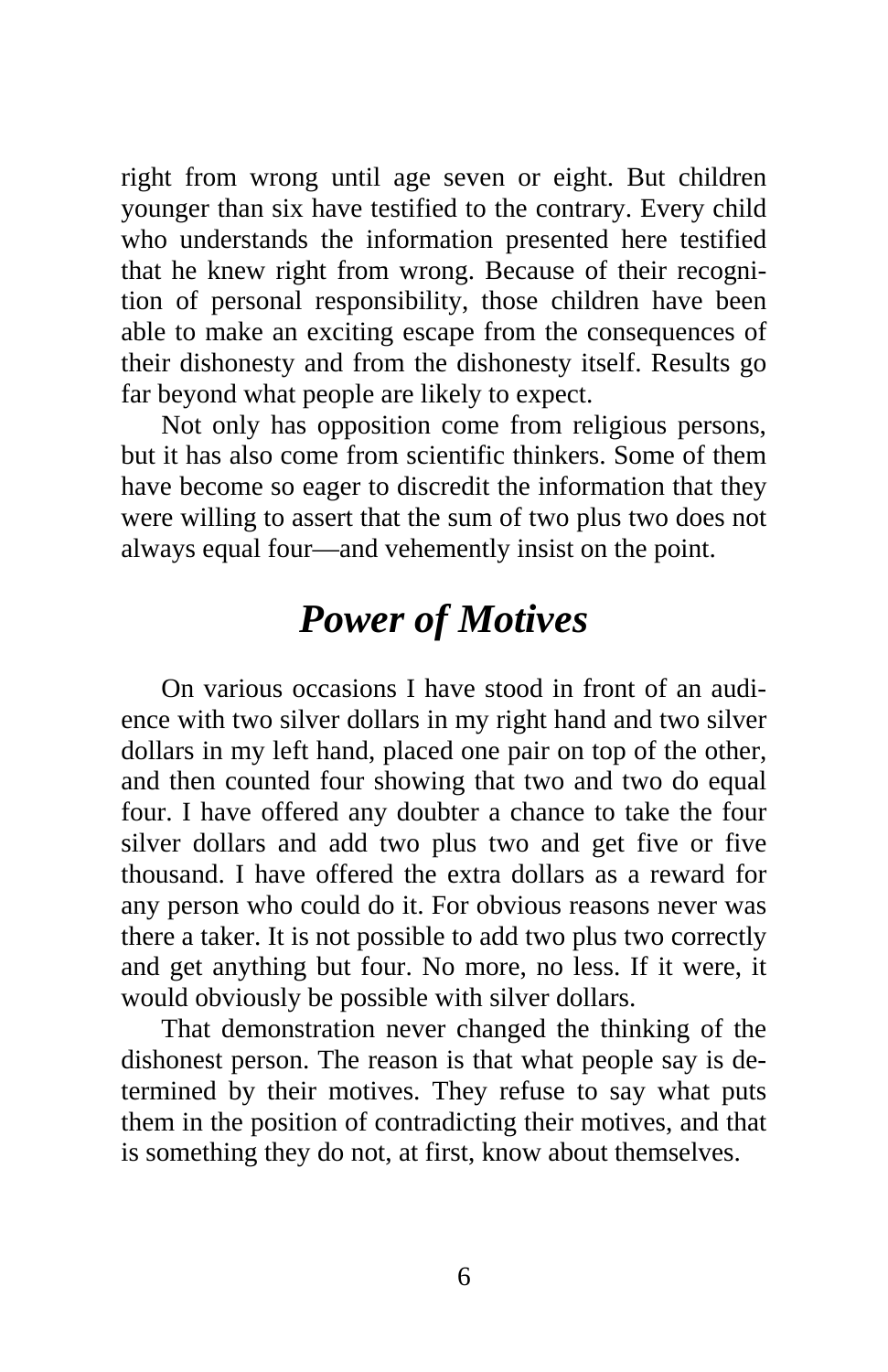right from wrong until age seven or eight. But children younger than six have testified to the contrary. Every child who understands the information presented here testified that he knew right from wrong. Because of their recognition of personal responsibility, those children have been able to make an exciting escape from the consequences of their dishonesty and from the dishonesty itself. Results go far beyond what people are likely to expect.

Not only has opposition come from religious persons, but it has also come from scientific thinkers. Some of them have become so eager to discredit the information that they were willing to assert that the sum of two plus two does not always equal four—and vehemently insist on the point.

## *Power of Motives*

On various occasions I have stood in front of an audience with two silver dollars in my right hand and two silver dollars in my left hand, placed one pair on top of the other, and then counted four showing that two and two do equal four. I have offered any doubter a chance to take the four silver dollars and add two plus two and get five or five thousand. I have offered the extra dollars as a reward for any person who could do it. For obvious reasons never was there a taker. It is not possible to add two plus two correctly and get anything but four. No more, no less. If it were, it would obviously be possible with silver dollars.

That demonstration never changed the thinking of the dishonest person. The reason is that what people say is determined by their motives. They refuse to say what puts them in the position of contradicting their motives, and that is something they do not, at first, know about themselves.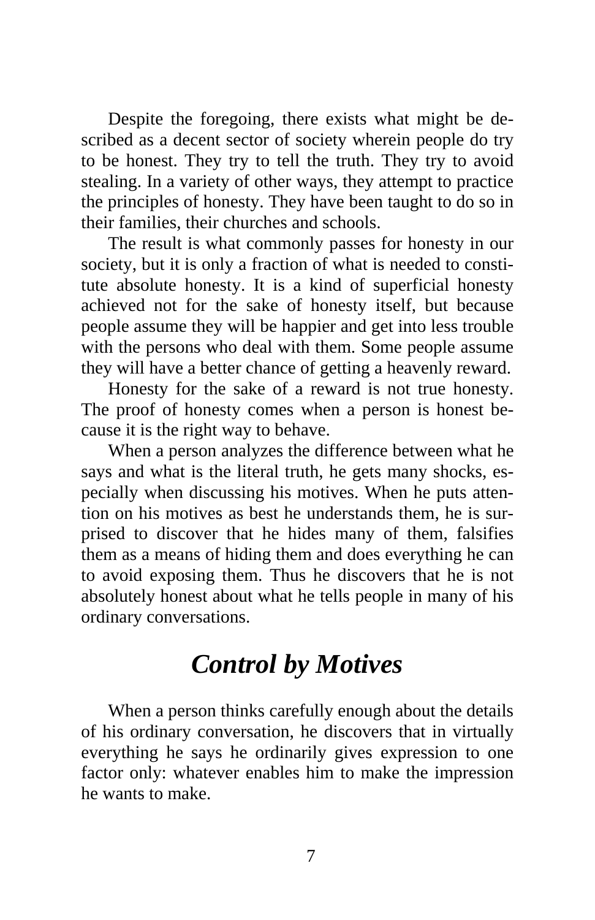Despite the foregoing, there exists what might be described as a decent sector of society wherein people do try to be honest. They try to tell the truth. They try to avoid stealing. In a variety of other ways, they attempt to practice the principles of honesty. They have been taught to do so in their families, their churches and schools.

The result is what commonly passes for honesty in our society, but it is only a fraction of what is needed to constitute absolute honesty. It is a kind of superficial honesty achieved not for the sake of honesty itself, but because people assume they will be happier and get into less trouble with the persons who deal with them. Some people assume they will have a better chance of getting a heavenly reward.

Honesty for the sake of a reward is not true honesty. The proof of honesty comes when a person is honest because it is the right way to behave.

When a person analyzes the difference between what he says and what is the literal truth, he gets many shocks, especially when discussing his motives. When he puts attention on his motives as best he understands them, he is surprised to discover that he hides many of them, falsifies them as a means of hiding them and does everything he can to avoid exposing them. Thus he discovers that he is not absolutely honest about what he tells people in many of his ordinary conversations.

## *Control by Motives*

When a person thinks carefully enough about the details of his ordinary conversation, he discovers that in virtually everything he says he ordinarily gives expression to one factor only: whatever enables him to make the impression he wants to make.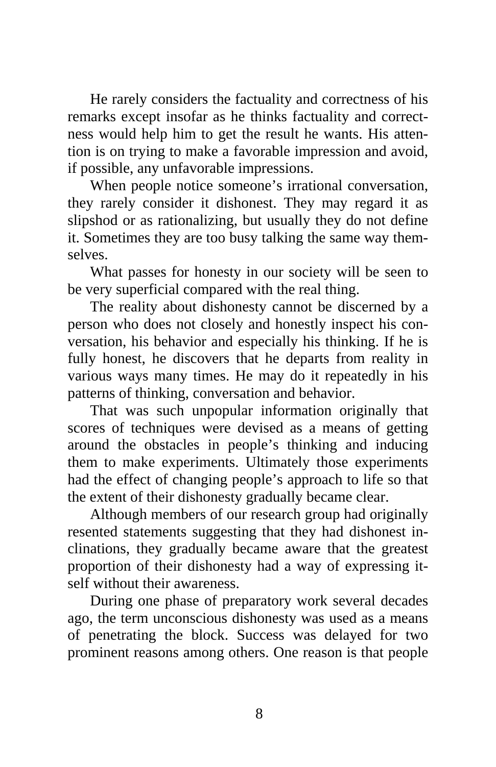He rarely considers the factuality and correctness of his remarks except insofar as he thinks factuality and correctness would help him to get the result he wants. His attention is on trying to make a favorable impression and avoid, if possible, any unfavorable impressions.

When people notice someone's irrational conversation, they rarely consider it dishonest. They may regard it as slipshod or as rationalizing, but usually they do not define it. Sometimes they are too busy talking the same way themselves.

What passes for honesty in our society will be seen to be very superficial compared with the real thing.

The reality about dishonesty cannot be discerned by a person who does not closely and honestly inspect his conversation, his behavior and especially his thinking. If he is fully honest, he discovers that he departs from reality in various ways many times. He may do it repeatedly in his patterns of thinking, conversation and behavior.

That was such unpopular information originally that scores of techniques were devised as a means of getting around the obstacles in people's thinking and inducing them to make experiments. Ultimately those experiments had the effect of changing people's approach to life so that the extent of their dishonesty gradually became clear.

Although members of our research group had originally resented statements suggesting that they had dishonest inclinations, they gradually became aware that the greatest proportion of their dishonesty had a way of expressing itself without their awareness.

During one phase of preparatory work several decades ago, the term unconscious dishonesty was used as a means of penetrating the block. Success was delayed for two prominent reasons among others. One reason is that people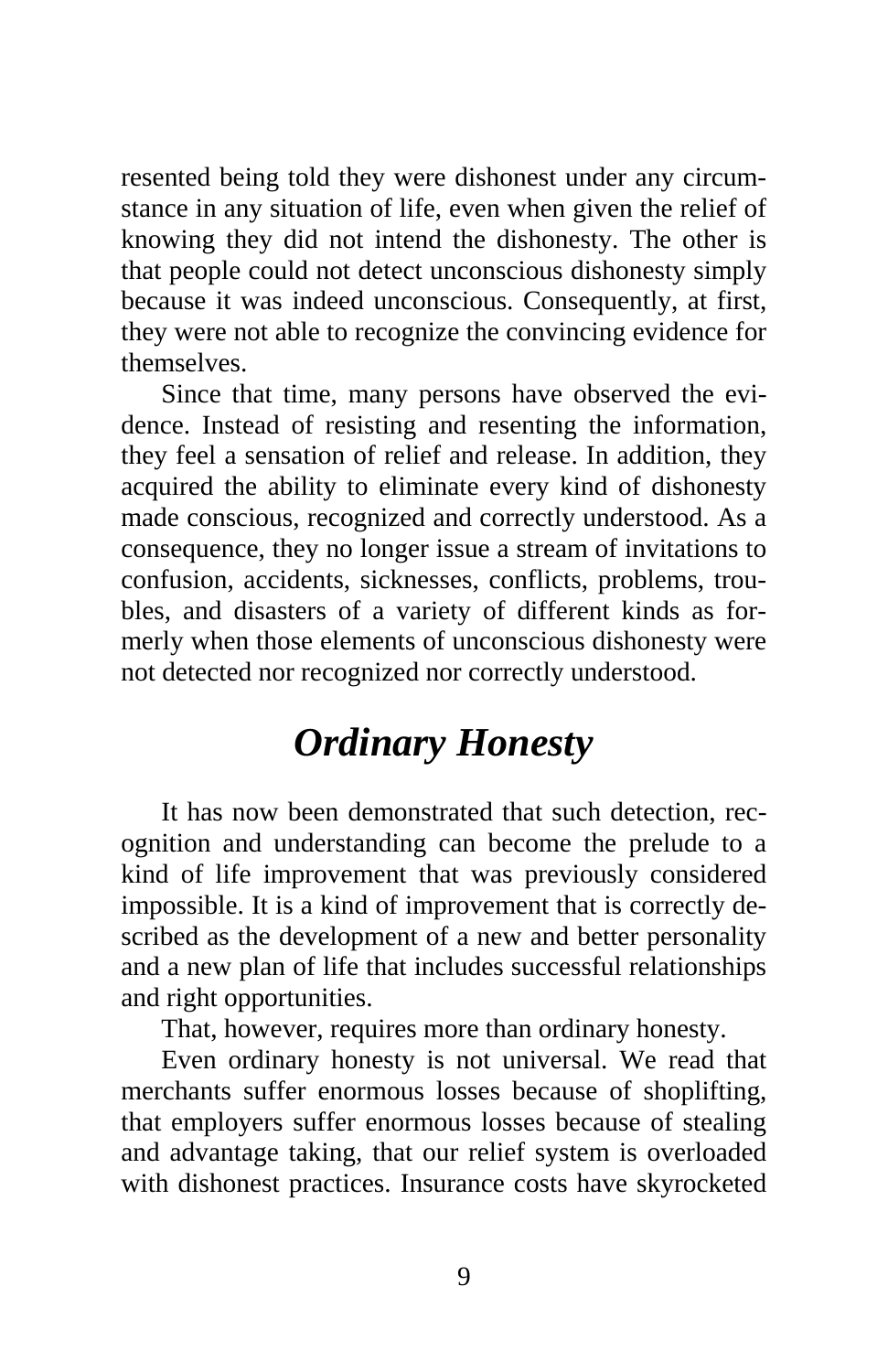resented being told they were dishonest under any circumstance in any situation of life, even when given the relief of knowing they did not intend the dishonesty. The other is that people could not detect unconscious dishonesty simply because it was indeed unconscious. Consequently, at first, they were not able to recognize the convincing evidence for themselves.

Since that time, many persons have observed the evidence. Instead of resisting and resenting the information, they feel a sensation of relief and release. In addition, they acquired the ability to eliminate every kind of dishonesty made conscious, recognized and correctly understood. As a consequence, they no longer issue a stream of invitations to confusion, accidents, sicknesses, conflicts, problems, troubles, and disasters of a variety of different kinds as formerly when those elements of unconscious dishonesty were not detected nor recognized nor correctly understood.

## *Ordinary Honesty*

It has now been demonstrated that such detection, recognition and understanding can become the prelude to a kind of life improvement that was previously considered impossible. It is a kind of improvement that is correctly described as the development of a new and better personality and a new plan of life that includes successful relationships and right opportunities.

That, however, requires more than ordinary honesty.

Even ordinary honesty is not universal. We read that merchants suffer enormous losses because of shoplifting, that employers suffer enormous losses because of stealing and advantage taking, that our relief system is overloaded with dishonest practices. Insurance costs have skyrocketed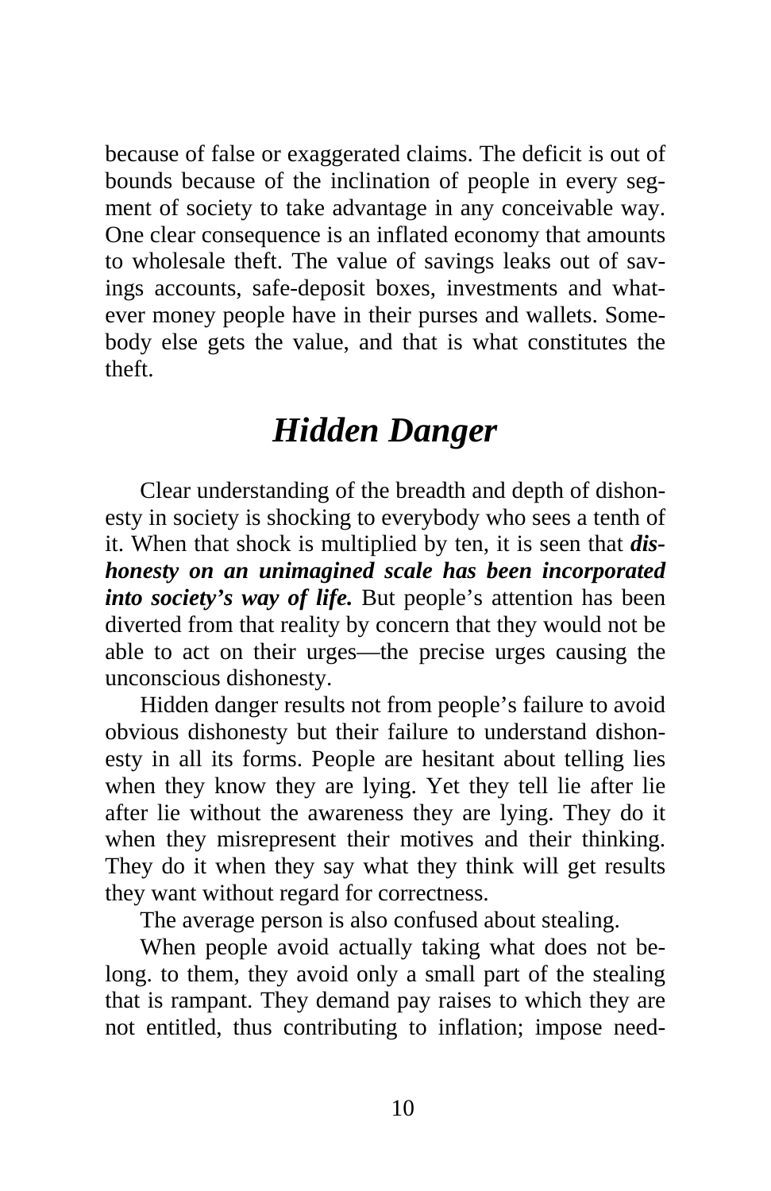because of false or exaggerated claims. The deficit is out of bounds because of the inclination of people in every segment of society to take advantage in any conceivable way. One clear consequence is an inflated economy that amounts to wholesale theft. The value of savings leaks out of savings accounts, safe-deposit boxes, investments and whatever money people have in their purses and wallets. Somebody else gets the value, and that is what constitutes the theft.

## *Hidden Danger*

Clear understanding of the breadth and depth of dishonesty in society is shocking to everybody who sees a tenth of it. When that shock is multiplied by ten, it is seen that ***dishonesty on an unimagined scale has been incorporated into society's way of life.*** But people's attention has been diverted from that reality by concern that they would not be able to act on their urges—the precise urges causing the unconscious dishonesty.

Hidden danger results not from people's failure to avoid obvious dishonesty but their failure to understand dishonesty in all its forms. People are hesitant about telling lies when they know they are lying. Yet they tell lie after lie after lie without the awareness they are lying. They do it when they misrepresent their motives and their thinking. They do it when they say what they think will get results they want without regard for correctness.

The average person is also confused about stealing.

When people avoid actually taking what does not belong. to them, they avoid only a small part of the stealing that is rampant. They demand pay raises to which they are not entitled, thus contributing to inflation; impose need-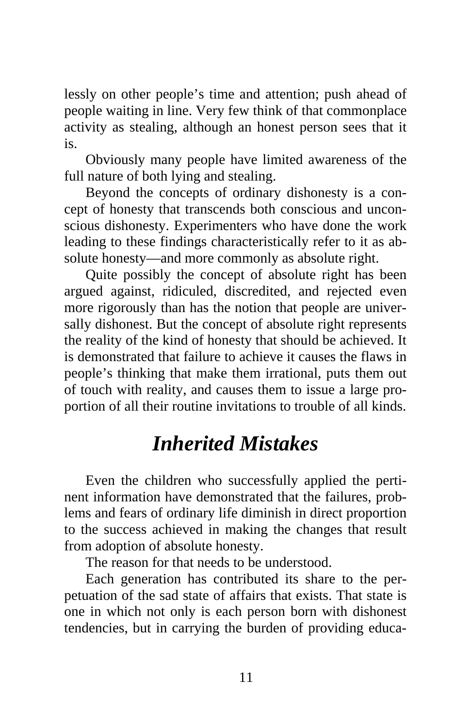lessly on other people's time and attention; push ahead of people waiting in line. Very few think of that commonplace activity as stealing, although an honest person sees that it is.

Obviously many people have limited awareness of the full nature of both lying and stealing.

Beyond the concepts of ordinary dishonesty is a concept of honesty that transcends both conscious and unconscious dishonesty. Experimenters who have done the work leading to these findings characteristically refer to it as absolute honesty—and more commonly as absolute right.

Quite possibly the concept of absolute right has been argued against, ridiculed, discredited, and rejected even more rigorously than has the notion that people are universally dishonest. But the concept of absolute right represents the reality of the kind of honesty that should be achieved. It is demonstrated that failure to achieve it causes the flaws in people's thinking that make them irrational, puts them out of touch with reality, and causes them to issue a large proportion of all their routine invitations to trouble of all kinds.

## *Inherited Mistakes*

Even the children who successfully applied the pertinent information have demonstrated that the failures, problems and fears of ordinary life diminish in direct proportion to the success achieved in making the changes that result from adoption of absolute honesty.

The reason for that needs to be understood.

Each generation has contributed its share to the perpetuation of the sad state of affairs that exists. That state is one in which not only is each person born with dishonest tendencies, but in carrying the burden of providing educa-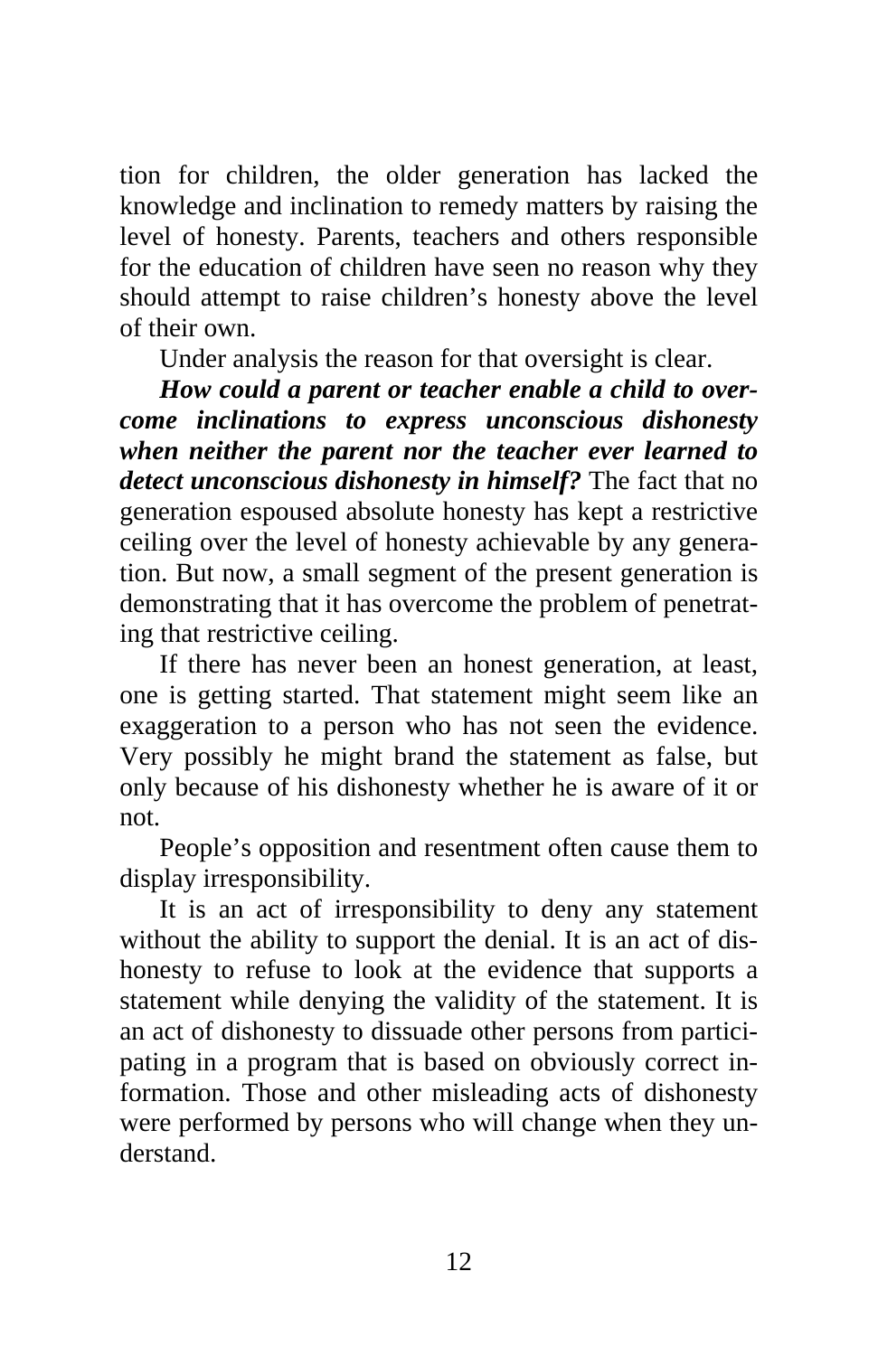tion for children, the older generation has lacked the knowledge and inclination to remedy matters by raising the level of honesty. Parents, teachers and others responsible for the education of children have seen no reason why they should attempt to raise children's honesty above the level of their own.

Under analysis the reason for that oversight is clear.

***How could a parent or teacher enable a child to overcome inclinations to express unconscious dishonesty when neither the parent nor the teacher ever learned to detect unconscious dishonesty in himself?*** The fact that no generation espoused absolute honesty has kept a restrictive ceiling over the level of honesty achievable by any generation. But now, a small segment of the present generation is demonstrating that it has overcome the problem of penetrating that restrictive ceiling.

If there has never been an honest generation, at least, one is getting started. That statement might seem like an exaggeration to a person who has not seen the evidence. Very possibly he might brand the statement as false, but only because of his dishonesty whether he is aware of it or not.

People's opposition and resentment often cause them to display irresponsibility.

It is an act of irresponsibility to deny any statement without the ability to support the denial. It is an act of dishonesty to refuse to look at the evidence that supports a statement while denying the validity of the statement. It is an act of dishonesty to dissuade other persons from participating in a program that is based on obviously correct information. Those and other misleading acts of dishonesty were performed by persons who will change when they understand.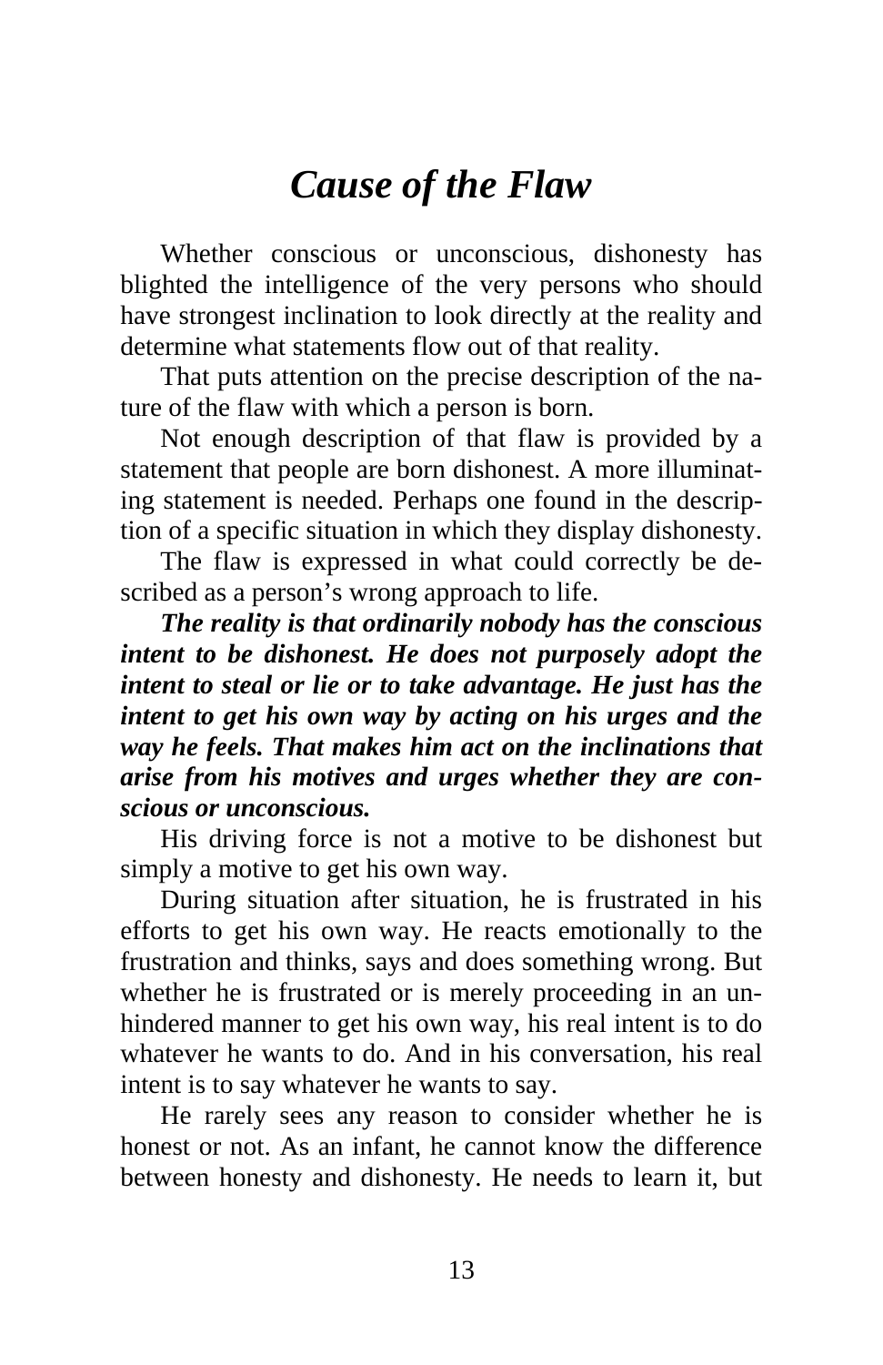# *Cause of the Flaw*

Whether conscious or unconscious, dishonesty has blighted the intelligence of the very persons who should have strongest inclination to look directly at the reality and determine what statements flow out of that reality.

That puts attention on the precise description of the nature of the flaw with which a person is born.

Not enough description of that flaw is provided by a statement that people are born dishonest. A more illuminating statement is needed. Perhaps one found in the description of a specific situation in which they display dishonesty.

The flaw is expressed in what could correctly be described as a person's wrong approach to life.

***The reality is that ordinarily nobody has the conscious intent to be dishonest. He does not purposely adopt the intent to steal or lie or to take advantage. He just has the intent to get his own way by acting on his urges and the way he feels. That makes him act on the inclinations that arise from his motives and urges whether they are conscious or unconscious.***

His driving force is not a motive to be dishonest but simply a motive to get his own way.

During situation after situation, he is frustrated in his efforts to get his own way. He reacts emotionally to the frustration and thinks, says and does something wrong. But whether he is frustrated or is merely proceeding in an unhindered manner to get his own way, his real intent is to do whatever he wants to do. And in his conversation, his real intent is to say whatever he wants to say.

He rarely sees any reason to consider whether he is honest or not. As an infant, he cannot know the difference between honesty and dishonesty. He needs to learn it, but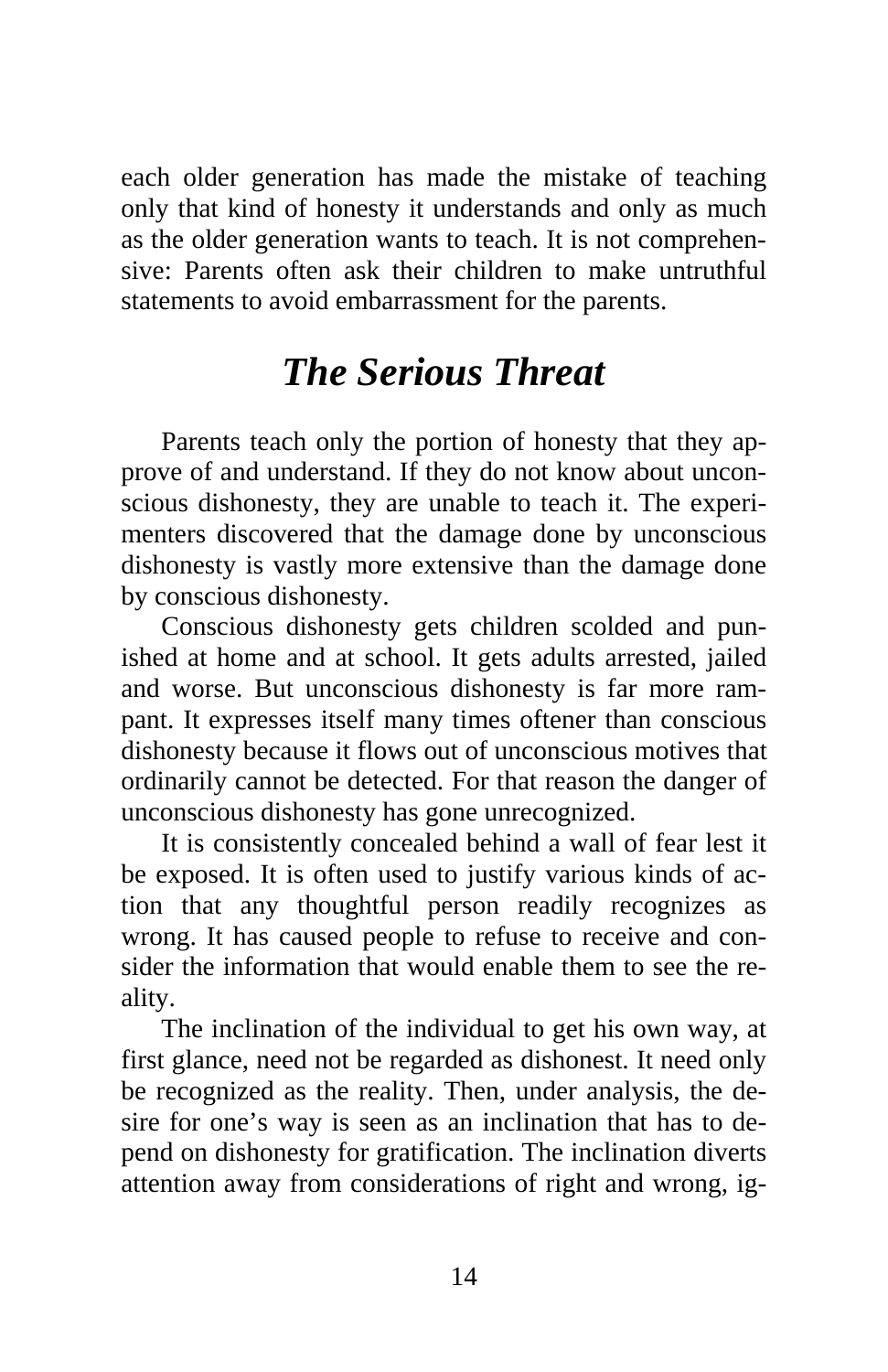each older generation has made the mistake of teaching only that kind of honesty it understands and only as much as the older generation wants to teach. It is not comprehensive: Parents often ask their children to make untruthful statements to avoid embarrassment for the parents.

## *The Serious Threat*

Parents teach only the portion of honesty that they approve of and understand. If they do not know about unconscious dishonesty, they are unable to teach it. The experimenters discovered that the damage done by unconscious dishonesty is vastly more extensive than the damage done by conscious dishonesty.

Conscious dishonesty gets children scolded and punished at home and at school. It gets adults arrested, jailed and worse. But unconscious dishonesty is far more rampant. It expresses itself many times oftener than conscious dishonesty because it flows out of unconscious motives that ordinarily cannot be detected. For that reason the danger of unconscious dishonesty has gone unrecognized.

It is consistently concealed behind a wall of fear lest it be exposed. It is often used to justify various kinds of action that any thoughtful person readily recognizes as wrong. It has caused people to refuse to receive and consider the information that would enable them to see the reality.

The inclination of the individual to get his own way, at first glance, need not be regarded as dishonest. It need only be recognized as the reality. Then, under analysis, the desire for one's way is seen as an inclination that has to depend on dishonesty for gratification. The inclination diverts attention away from considerations of right and wrong, ig-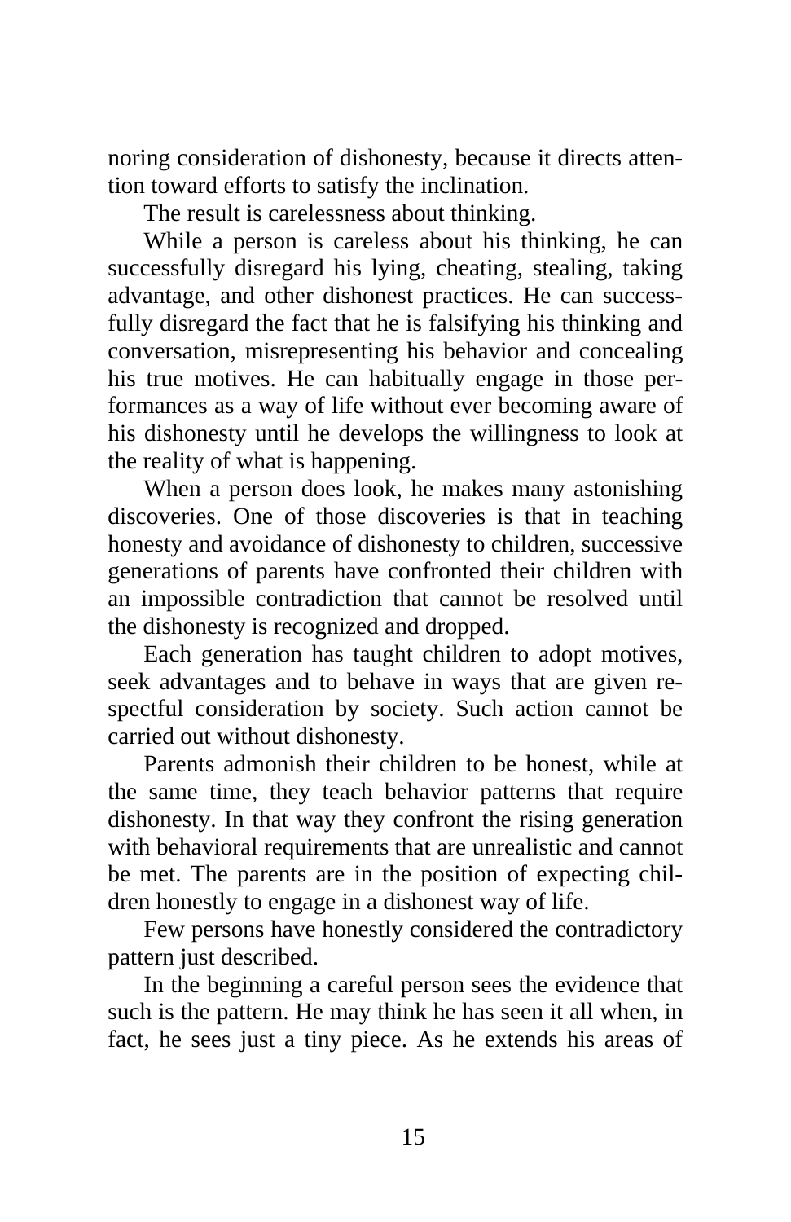noring consideration of dishonesty, because it directs attention toward efforts to satisfy the inclination.

The result is carelessness about thinking.

While a person is careless about his thinking, he can successfully disregard his lying, cheating, stealing, taking advantage, and other dishonest practices. He can successfully disregard the fact that he is falsifying his thinking and conversation, misrepresenting his behavior and concealing his true motives. He can habitually engage in those performances as a way of life without ever becoming aware of his dishonesty until he develops the willingness to look at the reality of what is happening.

When a person does look, he makes many astonishing discoveries. One of those discoveries is that in teaching honesty and avoidance of dishonesty to children, successive generations of parents have confronted their children with an impossible contradiction that cannot be resolved until the dishonesty is recognized and dropped.

Each generation has taught children to adopt motives, seek advantages and to behave in ways that are given respectful consideration by society. Such action cannot be carried out without dishonesty.

Parents admonish their children to be honest, while at the same time, they teach behavior patterns that require dishonesty. In that way they confront the rising generation with behavioral requirements that are unrealistic and cannot be met. The parents are in the position of expecting children honestly to engage in a dishonest way of life.

Few persons have honestly considered the contradictory pattern just described.

In the beginning a careful person sees the evidence that such is the pattern. He may think he has seen it all when, in fact, he sees just a tiny piece. As he extends his areas of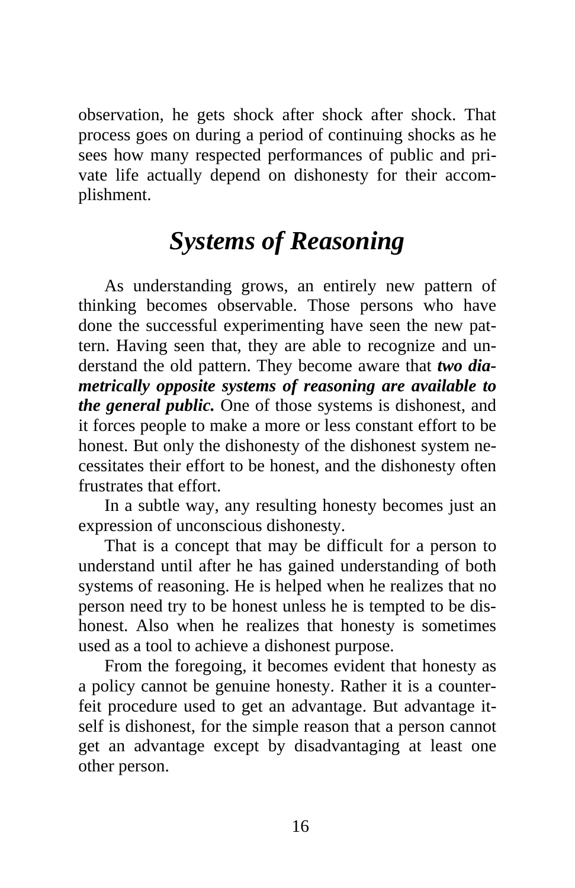observation, he gets shock after shock after shock. That process goes on during a period of continuing shocks as he sees how many respected performances of public and private life actually depend on dishonesty for their accomplishment.

## *Systems of Reasoning*

As understanding grows, an entirely new pattern of thinking becomes observable. Those persons who have done the successful experimenting have seen the new pattern. Having seen that, they are able to recognize and understand the old pattern. They become aware that ***two diametrically opposite systems of reasoning are available to the general public.*** One of those systems is dishonest, and it forces people to make a more or less constant effort to be honest. But only the dishonesty of the dishonest system necessitates their effort to be honest, and the dishonesty often frustrates that effort.

In a subtle way, any resulting honesty becomes just an expression of unconscious dishonesty.

That is a concept that may be difficult for a person to understand until after he has gained understanding of both systems of reasoning. He is helped when he realizes that no person need try to be honest unless he is tempted to be dishonest. Also when he realizes that honesty is sometimes used as a tool to achieve a dishonest purpose.

From the foregoing, it becomes evident that honesty as a policy cannot be genuine honesty. Rather it is a counterfeit procedure used to get an advantage. But advantage itself is dishonest, for the simple reason that a person cannot get an advantage except by disadvantaging at least one other person.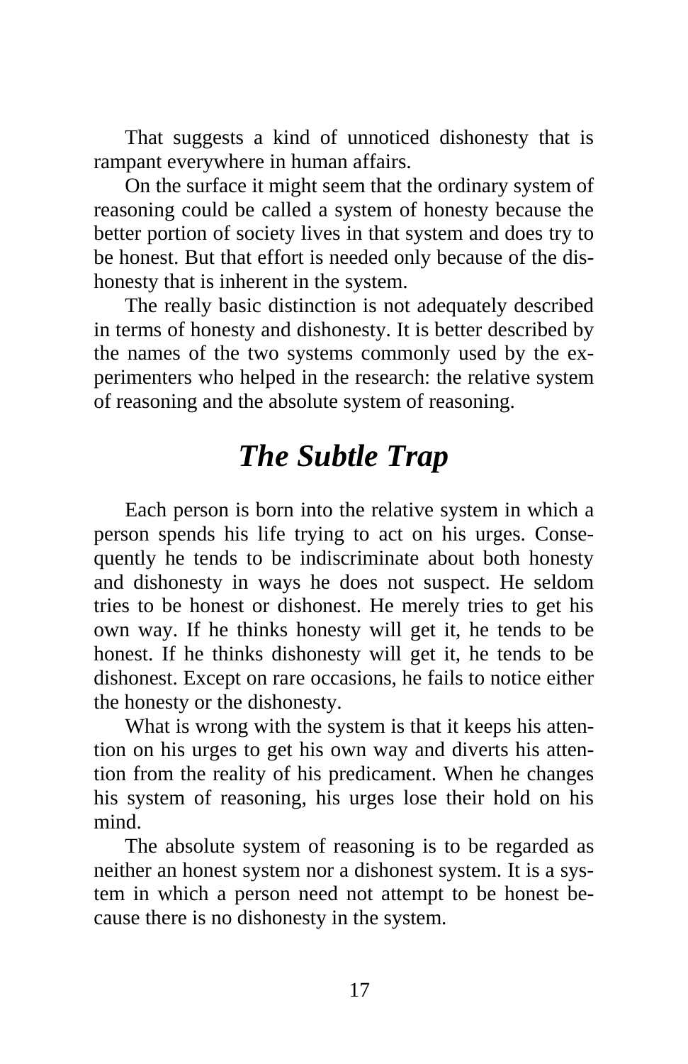That suggests a kind of unnoticed dishonesty that is rampant everywhere in human affairs.

On the surface it might seem that the ordinary system of reasoning could be called a system of honesty because the better portion of society lives in that system and does try to be honest. But that effort is needed only because of the dishonesty that is inherent in the system.

The really basic distinction is not adequately described in terms of honesty and dishonesty. It is better described by the names of the two systems commonly used by the experimenters who helped in the research: the relative system of reasoning and the absolute system of reasoning.

## *The Subtle Trap*

Each person is born into the relative system in which a person spends his life trying to act on his urges. Consequently he tends to be indiscriminate about both honesty and dishonesty in ways he does not suspect. He seldom tries to be honest or dishonest. He merely tries to get his own way. If he thinks honesty will get it, he tends to be honest. If he thinks dishonesty will get it, he tends to be dishonest. Except on rare occasions, he fails to notice either the honesty or the dishonesty.

What is wrong with the system is that it keeps his attention on his urges to get his own way and diverts his attention from the reality of his predicament. When he changes his system of reasoning, his urges lose their hold on his mind.

The absolute system of reasoning is to be regarded as neither an honest system nor a dishonest system. It is a system in which a person need not attempt to be honest because there is no dishonesty in the system.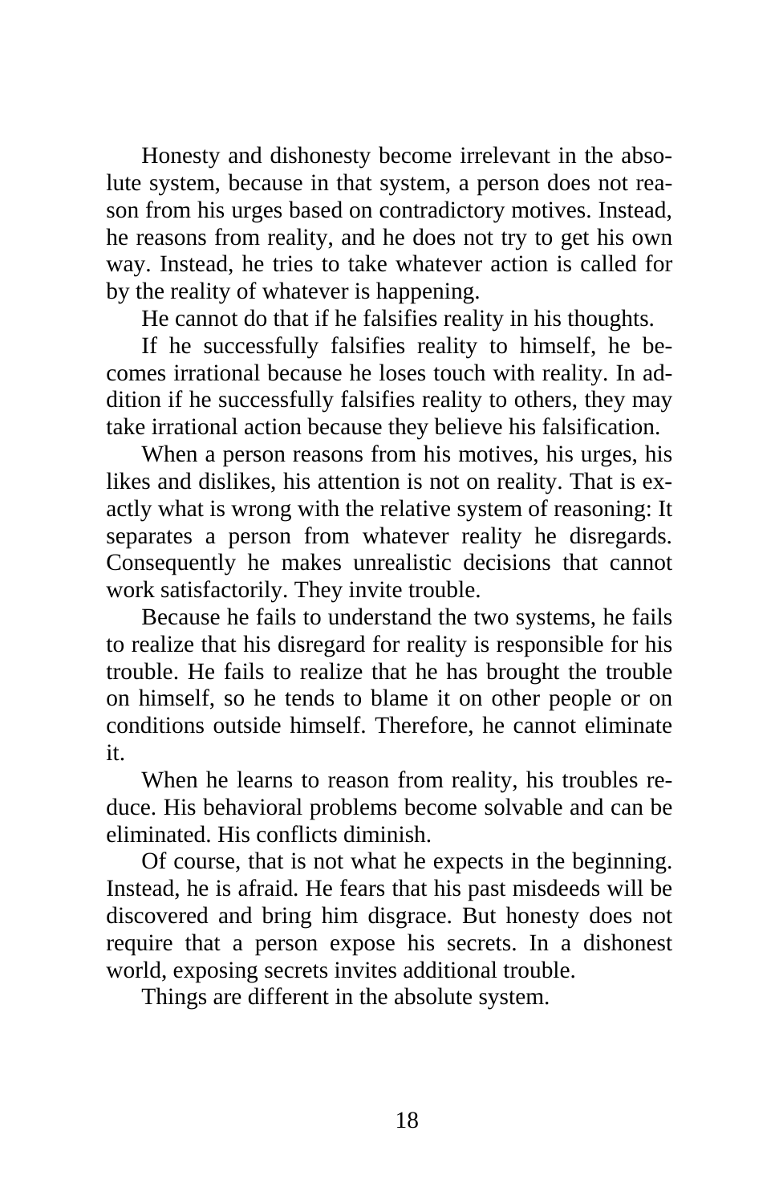Honesty and dishonesty become irrelevant in the absolute system, because in that system, a person does not reason from his urges based on contradictory motives. Instead, he reasons from reality, and he does not try to get his own way. Instead, he tries to take whatever action is called for by the reality of whatever is happening.

He cannot do that if he falsifies reality in his thoughts.

If he successfully falsifies reality to himself, he becomes irrational because he loses touch with reality. In addition if he successfully falsifies reality to others, they may take irrational action because they believe his falsification.

When a person reasons from his motives, his urges, his likes and dislikes, his attention is not on reality. That is exactly what is wrong with the relative system of reasoning: It separates a person from whatever reality he disregards. Consequently he makes unrealistic decisions that cannot work satisfactorily. They invite trouble.

Because he fails to understand the two systems, he fails to realize that his disregard for reality is responsible for his trouble. He fails to realize that he has brought the trouble on himself, so he tends to blame it on other people or on conditions outside himself. Therefore, he cannot eliminate it.

When he learns to reason from reality, his troubles reduce. His behavioral problems become solvable and can be eliminated. His conflicts diminish.

Of course, that is not what he expects in the beginning. Instead, he is afraid. He fears that his past misdeeds will be discovered and bring him disgrace. But honesty does not require that a person expose his secrets. In a dishonest world, exposing secrets invites additional trouble.

Things are different in the absolute system.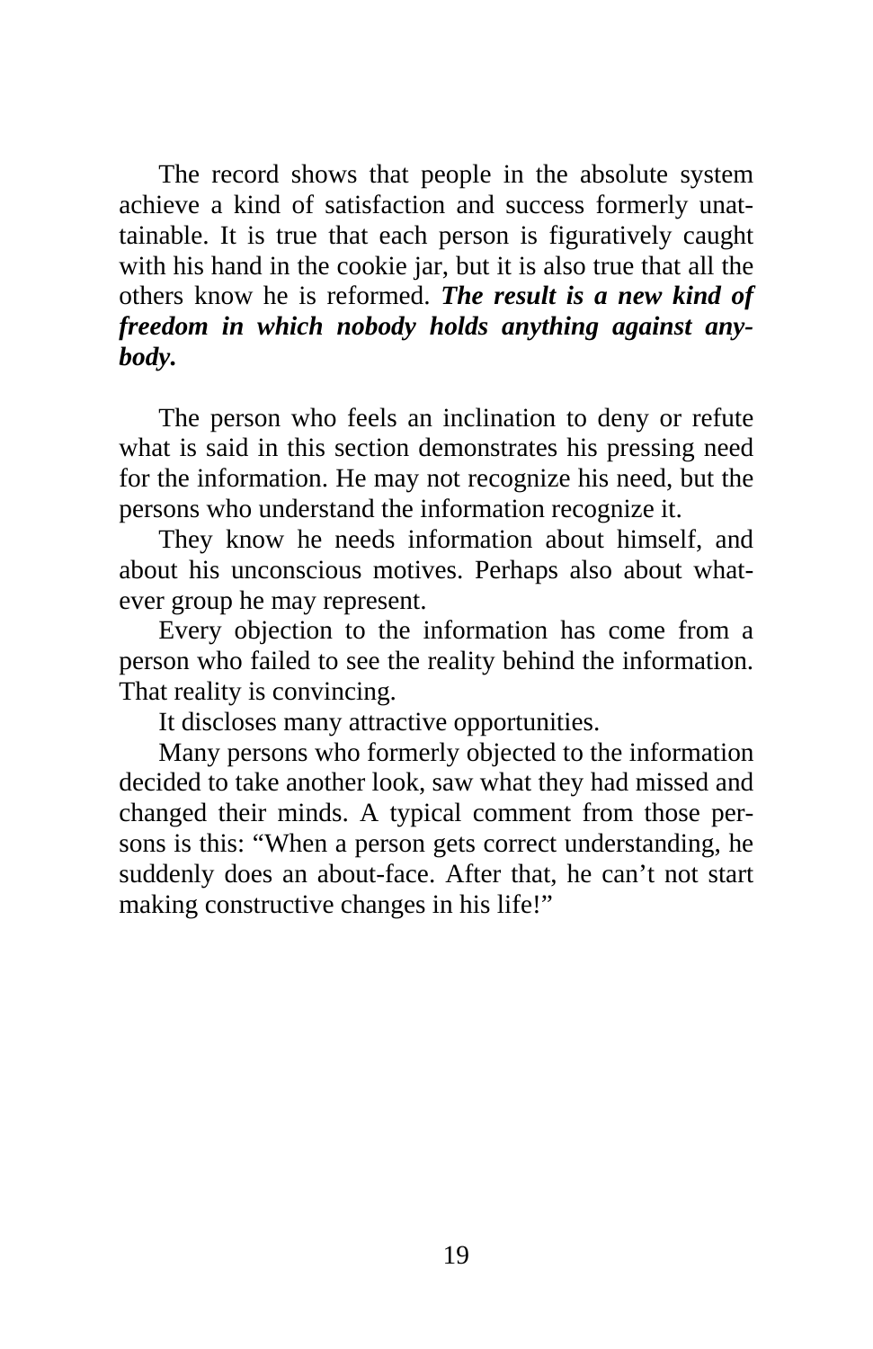The record shows that people in the absolute system achieve a kind of satisfaction and success formerly unattainable. It is true that each person is figuratively caught with his hand in the cookie jar, but it is also true that all the others know he is reformed. ***The result is a new kind of freedom in which nobody holds anything against anybody.***

The person who feels an inclination to deny or refute what is said in this section demonstrates his pressing need for the information. He may not recognize his need, but the persons who understand the information recognize it.

They know he needs information about himself, and about his unconscious motives. Perhaps also about whatever group he may represent.

Every objection to the information has come from a person who failed to see the reality behind the information. That reality is convincing.

It discloses many attractive opportunities.

Many persons who formerly objected to the information decided to take another look, saw what they had missed and changed their minds. A typical comment from those persons is this: "When a person gets correct understanding, he suddenly does an about-face. After that, he can't not start making constructive changes in his life!"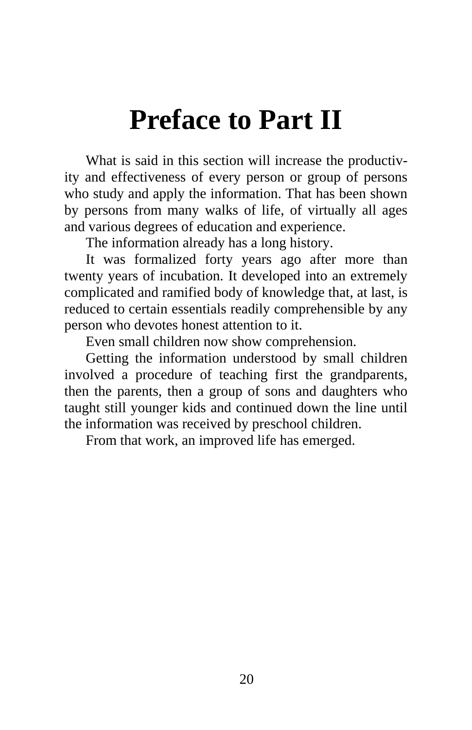# Preface to Part II

What is said in this section will increase the productivity and effectiveness of every person or group of persons who study and apply the information. That has been shown by persons from many walks of life, of virtually all ages and various degrees of education and experience.

The information already has a long history.

It was formalized forty years ago after more than twenty years of incubation. It developed into an extremely complicated and ramified body of knowledge that, at last, is reduced to certain essentials readily comprehensible by any person who devotes honest attention to it.

Even small children now show comprehension.

Getting the information understood by small children involved a procedure of teaching first the grandparents, then the parents, then a group of sons and daughters who taught still younger kids and continued down the line until the information was received by preschool children.

From that work, an improved life has emerged.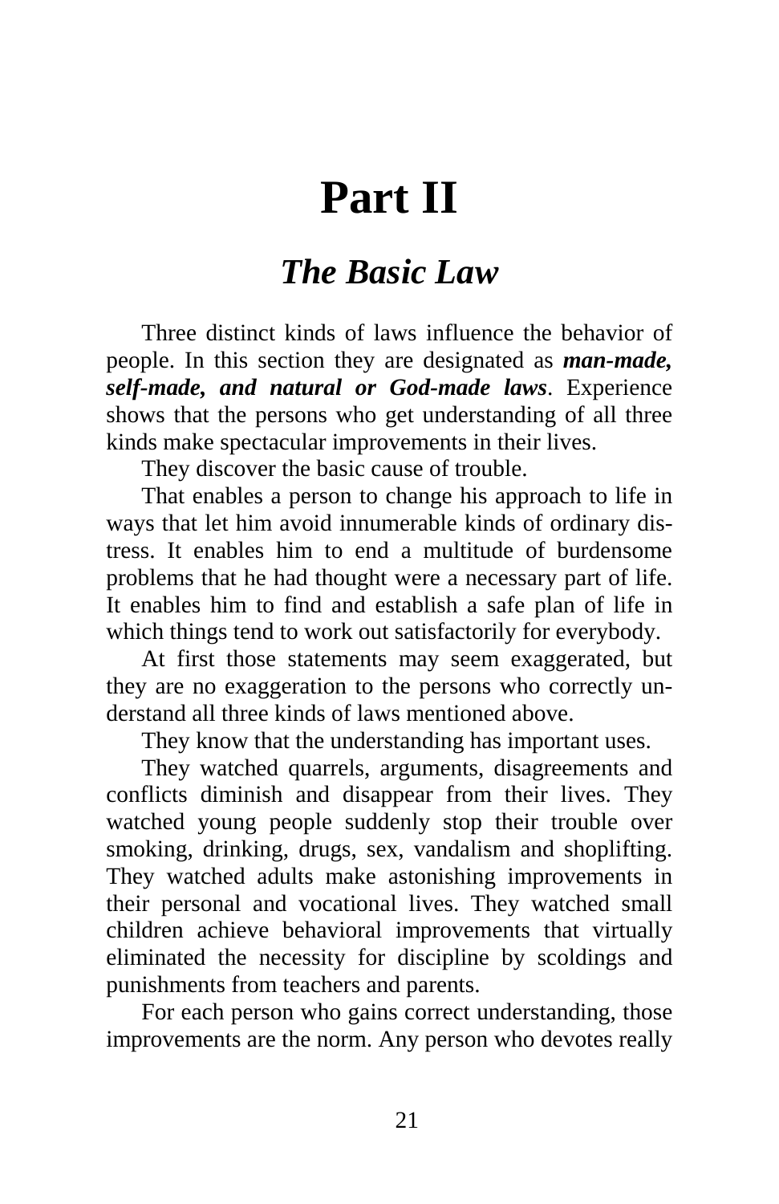# Part II

## *The Basic Law*

Three distinct kinds of laws influence the behavior of people. In this section they are designated as ***man-made, self-made, and natural or God-made laws***. Experience shows that the persons who get understanding of all three kinds make spectacular improvements in their lives.

They discover the basic cause of trouble.

That enables a person to change his approach to life in ways that let him avoid innumerable kinds of ordinary distress. It enables him to end a multitude of burdensome problems that he had thought were a necessary part of life. It enables him to find and establish a safe plan of life in which things tend to work out satisfactorily for everybody.

At first those statements may seem exaggerated, but they are no exaggeration to the persons who correctly understand all three kinds of laws mentioned above.

They know that the understanding has important uses.

They watched quarrels, arguments, disagreements and conflicts diminish and disappear from their lives. They watched young people suddenly stop their trouble over smoking, drinking, drugs, sex, vandalism and shoplifting. They watched adults make astonishing improvements in their personal and vocational lives. They watched small children achieve behavioral improvements that virtually eliminated the necessity for discipline by scoldings and punishments from teachers and parents.

For each person who gains correct understanding, those improvements are the norm. Any person who devotes really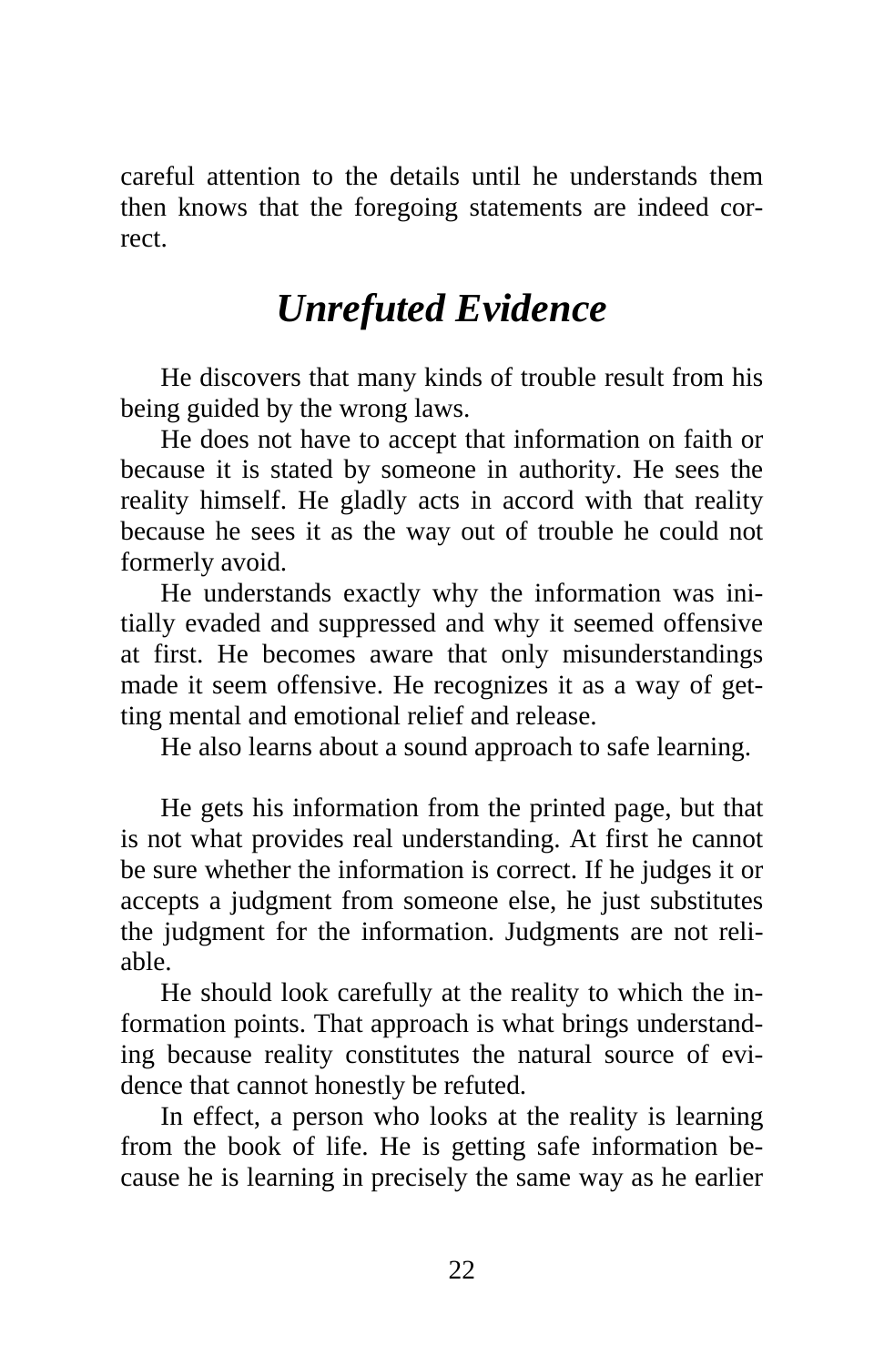careful attention to the details until he understands them then knows that the foregoing statements are indeed correct.

## *Unrefuted Evidence*

He discovers that many kinds of trouble result from his being guided by the wrong laws.

He does not have to accept that information on faith or because it is stated by someone in authority. He sees the reality himself. He gladly acts in accord with that reality because he sees it as the way out of trouble he could not formerly avoid.

He understands exactly why the information was initially evaded and suppressed and why it seemed offensive at first. He becomes aware that only misunderstandings made it seem offensive. He recognizes it as a way of getting mental and emotional relief and release.

He also learns about a sound approach to safe learning.

He gets his information from the printed page, but that is not what provides real understanding. At first he cannot be sure whether the information is correct. If he judges it or accepts a judgment from someone else, he just substitutes the judgment for the information. Judgments are not reliable.

He should look carefully at the reality to which the information points. That approach is what brings understanding because reality constitutes the natural source of evidence that cannot honestly be refuted.

In effect, a person who looks at the reality is learning from the book of life. He is getting safe information because he is learning in precisely the same way as he earlier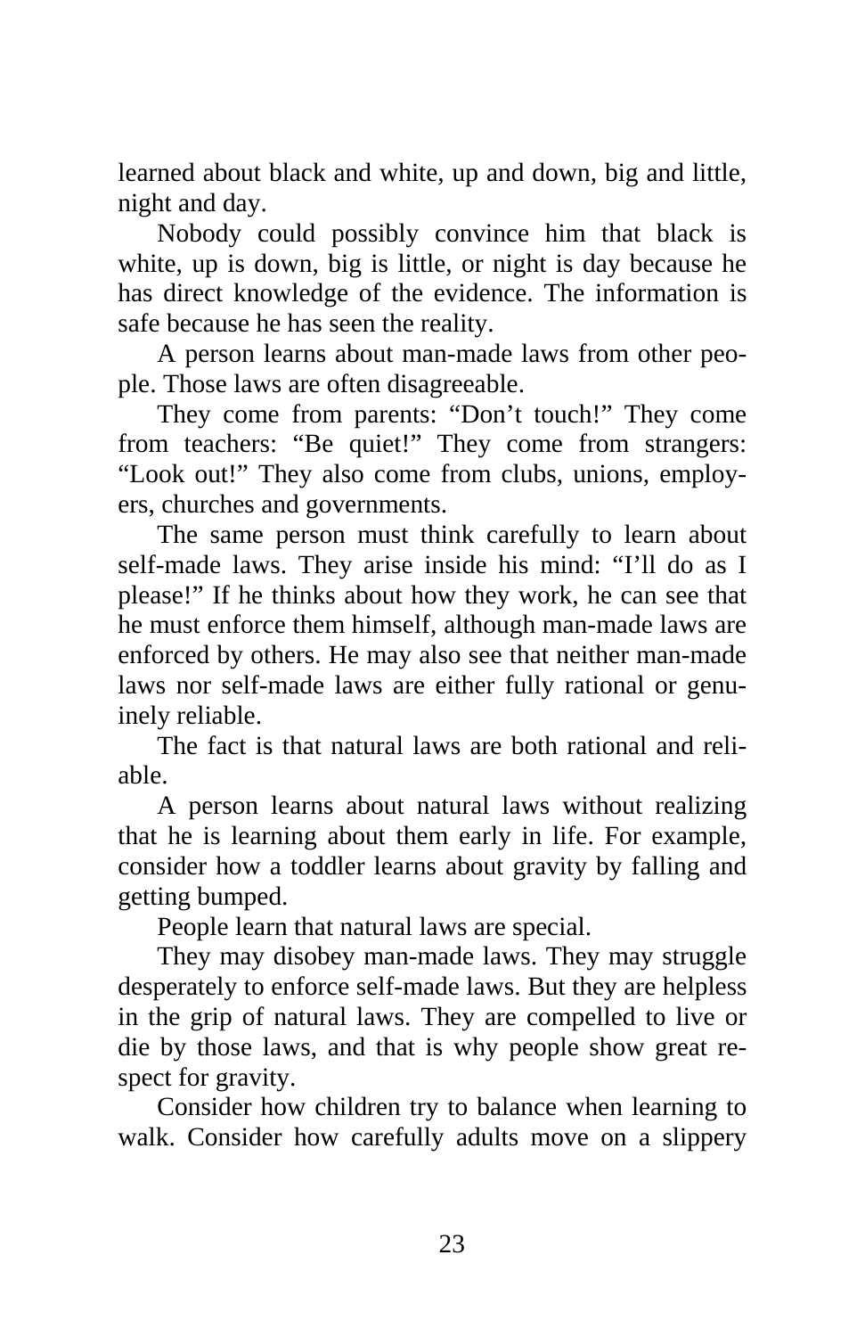learned about black and white, up and down, big and little, night and day.

Nobody could possibly convince him that black is white, up is down, big is little, or night is day because he has direct knowledge of the evidence. The information is safe because he has seen the reality.

A person learns about man-made laws from other people. Those laws are often disagreeable.

They come from parents: "Don't touch!" They come from teachers: "Be quiet!" They come from strangers: "Look out!" They also come from clubs, unions, employers, churches and governments.

The same person must think carefully to learn about self-made laws. They arise inside his mind: "I'll do as I please!" If he thinks about how they work, he can see that he must enforce them himself, although man-made laws are enforced by others. He may also see that neither man-made laws nor self-made laws are either fully rational or genuinely reliable.

The fact is that natural laws are both rational and reliable.

A person learns about natural laws without realizing that he is learning about them early in life. For example, consider how a toddler learns about gravity by falling and getting bumped.

People learn that natural laws are special.

They may disobey man-made laws. They may struggle desperately to enforce self-made laws. But they are helpless in the grip of natural laws. They are compelled to live or die by those laws, and that is why people show great respect for gravity.

Consider how children try to balance when learning to walk. Consider how carefully adults move on a slippery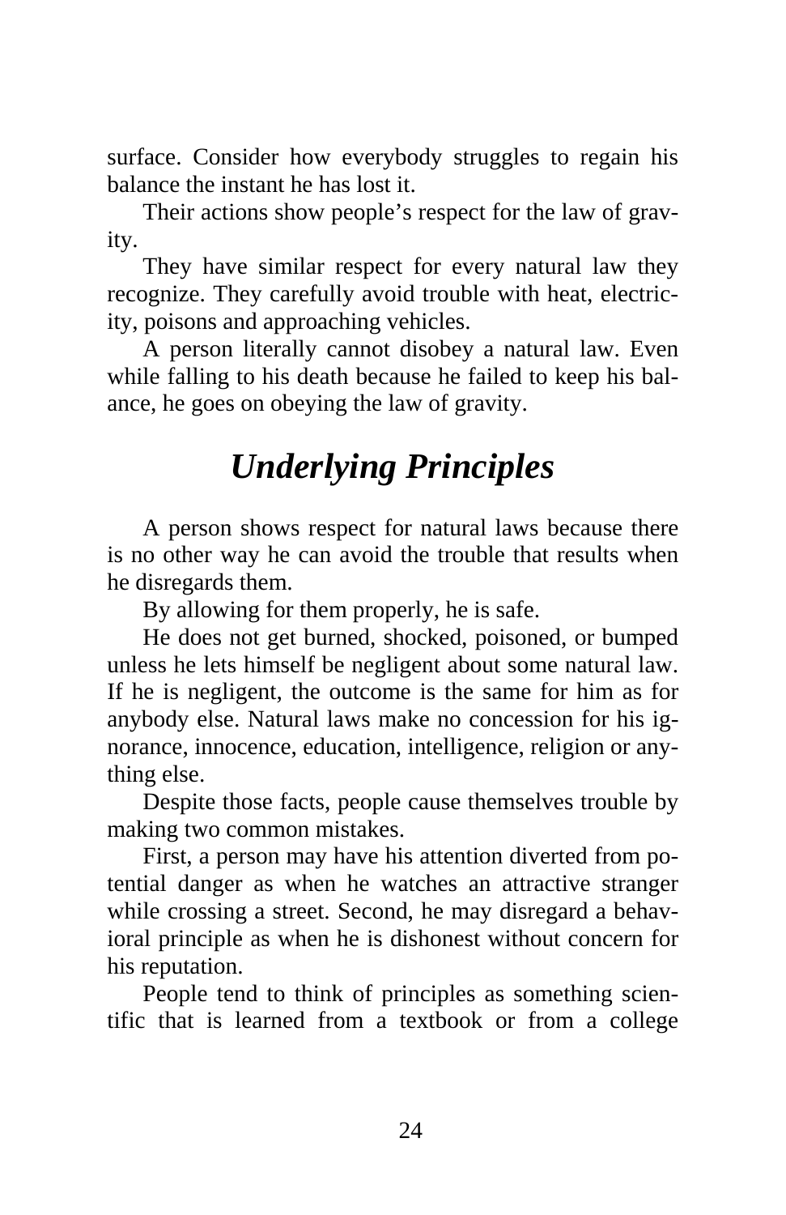surface. Consider how everybody struggles to regain his balance the instant he has lost it.

Their actions show people's respect for the law of gravity.

They have similar respect for every natural law they recognize. They carefully avoid trouble with heat, electricity, poisons and approaching vehicles.

A person literally cannot disobey a natural law. Even while falling to his death because he failed to keep his balance, he goes on obeying the law of gravity.

## *Underlying Principles*

A person shows respect for natural laws because there is no other way he can avoid the trouble that results when he disregards them.

By allowing for them properly, he is safe.

He does not get burned, shocked, poisoned, or bumped unless he lets himself be negligent about some natural law. If he is negligent, the outcome is the same for him as for anybody else. Natural laws make no concession for his ignorance, innocence, education, intelligence, religion or anything else.

Despite those facts, people cause themselves trouble by making two common mistakes.

First, a person may have his attention diverted from potential danger as when he watches an attractive stranger while crossing a street. Second, he may disregard a behavioral principle as when he is dishonest without concern for his reputation.

People tend to think of principles as something scientific that is learned from a textbook or from a college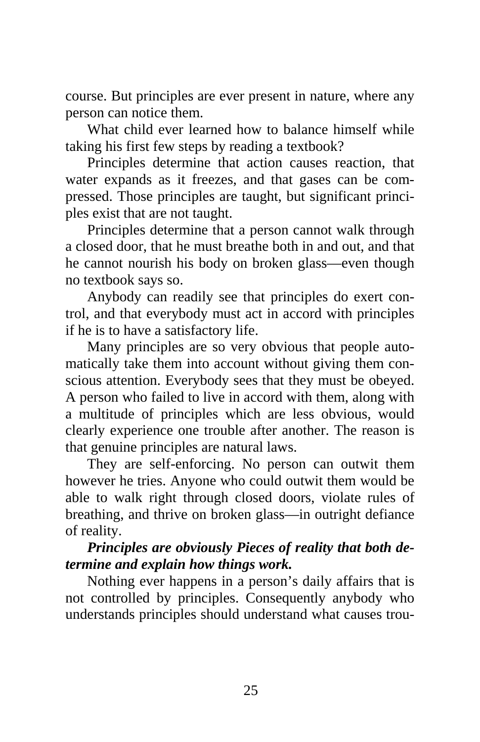course. But principles are ever present in nature, where any person can notice them.

What child ever learned how to balance himself while taking his first few steps by reading a textbook?

Principles determine that action causes reaction, that water expands as it freezes, and that gases can be compressed. Those principles are taught, but significant principles exist that are not taught.

Principles determine that a person cannot walk through a closed door, that he must breathe both in and out, and that he cannot nourish his body on broken glass—even though no textbook says so.

Anybody can readily see that principles do exert control, and that everybody must act in accord with principles if he is to have a satisfactory life.

Many principles are so very obvious that people automatically take them into account without giving them conscious attention. Everybody sees that they must be obeyed. A person who failed to live in accord with them, along with a multitude of principles which are less obvious, would clearly experience one trouble after another. The reason is that genuine principles are natural laws.

They are self-enforcing. No person can outwit them however he tries. Anyone who could outwit them would be able to walk right through closed doors, violate rules of breathing, and thrive on broken glass—in outright defiance of reality.

***Principles are obviously Pieces of reality that both determine and explain how things work.***

Nothing ever happens in a person's daily affairs that is not controlled by principles. Consequently anybody who understands principles should understand what causes trou-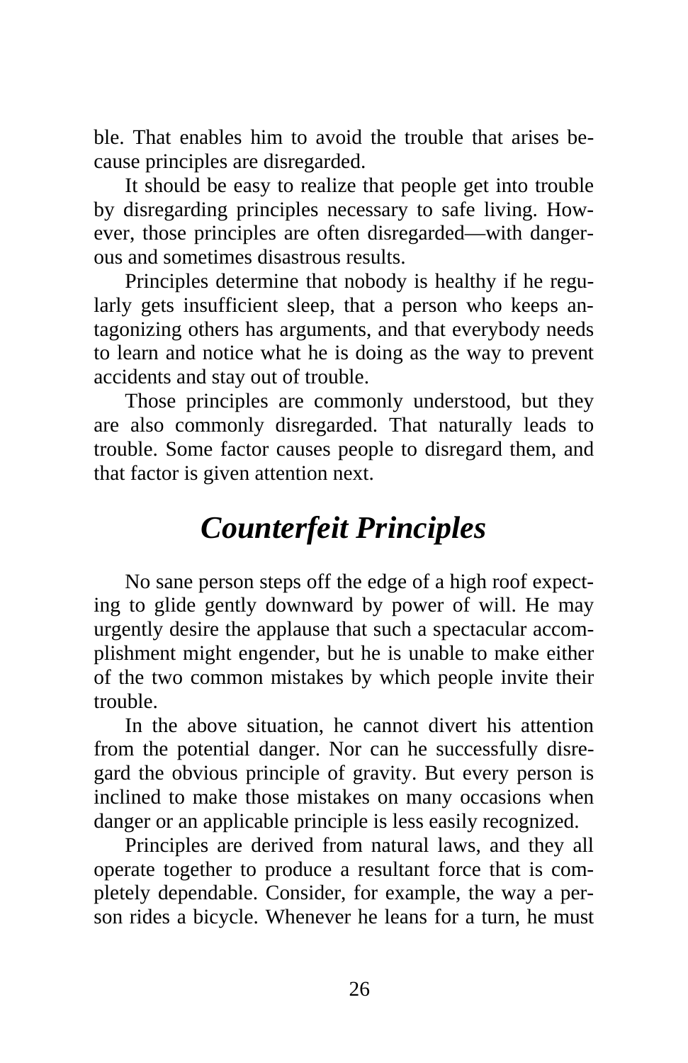ble. That enables him to avoid the trouble that arises because principles are disregarded.

It should be easy to realize that people get into trouble by disregarding principles necessary to safe living. However, those principles are often disregarded—with dangerous and sometimes disastrous results.

Principles determine that nobody is healthy if he regularly gets insufficient sleep, that a person who keeps antagonizing others has arguments, and that everybody needs to learn and notice what he is doing as the way to prevent accidents and stay out of trouble.

Those principles are commonly understood, but they are also commonly disregarded. That naturally leads to trouble. Some factor causes people to disregard them, and that factor is given attention next.

## *Counterfeit Principles*

No sane person steps off the edge of a high roof expecting to glide gently downward by power of will. He may urgently desire the applause that such a spectacular accomplishment might engender, but he is unable to make either of the two common mistakes by which people invite their trouble.

In the above situation, he cannot divert his attention from the potential danger. Nor can he successfully disregard the obvious principle of gravity. But every person is inclined to make those mistakes on many occasions when danger or an applicable principle is less easily recognized.

Principles are derived from natural laws, and they all operate together to produce a resultant force that is completely dependable. Consider, for example, the way a person rides a bicycle. Whenever he leans for a turn, he must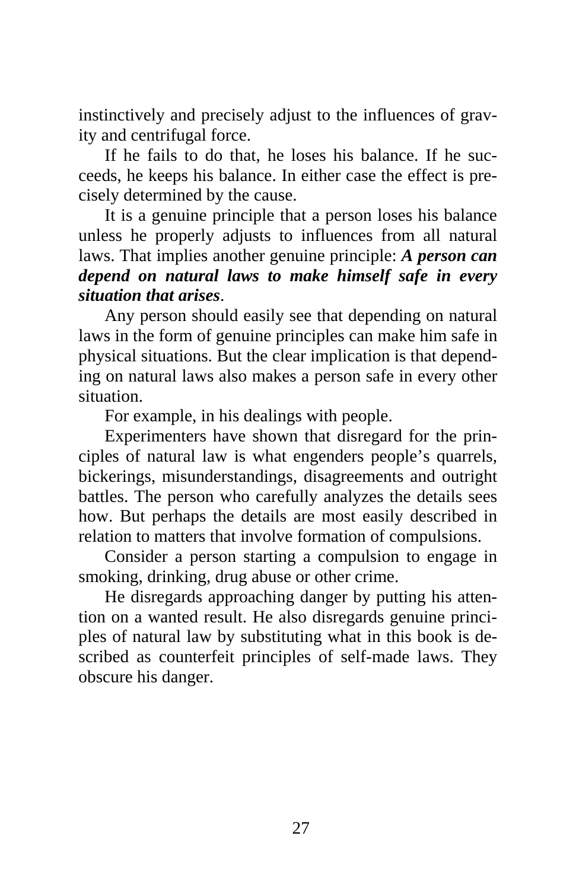instinctively and precisely adjust to the influences of gravity and centrifugal force.

If he fails to do that, he loses his balance. If he succeeds, he keeps his balance. In either case the effect is precisely determined by the cause.

It is a genuine principle that a person loses his balance unless he properly adjusts to influences from all natural laws. That implies another genuine principle: ***A person can depend on natural laws to make himself safe in every situation that arises***.

Any person should easily see that depending on natural laws in the form of genuine principles can make him safe in physical situations. But the clear implication is that depending on natural laws also makes a person safe in every other situation.

For example, in his dealings with people.

Experimenters have shown that disregard for the principles of natural law is what engenders people's quarrels, bickerings, misunderstandings, disagreements and outright battles. The person who carefully analyzes the details sees how. But perhaps the details are most easily described in relation to matters that involve formation of compulsions.

Consider a person starting a compulsion to engage in smoking, drinking, drug abuse or other crime.

He disregards approaching danger by putting his attention on a wanted result. He also disregards genuine principles of natural law by substituting what in this book is described as counterfeit principles of self-made laws. They obscure his danger.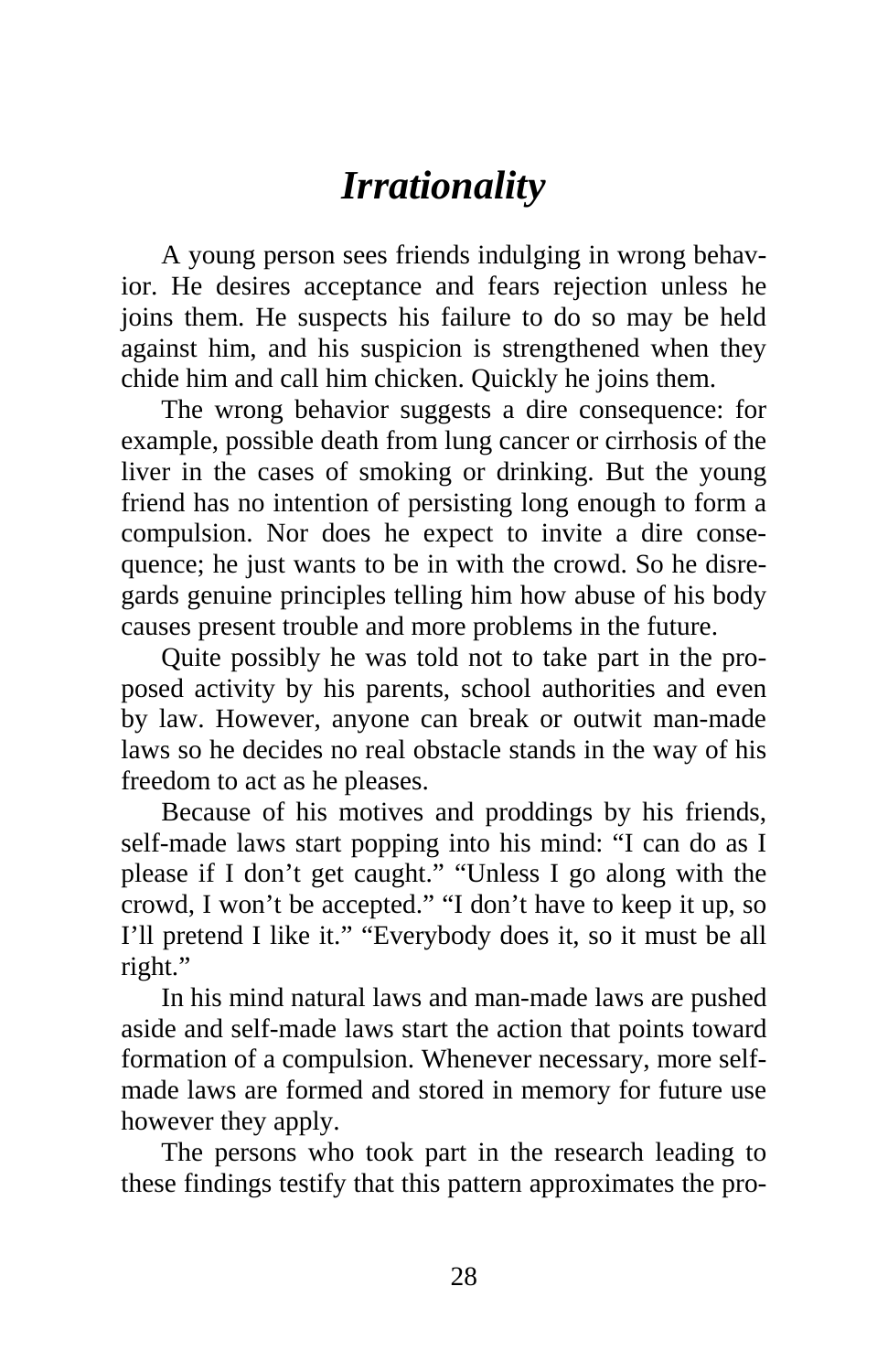# *Irrationality*

A young person sees friends indulging in wrong behavior. He desires acceptance and fears rejection unless he joins them. He suspects his failure to do so may be held against him, and his suspicion is strengthened when they chide him and call him chicken. Quickly he joins them.

The wrong behavior suggests a dire consequence: for example, possible death from lung cancer or cirrhosis of the liver in the cases of smoking or drinking. But the young friend has no intention of persisting long enough to form a compulsion. Nor does he expect to invite a dire consequence; he just wants to be in with the crowd. So he disregards genuine principles telling him how abuse of his body causes present trouble and more problems in the future.

Quite possibly he was told not to take part in the proposed activity by his parents, school authorities and even by law. However, anyone can break or outwit man-made laws so he decides no real obstacle stands in the way of his freedom to act as he pleases.

Because of his motives and proddings by his friends, self-made laws start popping into his mind: "I can do as I please if I don't get caught." "Unless I go along with the crowd, I won't be accepted." "I don't have to keep it up, so I'll pretend I like it." "Everybody does it, so it must be all right."

In his mind natural laws and man-made laws are pushed aside and self-made laws start the action that points toward formation of a compulsion. Whenever necessary, more self-made laws are formed and stored in memory for future use however they apply.

The persons who took part in the research leading to these findings testify that this pattern approximates the pro-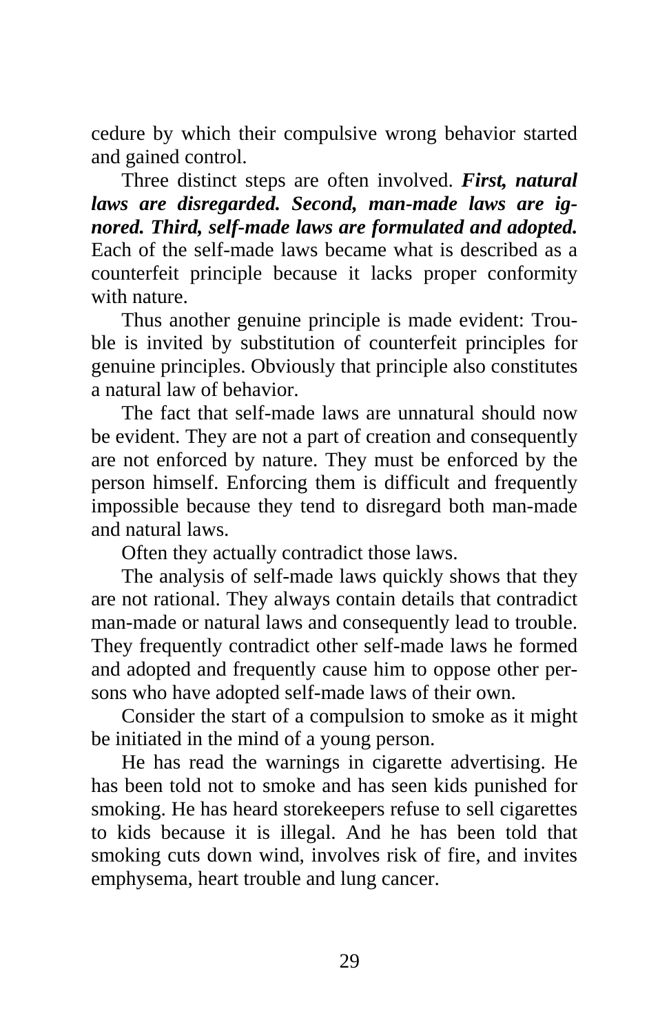cedure by which their compulsive wrong behavior started and gained control.

Three distinct steps are often involved. ***First, natural laws are disregarded. Second, man-made laws are ignored. Third, self-made laws are formulated and adopted.*** Each of the self-made laws became what is described as a counterfeit principle because it lacks proper conformity with nature.

Thus another genuine principle is made evident: Trouble is invited by substitution of counterfeit principles for genuine principles. Obviously that principle also constitutes a natural law of behavior.

The fact that self-made laws are unnatural should now be evident. They are not a part of creation and consequently are not enforced by nature. They must be enforced by the person himself. Enforcing them is difficult and frequently impossible because they tend to disregard both man-made and natural laws.

Often they actually contradict those laws.

The analysis of self-made laws quickly shows that they are not rational. They always contain details that contradict man-made or natural laws and consequently lead to trouble. They frequently contradict other self-made laws he formed and adopted and frequently cause him to oppose other persons who have adopted self-made laws of their own.

Consider the start of a compulsion to smoke as it might be initiated in the mind of a young person.

He has read the warnings in cigarette advertising. He has been told not to smoke and has seen kids punished for smoking. He has heard storekeepers refuse to sell cigarettes to kids because it is illegal. And he has been told that smoking cuts down wind, involves risk of fire, and invites emphysema, heart trouble and lung cancer.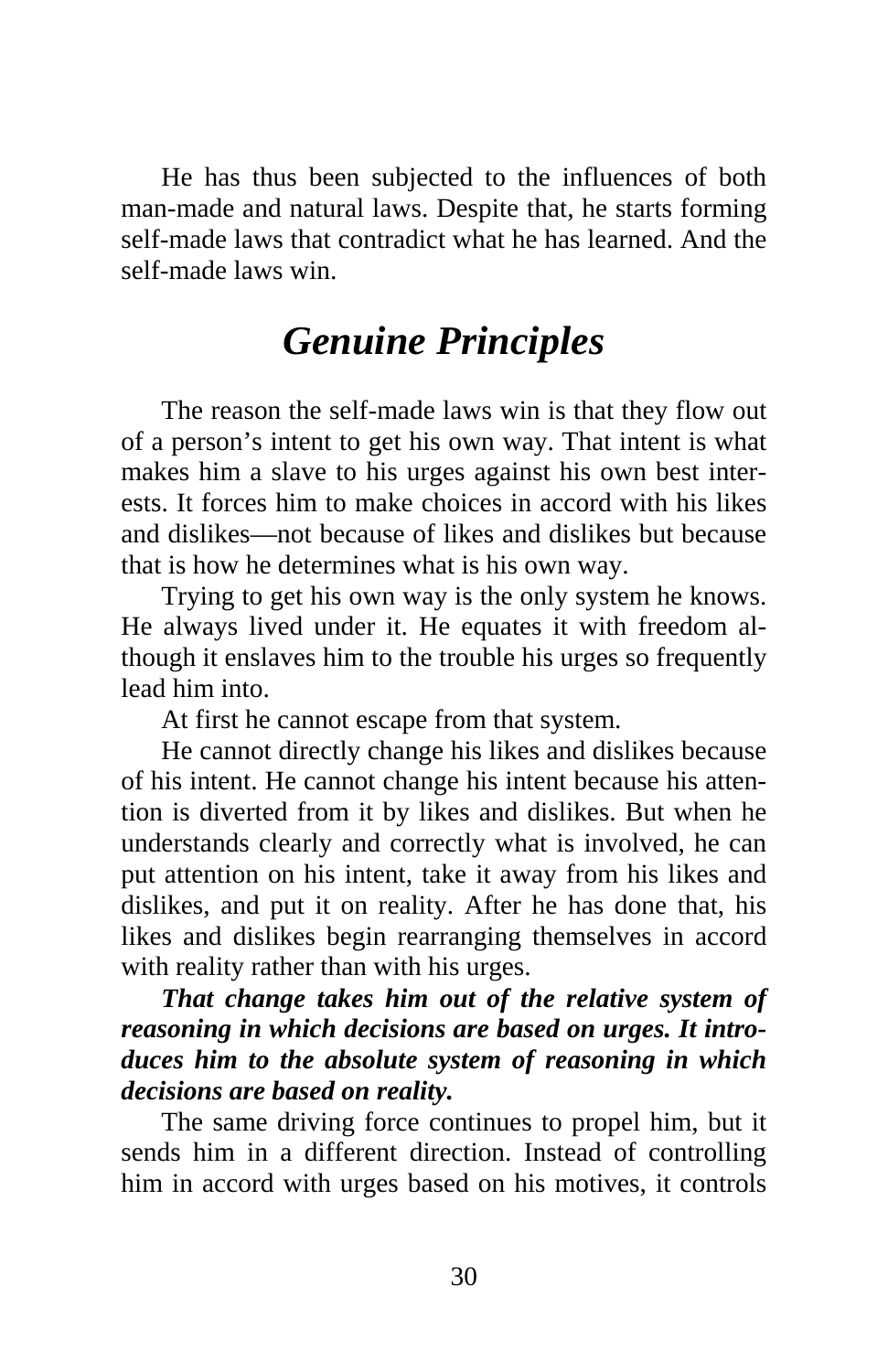He has thus been subjected to the influences of both man-made and natural laws. Despite that, he starts forming self-made laws that contradict what he has learned. And the self-made laws win.

## *Genuine Principles*

The reason the self-made laws win is that they flow out of a person's intent to get his own way. That intent is what makes him a slave to his urges against his own best interests. It forces him to make choices in accord with his likes and dislikes—not because of likes and dislikes but because that is how he determines what is his own way.

Trying to get his own way is the only system he knows. He always lived under it. He equates it with freedom although it enslaves him to the trouble his urges so frequently lead him into.

At first he cannot escape from that system.

He cannot directly change his likes and dislikes because of his intent. He cannot change his intent because his attention is diverted from it by likes and dislikes. But when he understands clearly and correctly what is involved, he can put attention on his intent, take it away from his likes and dislikes, and put it on reality. After he has done that, his likes and dislikes begin rearranging themselves in accord with reality rather than with his urges.

***That change takes him out of the relative system of reasoning in which decisions are based on urges. It introduces him to the absolute system of reasoning in which decisions are based on reality.***

The same driving force continues to propel him, but it sends him in a different direction. Instead of controlling him in accord with urges based on his motives, it controls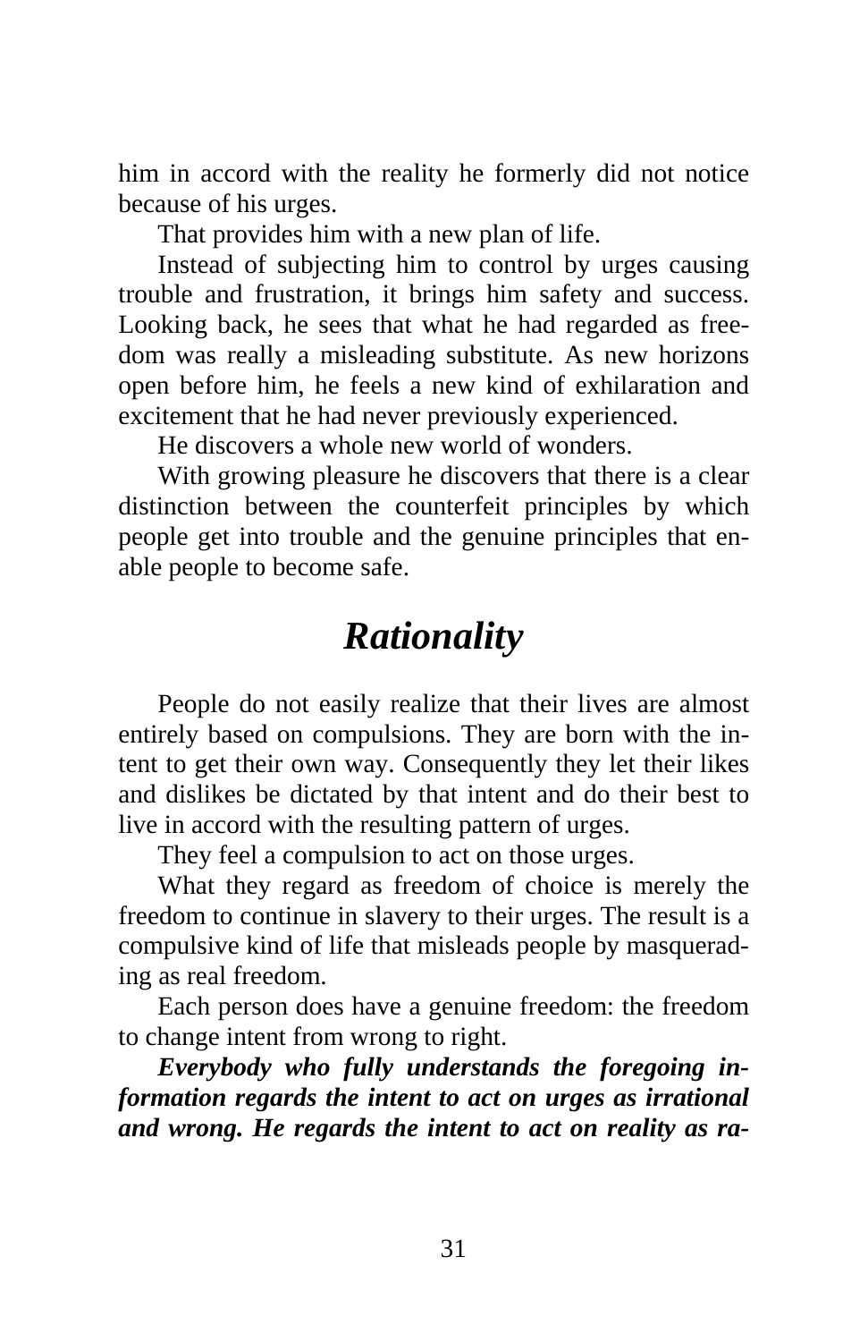him in accord with the reality he formerly did not notice because of his urges.

That provides him with a new plan of life.

Instead of subjecting him to control by urges causing trouble and frustration, it brings him safety and success. Looking back, he sees that what he had regarded as freedom was really a misleading substitute. As new horizons open before him, he feels a new kind of exhilaration and excitement that he had never previously experienced.

He discovers a whole new world of wonders.

With growing pleasure he discovers that there is a clear distinction between the counterfeit principles by which people get into trouble and the genuine principles that enable people to become safe.

## *Rationality*

People do not easily realize that their lives are almost entirely based on compulsions. They are born with the intent to get their own way. Consequently they let their likes and dislikes be dictated by that intent and do their best to live in accord with the resulting pattern of urges.

They feel a compulsion to act on those urges.

What they regard as freedom of choice is merely the freedom to continue in slavery to their urges. The result is a compulsive kind of life that misleads people by masquerading as real freedom.

Each person does have a genuine freedom: the freedom to change intent from wrong to right.

***Everybody who fully understands the foregoing information regards the intent to act on urges as irrational and wrong. He regards the intent to act on reality as ra-***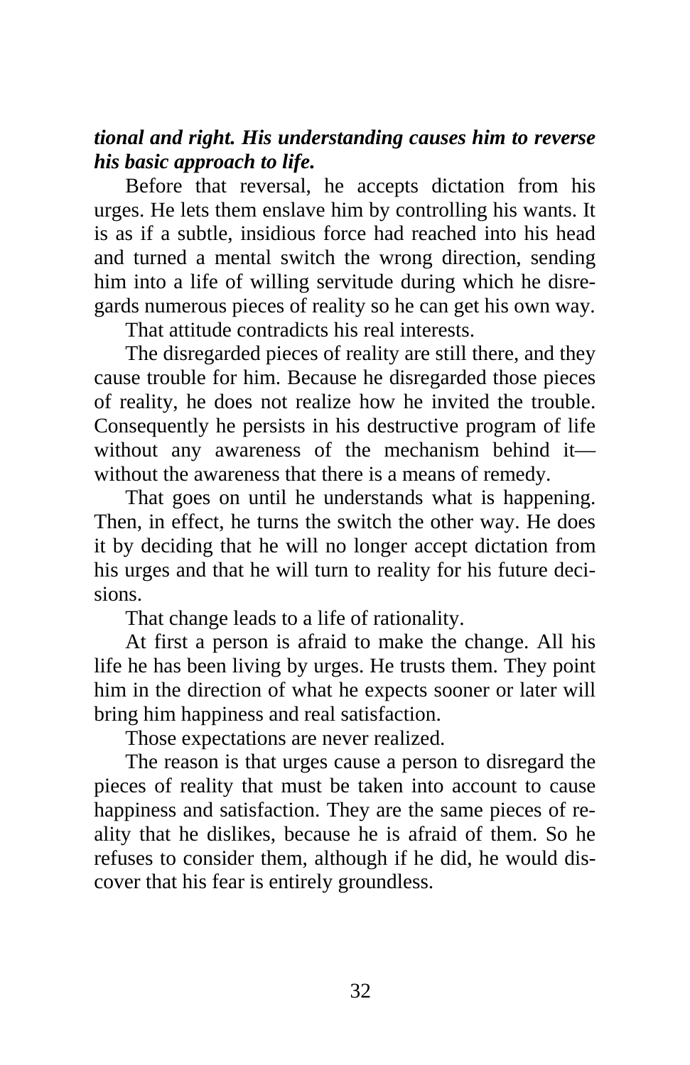***tional and right. His understanding causes him to reverse his basic approach to life.***

Before that reversal, he accepts dictation from his urges. He lets them enslave him by controlling his wants. It is as if a subtle, insidious force had reached into his head and turned a mental switch the wrong direction, sending him into a life of willing servitude during which he disregards numerous pieces of reality so he can get his own way.

That attitude contradicts his real interests.

The disregarded pieces of reality are still there, and they cause trouble for him. Because he disregarded those pieces of reality, he does not realize how he invited the trouble. Consequently he persists in his destructive program of life without any awareness of the mechanism behind it—without the awareness that there is a means of remedy.

That goes on until he understands what is happening. Then, in effect, he turns the switch the other way. He does it by deciding that he will no longer accept dictation from his urges and that he will turn to reality for his future decisions.

That change leads to a life of rationality.

At first a person is afraid to make the change. All his life he has been living by urges. He trusts them. They point him in the direction of what he expects sooner or later will bring him happiness and real satisfaction.

Those expectations are never realized.

The reason is that urges cause a person to disregard the pieces of reality that must be taken into account to cause happiness and satisfaction. They are the same pieces of reality that he dislikes, because he is afraid of them. So he refuses to consider them, although if he did, he would discover that his fear is entirely groundless.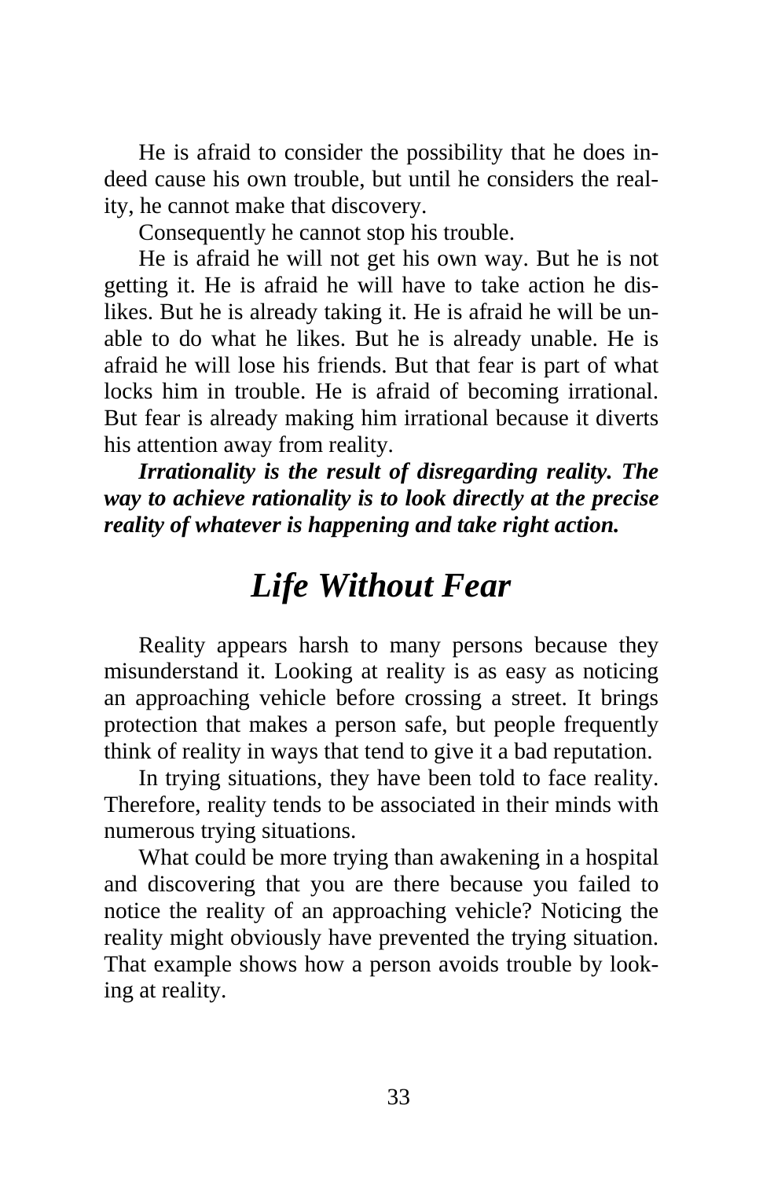He is afraid to consider the possibility that he does indeed cause his own trouble, but until he considers the reality, he cannot make that discovery.

Consequently he cannot stop his trouble.

He is afraid he will not get his own way. But he is not getting it. He is afraid he will have to take action he dislikes. But he is already taking it. He is afraid he will be unable to do what he likes. But he is already unable. He is afraid he will lose his friends. But that fear is part of what locks him in trouble. He is afraid of becoming irrational. But fear is already making him irrational because it diverts his attention away from reality.

***Irrationality is the result of disregarding reality. The way to achieve rationality is to look directly at the precise reality of whatever is happening and take right action.***

## *Life Without Fear*

Reality appears harsh to many persons because they misunderstand it. Looking at reality is as easy as noticing an approaching vehicle before crossing a street. It brings protection that makes a person safe, but people frequently think of reality in ways that tend to give it a bad reputation.

In trying situations, they have been told to face reality. Therefore, reality tends to be associated in their minds with numerous trying situations.

What could be more trying than awakening in a hospital and discovering that you are there because you failed to notice the reality of an approaching vehicle? Noticing the reality might obviously have prevented the trying situation. That example shows how a person avoids trouble by looking at reality.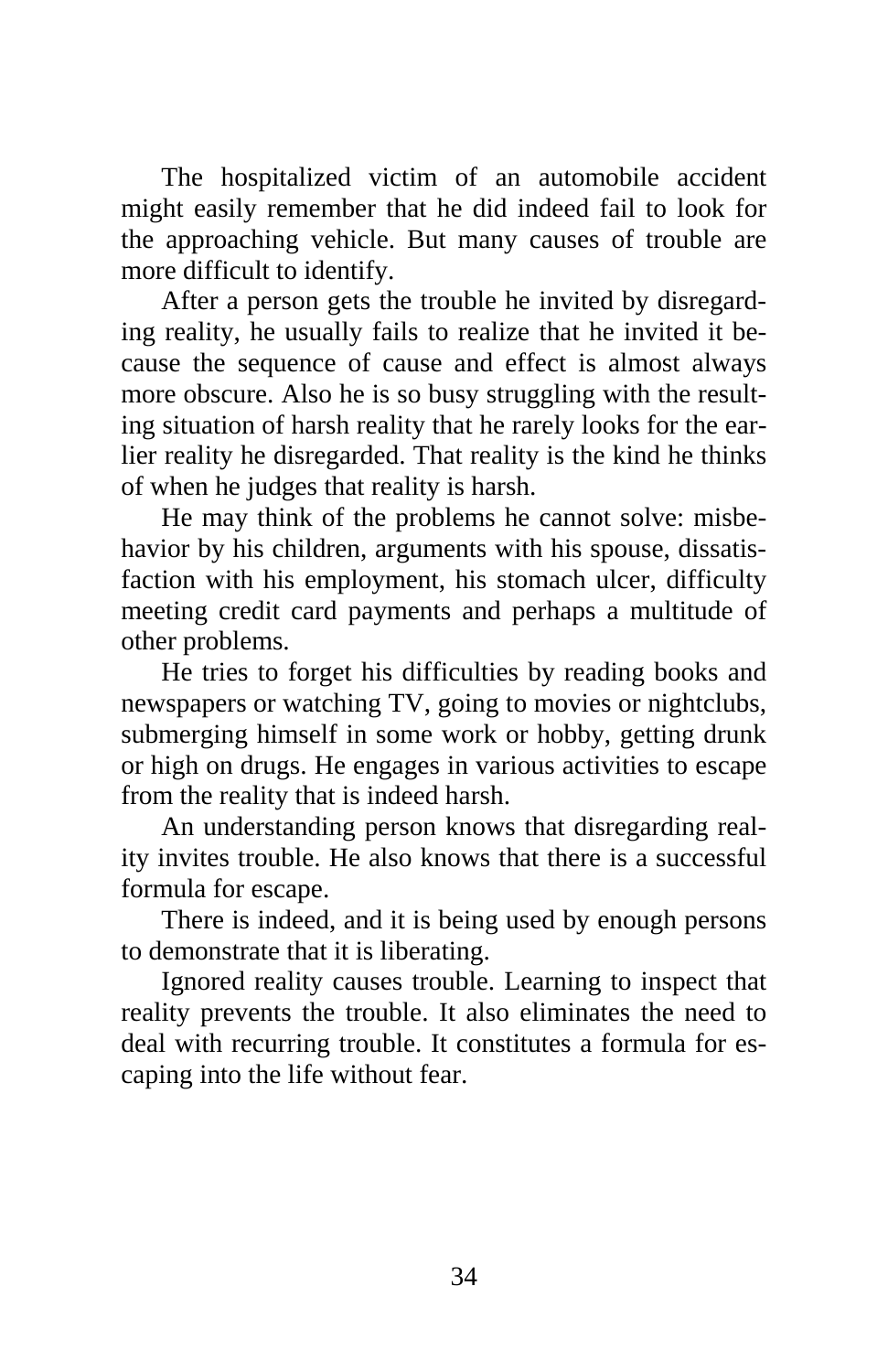The hospitalized victim of an automobile accident might easily remember that he did indeed fail to look for the approaching vehicle. But many causes of trouble are more difficult to identify.

After a person gets the trouble he invited by disregarding reality, he usually fails to realize that he invited it because the sequence of cause and effect is almost always more obscure. Also he is so busy struggling with the resulting situation of harsh reality that he rarely looks for the earlier reality he disregarded. That reality is the kind he thinks of when he judges that reality is harsh.

He may think of the problems he cannot solve: misbehavior by his children, arguments with his spouse, dissatisfaction with his employment, his stomach ulcer, difficulty meeting credit card payments and perhaps a multitude of other problems.

He tries to forget his difficulties by reading books and newspapers or watching TV, going to movies or nightclubs, submerging himself in some work or hobby, getting drunk or high on drugs. He engages in various activities to escape from the reality that is indeed harsh.

An understanding person knows that disregarding reality invites trouble. He also knows that there is a successful formula for escape.

There is indeed, and it is being used by enough persons to demonstrate that it is liberating.

Ignored reality causes trouble. Learning to inspect that reality prevents the trouble. It also eliminates the need to deal with recurring trouble. It constitutes a formula for escaping into the life without fear.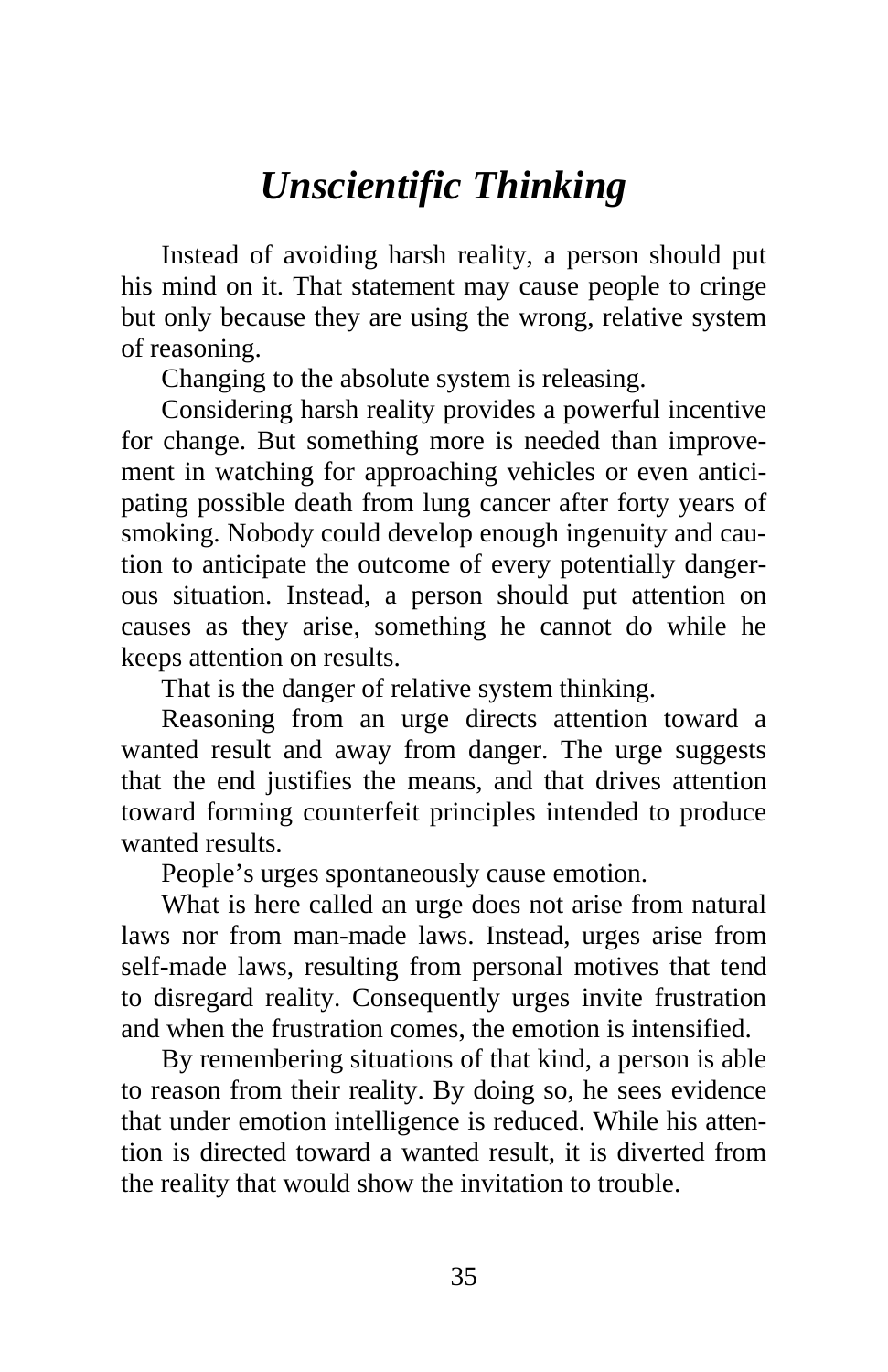# *Unscientific Thinking*

Instead of avoiding harsh reality, a person should put his mind on it. That statement may cause people to cringe but only because they are using the wrong, relative system of reasoning.

Changing to the absolute system is releasing.

Considering harsh reality provides a powerful incentive for change. But something more is needed than improvement in watching for approaching vehicles or even anticipating possible death from lung cancer after forty years of smoking. Nobody could develop enough ingenuity and caution to anticipate the outcome of every potentially dangerous situation. Instead, a person should put attention on causes as they arise, something he cannot do while he keeps attention on results.

That is the danger of relative system thinking.

Reasoning from an urge directs attention toward a wanted result and away from danger. The urge suggests that the end justifies the means, and that drives attention toward forming counterfeit principles intended to produce wanted results.

People's urges spontaneously cause emotion.

What is here called an urge does not arise from natural laws nor from man-made laws. Instead, urges arise from self-made laws, resulting from personal motives that tend to disregard reality. Consequently urges invite frustration and when the frustration comes, the emotion is intensified.

By remembering situations of that kind, a person is able to reason from their reality. By doing so, he sees evidence that under emotion intelligence is reduced. While his attention is directed toward a wanted result, it is diverted from the reality that would show the invitation to trouble.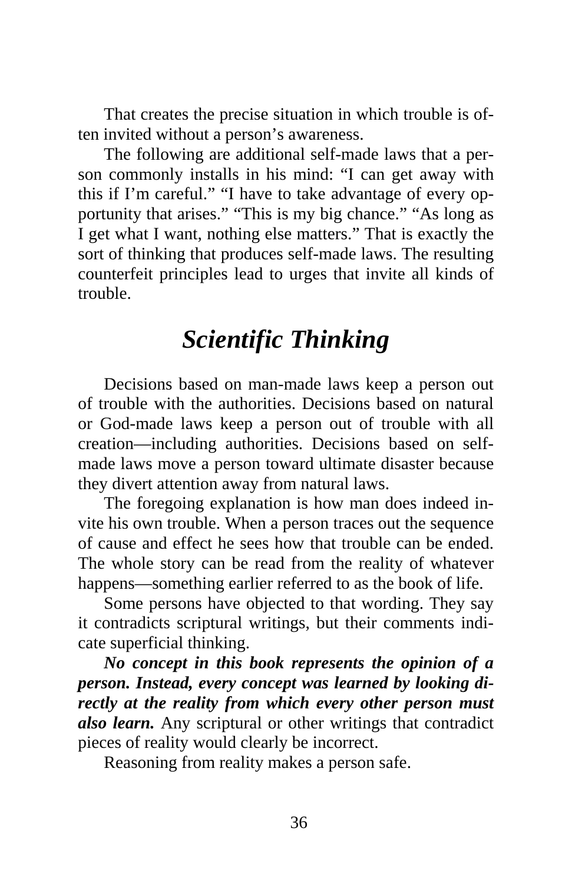That creates the precise situation in which trouble is often invited without a person's awareness.

The following are additional self-made laws that a person commonly installs in his mind: "I can get away with this if I'm careful." "I have to take advantage of every opportunity that arises." "This is my big chance." "As long as I get what I want, nothing else matters." That is exactly the sort of thinking that produces self-made laws. The resulting counterfeit principles lead to urges that invite all kinds of trouble.

## *Scientific Thinking*

Decisions based on man-made laws keep a person out of trouble with the authorities. Decisions based on natural or God-made laws keep a person out of trouble with all creation—including authorities. Decisions based on self-made laws move a person toward ultimate disaster because they divert attention away from natural laws.

The foregoing explanation is how man does indeed invite his own trouble. When a person traces out the sequence of cause and effect he sees how that trouble can be ended. The whole story can be read from the reality of whatever happens—something earlier referred to as the book of life.

Some persons have objected to that wording. They say it contradicts scriptural writings, but their comments indicate superficial thinking.

***No concept in this book represents the opinion of a person. Instead, every concept was learned by looking directly at the reality from which every other person must also learn.*** Any scriptural or other writings that contradict pieces of reality would clearly be incorrect.

Reasoning from reality makes a person safe.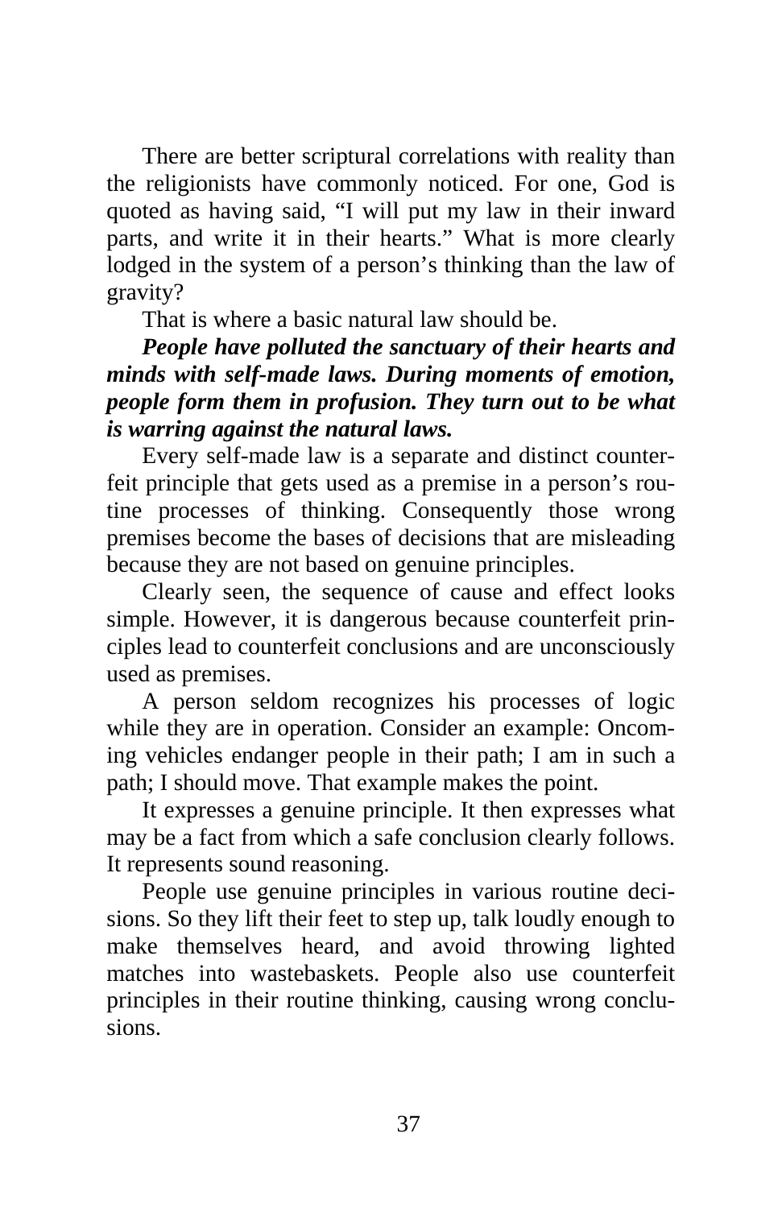There are better scriptural correlations with reality than the religionists have commonly noticed. For one, God is quoted as having said, "I will put my law in their inward parts, and write it in their hearts." What is more clearly lodged in the system of a person's thinking than the law of gravity?

That is where a basic natural law should be.

***People have polluted the sanctuary of their hearts and minds with self-made laws. During moments of emotion, people form them in profusion. They turn out to be what is warring against the natural laws.***

Every self-made law is a separate and distinct counterfeit principle that gets used as a premise in a person's routine processes of thinking. Consequently those wrong premises become the bases of decisions that are misleading because they are not based on genuine principles.

Clearly seen, the sequence of cause and effect looks simple. However, it is dangerous because counterfeit principles lead to counterfeit conclusions and are unconsciously used as premises.

A person seldom recognizes his processes of logic while they are in operation. Consider an example: Oncoming vehicles endanger people in their path; I am in such a path; I should move. That example makes the point.

It expresses a genuine principle. It then expresses what may be a fact from which a safe conclusion clearly follows. It represents sound reasoning.

People use genuine principles in various routine decisions. So they lift their feet to step up, talk loudly enough to make themselves heard, and avoid throwing lighted matches into wastebaskets. People also use counterfeit principles in their routine thinking, causing wrong conclusions.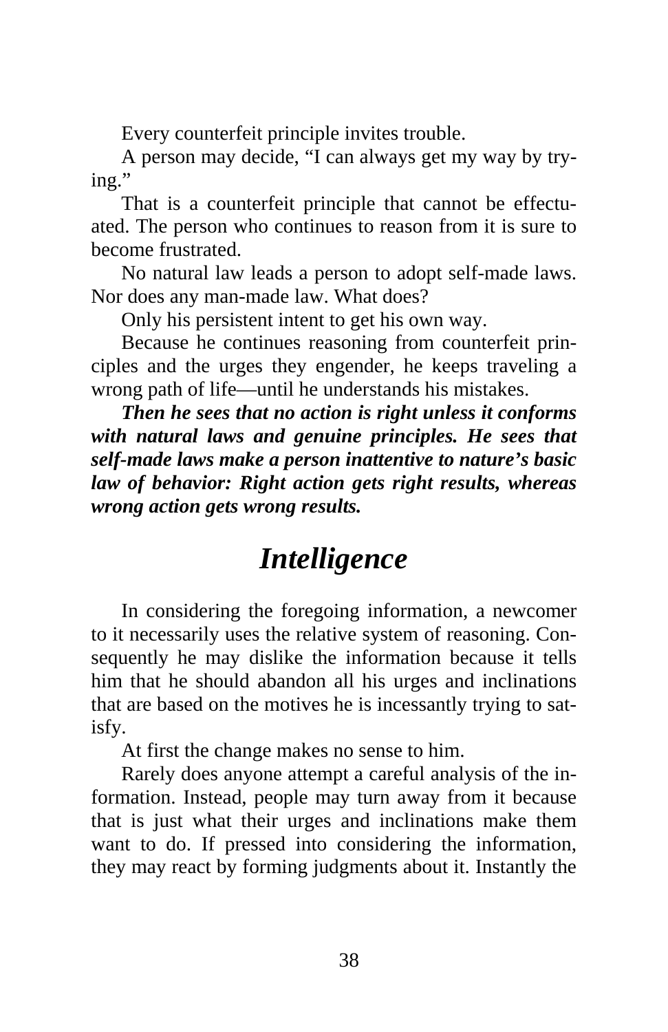Every counterfeit principle invites trouble.

A person may decide, "I can always get my way by trying."

That is a counterfeit principle that cannot be effectuated. The person who continues to reason from it is sure to become frustrated.

No natural law leads a person to adopt self-made laws. Nor does any man-made law. What does?

Only his persistent intent to get his own way.

Because he continues reasoning from counterfeit principles and the urges they engender, he keeps traveling a wrong path of life—until he understands his mistakes.

***Then he sees that no action is right unless it conforms with natural laws and genuine principles. He sees that self-made laws make a person inattentive to nature's basic law of behavior: Right action gets right results, whereas wrong action gets wrong results.***

## *Intelligence*

In considering the foregoing information, a newcomer to it necessarily uses the relative system of reasoning. Consequently he may dislike the information because it tells him that he should abandon all his urges and inclinations that are based on the motives he is incessantly trying to satisfy.

At first the change makes no sense to him.

Rarely does anyone attempt a careful analysis of the information. Instead, people may turn away from it because that is just what their urges and inclinations make them want to do. If pressed into considering the information, they may react by forming judgments about it. Instantly the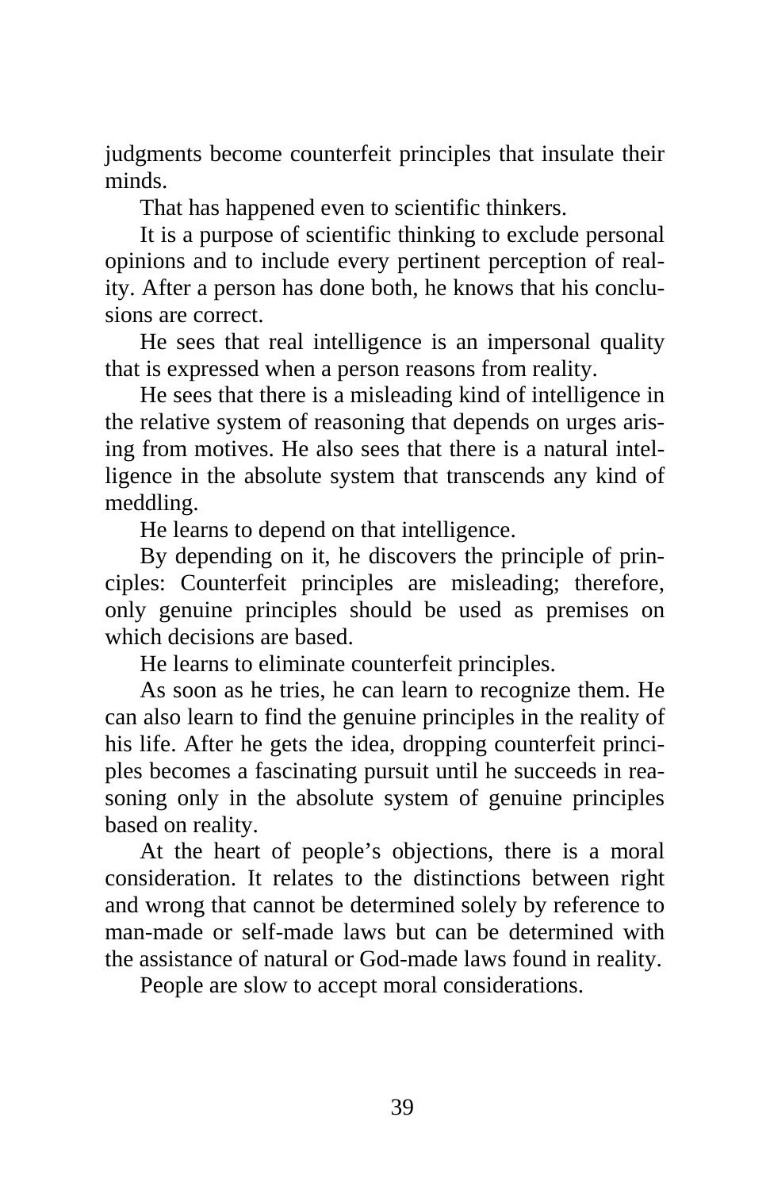judgments become counterfeit principles that insulate their minds.

That has happened even to scientific thinkers.

It is a purpose of scientific thinking to exclude personal opinions and to include every pertinent perception of reality. After a person has done both, he knows that his conclusions are correct.

He sees that real intelligence is an impersonal quality that is expressed when a person reasons from reality.

He sees that there is a misleading kind of intelligence in the relative system of reasoning that depends on urges arising from motives. He also sees that there is a natural intelligence in the absolute system that transcends any kind of meddling.

He learns to depend on that intelligence.

By depending on it, he discovers the principle of principles: Counterfeit principles are misleading; therefore, only genuine principles should be used as premises on which decisions are based.

He learns to eliminate counterfeit principles.

As soon as he tries, he can learn to recognize them. He can also learn to find the genuine principles in the reality of his life. After he gets the idea, dropping counterfeit principles becomes a fascinating pursuit until he succeeds in reasoning only in the absolute system of genuine principles based on reality.

At the heart of people's objections, there is a moral consideration. It relates to the distinctions between right and wrong that cannot be determined solely by reference to man-made or self-made laws but can be determined with the assistance of natural or God-made laws found in reality.

People are slow to accept moral considerations.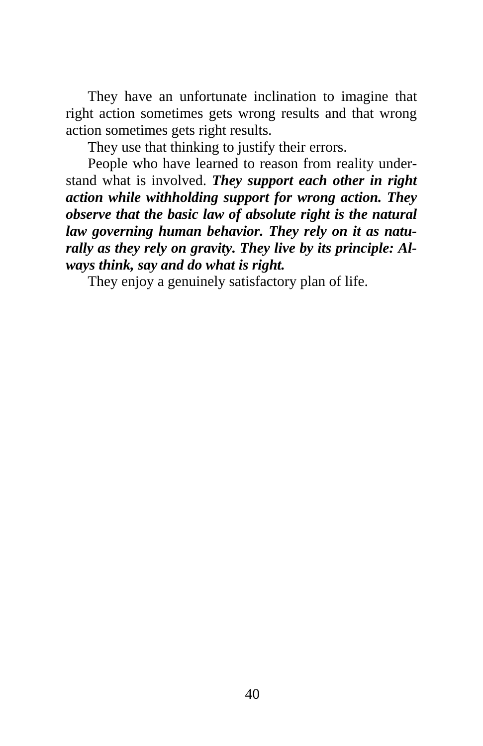They have an unfortunate inclination to imagine that right action sometimes gets wrong results and that wrong action sometimes gets right results.

They use that thinking to justify their errors.

People who have learned to reason from reality understand what is involved. ***They support each other in right action while withholding support for wrong action. They observe that the basic law of absolute right is the natural law governing human behavior. They rely on it as naturally as they rely on gravity. They live by its principle: Always think, say and do what is right.***

They enjoy a genuinely satisfactory plan of life.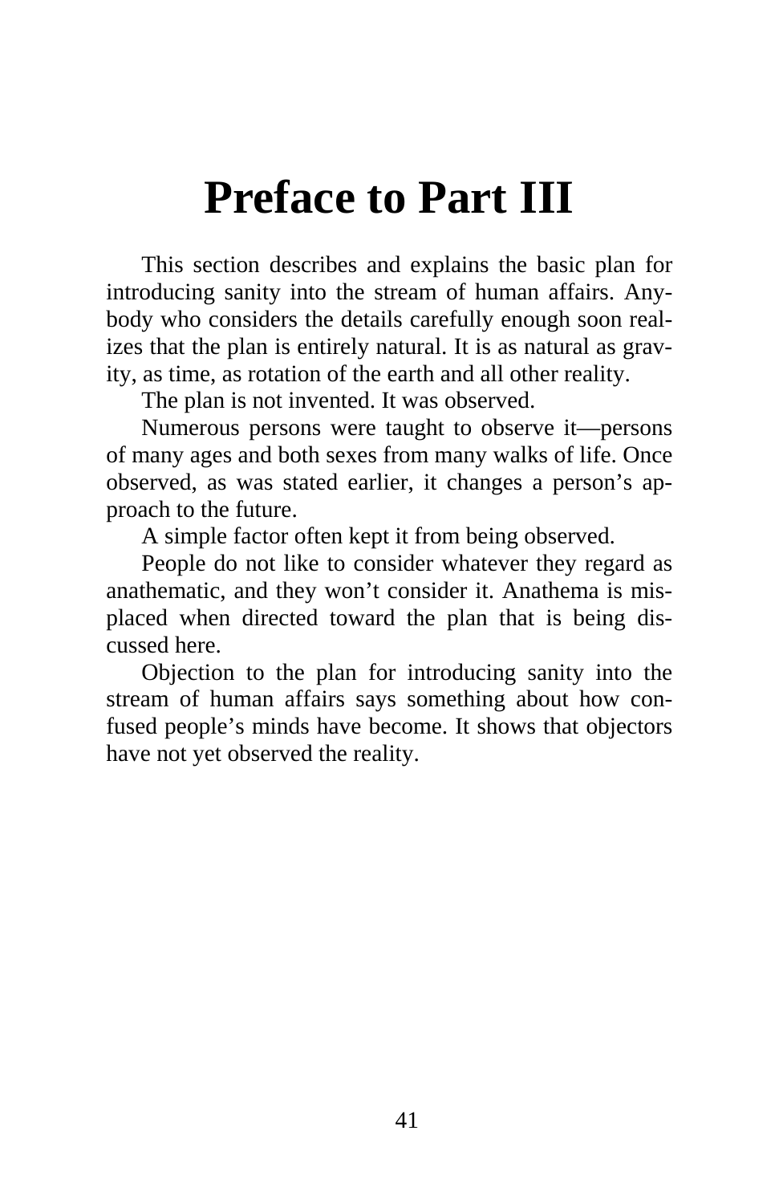# Preface to Part III

This section describes and explains the basic plan for introducing sanity into the stream of human affairs. Anybody who considers the details carefully enough soon realizes that the plan is entirely natural. It is as natural as gravity, as time, as rotation of the earth and all other reality.

The plan is not invented. It was observed.

Numerous persons were taught to observe it—persons of many ages and both sexes from many walks of life. Once observed, as was stated earlier, it changes a person's approach to the future.

A simple factor often kept it from being observed.

People do not like to consider whatever they regard as anathematic, and they won't consider it. Anathema is misplaced when directed toward the plan that is being discussed here.

Objection to the plan for introducing sanity into the stream of human affairs says something about how confused people's minds have become. It shows that objectors have not yet observed the reality.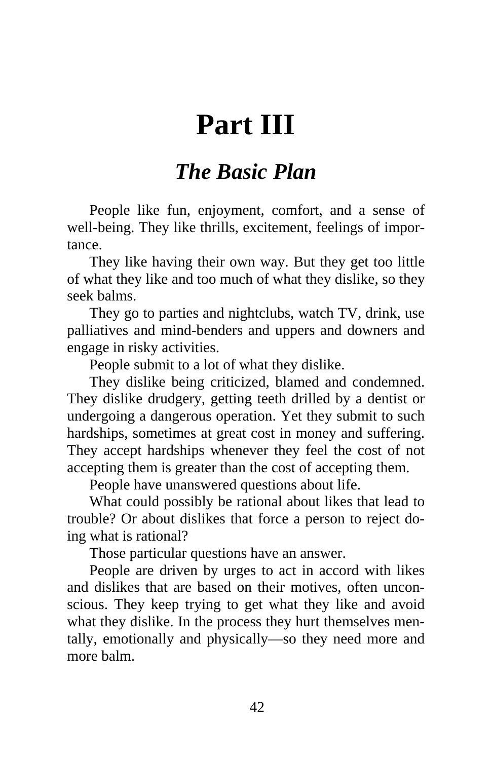# Part III

## *The Basic Plan*

People like fun, enjoyment, comfort, and a sense of well-being. They like thrills, excitement, feelings of importance.

They like having their own way. But they get too little of what they like and too much of what they dislike, so they seek balms.

They go to parties and nightclubs, watch TV, drink, use palliatives and mind-benders and uppers and downers and engage in risky activities.

People submit to a lot of what they dislike.

They dislike being criticized, blamed and condemned. They dislike drudgery, getting teeth drilled by a dentist or undergoing a dangerous operation. Yet they submit to such hardships, sometimes at great cost in money and suffering. They accept hardships whenever they feel the cost of not accepting them is greater than the cost of accepting them.

People have unanswered questions about life.

What could possibly be rational about likes that lead to trouble? Or about dislikes that force a person to reject doing what is rational?

Those particular questions have an answer.

People are driven by urges to act in accord with likes and dislikes that are based on their motives, often unconscious. They keep trying to get what they like and avoid what they dislike. In the process they hurt themselves mentally, emotionally and physically—so they need more and more balm.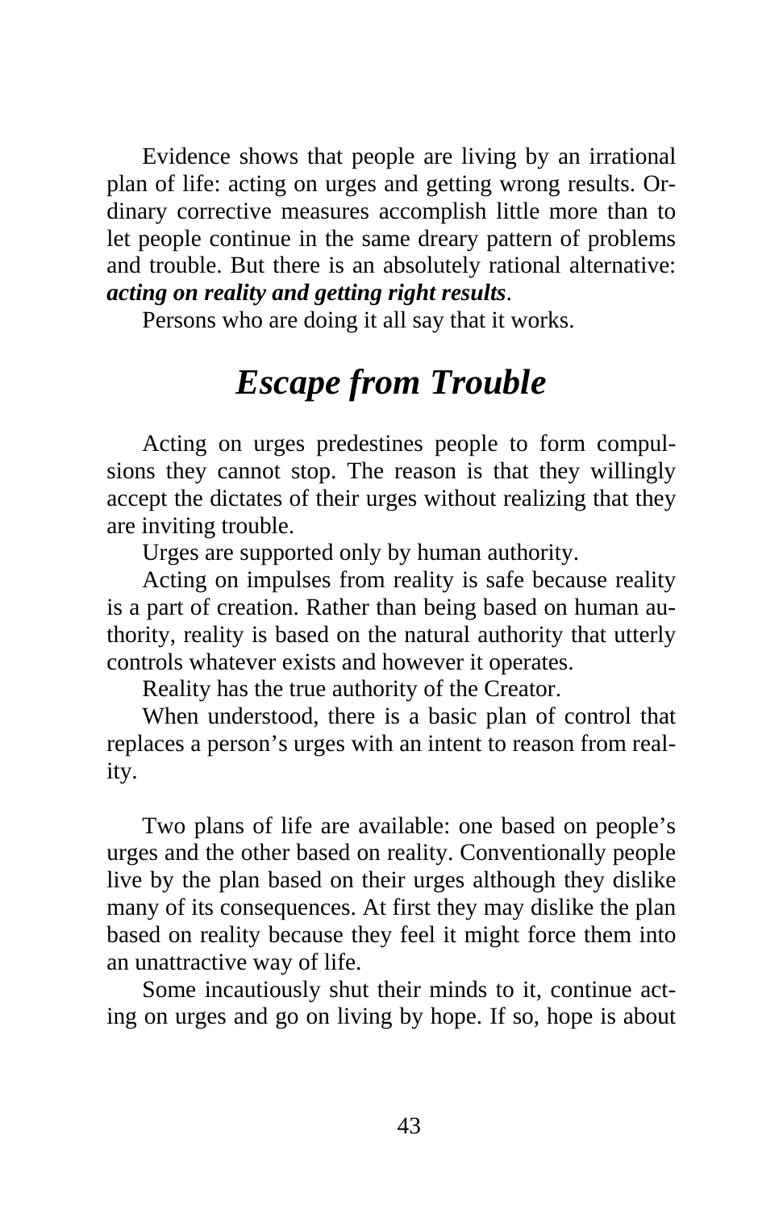Evidence shows that people are living by an irrational plan of life: acting on urges and getting wrong results. Ordinary corrective measures accomplish little more than to let people continue in the same dreary pattern of problems and trouble. But there is an absolutely rational alternative: ***acting on reality and getting right results***.

Persons who are doing it all say that it works.

# *Escape from Trouble*

Acting on urges predestines people to form compulsions they cannot stop. The reason is that they willingly accept the dictates of their urges without realizing that they are inviting trouble.

Urges are supported only by human authority.

Acting on impulses from reality is safe because reality is a part of creation. Rather than being based on human authority, reality is based on the natural authority that utterly controls whatever exists and however it operates.

Reality has the true authority of the Creator.

When understood, there is a basic plan of control that replaces a person's urges with an intent to reason from reality.

Two plans of life are available: one based on people's urges and the other based on reality. Conventionally people live by the plan based on their urges although they dislike many of its consequences. At first they may dislike the plan based on reality because they feel it might force them into an unattractive way of life.

Some incautiously shut their minds to it, continue acting on urges and go on living by hope. If so, hope is about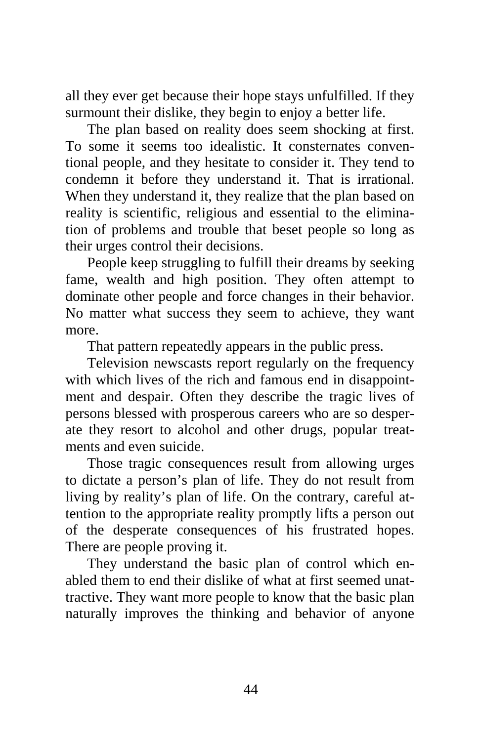all they ever get because their hope stays unfulfilled. If they surmount their dislike, they begin to enjoy a better life.

The plan based on reality does seem shocking at first. To some it seems too idealistic. It consternates conventional people, and they hesitate to consider it. They tend to condemn it before they understand it. That is irrational. When they understand it, they realize that the plan based on reality is scientific, religious and essential to the elimination of problems and trouble that beset people so long as their urges control their decisions.

People keep struggling to fulfill their dreams by seeking fame, wealth and high position. They often attempt to dominate other people and force changes in their behavior. No matter what success they seem to achieve, they want more.

That pattern repeatedly appears in the public press.

Television newscasts report regularly on the frequency with which lives of the rich and famous end in disappointment and despair. Often they describe the tragic lives of persons blessed with prosperous careers who are so desperate they resort to alcohol and other drugs, popular treatments and even suicide.

Those tragic consequences result from allowing urges to dictate a person's plan of life. They do not result from living by reality's plan of life. On the contrary, careful attention to the appropriate reality promptly lifts a person out of the desperate consequences of his frustrated hopes. There are people proving it.

They understand the basic plan of control which enabled them to end their dislike of what at first seemed unattractive. They want more people to know that the basic plan naturally improves the thinking and behavior of anyone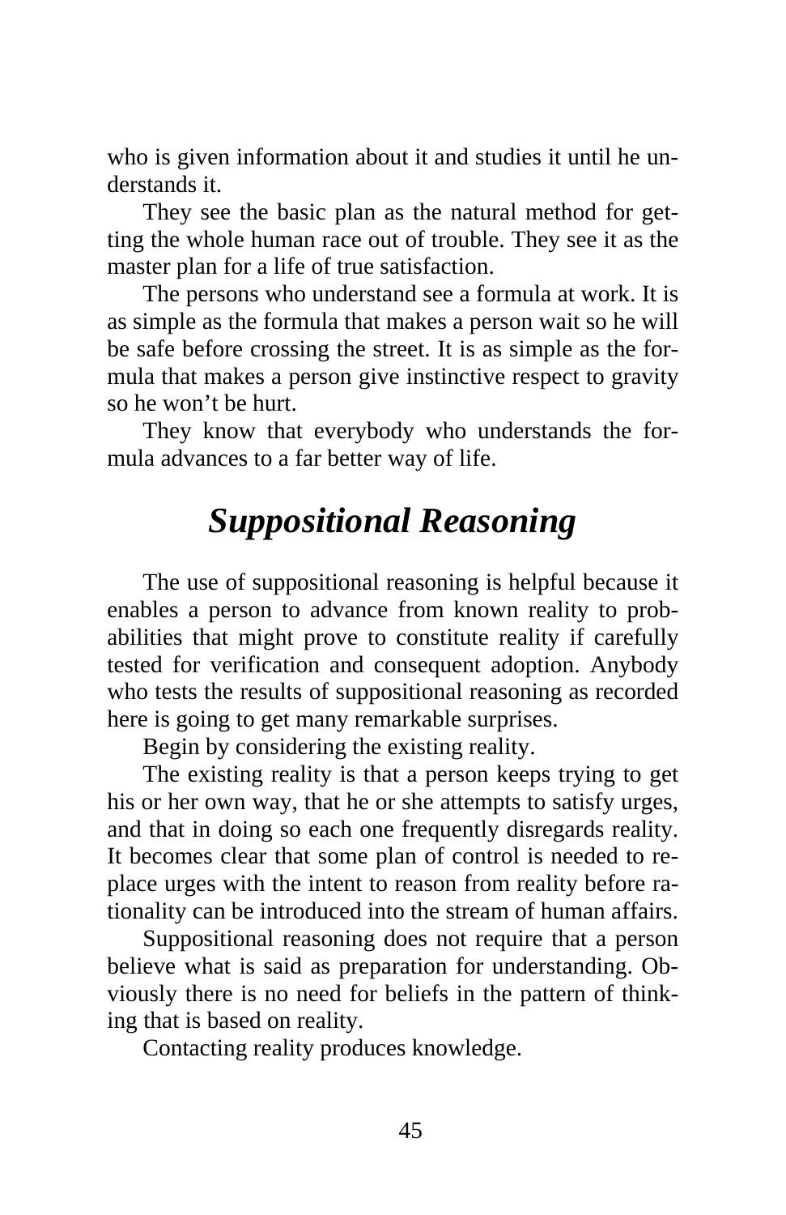who is given information about it and studies it until he understands it.

They see the basic plan as the natural method for getting the whole human race out of trouble. They see it as the master plan for a life of true satisfaction.

The persons who understand see a formula at work. It is as simple as the formula that makes a person wait so he will be safe before crossing the street. It is as simple as the formula that makes a person give instinctive respect to gravity so he won't be hurt.

They know that everybody who understands the formula advances to a far better way of life.

## *Suppositional Reasoning*

The use of suppositional reasoning is helpful because it enables a person to advance from known reality to probabilities that might prove to constitute reality if carefully tested for verification and consequent adoption. Anybody who tests the results of suppositional reasoning as recorded here is going to get many remarkable surprises.

Begin by considering the existing reality.

The existing reality is that a person keeps trying to get his or her own way, that he or she attempts to satisfy urges, and that in doing so each one frequently disregards reality. It becomes clear that some plan of control is needed to replace urges with the intent to reason from reality before rationality can be introduced into the stream of human affairs.

Suppositional reasoning does not require that a person believe what is said as preparation for understanding. Obviously there is no need for beliefs in the pattern of thinking that is based on reality.

Contacting reality produces knowledge.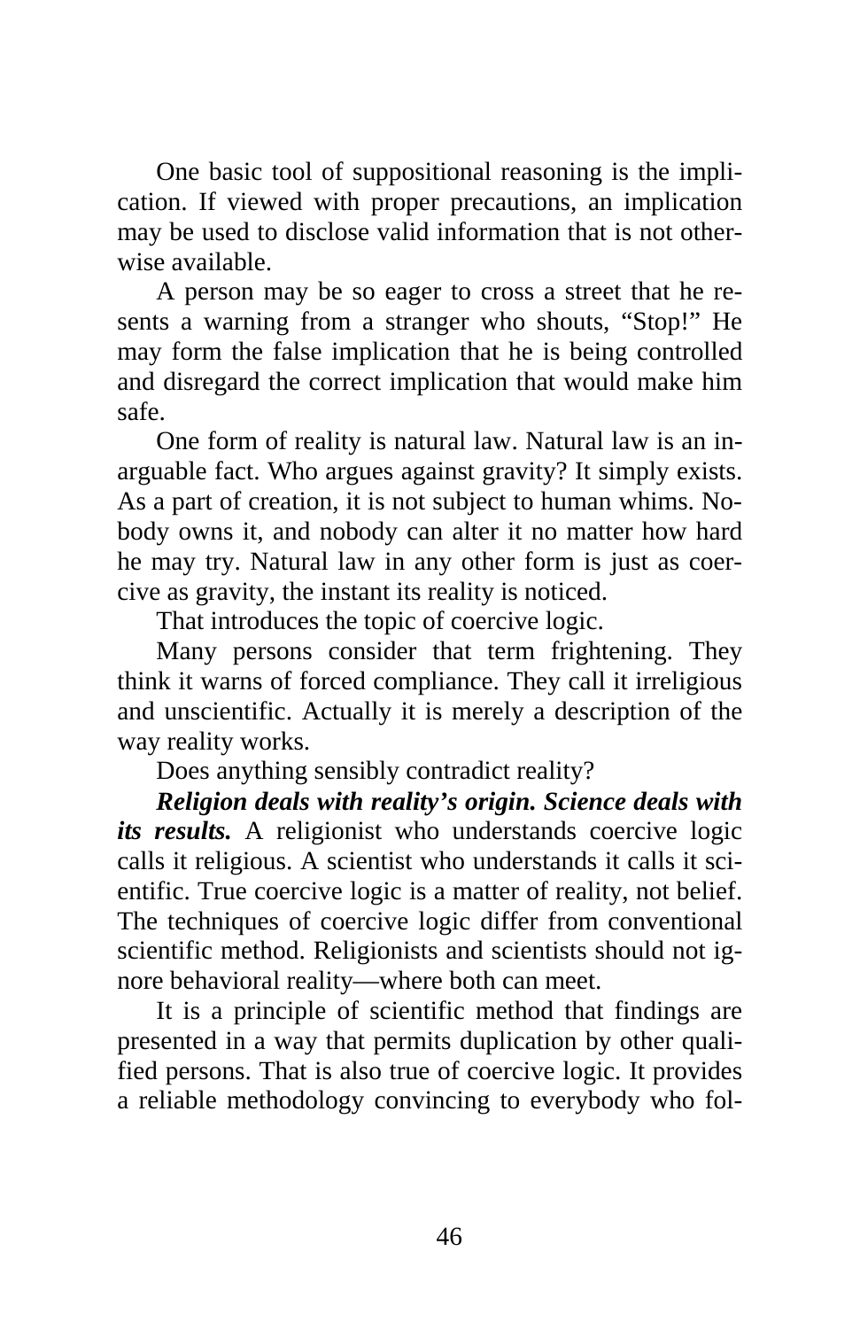One basic tool of suppositional reasoning is the implication. If viewed with proper precautions, an implication may be used to disclose valid information that is not otherwise available.

A person may be so eager to cross a street that he resents a warning from a stranger who shouts, "Stop!" He may form the false implication that he is being controlled and disregard the correct implication that would make him safe.

One form of reality is natural law. Natural law is an inarguable fact. Who argues against gravity? It simply exists. As a part of creation, it is not subject to human whims. Nobody owns it, and nobody can alter it no matter how hard he may try. Natural law in any other form is just as coercive as gravity, the instant its reality is noticed.

That introduces the topic of coercive logic.

Many persons consider that term frightening. They think it warns of forced compliance. They call it irreligious and unscientific. Actually it is merely a description of the way reality works.

Does anything sensibly contradict reality?

***Religion deals with reality's origin. Science deals with its results.*** A religionist who understands coercive logic calls it religious. A scientist who understands it calls it scientific. True coercive logic is a matter of reality, not belief. The techniques of coercive logic differ from conventional scientific method. Religionists and scientists should not ignore behavioral reality—where both can meet.

It is a principle of scientific method that findings are presented in a way that permits duplication by other qualified persons. That is also true of coercive logic. It provides a reliable methodology convincing to everybody who fol-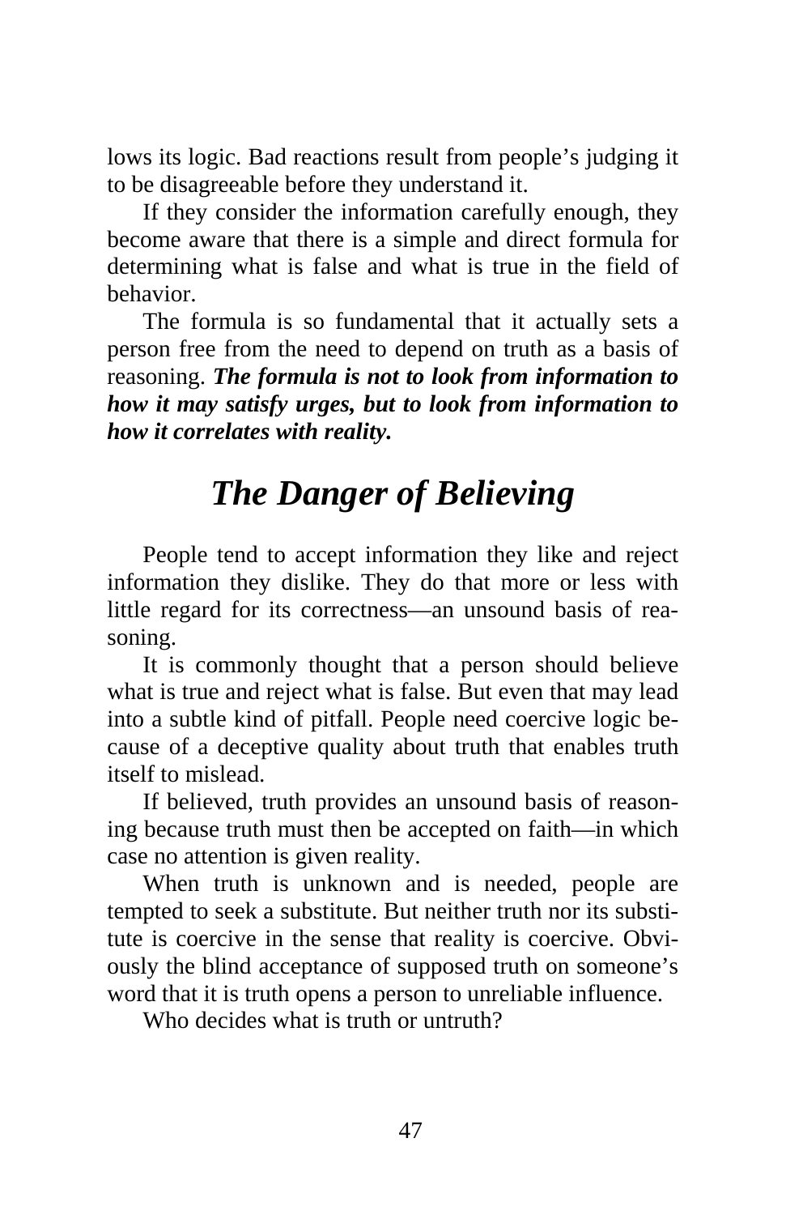lows its logic. Bad reactions result from people's judging it to be disagreeable before they understand it.

If they consider the information carefully enough, they become aware that there is a simple and direct formula for determining what is false and what is true in the field of behavior.

The formula is so fundamental that it actually sets a person free from the need to depend on truth as a basis of reasoning. ***The formula is not to look from information to how it may satisfy urges, but to look from information to how it correlates with reality.***

## *The Danger of Believing*

People tend to accept information they like and reject information they dislike. They do that more or less with little regard for its correctness—an unsound basis of reasoning.

It is commonly thought that a person should believe what is true and reject what is false. But even that may lead into a subtle kind of pitfall. People need coercive logic because of a deceptive quality about truth that enables truth itself to mislead.

If believed, truth provides an unsound basis of reasoning because truth must then be accepted on faith—in which case no attention is given reality.

When truth is unknown and is needed, people are tempted to seek a substitute. But neither truth nor its substitute is coercive in the sense that reality is coercive. Obviously the blind acceptance of supposed truth on someone's word that it is truth opens a person to unreliable influence.

Who decides what is truth or untruth?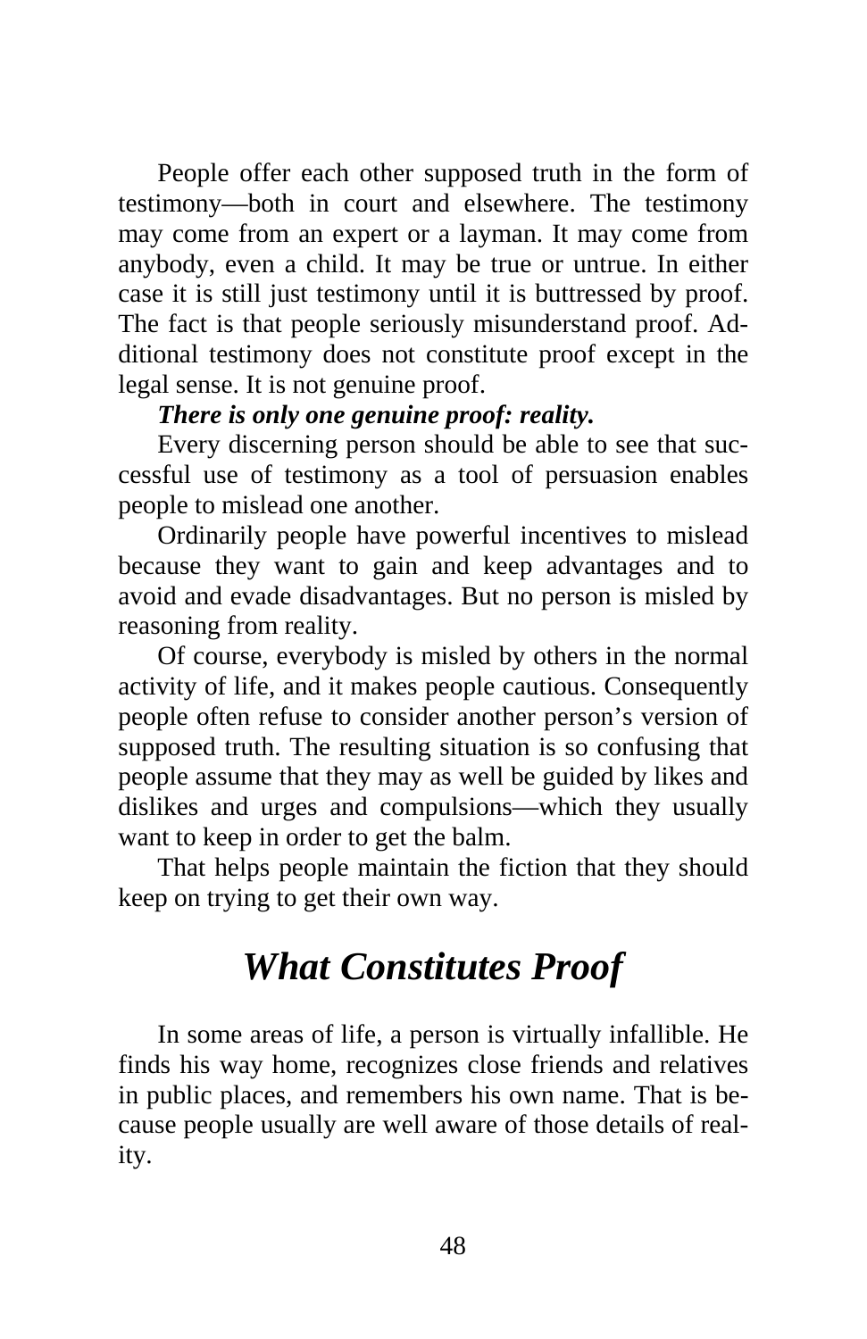People offer each other supposed truth in the form of testimony—both in court and elsewhere. The testimony may come from an expert or a layman. It may come from anybody, even a child. It may be true or untrue. In either case it is still just testimony until it is buttressed by proof. The fact is that people seriously misunderstand proof. Additional testimony does not constitute proof except in the legal sense. It is not genuine proof.

***There is only one genuine proof: reality.***

Every discerning person should be able to see that successful use of testimony as a tool of persuasion enables people to mislead one another.

Ordinarily people have powerful incentives to mislead because they want to gain and keep advantages and to avoid and evade disadvantages. But no person is misled by reasoning from reality.

Of course, everybody is misled by others in the normal activity of life, and it makes people cautious. Consequently people often refuse to consider another person's version of supposed truth. The resulting situation is so confusing that people assume that they may as well be guided by likes and dislikes and urges and compulsions—which they usually want to keep in order to get the balm.

That helps people maintain the fiction that they should keep on trying to get their own way.

## *What Constitutes Proof*

In some areas of life, a person is virtually infallible. He finds his way home, recognizes close friends and relatives in public places, and remembers his own name. That is because people usually are well aware of those details of reality.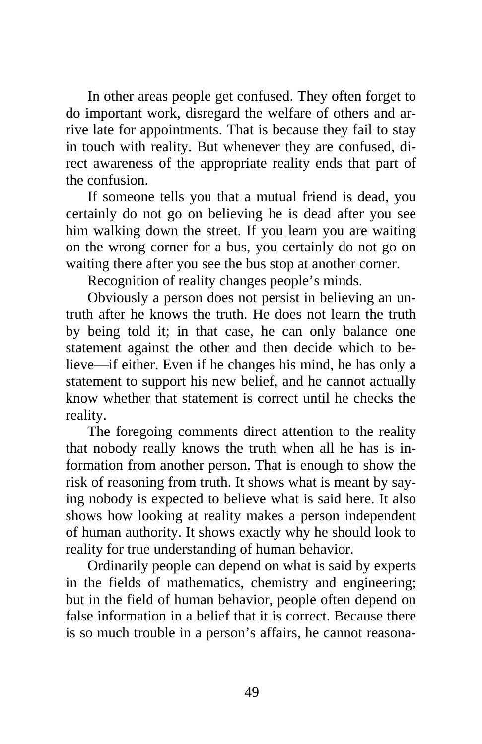In other areas people get confused. They often forget to do important work, disregard the welfare of others and arrive late for appointments. That is because they fail to stay in touch with reality. But whenever they are confused, direct awareness of the appropriate reality ends that part of the confusion.

If someone tells you that a mutual friend is dead, you certainly do not go on believing he is dead after you see him walking down the street. If you learn you are waiting on the wrong corner for a bus, you certainly do not go on waiting there after you see the bus stop at another corner.

Recognition of reality changes people's minds.

Obviously a person does not persist in believing an untruth after he knows the truth. He does not learn the truth by being told it; in that case, he can only balance one statement against the other and then decide which to believe—if either. Even if he changes his mind, he has only a statement to support his new belief, and he cannot actually know whether that statement is correct until he checks the reality.

The foregoing comments direct attention to the reality that nobody really knows the truth when all he has is information from another person. That is enough to show the risk of reasoning from truth. It shows what is meant by saying nobody is expected to believe what is said here. It also shows how looking at reality makes a person independent of human authority. It shows exactly why he should look to reality for true understanding of human behavior.

Ordinarily people can depend on what is said by experts in the fields of mathematics, chemistry and engineering; but in the field of human behavior, people often depend on false information in a belief that it is correct. Because there is so much trouble in a person's affairs, he cannot reasona-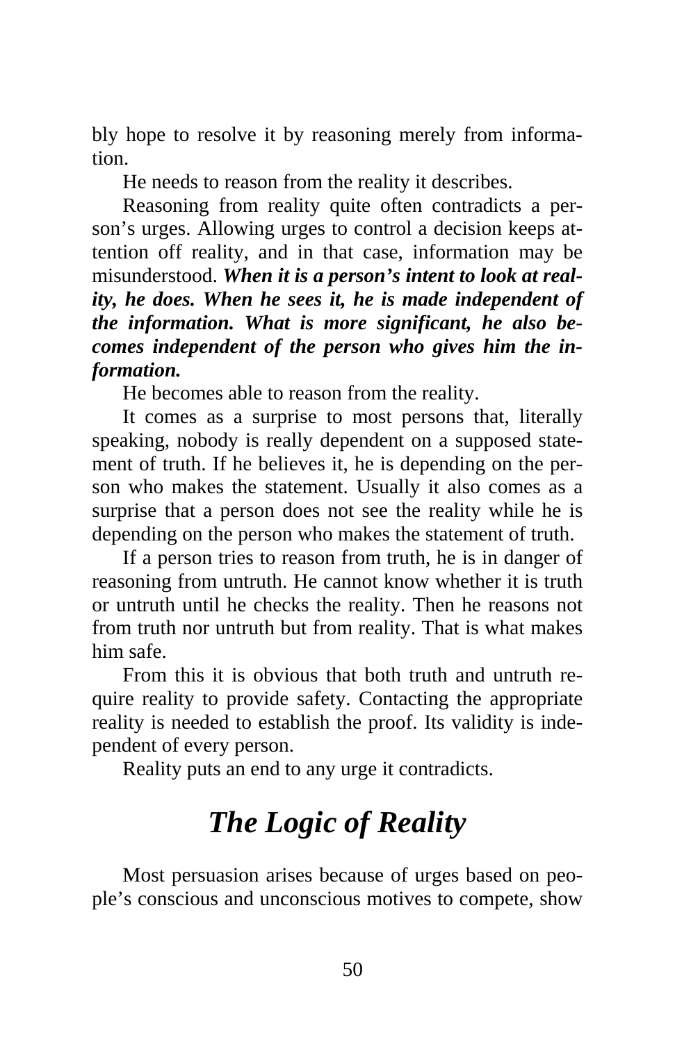bly hope to resolve it by reasoning merely from information.

He needs to reason from the reality it describes.

Reasoning from reality quite often contradicts a person's urges. Allowing urges to control a decision keeps attention off reality, and in that case, information may be misunderstood. ***When it is a person's intent to look at reality, he does. When he sees it, he is made independent of the information. What is more significant, he also becomes independent of the person who gives him the information.***

He becomes able to reason from the reality.

It comes as a surprise to most persons that, literally speaking, nobody is really dependent on a supposed statement of truth. If he believes it, he is depending on the person who makes the statement. Usually it also comes as a surprise that a person does not see the reality while he is depending on the person who makes the statement of truth.

If a person tries to reason from truth, he is in danger of reasoning from untruth. He cannot know whether it is truth or untruth until he checks the reality. Then he reasons not from truth nor untruth but from reality. That is what makes him safe.

From this it is obvious that both truth and untruth require reality to provide safety. Contacting the appropriate reality is needed to establish the proof. Its validity is independent of every person.

Reality puts an end to any urge it contradicts.

## *The Logic of Reality*

Most persuasion arises because of urges based on people's conscious and unconscious motives to compete, show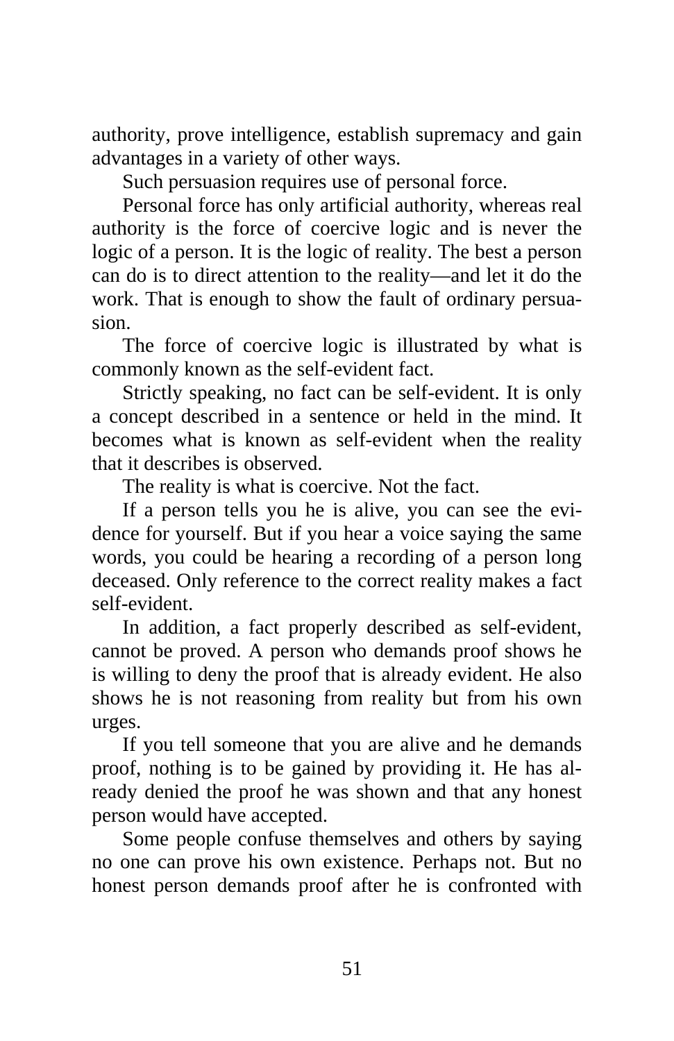authority, prove intelligence, establish supremacy and gain advantages in a variety of other ways.

Such persuasion requires use of personal force.

Personal force has only artificial authority, whereas real authority is the force of coercive logic and is never the logic of a person. It is the logic of reality. The best a person can do is to direct attention to the reality—and let it do the work. That is enough to show the fault of ordinary persuasion.

The force of coercive logic is illustrated by what is commonly known as the self-evident fact.

Strictly speaking, no fact can be self-evident. It is only a concept described in a sentence or held in the mind. It becomes what is known as self-evident when the reality that it describes is observed.

The reality is what is coercive. Not the fact.

If a person tells you he is alive, you can see the evidence for yourself. But if you hear a voice saying the same words, you could be hearing a recording of a person long deceased. Only reference to the correct reality makes a fact self-evident.

In addition, a fact properly described as self-evident, cannot be proved. A person who demands proof shows he is willing to deny the proof that is already evident. He also shows he is not reasoning from reality but from his own urges.

If you tell someone that you are alive and he demands proof, nothing is to be gained by providing it. He has already denied the proof he was shown and that any honest person would have accepted.

Some people confuse themselves and others by saying no one can prove his own existence. Perhaps not. But no honest person demands proof after he is confronted with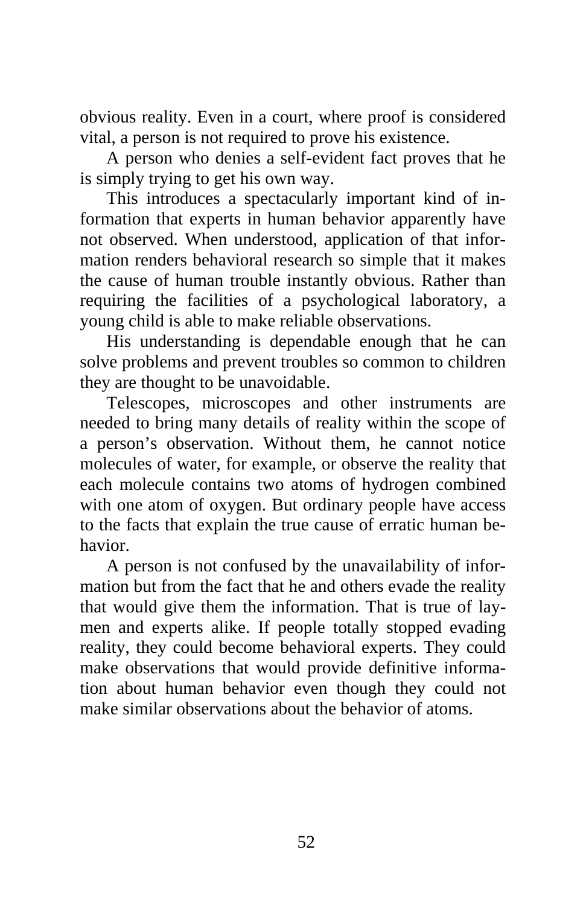obvious reality. Even in a court, where proof is considered vital, a person is not required to prove his existence.

A person who denies a self-evident fact proves that he is simply trying to get his own way.

This introduces a spectacularly important kind of information that experts in human behavior apparently have not observed. When understood, application of that information renders behavioral research so simple that it makes the cause of human trouble instantly obvious. Rather than requiring the facilities of a psychological laboratory, a young child is able to make reliable observations.

His understanding is dependable enough that he can solve problems and prevent troubles so common to children they are thought to be unavoidable.

Telescopes, microscopes and other instruments are needed to bring many details of reality within the scope of a person's observation. Without them, he cannot notice molecules of water, for example, or observe the reality that each molecule contains two atoms of hydrogen combined with one atom of oxygen. But ordinary people have access to the facts that explain the true cause of erratic human behavior.

A person is not confused by the unavailability of information but from the fact that he and others evade the reality that would give them the information. That is true of laymen and experts alike. If people totally stopped evading reality, they could become behavioral experts. They could make observations that would provide definitive information about human behavior even though they could not make similar observations about the behavior of atoms.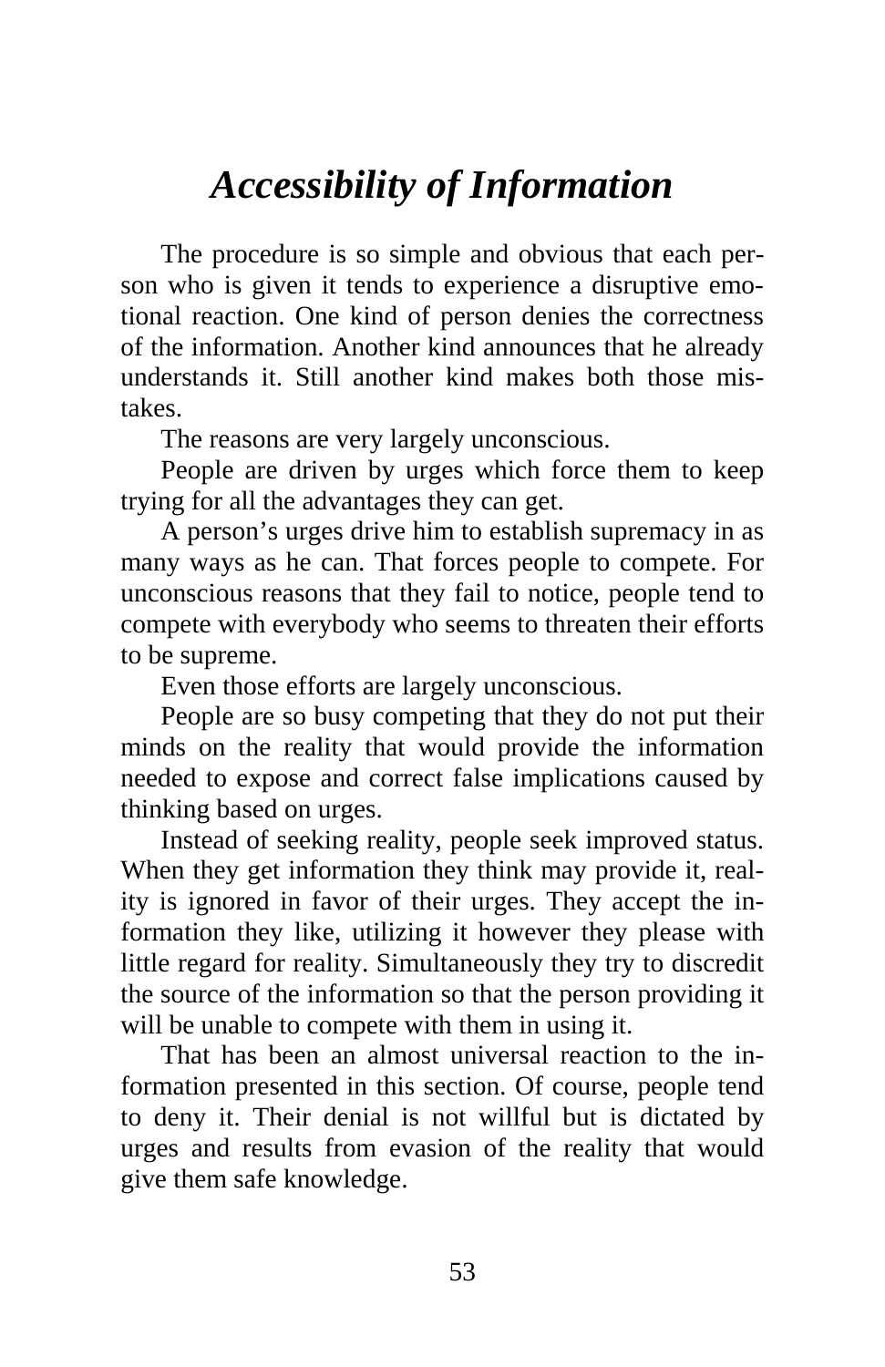# *Accessibility of Information*

The procedure is so simple and obvious that each person who is given it tends to experience a disruptive emotional reaction. One kind of person denies the correctness of the information. Another kind announces that he already understands it. Still another kind makes both those mistakes.

The reasons are very largely unconscious.

People are driven by urges which force them to keep trying for all the advantages they can get.

A person's urges drive him to establish supremacy in as many ways as he can. That forces people to compete. For unconscious reasons that they fail to notice, people tend to compete with everybody who seems to threaten their efforts to be supreme.

Even those efforts are largely unconscious.

People are so busy competing that they do not put their minds on the reality that would provide the information needed to expose and correct false implications caused by thinking based on urges.

Instead of seeking reality, people seek improved status. When they get information they think may provide it, reality is ignored in favor of their urges. They accept the information they like, utilizing it however they please with little regard for reality. Simultaneously they try to discredit the source of the information so that the person providing it will be unable to compete with them in using it.

That has been an almost universal reaction to the information presented in this section. Of course, people tend to deny it. Their denial is not willful but is dictated by urges and results from evasion of the reality that would give them safe knowledge.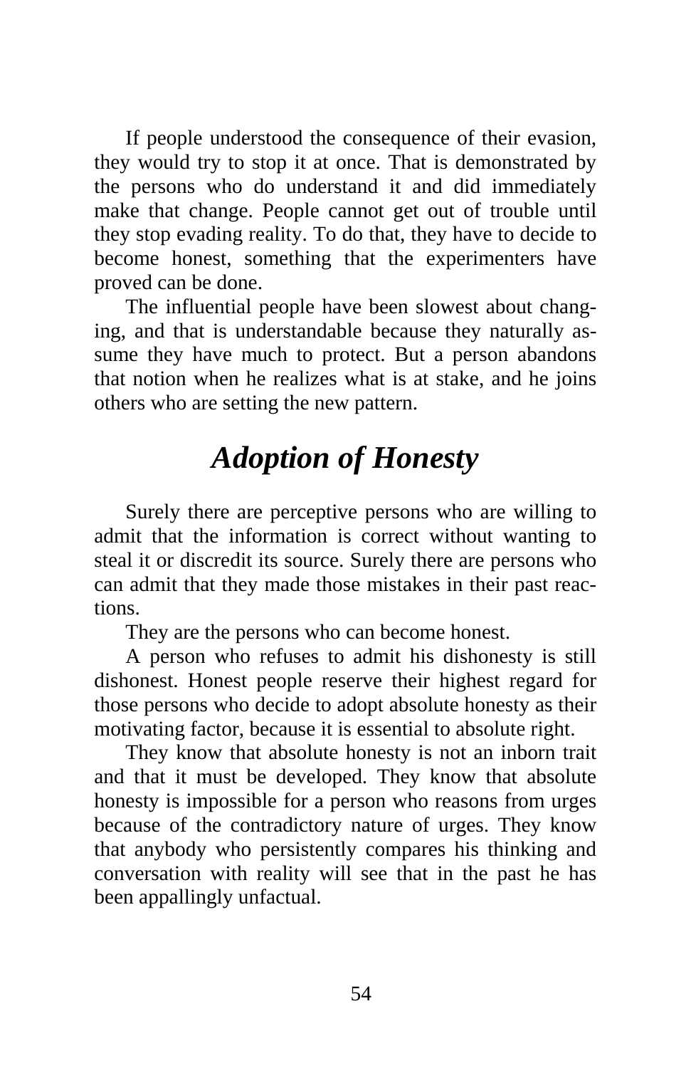If people understood the consequence of their evasion, they would try to stop it at once. That is demonstrated by the persons who do understand it and did immediately make that change. People cannot get out of trouble until they stop evading reality. To do that, they have to decide to become honest, something that the experimenters have proved can be done.

The influential people have been slowest about changing, and that is understandable because they naturally assume they have much to protect. But a person abandons that notion when he realizes what is at stake, and he joins others who are setting the new pattern.

## *Adoption of Honesty*

Surely there are perceptive persons who are willing to admit that the information is correct without wanting to steal it or discredit its source. Surely there are persons who can admit that they made those mistakes in their past reactions.

They are the persons who can become honest.

A person who refuses to admit his dishonesty is still dishonest. Honest people reserve their highest regard for those persons who decide to adopt absolute honesty as their motivating factor, because it is essential to absolute right.

They know that absolute honesty is not an inborn trait and that it must be developed. They know that absolute honesty is impossible for a person who reasons from urges because of the contradictory nature of urges. They know that anybody who persistently compares his thinking and conversation with reality will see that in the past he has been appallingly unfactual.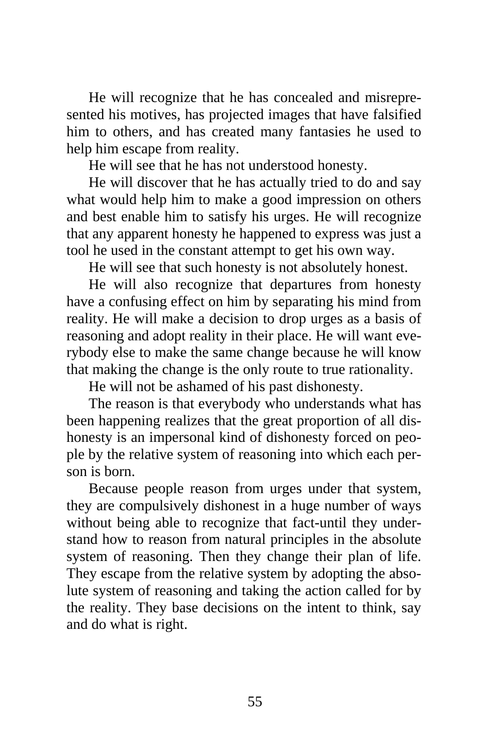He will recognize that he has concealed and misrepresented his motives, has projected images that have falsified him to others, and has created many fantasies he used to help him escape from reality.

He will see that he has not understood honesty.

He will discover that he has actually tried to do and say what would help him to make a good impression on others and best enable him to satisfy his urges. He will recognize that any apparent honesty he happened to express was just a tool he used in the constant attempt to get his own way.

He will see that such honesty is not absolutely honest.

He will also recognize that departures from honesty have a confusing effect on him by separating his mind from reality. He will make a decision to drop urges as a basis of reasoning and adopt reality in their place. He will want everybody else to make the same change because he will know that making the change is the only route to true rationality.

He will not be ashamed of his past dishonesty.

The reason is that everybody who understands what has been happening realizes that the great proportion of all dishonesty is an impersonal kind of dishonesty forced on people by the relative system of reasoning into which each person is born.

Because people reason from urges under that system, they are compulsively dishonest in a huge number of ways without being able to recognize that fact-until they understand how to reason from natural principles in the absolute system of reasoning. Then they change their plan of life. They escape from the relative system by adopting the absolute system of reasoning and taking the action called for by the reality. They base decisions on the intent to think, say and do what is right.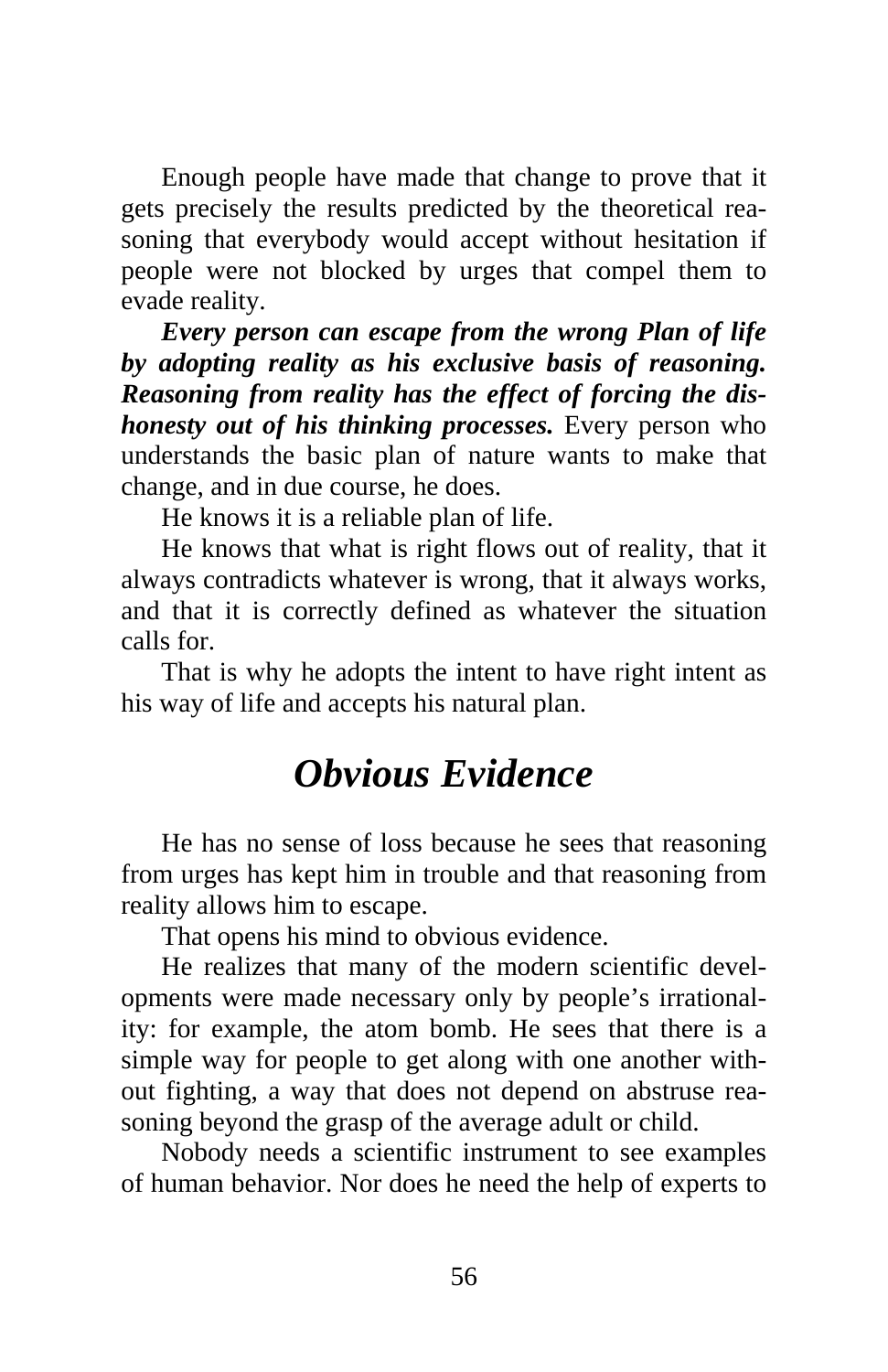Enough people have made that change to prove that it gets precisely the results predicted by the theoretical reasoning that everybody would accept without hesitation if people were not blocked by urges that compel them to evade reality.

***Every person can escape from the wrong Plan of life by adopting reality as his exclusive basis of reasoning. Reasoning from reality has the effect of forcing the dishonesty out of his thinking processes.*** Every person who understands the basic plan of nature wants to make that change, and in due course, he does.

He knows it is a reliable plan of life.

He knows that what is right flows out of reality, that it always contradicts whatever is wrong, that it always works, and that it is correctly defined as whatever the situation calls for.

That is why he adopts the intent to have right intent as his way of life and accepts his natural plan.

## *Obvious Evidence*

He has no sense of loss because he sees that reasoning from urges has kept him in trouble and that reasoning from reality allows him to escape.

That opens his mind to obvious evidence.

He realizes that many of the modern scientific developments were made necessary only by people's irrationality: for example, the atom bomb. He sees that there is a simple way for people to get along with one another without fighting, a way that does not depend on abstruse reasoning beyond the grasp of the average adult or child.

Nobody needs a scientific instrument to see examples of human behavior. Nor does he need the help of experts to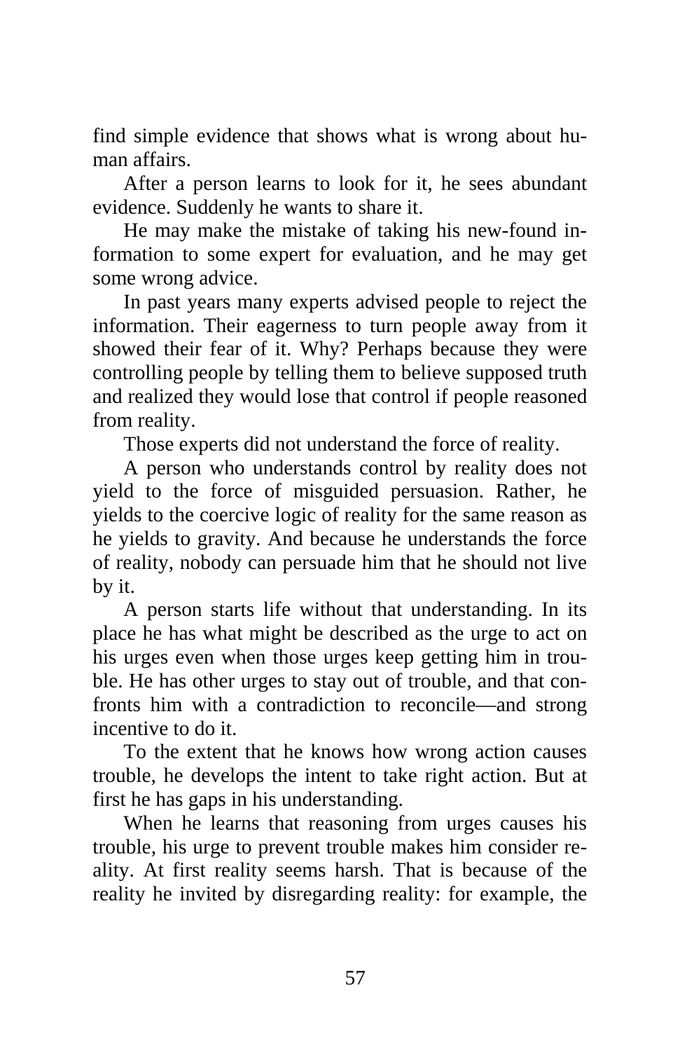find simple evidence that shows what is wrong about human affairs.

After a person learns to look for it, he sees abundant evidence. Suddenly he wants to share it.

He may make the mistake of taking his new-found information to some expert for evaluation, and he may get some wrong advice.

In past years many experts advised people to reject the information. Their eagerness to turn people away from it showed their fear of it. Why? Perhaps because they were controlling people by telling them to believe supposed truth and realized they would lose that control if people reasoned from reality.

Those experts did not understand the force of reality.

A person who understands control by reality does not yield to the force of misguided persuasion. Rather, he yields to the coercive logic of reality for the same reason as he yields to gravity. And because he understands the force of reality, nobody can persuade him that he should not live by it.

A person starts life without that understanding. In its place he has what might be described as the urge to act on his urges even when those urges keep getting him in trouble. He has other urges to stay out of trouble, and that confronts him with a contradiction to reconcile—and strong incentive to do it.

To the extent that he knows how wrong action causes trouble, he develops the intent to take right action. But at first he has gaps in his understanding.

When he learns that reasoning from urges causes his trouble, his urge to prevent trouble makes him consider reality. At first reality seems harsh. That is because of the reality he invited by disregarding reality: for example, the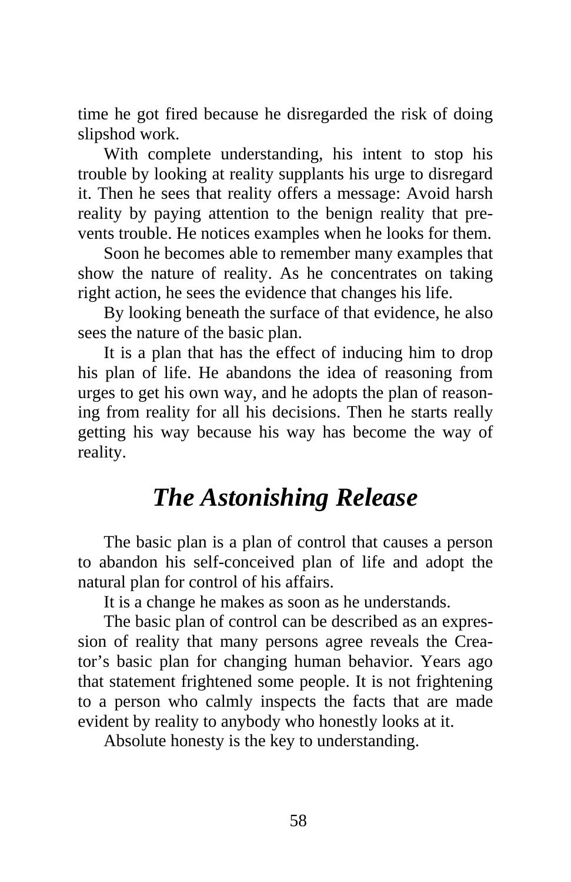time he got fired because he disregarded the risk of doing slipshod work.

With complete understanding, his intent to stop his trouble by looking at reality supplants his urge to disregard it. Then he sees that reality offers a message: Avoid harsh reality by paying attention to the benign reality that prevents trouble. He notices examples when he looks for them.

Soon he becomes able to remember many examples that show the nature of reality. As he concentrates on taking right action, he sees the evidence that changes his life.

By looking beneath the surface of that evidence, he also sees the nature of the basic plan.

It is a plan that has the effect of inducing him to drop his plan of life. He abandons the idea of reasoning from urges to get his own way, and he adopts the plan of reasoning from reality for all his decisions. Then he starts really getting his way because his way has become the way of reality.

## *The Astonishing Release*

The basic plan is a plan of control that causes a person to abandon his self-conceived plan of life and adopt the natural plan for control of his affairs.

It is a change he makes as soon as he understands.

The basic plan of control can be described as an expression of reality that many persons agree reveals the Creator's basic plan for changing human behavior. Years ago that statement frightened some people. It is not frightening to a person who calmly inspects the facts that are made evident by reality to anybody who honestly looks at it.

Absolute honesty is the key to understanding.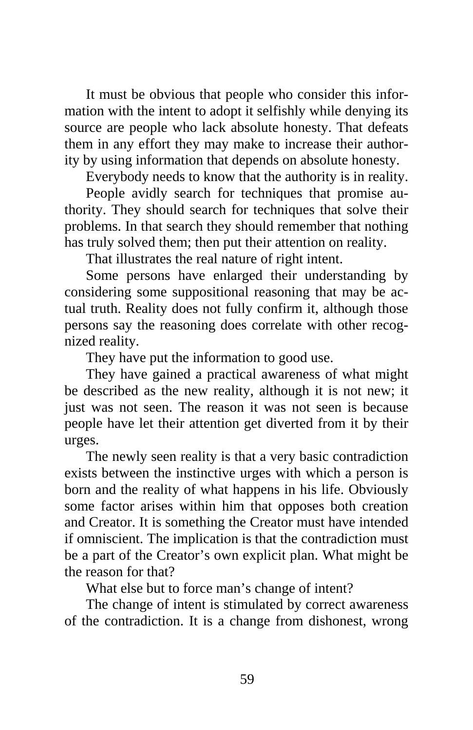It must be obvious that people who consider this information with the intent to adopt it selfishly while denying its source are people who lack absolute honesty. That defeats them in any effort they may make to increase their authority by using information that depends on absolute honesty.

Everybody needs to know that the authority is in reality.

People avidly search for techniques that promise authority. They should search for techniques that solve their problems. In that search they should remember that nothing has truly solved them; then put their attention on reality.

That illustrates the real nature of right intent.

Some persons have enlarged their understanding by considering some suppositional reasoning that may be actual truth. Reality does not fully confirm it, although those persons say the reasoning does correlate with other recognized reality.

They have put the information to good use.

They have gained a practical awareness of what might be described as the new reality, although it is not new; it just was not seen. The reason it was not seen is because people have let their attention get diverted from it by their urges.

The newly seen reality is that a very basic contradiction exists between the instinctive urges with which a person is born and the reality of what happens in his life. Obviously some factor arises within him that opposes both creation and Creator. It is something the Creator must have intended if omniscient. The implication is that the contradiction must be a part of the Creator's own explicit plan. What might be the reason for that?

What else but to force man's change of intent?

The change of intent is stimulated by correct awareness of the contradiction. It is a change from dishonest, wrong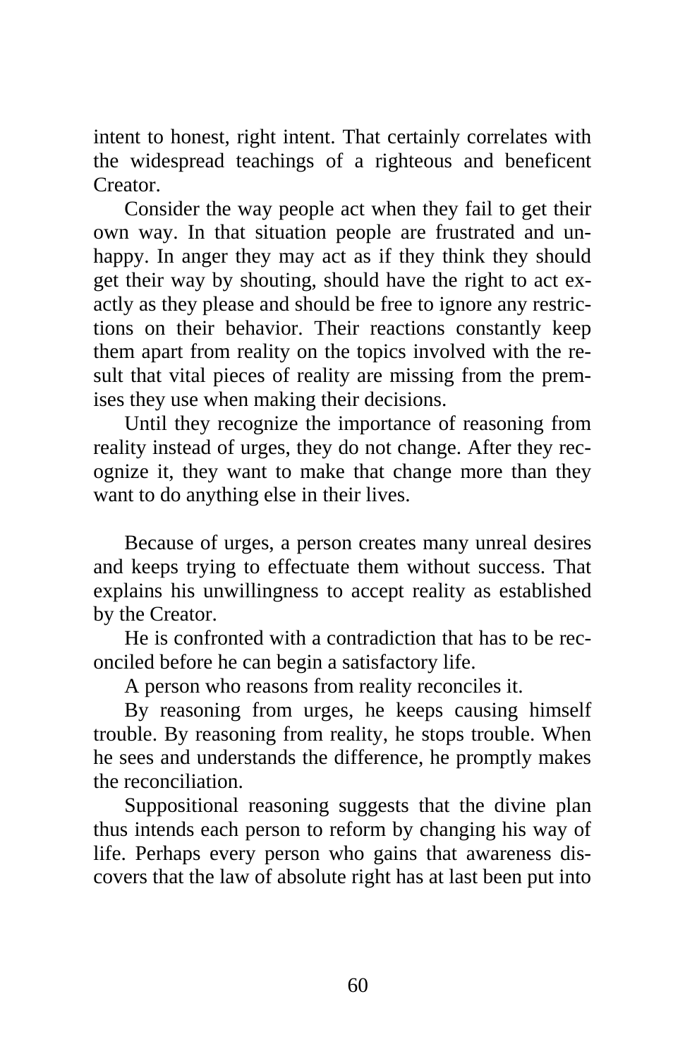intent to honest, right intent. That certainly correlates with the widespread teachings of a righteous and beneficent Creator.

Consider the way people act when they fail to get their own way. In that situation people are frustrated and unhappy. In anger they may act as if they think they should get their way by shouting, should have the right to act exactly as they please and should be free to ignore any restrictions on their behavior. Their reactions constantly keep them apart from reality on the topics involved with the result that vital pieces of reality are missing from the premises they use when making their decisions.

Until they recognize the importance of reasoning from reality instead of urges, they do not change. After they recognize it, they want to make that change more than they want to do anything else in their lives.

Because of urges, a person creates many unreal desires and keeps trying to effectuate them without success. That explains his unwillingness to accept reality as established by the Creator.

He is confronted with a contradiction that has to be reconciled before he can begin a satisfactory life.

A person who reasons from reality reconciles it.

By reasoning from urges, he keeps causing himself trouble. By reasoning from reality, he stops trouble. When he sees and understands the difference, he promptly makes the reconciliation.

Suppositional reasoning suggests that the divine plan thus intends each person to reform by changing his way of life. Perhaps every person who gains that awareness discovers that the law of absolute right has at last been put into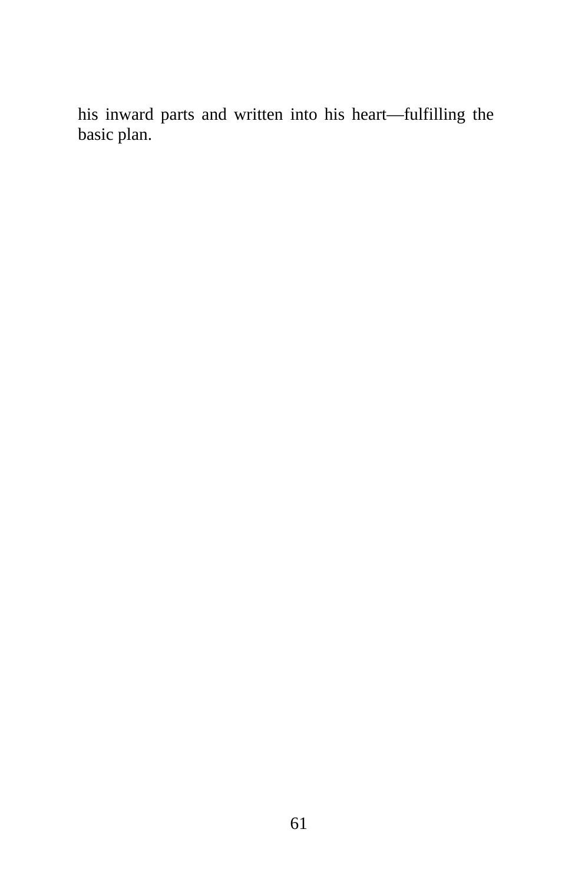his inward parts and written into his heart—fulfilling the basic plan.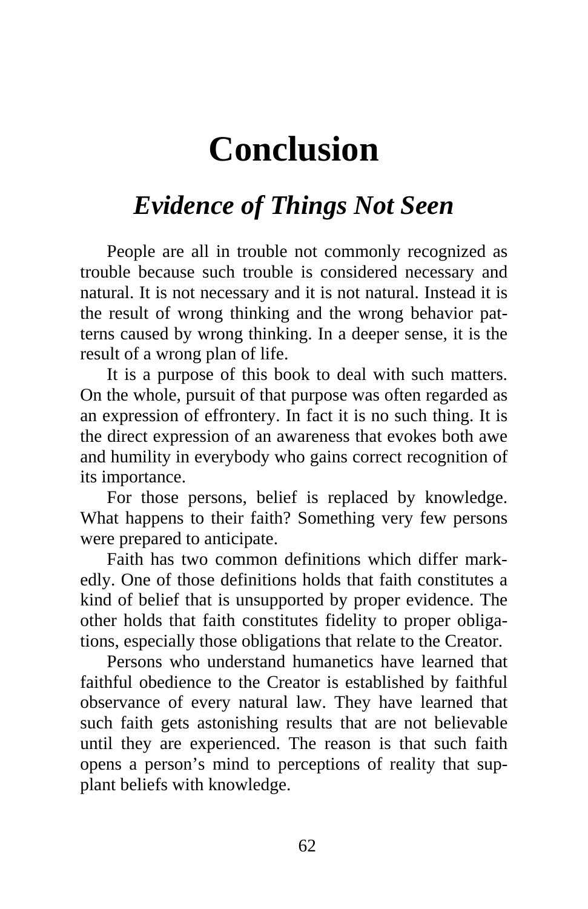# Conclusion

## *Evidence of Things Not Seen*

People are all in trouble not commonly recognized as trouble because such trouble is considered necessary and natural. It is not necessary and it is not natural. Instead it is the result of wrong thinking and the wrong behavior patterns caused by wrong thinking. In a deeper sense, it is the result of a wrong plan of life.

It is a purpose of this book to deal with such matters. On the whole, pursuit of that purpose was often regarded as an expression of effrontery. In fact it is no such thing. It is the direct expression of an awareness that evokes both awe and humility in everybody who gains correct recognition of its importance.

For those persons, belief is replaced by knowledge. What happens to their faith? Something very few persons were prepared to anticipate.

Faith has two common definitions which differ markedly. One of those definitions holds that faith constitutes a kind of belief that is unsupported by proper evidence. The other holds that faith constitutes fidelity to proper obligations, especially those obligations that relate to the Creator.

Persons who understand humanetics have learned that faithful obedience to the Creator is established by faithful observance of every natural law. They have learned that such faith gets astonishing results that are not believable until they are experienced. The reason is that such faith opens a person's mind to perceptions of reality that supplant beliefs with knowledge.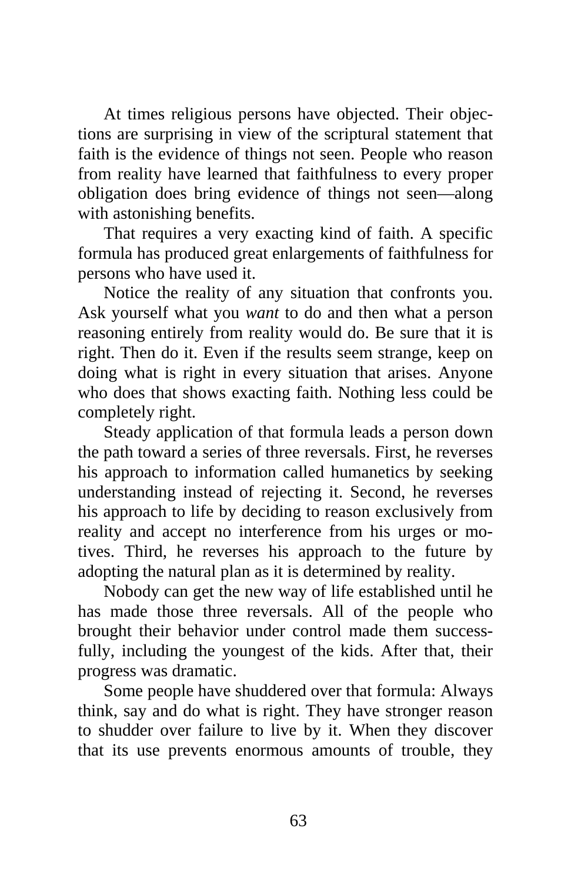At times religious persons have objected. Their objections are surprising in view of the scriptural statement that faith is the evidence of things not seen. People who reason from reality have learned that faithfulness to every proper obligation does bring evidence of things not seen—along with astonishing benefits.

That requires a very exacting kind of faith. A specific formula has produced great enlargements of faithfulness for persons who have used it.

Notice the reality of any situation that confronts you. Ask yourself what you *want* to do and then what a person reasoning entirely from reality would do. Be sure that it is right. Then do it. Even if the results seem strange, keep on doing what is right in every situation that arises. Anyone who does that shows exacting faith. Nothing less could be completely right.

Steady application of that formula leads a person down the path toward a series of three reversals. First, he reverses his approach to information called humanetics by seeking understanding instead of rejecting it. Second, he reverses his approach to life by deciding to reason exclusively from reality and accept no interference from his urges or motives. Third, he reverses his approach to the future by adopting the natural plan as it is determined by reality.

Nobody can get the new way of life established until he has made those three reversals. All of the people who brought their behavior under control made them successfully, including the youngest of the kids. After that, their progress was dramatic.

Some people have shuddered over that formula: Always think, say and do what is right. They have stronger reason to shudder over failure to live by it. When they discover that its use prevents enormous amounts of trouble, they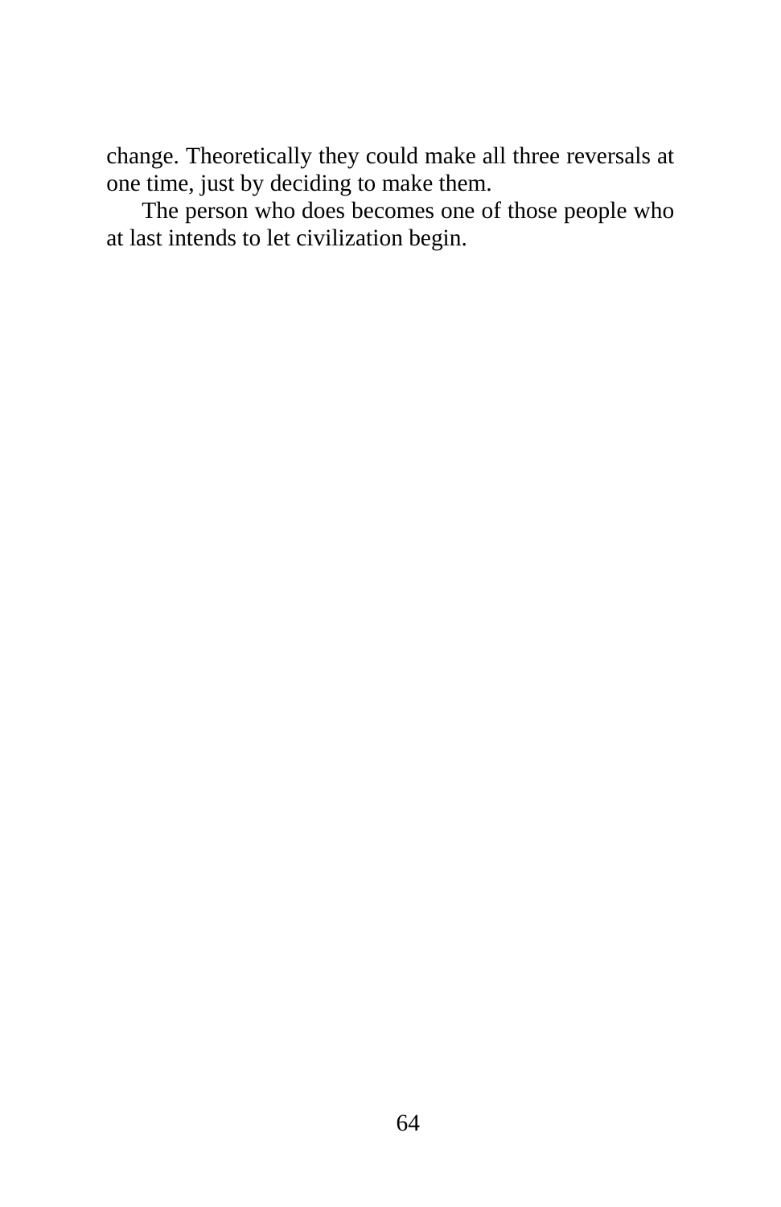change. Theoretically they could make all three reversals at one time, just by deciding to make them.

The person who does becomes one of those people who at last intends to let civilization begin.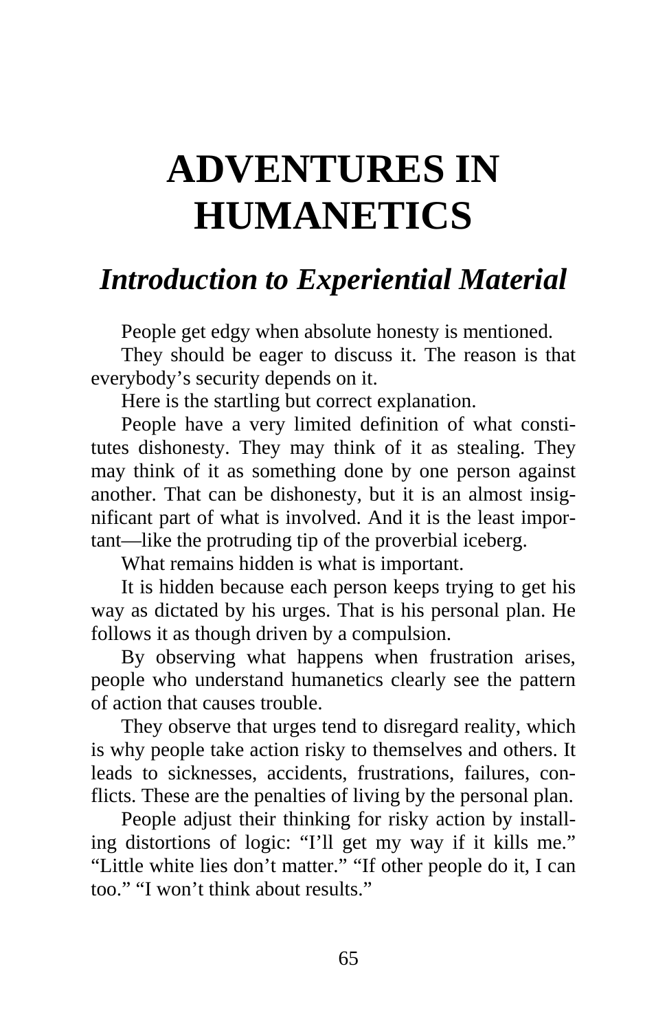# ADVENTURES IN HUMANETICS

## *Introduction to Experiential Material*

People get edgy when absolute honesty is mentioned.

They should be eager to discuss it. The reason is that everybody's security depends on it.

Here is the startling but correct explanation.

People have a very limited definition of what constitutes dishonesty. They may think of it as stealing. They may think of it as something done by one person against another. That can be dishonesty, but it is an almost insignificant part of what is involved. And it is the least important—like the protruding tip of the proverbial iceberg.

What remains hidden is what is important.

It is hidden because each person keeps trying to get his way as dictated by his urges. That is his personal plan. He follows it as though driven by a compulsion.

By observing what happens when frustration arises, people who understand humanetics clearly see the pattern of action that causes trouble.

They observe that urges tend to disregard reality, which is why people take action risky to themselves and others. It leads to sicknesses, accidents, frustrations, failures, conflicts. These are the penalties of living by the personal plan.

People adjust their thinking for risky action by installing distortions of logic: "I'll get my way if it kills me." "Little white lies don't matter." "If other people do it, I can too." "I won't think about results."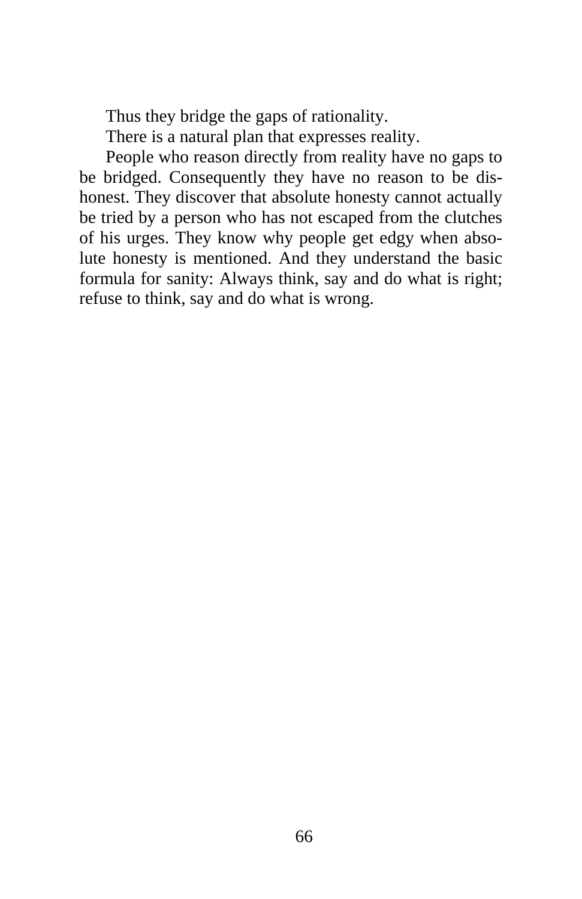Thus they bridge the gaps of rationality.

There is a natural plan that expresses reality.

People who reason directly from reality have no gaps to be bridged. Consequently they have no reason to be dishonest. They discover that absolute honesty cannot actually be tried by a person who has not escaped from the clutches of his urges. They know why people get edgy when absolute honesty is mentioned. And they understand the basic formula for sanity: Always think, say and do what is right; refuse to think, say and do what is wrong.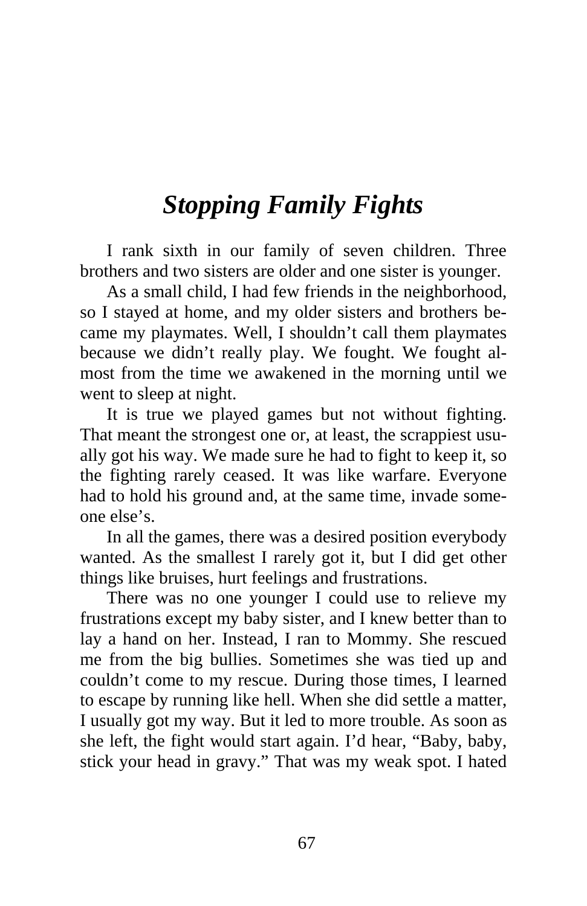# *Stopping Family Fights*

I rank sixth in our family of seven children. Three brothers and two sisters are older and one sister is younger.

As a small child, I had few friends in the neighborhood, so I stayed at home, and my older sisters and brothers became my playmates. Well, I shouldn't call them playmates because we didn't really play. We fought. We fought almost from the time we awakened in the morning until we went to sleep at night.

It is true we played games but not without fighting. That meant the strongest one or, at least, the scrappiest usually got his way. We made sure he had to fight to keep it, so the fighting rarely ceased. It was like warfare. Everyone had to hold his ground and, at the same time, invade someone else's.

In all the games, there was a desired position everybody wanted. As the smallest I rarely got it, but I did get other things like bruises, hurt feelings and frustrations.

There was no one younger I could use to relieve my frustrations except my baby sister, and I knew better than to lay a hand on her. Instead, I ran to Mommy. She rescued me from the big bullies. Sometimes she was tied up and couldn't come to my rescue. During those times, I learned to escape by running like hell. When she did settle a matter, I usually got my way. But it led to more trouble. As soon as she left, the fight would start again. I'd hear, "Baby, baby, stick your head in gravy." That was my weak spot. I hated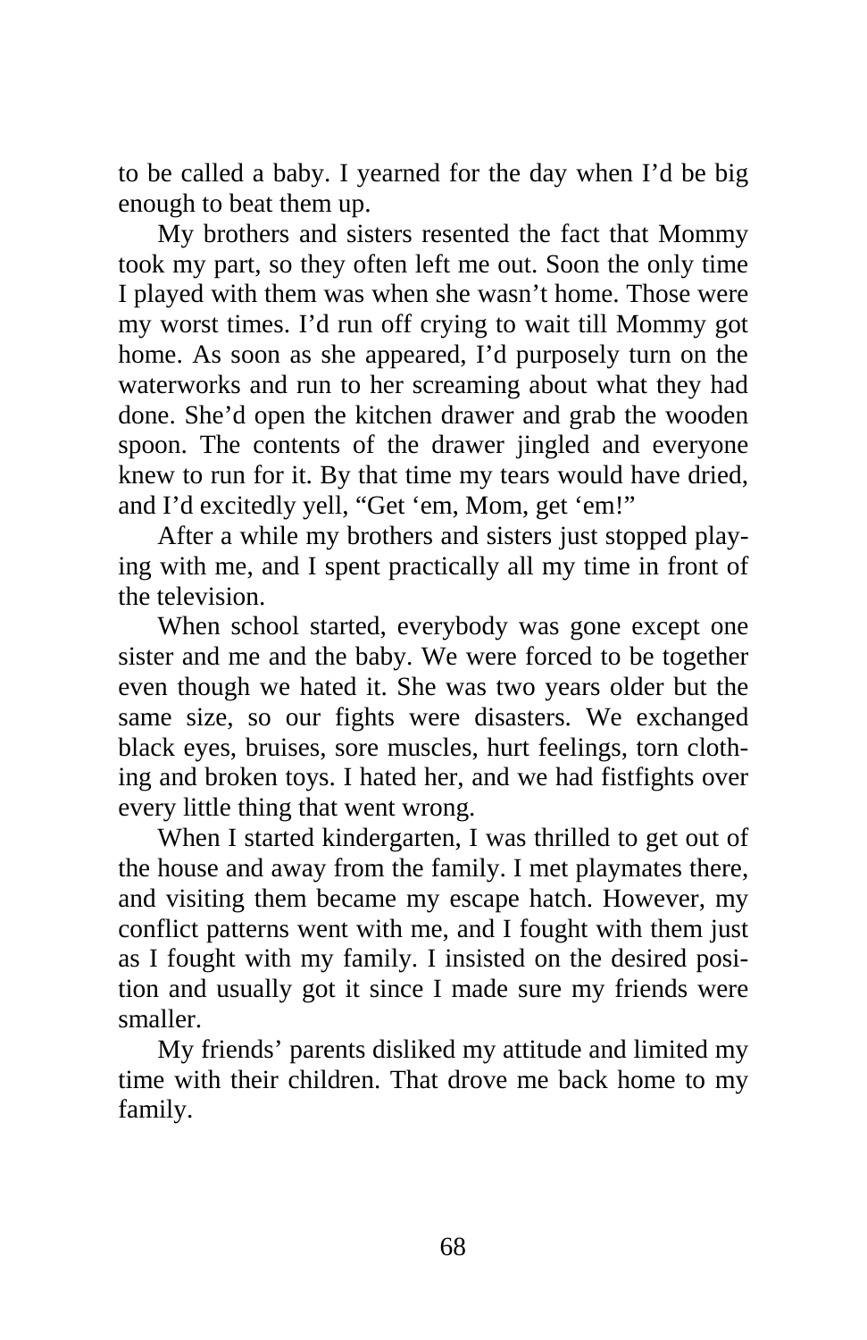to be called a baby. I yearned for the day when I'd be big enough to beat them up.

My brothers and sisters resented the fact that Mommy took my part, so they often left me out. Soon the only time I played with them was when she wasn't home. Those were my worst times. I'd run off crying to wait till Mommy got home. As soon as she appeared, I'd purposely turn on the waterworks and run to her screaming about what they had done. She'd open the kitchen drawer and grab the wooden spoon. The contents of the drawer jingled and everyone knew to run for it. By that time my tears would have dried, and I'd excitedly yell, "Get 'em, Mom, get 'em!"

After a while my brothers and sisters just stopped playing with me, and I spent practically all my time in front of the television.

When school started, everybody was gone except one sister and me and the baby. We were forced to be together even though we hated it. She was two years older but the same size, so our fights were disasters. We exchanged black eyes, bruises, sore muscles, hurt feelings, torn clothing and broken toys. I hated her, and we had fistfights over every little thing that went wrong.

When I started kindergarten, I was thrilled to get out of the house and away from the family. I met playmates there, and visiting them became my escape hatch. However, my conflict patterns went with me, and I fought with them just as I fought with my family. I insisted on the desired position and usually got it since I made sure my friends were smaller.

My friends' parents disliked my attitude and limited my time with their children. That drove me back home to my family.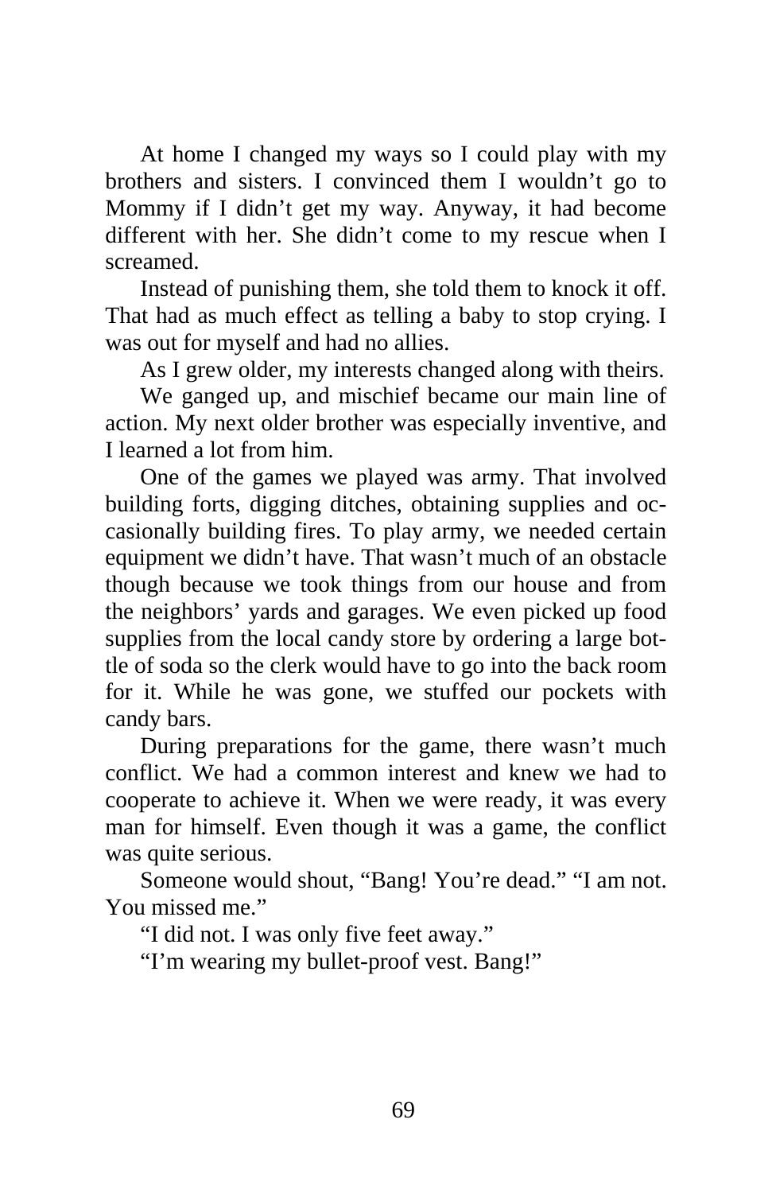At home I changed my ways so I could play with my brothers and sisters. I convinced them I wouldn't go to Mommy if I didn't get my way. Anyway, it had become different with her. She didn't come to my rescue when I screamed.

Instead of punishing them, she told them to knock it off. That had as much effect as telling a baby to stop crying. I was out for myself and had no allies.

As I grew older, my interests changed along with theirs.

We ganged up, and mischief became our main line of action. My next older brother was especially inventive, and I learned a lot from him.

One of the games we played was army. That involved building forts, digging ditches, obtaining supplies and occasionally building fires. To play army, we needed certain equipment we didn't have. That wasn't much of an obstacle though because we took things from our house and from the neighbors' yards and garages. We even picked up food supplies from the local candy store by ordering a large bottle of soda so the clerk would have to go into the back room for it. While he was gone, we stuffed our pockets with candy bars.

During preparations for the game, there wasn't much conflict. We had a common interest and knew we had to cooperate to achieve it. When we were ready, it was every man for himself. Even though it was a game, the conflict was quite serious.

Someone would shout, "Bang! You're dead." "I am not. You missed me."

"I did not. I was only five feet away."

"I'm wearing my bullet-proof vest. Bang!"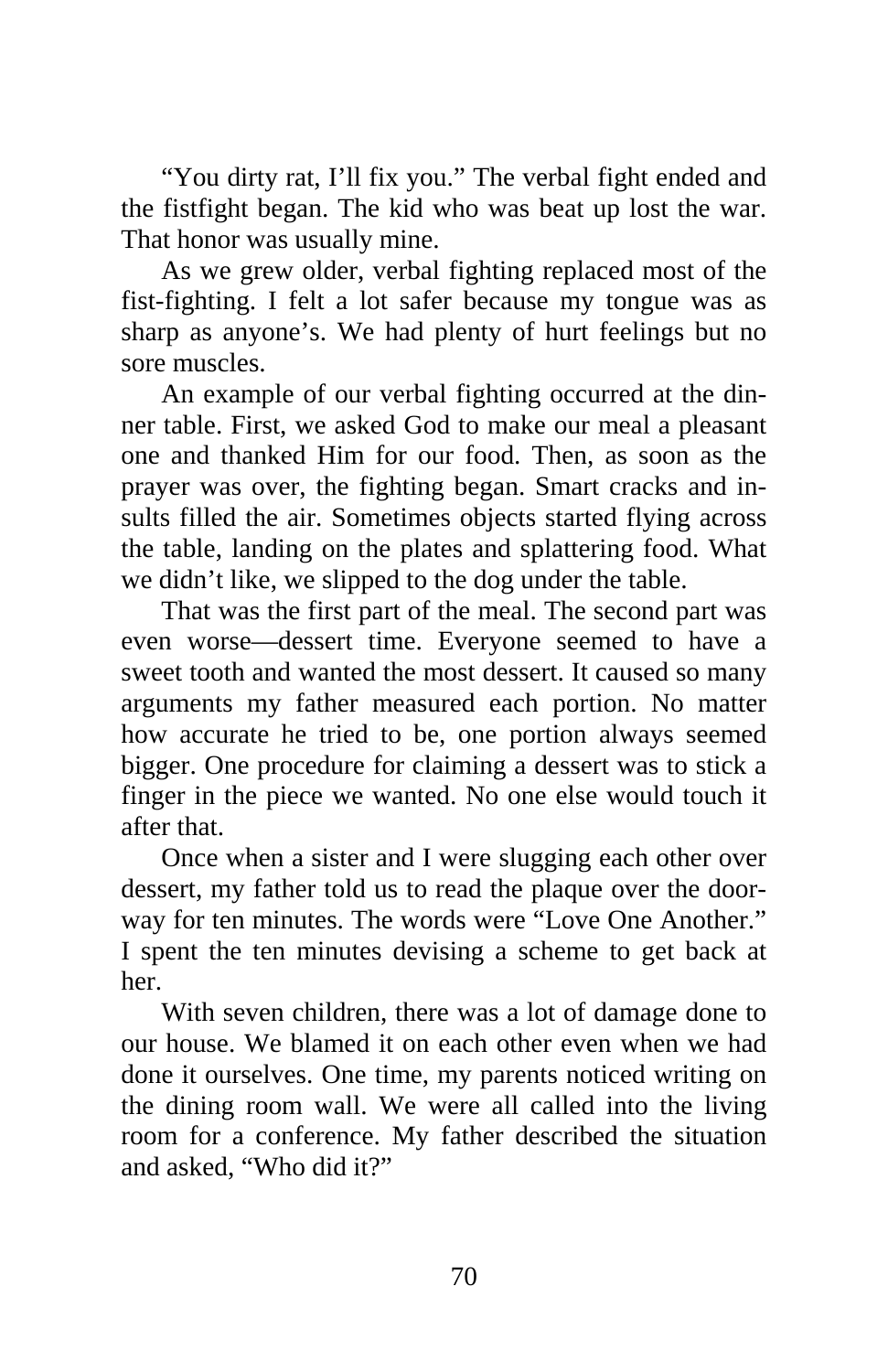"You dirty rat, I'll fix you." The verbal fight ended and the fistfight began. The kid who was beat up lost the war. That honor was usually mine.

As we grew older, verbal fighting replaced most of the fist-fighting. I felt a lot safer because my tongue was as sharp as anyone's. We had plenty of hurt feelings but no sore muscles.

An example of our verbal fighting occurred at the dinner table. First, we asked God to make our meal a pleasant one and thanked Him for our food. Then, as soon as the prayer was over, the fighting began. Smart cracks and insults filled the air. Sometimes objects started flying across the table, landing on the plates and splattering food. What we didn't like, we slipped to the dog under the table.

That was the first part of the meal. The second part was even worse—dessert time. Everyone seemed to have a sweet tooth and wanted the most dessert. It caused so many arguments my father measured each portion. No matter how accurate he tried to be, one portion always seemed bigger. One procedure for claiming a dessert was to stick a finger in the piece we wanted. No one else would touch it after that.

Once when a sister and I were slugging each other over dessert, my father told us to read the plaque over the doorway for ten minutes. The words were "Love One Another." I spent the ten minutes devising a scheme to get back at her.

With seven children, there was a lot of damage done to our house. We blamed it on each other even when we had done it ourselves. One time, my parents noticed writing on the dining room wall. We were all called into the living room for a conference. My father described the situation and asked, "Who did it?"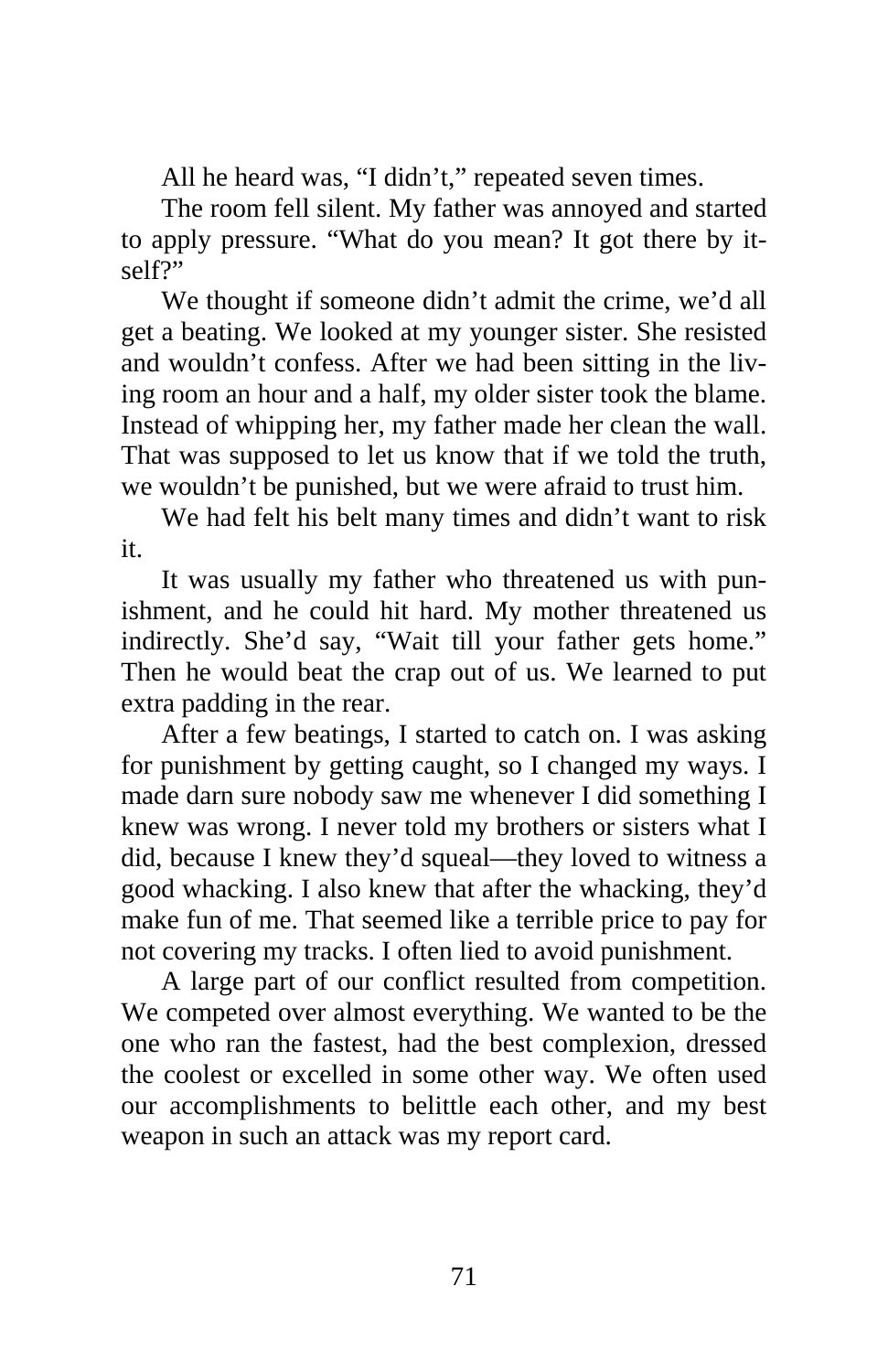All he heard was, "I didn't," repeated seven times.

The room fell silent. My father was annoyed and started to apply pressure. "What do you mean? It got there by itself?"

We thought if someone didn't admit the crime, we'd all get a beating. We looked at my younger sister. She resisted and wouldn't confess. After we had been sitting in the living room an hour and a half, my older sister took the blame. Instead of whipping her, my father made her clean the wall. That was supposed to let us know that if we told the truth, we wouldn't be punished, but we were afraid to trust him.

We had felt his belt many times and didn't want to risk it.

It was usually my father who threatened us with punishment, and he could hit hard. My mother threatened us indirectly. She'd say, "Wait till your father gets home." Then he would beat the crap out of us. We learned to put extra padding in the rear.

After a few beatings, I started to catch on. I was asking for punishment by getting caught, so I changed my ways. I made darn sure nobody saw me whenever I did something I knew was wrong. I never told my brothers or sisters what I did, because I knew they'd squeal—they loved to witness a good whacking. I also knew that after the whacking, they'd make fun of me. That seemed like a terrible price to pay for not covering my tracks. I often lied to avoid punishment.

A large part of our conflict resulted from competition. We competed over almost everything. We wanted to be the one who ran the fastest, had the best complexion, dressed the coolest or excelled in some other way. We often used our accomplishments to belittle each other, and my best weapon in such an attack was my report card.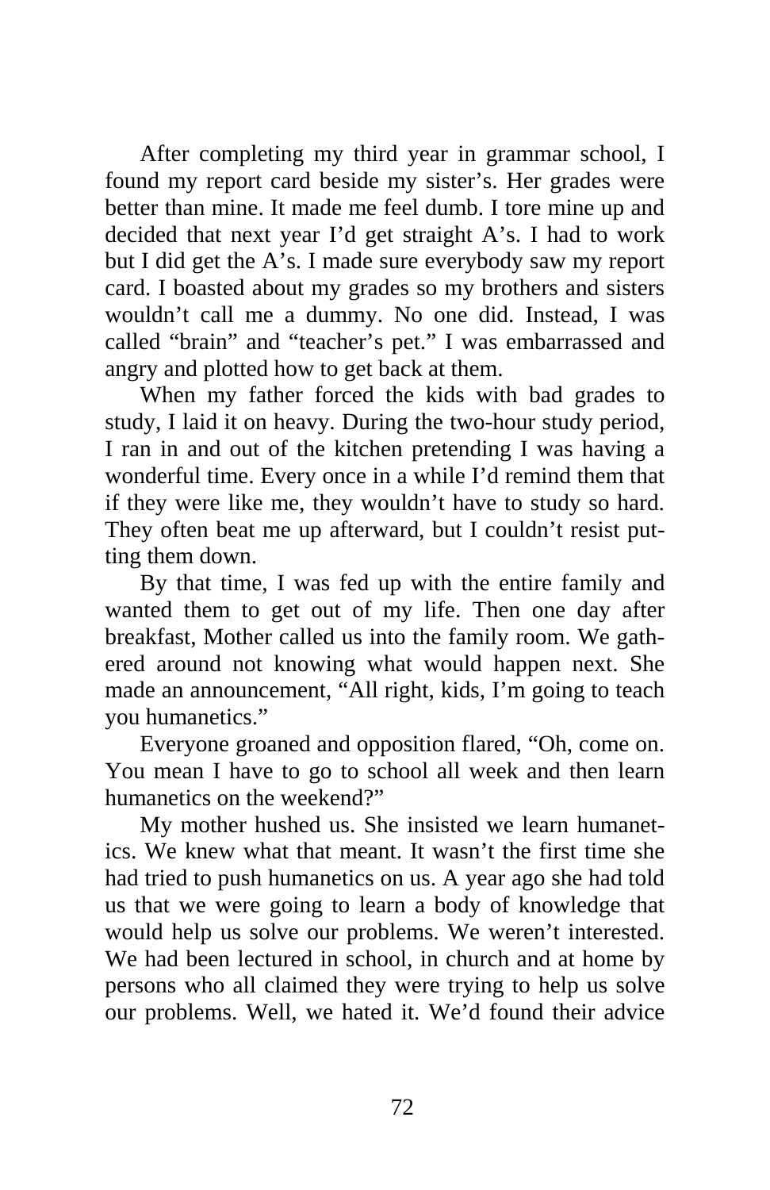After completing my third year in grammar school, I found my report card beside my sister's. Her grades were better than mine. It made me feel dumb. I tore mine up and decided that next year I'd get straight A's. I had to work but I did get the A's. I made sure everybody saw my report card. I boasted about my grades so my brothers and sisters wouldn't call me a dummy. No one did. Instead, I was called "brain" and "teacher's pet." I was embarrassed and angry and plotted how to get back at them.

When my father forced the kids with bad grades to study, I laid it on heavy. During the two-hour study period, I ran in and out of the kitchen pretending I was having a wonderful time. Every once in a while I'd remind them that if they were like me, they wouldn't have to study so hard. They often beat me up afterward, but I couldn't resist putting them down.

By that time, I was fed up with the entire family and wanted them to get out of my life. Then one day after breakfast, Mother called us into the family room. We gathered around not knowing what would happen next. She made an announcement, "All right, kids, I'm going to teach you humanetics."

Everyone groaned and opposition flared, "Oh, come on. You mean I have to go to school all week and then learn humanetics on the weekend?"

My mother hushed us. She insisted we learn humanetics. We knew what that meant. It wasn't the first time she had tried to push humanetics on us. A year ago she had told us that we were going to learn a body of knowledge that would help us solve our problems. We weren't interested. We had been lectured in school, in church and at home by persons who all claimed they were trying to help us solve our problems. Well, we hated it. We'd found their advice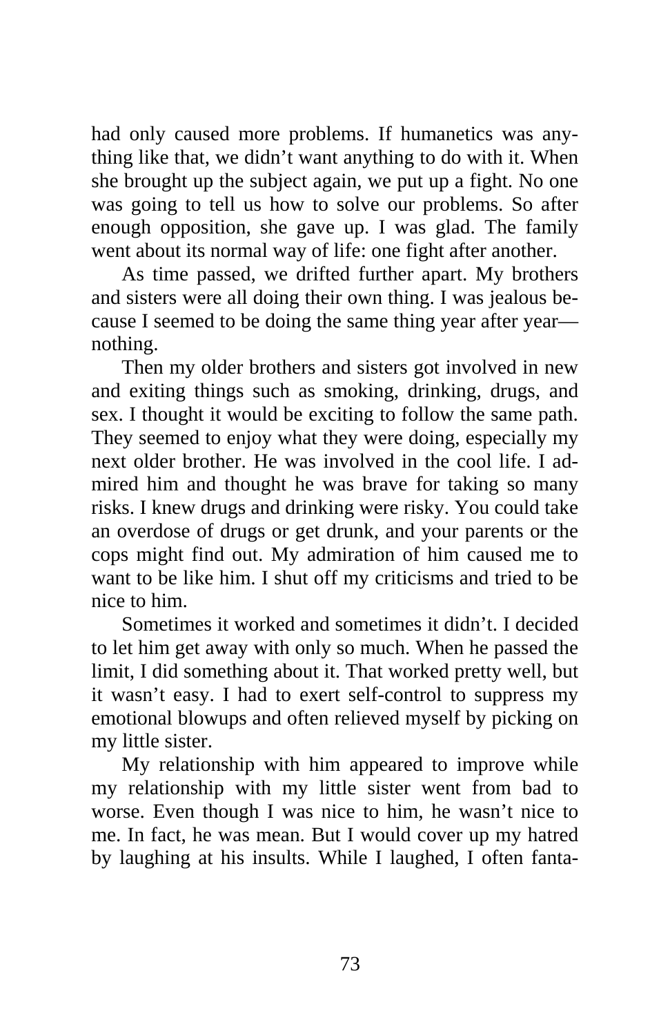had only caused more problems. If humanetics was anything like that, we didn't want anything to do with it. When she brought up the subject again, we put up a fight. No one was going to tell us how to solve our problems. So after enough opposition, she gave up. I was glad. The family went about its normal way of life: one fight after another.

As time passed, we drifted further apart. My brothers and sisters were all doing their own thing. I was jealous because I seemed to be doing the same thing year after year—nothing.

Then my older brothers and sisters got involved in new and exiting things such as smoking, drinking, drugs, and sex. I thought it would be exciting to follow the same path. They seemed to enjoy what they were doing, especially my next older brother. He was involved in the cool life. I admired him and thought he was brave for taking so many risks. I knew drugs and drinking were risky. You could take an overdose of drugs or get drunk, and your parents or the cops might find out. My admiration of him caused me to want to be like him. I shut off my criticisms and tried to be nice to him.

Sometimes it worked and sometimes it didn't. I decided to let him get away with only so much. When he passed the limit, I did something about it. That worked pretty well, but it wasn't easy. I had to exert self-control to suppress my emotional blowups and often relieved myself by picking on my little sister.

My relationship with him appeared to improve while my relationship with my little sister went from bad to worse. Even though I was nice to him, he wasn't nice to me. In fact, he was mean. But I would cover up my hatred by laughing at his insults. While I laughed, I often fanta-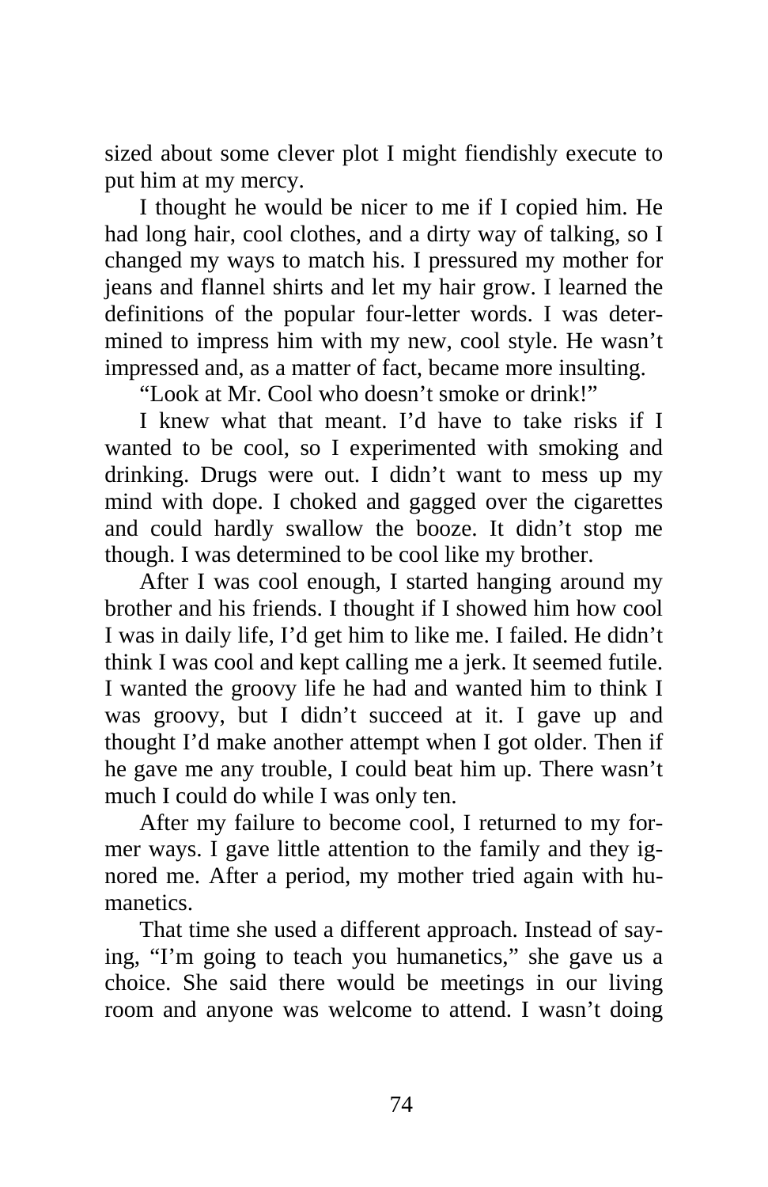sized about some clever plot I might fiendishly execute to put him at my mercy.

I thought he would be nicer to me if I copied him. He had long hair, cool clothes, and a dirty way of talking, so I changed my ways to match his. I pressured my mother for jeans and flannel shirts and let my hair grow. I learned the definitions of the popular four-letter words. I was determined to impress him with my new, cool style. He wasn't impressed and, as a matter of fact, became more insulting.

"Look at Mr. Cool who doesn't smoke or drink!"

I knew what that meant. I'd have to take risks if I wanted to be cool, so I experimented with smoking and drinking. Drugs were out. I didn't want to mess up my mind with dope. I choked and gagged over the cigarettes and could hardly swallow the booze. It didn't stop me though. I was determined to be cool like my brother.

After I was cool enough, I started hanging around my brother and his friends. I thought if I showed him how cool I was in daily life, I'd get him to like me. I failed. He didn't think I was cool and kept calling me a jerk. It seemed futile. I wanted the groovy life he had and wanted him to think I was groovy, but I didn't succeed at it. I gave up and thought I'd make another attempt when I got older. Then if he gave me any trouble, I could beat him up. There wasn't much I could do while I was only ten.

After my failure to become cool, I returned to my former ways. I gave little attention to the family and they ignored me. After a period, my mother tried again with humanetics.

That time she used a different approach. Instead of saying, "I'm going to teach you humanetics," she gave us a choice. She said there would be meetings in our living room and anyone was welcome to attend. I wasn't doing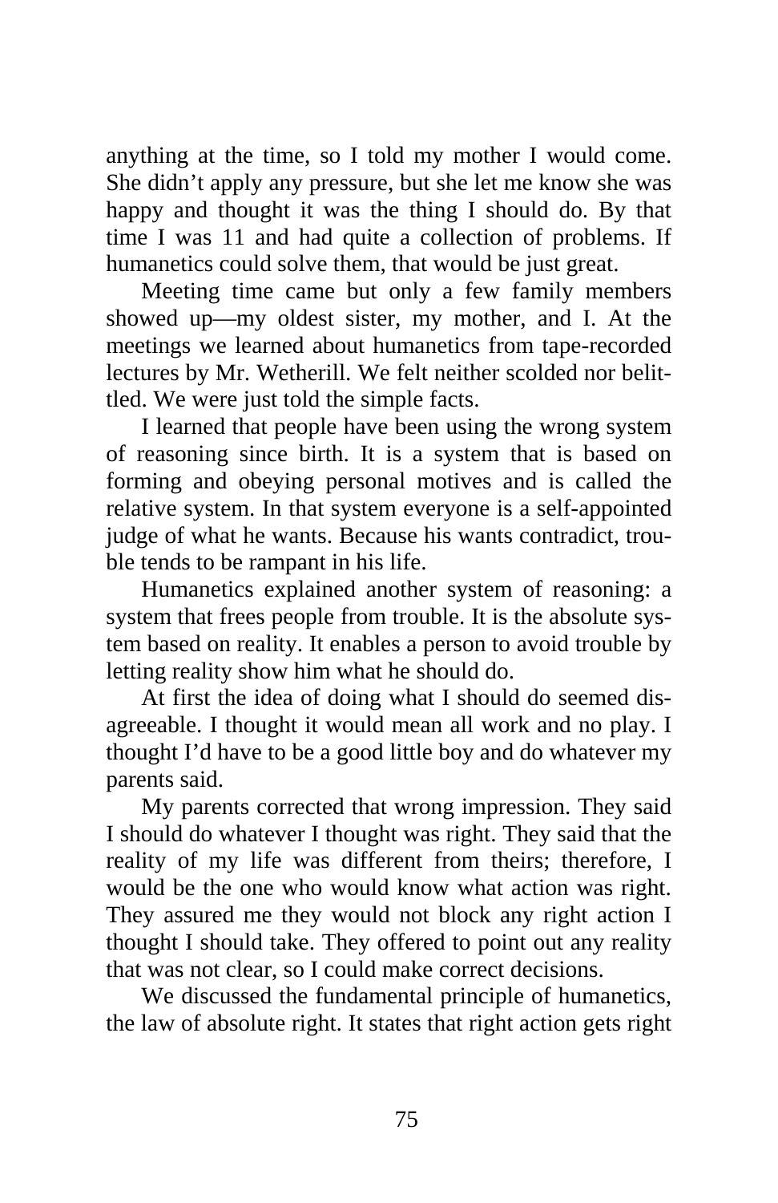anything at the time, so I told my mother I would come. She didn't apply any pressure, but she let me know she was happy and thought it was the thing I should do. By that time I was 11 and had quite a collection of problems. If humanetics could solve them, that would be just great.

Meeting time came but only a few family members showed up—my oldest sister, my mother, and I. At the meetings we learned about humanetics from tape-recorded lectures by Mr. Wetherill. We felt neither scolded nor belittled. We were just told the simple facts.

I learned that people have been using the wrong system of reasoning since birth. It is a system that is based on forming and obeying personal motives and is called the relative system. In that system everyone is a self-appointed judge of what he wants. Because his wants contradict, trouble tends to be rampant in his life.

Humanetics explained another system of reasoning: a system that frees people from trouble. It is the absolute system based on reality. It enables a person to avoid trouble by letting reality show him what he should do.

At first the idea of doing what I should do seemed disagreeable. I thought it would mean all work and no play. I thought I'd have to be a good little boy and do whatever my parents said.

My parents corrected that wrong impression. They said I should do whatever I thought was right. They said that the reality of my life was different from theirs; therefore, I would be the one who would know what action was right. They assured me they would not block any right action I thought I should take. They offered to point out any reality that was not clear, so I could make correct decisions.

We discussed the fundamental principle of humanetics, the law of absolute right. It states that right action gets right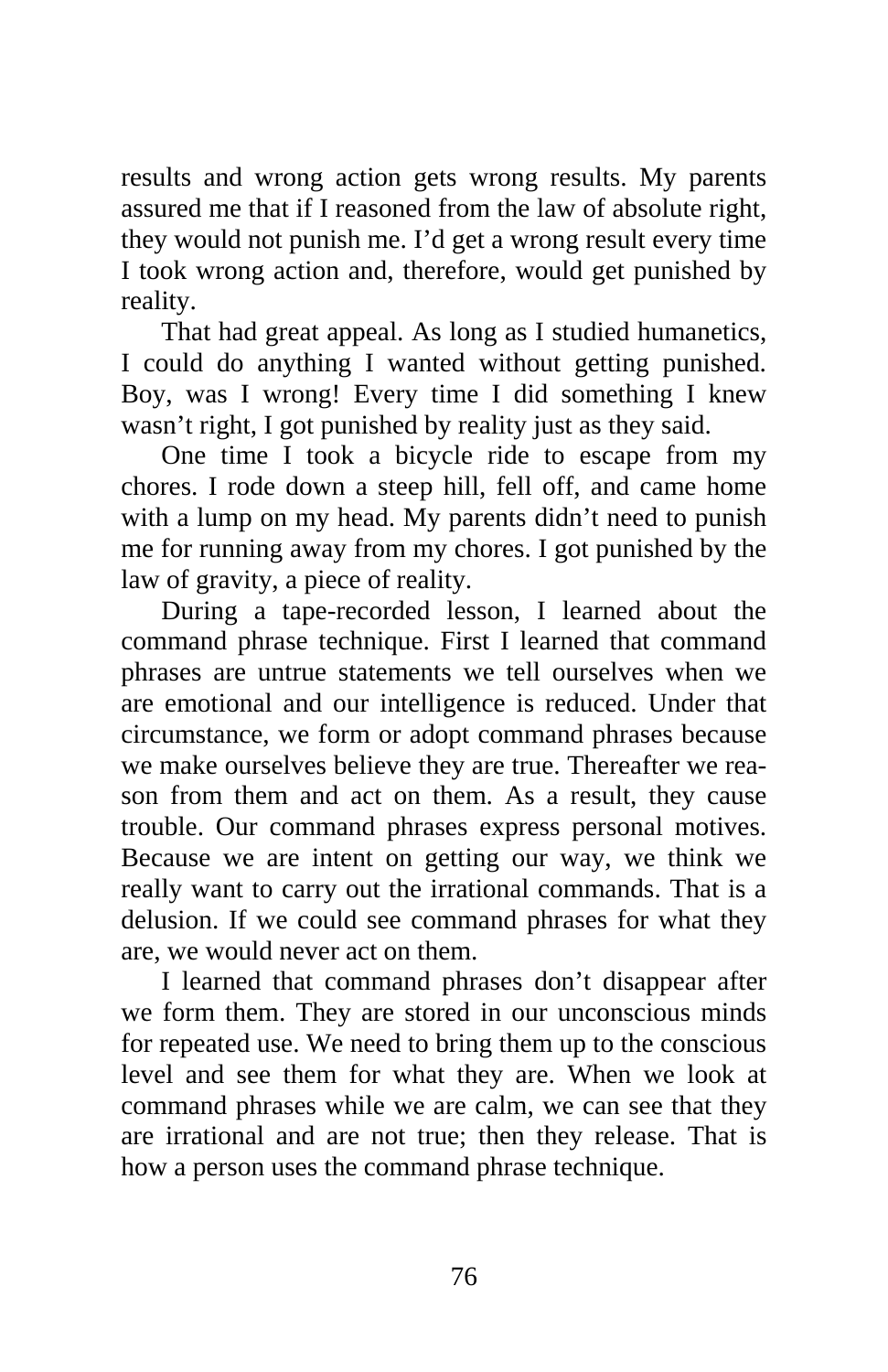results and wrong action gets wrong results. My parents assured me that if I reasoned from the law of absolute right, they would not punish me. I'd get a wrong result every time I took wrong action and, therefore, would get punished by reality.

That had great appeal. As long as I studied humanetics, I could do anything I wanted without getting punished. Boy, was I wrong! Every time I did something I knew wasn't right, I got punished by reality just as they said.

One time I took a bicycle ride to escape from my chores. I rode down a steep hill, fell off, and came home with a lump on my head. My parents didn't need to punish me for running away from my chores. I got punished by the law of gravity, a piece of reality.

During a tape-recorded lesson, I learned about the command phrase technique. First I learned that command phrases are untrue statements we tell ourselves when we are emotional and our intelligence is reduced. Under that circumstance, we form or adopt command phrases because we make ourselves believe they are true. Thereafter we reason from them and act on them. As a result, they cause trouble. Our command phrases express personal motives. Because we are intent on getting our way, we think we really want to carry out the irrational commands. That is a delusion. If we could see command phrases for what they are, we would never act on them.

I learned that command phrases don't disappear after we form them. They are stored in our unconscious minds for repeated use. We need to bring them up to the conscious level and see them for what they are. When we look at command phrases while we are calm, we can see that they are irrational and are not true; then they release. That is how a person uses the command phrase technique.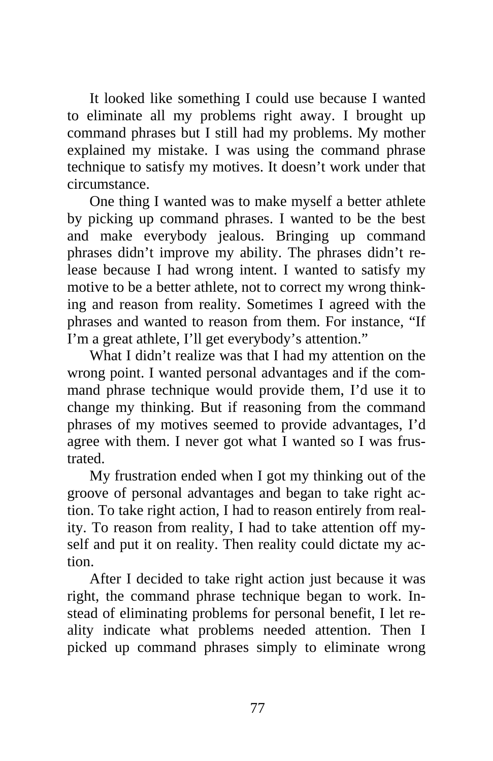It looked like something I could use because I wanted to eliminate all my problems right away. I brought up command phrases but I still had my problems. My mother explained my mistake. I was using the command phrase technique to satisfy my motives. It doesn't work under that circumstance.

One thing I wanted was to make myself a better athlete by picking up command phrases. I wanted to be the best and make everybody jealous. Bringing up command phrases didn't improve my ability. The phrases didn't release because I had wrong intent. I wanted to satisfy my motive to be a better athlete, not to correct my wrong thinking and reason from reality. Sometimes I agreed with the phrases and wanted to reason from them. For instance, "If I'm a great athlete, I'll get everybody's attention."

What I didn't realize was that I had my attention on the wrong point. I wanted personal advantages and if the command phrase technique would provide them, I'd use it to change my thinking. But if reasoning from the command phrases of my motives seemed to provide advantages, I'd agree with them. I never got what I wanted so I was frustrated.

My frustration ended when I got my thinking out of the groove of personal advantages and began to take right action. To take right action, I had to reason entirely from reality. To reason from reality, I had to take attention off myself and put it on reality. Then reality could dictate my action.

After I decided to take right action just because it was right, the command phrase technique began to work. Instead of eliminating problems for personal benefit, I let reality indicate what problems needed attention. Then I picked up command phrases simply to eliminate wrong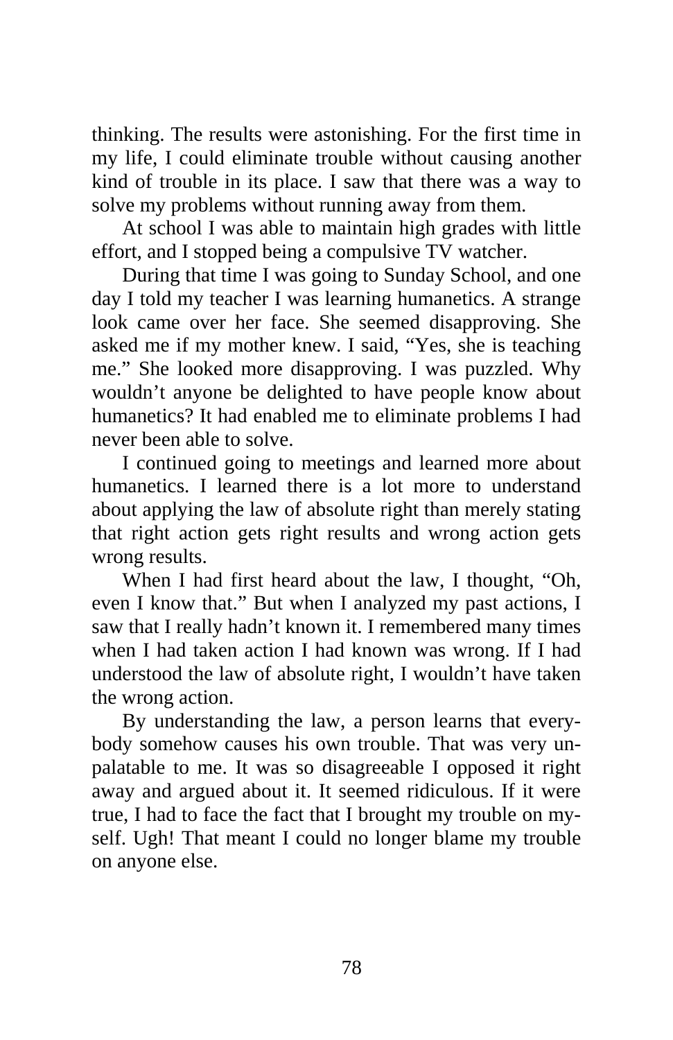thinking. The results were astonishing. For the first time in my life, I could eliminate trouble without causing another kind of trouble in its place. I saw that there was a way to solve my problems without running away from them.

At school I was able to maintain high grades with little effort, and I stopped being a compulsive TV watcher.

During that time I was going to Sunday School, and one day I told my teacher I was learning humanetics. A strange look came over her face. She seemed disapproving. She asked me if my mother knew. I said, "Yes, she is teaching me." She looked more disapproving. I was puzzled. Why wouldn't anyone be delighted to have people know about humanetics? It had enabled me to eliminate problems I had never been able to solve.

I continued going to meetings and learned more about humanetics. I learned there is a lot more to understand about applying the law of absolute right than merely stating that right action gets right results and wrong action gets wrong results.

When I had first heard about the law, I thought, "Oh, even I know that." But when I analyzed my past actions, I saw that I really hadn't known it. I remembered many times when I had taken action I had known was wrong. If I had understood the law of absolute right, I wouldn't have taken the wrong action.

By understanding the law, a person learns that everybody somehow causes his own trouble. That was very unpalatable to me. It was so disagreeable I opposed it right away and argued about it. It seemed ridiculous. If it were true, I had to face the fact that I brought my trouble on myself. Ugh! That meant I could no longer blame my trouble on anyone else.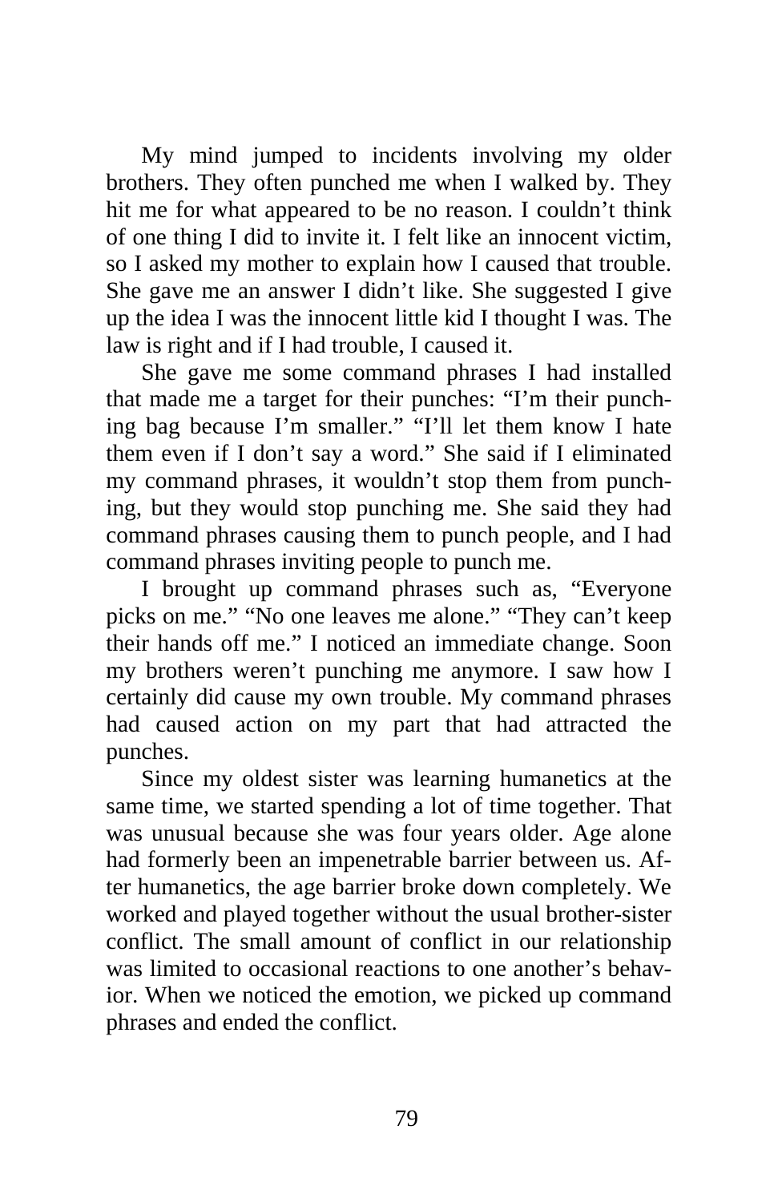My mind jumped to incidents involving my older brothers. They often punched me when I walked by. They hit me for what appeared to be no reason. I couldn't think of one thing I did to invite it. I felt like an innocent victim, so I asked my mother to explain how I caused that trouble. She gave me an answer I didn't like. She suggested I give up the idea I was the innocent little kid I thought I was. The law is right and if I had trouble, I caused it.

She gave me some command phrases I had installed that made me a target for their punches: "I'm their punching bag because I'm smaller." "I'll let them know I hate them even if I don't say a word." She said if I eliminated my command phrases, it wouldn't stop them from punching, but they would stop punching me. She said they had command phrases causing them to punch people, and I had command phrases inviting people to punch me.

I brought up command phrases such as, "Everyone picks on me." "No one leaves me alone." "They can't keep their hands off me." I noticed an immediate change. Soon my brothers weren't punching me anymore. I saw how I certainly did cause my own trouble. My command phrases had caused action on my part that had attracted the punches.

Since my oldest sister was learning humanetics at the same time, we started spending a lot of time together. That was unusual because she was four years older. Age alone had formerly been an impenetrable barrier between us. After humanetics, the age barrier broke down completely. We worked and played together without the usual brother-sister conflict. The small amount of conflict in our relationship was limited to occasional reactions to one another's behavior. When we noticed the emotion, we picked up command phrases and ended the conflict.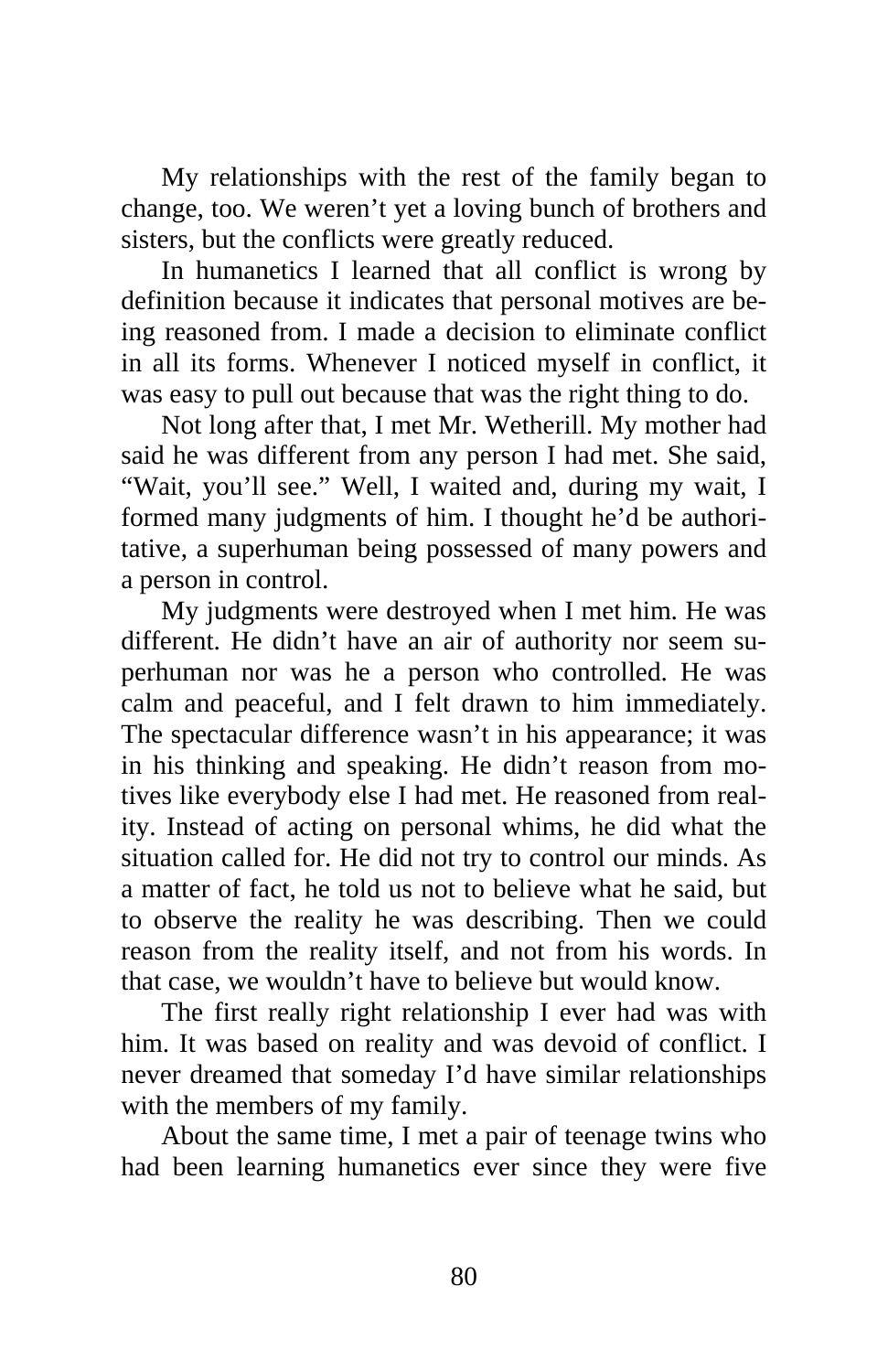My relationships with the rest of the family began to change, too. We weren't yet a loving bunch of brothers and sisters, but the conflicts were greatly reduced.

In humanetics I learned that all conflict is wrong by definition because it indicates that personal motives are being reasoned from. I made a decision to eliminate conflict in all its forms. Whenever I noticed myself in conflict, it was easy to pull out because that was the right thing to do.

Not long after that, I met Mr. Wetherill. My mother had said he was different from any person I had met. She said, "Wait, you'll see." Well, I waited and, during my wait, I formed many judgments of him. I thought he'd be authoritative, a superhuman being possessed of many powers and a person in control.

My judgments were destroyed when I met him. He was different. He didn't have an air of authority nor seem superhuman nor was he a person who controlled. He was calm and peaceful, and I felt drawn to him immediately. The spectacular difference wasn't in his appearance; it was in his thinking and speaking. He didn't reason from motives like everybody else I had met. He reasoned from reality. Instead of acting on personal whims, he did what the situation called for. He did not try to control our minds. As a matter of fact, he told us not to believe what he said, but to observe the reality he was describing. Then we could reason from the reality itself, and not from his words. In that case, we wouldn't have to believe but would know.

The first really right relationship I ever had was with him. It was based on reality and was devoid of conflict. I never dreamed that someday I'd have similar relationships with the members of my family.

About the same time, I met a pair of teenage twins who had been learning humanetics ever since they were five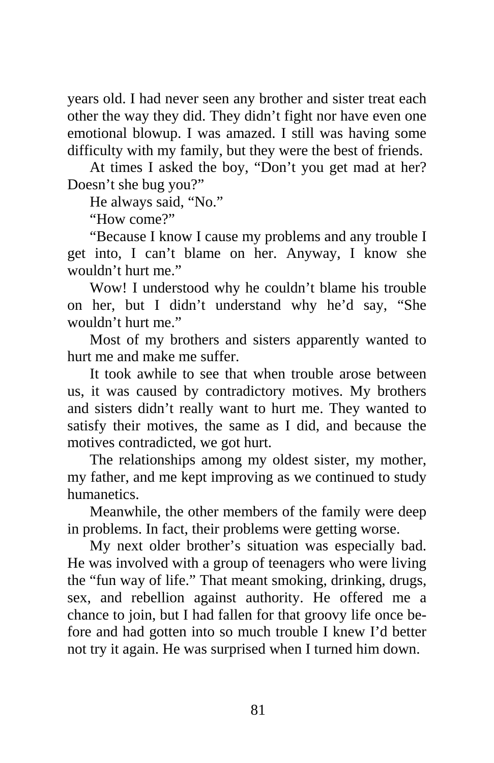years old. I had never seen any brother and sister treat each other the way they did. They didn't fight nor have even one emotional blowup. I was amazed. I still was having some difficulty with my family, but they were the best of friends.

At times I asked the boy, "Don't you get mad at her? Doesn't she bug you?"

He always said, "No."

"How come?"

"Because I know I cause my problems and any trouble I get into, I can't blame on her. Anyway, I know she wouldn't hurt me."

Wow! I understood why he couldn't blame his trouble on her, but I didn't understand why he'd say, "She wouldn't hurt me."

Most of my brothers and sisters apparently wanted to hurt me and make me suffer.

It took awhile to see that when trouble arose between us, it was caused by contradictory motives. My brothers and sisters didn't really want to hurt me. They wanted to satisfy their motives, the same as I did, and because the motives contradicted, we got hurt.

The relationships among my oldest sister, my mother, my father, and me kept improving as we continued to study humanetics.

Meanwhile, the other members of the family were deep in problems. In fact, their problems were getting worse.

My next older brother's situation was especially bad. He was involved with a group of teenagers who were living the "fun way of life." That meant smoking, drinking, drugs, sex, and rebellion against authority. He offered me a chance to join, but I had fallen for that groovy life once before and had gotten into so much trouble I knew I'd better not try it again. He was surprised when I turned him down.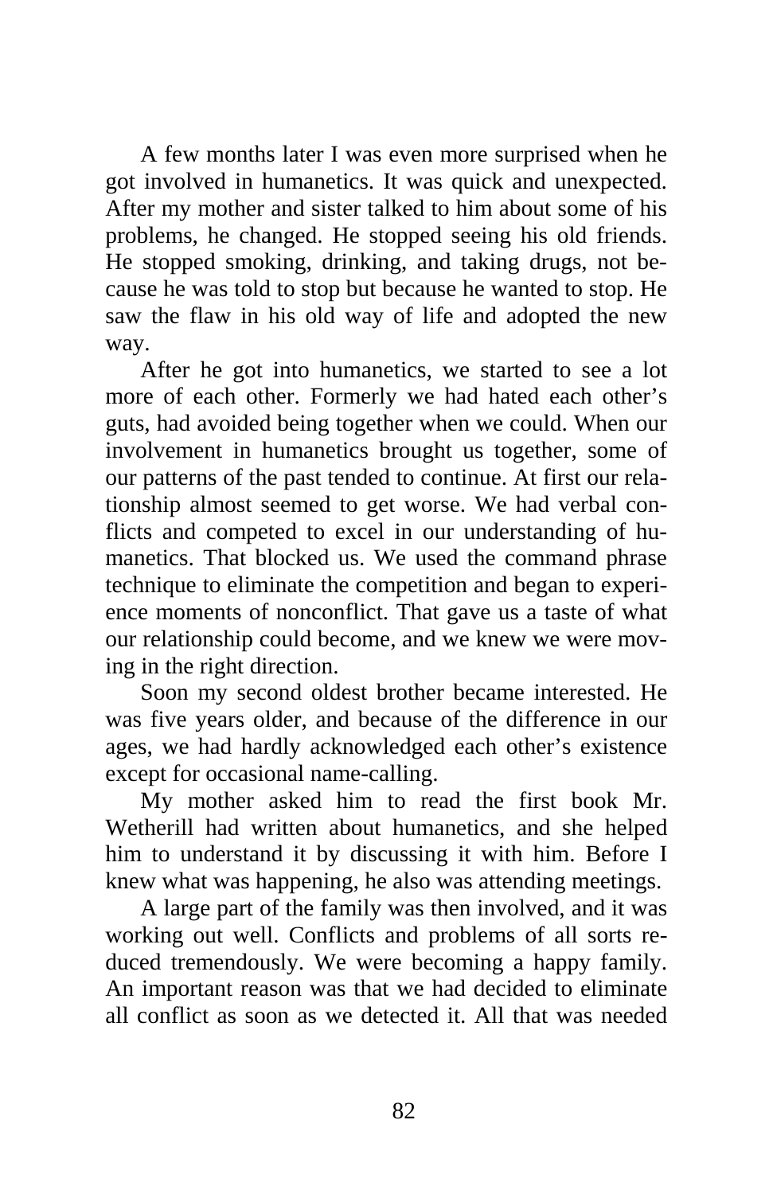A few months later I was even more surprised when he got involved in humanetics. It was quick and unexpected. After my mother and sister talked to him about some of his problems, he changed. He stopped seeing his old friends. He stopped smoking, drinking, and taking drugs, not because he was told to stop but because he wanted to stop. He saw the flaw in his old way of life and adopted the new way.

After he got into humanetics, we started to see a lot more of each other. Formerly we had hated each other's guts, had avoided being together when we could. When our involvement in humanetics brought us together, some of our patterns of the past tended to continue. At first our relationship almost seemed to get worse. We had verbal conflicts and competed to excel in our understanding of humanetics. That blocked us. We used the command phrase technique to eliminate the competition and began to experience moments of nonconflict. That gave us a taste of what our relationship could become, and we knew we were moving in the right direction.

Soon my second oldest brother became interested. He was five years older, and because of the difference in our ages, we had hardly acknowledged each other's existence except for occasional name-calling.

My mother asked him to read the first book Mr. Wetherill had written about humanetics, and she helped him to understand it by discussing it with him. Before I knew what was happening, he also was attending meetings.

A large part of the family was then involved, and it was working out well. Conflicts and problems of all sorts reduced tremendously. We were becoming a happy family. An important reason was that we had decided to eliminate all conflict as soon as we detected it. All that was needed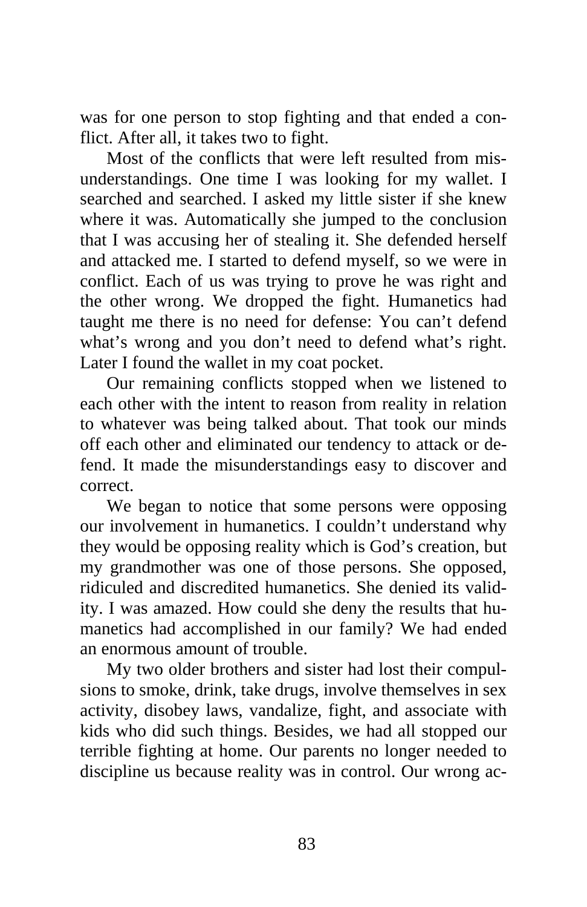was for one person to stop fighting and that ended a conflict. After all, it takes two to fight.

Most of the conflicts that were left resulted from misunderstandings. One time I was looking for my wallet. I searched and searched. I asked my little sister if she knew where it was. Automatically she jumped to the conclusion that I was accusing her of stealing it. She defended herself and attacked me. I started to defend myself, so we were in conflict. Each of us was trying to prove he was right and the other wrong. We dropped the fight. Humanetics had taught me there is no need for defense: You can't defend what's wrong and you don't need to defend what's right. Later I found the wallet in my coat pocket.

Our remaining conflicts stopped when we listened to each other with the intent to reason from reality in relation to whatever was being talked about. That took our minds off each other and eliminated our tendency to attack or defend. It made the misunderstandings easy to discover and correct.

We began to notice that some persons were opposing our involvement in humanetics. I couldn't understand why they would be opposing reality which is God's creation, but my grandmother was one of those persons. She opposed, ridiculed and discredited humanetics. She denied its validity. I was amazed. How could she deny the results that humanetics had accomplished in our family? We had ended an enormous amount of trouble.

My two older brothers and sister had lost their compulsions to smoke, drink, take drugs, involve themselves in sex activity, disobey laws, vandalize, fight, and associate with kids who did such things. Besides, we had all stopped our terrible fighting at home. Our parents no longer needed to discipline us because reality was in control. Our wrong ac-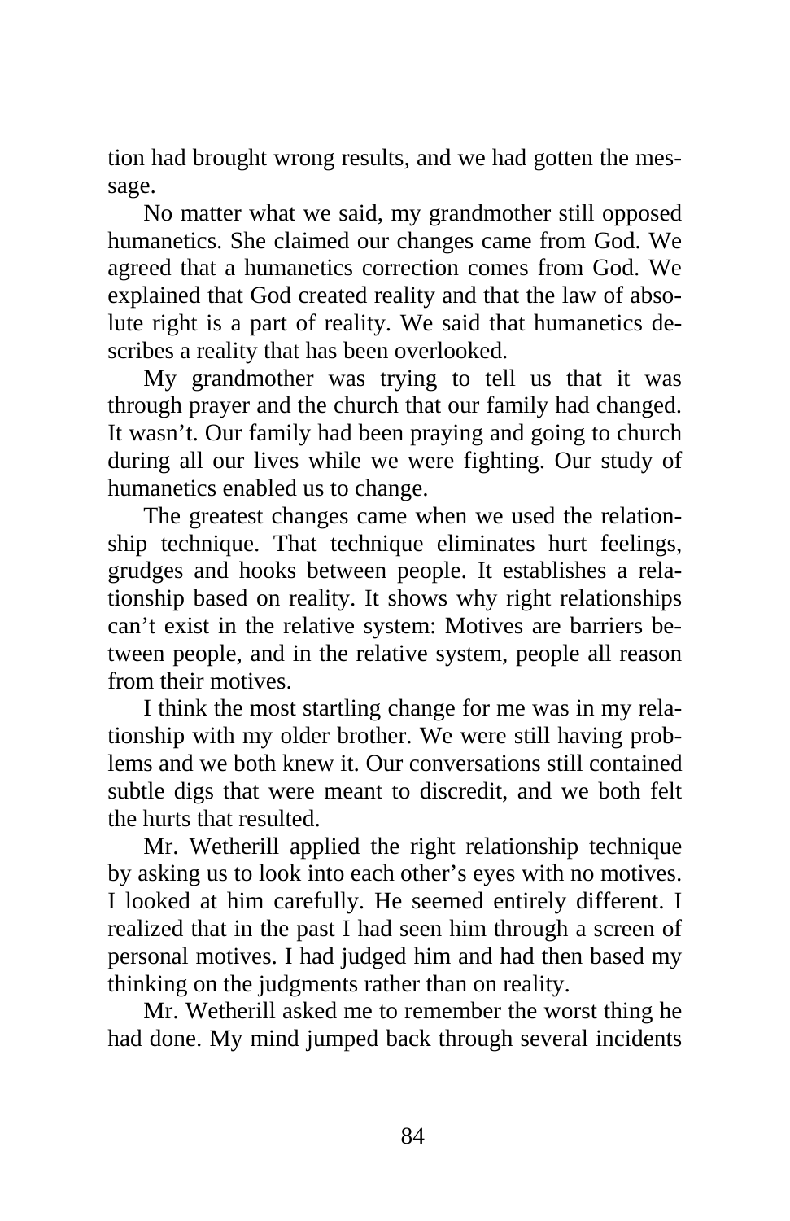tion had brought wrong results, and we had gotten the message.

No matter what we said, my grandmother still opposed humanetics. She claimed our changes came from God. We agreed that a humanetics correction comes from God. We explained that God created reality and that the law of absolute right is a part of reality. We said that humanetics describes a reality that has been overlooked.

My grandmother was trying to tell us that it was through prayer and the church that our family had changed. It wasn't. Our family had been praying and going to church during all our lives while we were fighting. Our study of humanetics enabled us to change.

The greatest changes came when we used the relationship technique. That technique eliminates hurt feelings, grudges and hooks between people. It establishes a relationship based on reality. It shows why right relationships can't exist in the relative system: Motives are barriers between people, and in the relative system, people all reason from their motives.

I think the most startling change for me was in my relationship with my older brother. We were still having problems and we both knew it. Our conversations still contained subtle digs that were meant to discredit, and we both felt the hurts that resulted.

Mr. Wetherill applied the right relationship technique by asking us to look into each other's eyes with no motives. I looked at him carefully. He seemed entirely different. I realized that in the past I had seen him through a screen of personal motives. I had judged him and had then based my thinking on the judgments rather than on reality.

Mr. Wetherill asked me to remember the worst thing he had done. My mind jumped back through several incidents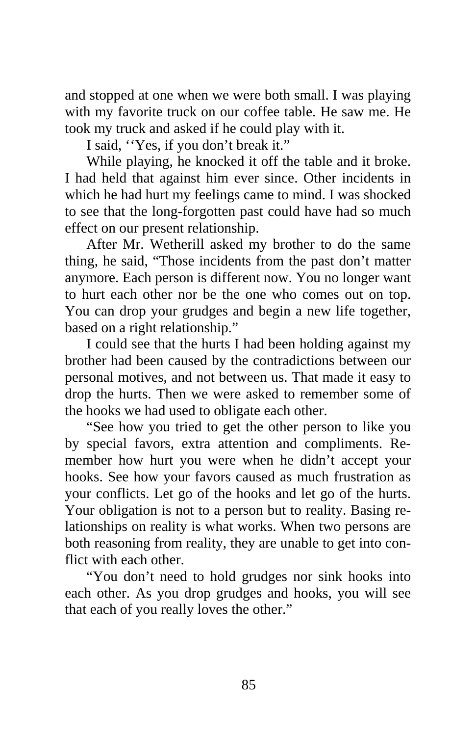and stopped at one when we were both small. I was playing with my favorite truck on our coffee table. He saw me. He took my truck and asked if he could play with it.

I said, ''Yes, if you don't break it."

While playing, he knocked it off the table and it broke. I had held that against him ever since. Other incidents in which he had hurt my feelings came to mind. I was shocked to see that the long-forgotten past could have had so much effect on our present relationship.

After Mr. Wetherill asked my brother to do the same thing, he said, "Those incidents from the past don't matter anymore. Each person is different now. You no longer want to hurt each other nor be the one who comes out on top. You can drop your grudges and begin a new life together, based on a right relationship."

I could see that the hurts I had been holding against my brother had been caused by the contradictions between our personal motives, and not between us. That made it easy to drop the hurts. Then we were asked to remember some of the hooks we had used to obligate each other.

"See how you tried to get the other person to like you by special favors, extra attention and compliments. Remember how hurt you were when he didn't accept your hooks. See how your favors caused as much frustration as your conflicts. Let go of the hooks and let go of the hurts. Your obligation is not to a person but to reality. Basing relationships on reality is what works. When two persons are both reasoning from reality, they are unable to get into conflict with each other.

"You don't need to hold grudges nor sink hooks into each other. As you drop grudges and hooks, you will see that each of you really loves the other."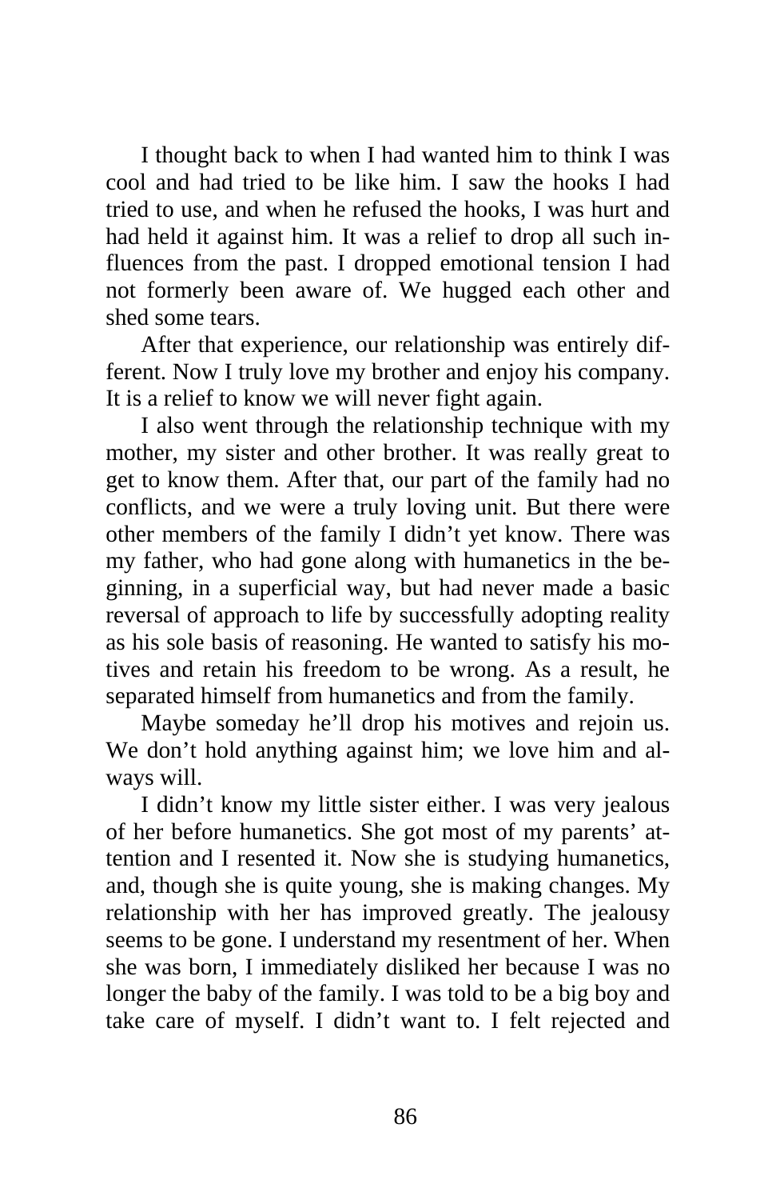I thought back to when I had wanted him to think I was cool and had tried to be like him. I saw the hooks I had tried to use, and when he refused the hooks, I was hurt and had held it against him. It was a relief to drop all such influences from the past. I dropped emotional tension I had not formerly been aware of. We hugged each other and shed some tears.

After that experience, our relationship was entirely different. Now I truly love my brother and enjoy his company. It is a relief to know we will never fight again.

I also went through the relationship technique with my mother, my sister and other brother. It was really great to get to know them. After that, our part of the family had no conflicts, and we were a truly loving unit. But there were other members of the family I didn't yet know. There was my father, who had gone along with humanetics in the beginning, in a superficial way, but had never made a basic reversal of approach to life by successfully adopting reality as his sole basis of reasoning. He wanted to satisfy his motives and retain his freedom to be wrong. As a result, he separated himself from humanetics and from the family.

Maybe someday he'll drop his motives and rejoin us. We don't hold anything against him; we love him and always will.

I didn't know my little sister either. I was very jealous of her before humanetics. She got most of my parents' attention and I resented it. Now she is studying humanetics, and, though she is quite young, she is making changes. My relationship with her has improved greatly. The jealousy seems to be gone. I understand my resentment of her. When she was born, I immediately disliked her because I was no longer the baby of the family. I was told to be a big boy and take care of myself. I didn't want to. I felt rejected and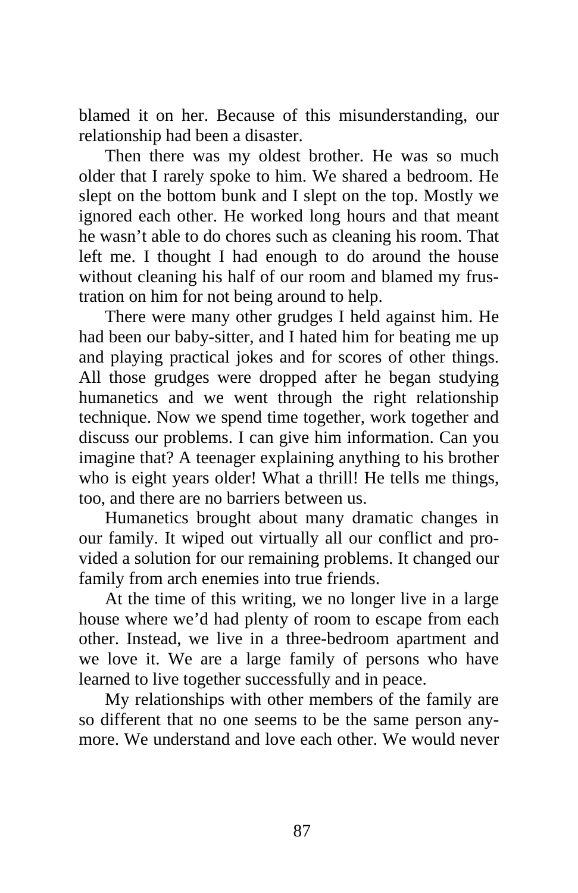blamed it on her. Because of this misunderstanding, our relationship had been a disaster.

Then there was my oldest brother. He was so much older that I rarely spoke to him. We shared a bedroom. He slept on the bottom bunk and I slept on the top. Mostly we ignored each other. He worked long hours and that meant he wasn't able to do chores such as cleaning his room. That left me. I thought I had enough to do around the house without cleaning his half of our room and blamed my frustration on him for not being around to help.

There were many other grudges I held against him. He had been our baby-sitter, and I hated him for beating me up and playing practical jokes and for scores of other things. All those grudges were dropped after he began studying humanetics and we went through the right relationship technique. Now we spend time together, work together and discuss our problems. I can give him information. Can you imagine that? A teenager explaining anything to his brother who is eight years older! What a thrill! He tells me things, too, and there are no barriers between us.

Humanetics brought about many dramatic changes in our family. It wiped out virtually all our conflict and provided a solution for our remaining problems. It changed our family from arch enemies into true friends.

At the time of this writing, we no longer live in a large house where we'd had plenty of room to escape from each other. Instead, we live in a three-bedroom apartment and we love it. We are a large family of persons who have learned to live together successfully and in peace.

My relationships with other members of the family are so different that no one seems to be the same person anymore. We understand and love each other. We would never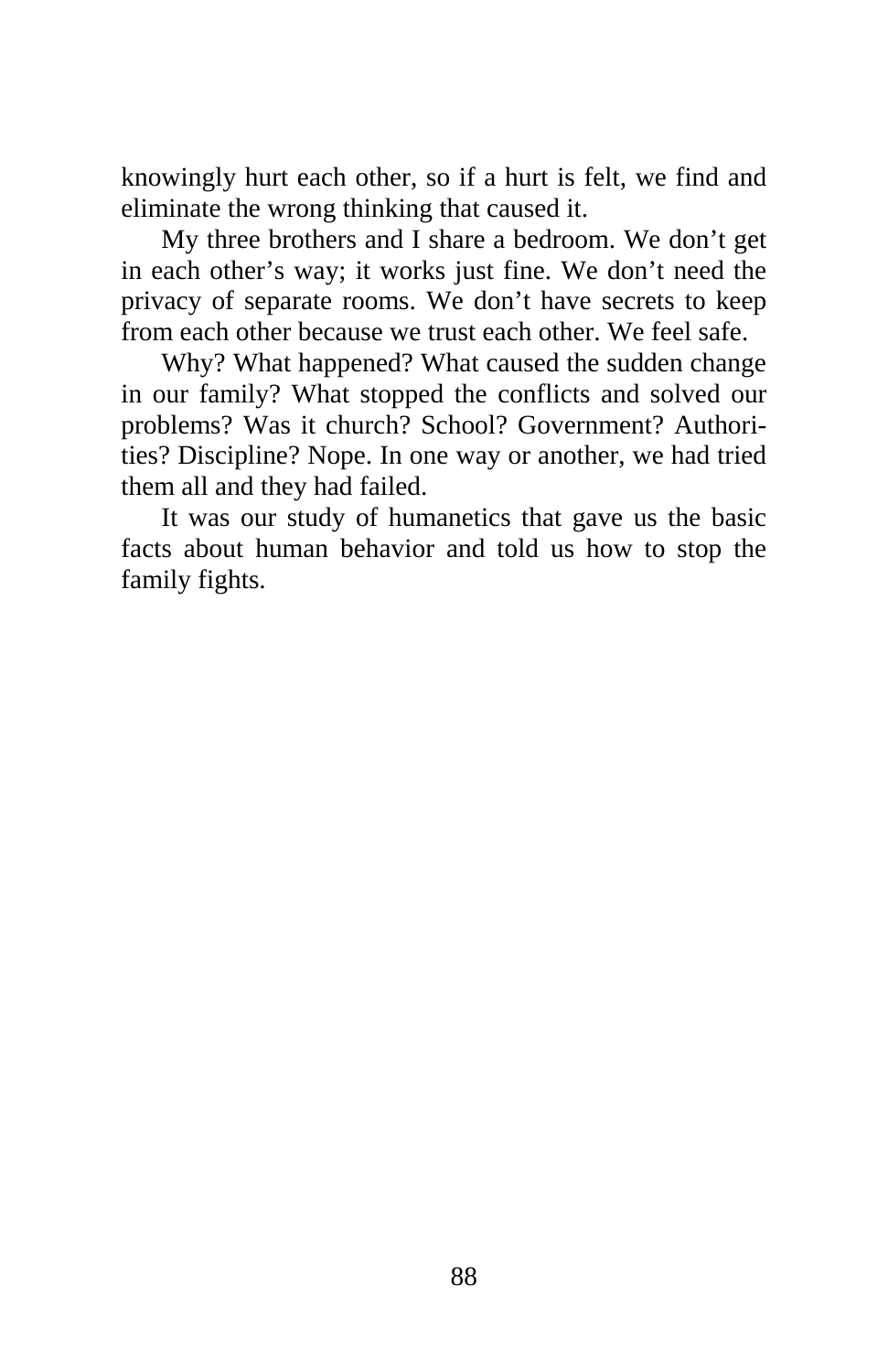knowingly hurt each other, so if a hurt is felt, we find and eliminate the wrong thinking that caused it.

My three brothers and I share a bedroom. We don't get in each other's way; it works just fine. We don't need the privacy of separate rooms. We don't have secrets to keep from each other because we trust each other. We feel safe.

Why? What happened? What caused the sudden change in our family? What stopped the conflicts and solved our problems? Was it church? School? Government? Authorities? Discipline? Nope. In one way or another, we had tried them all and they had failed.

It was our study of humanetics that gave us the basic facts about human behavior and told us how to stop the family fights.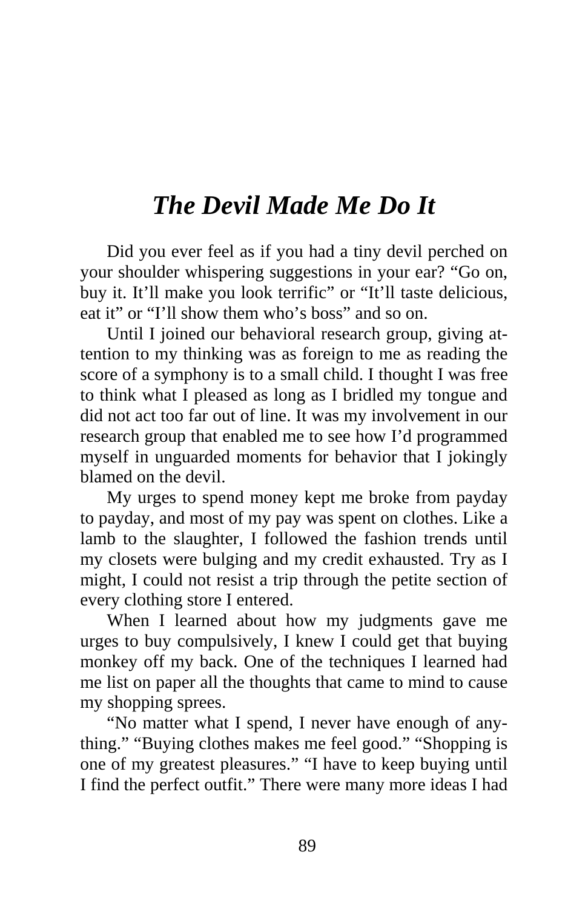# *The Devil Made Me Do It*

Did you ever feel as if you had a tiny devil perched on your shoulder whispering suggestions in your ear? "Go on, buy it. It'll make you look terrific" or "It'll taste delicious, eat it" or "I'll show them who's boss" and so on.

Until I joined our behavioral research group, giving attention to my thinking was as foreign to me as reading the score of a symphony is to a small child. I thought I was free to think what I pleased as long as I bridled my tongue and did not act too far out of line. It was my involvement in our research group that enabled me to see how I'd programmed myself in unguarded moments for behavior that I jokingly blamed on the devil.

My urges to spend money kept me broke from payday to payday, and most of my pay was spent on clothes. Like a lamb to the slaughter, I followed the fashion trends until my closets were bulging and my credit exhausted. Try as I might, I could not resist a trip through the petite section of every clothing store I entered.

When I learned about how my judgments gave me urges to buy compulsively, I knew I could get that buying monkey off my back. One of the techniques I learned had me list on paper all the thoughts that came to mind to cause my shopping sprees.

"No matter what I spend, I never have enough of anything." "Buying clothes makes me feel good." "Shopping is one of my greatest pleasures." "I have to keep buying until I find the perfect outfit." There were many more ideas I had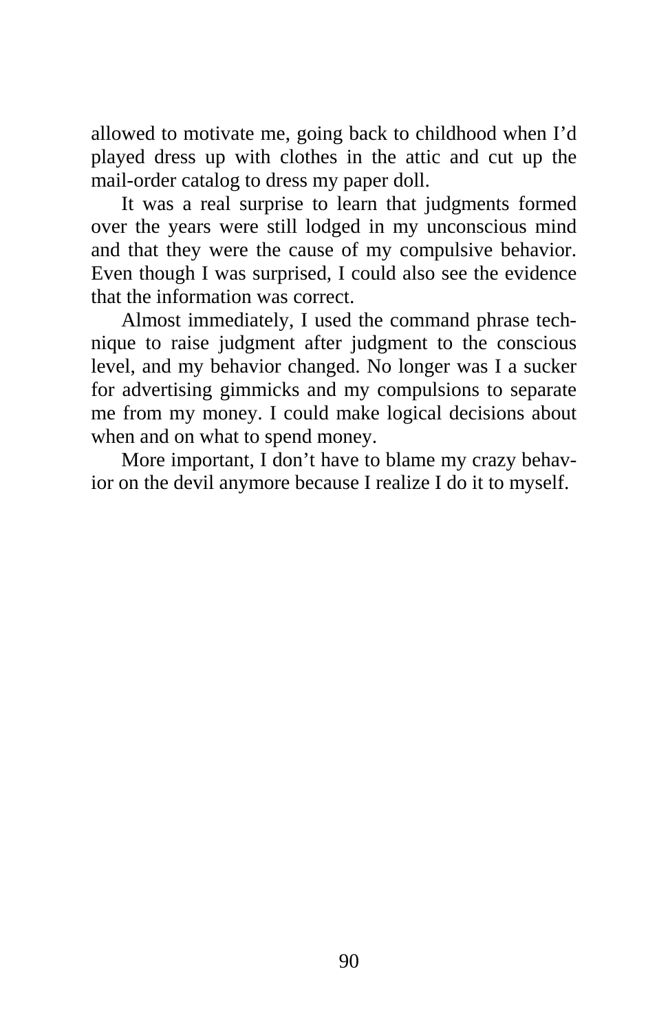allowed to motivate me, going back to childhood when I'd played dress up with clothes in the attic and cut up the mail-order catalog to dress my paper doll.

It was a real surprise to learn that judgments formed over the years were still lodged in my unconscious mind and that they were the cause of my compulsive behavior. Even though I was surprised, I could also see the evidence that the information was correct.

Almost immediately, I used the command phrase technique to raise judgment after judgment to the conscious level, and my behavior changed. No longer was I a sucker for advertising gimmicks and my compulsions to separate me from my money. I could make logical decisions about when and on what to spend money.

More important, I don't have to blame my crazy behavior on the devil anymore because I realize I do it to myself.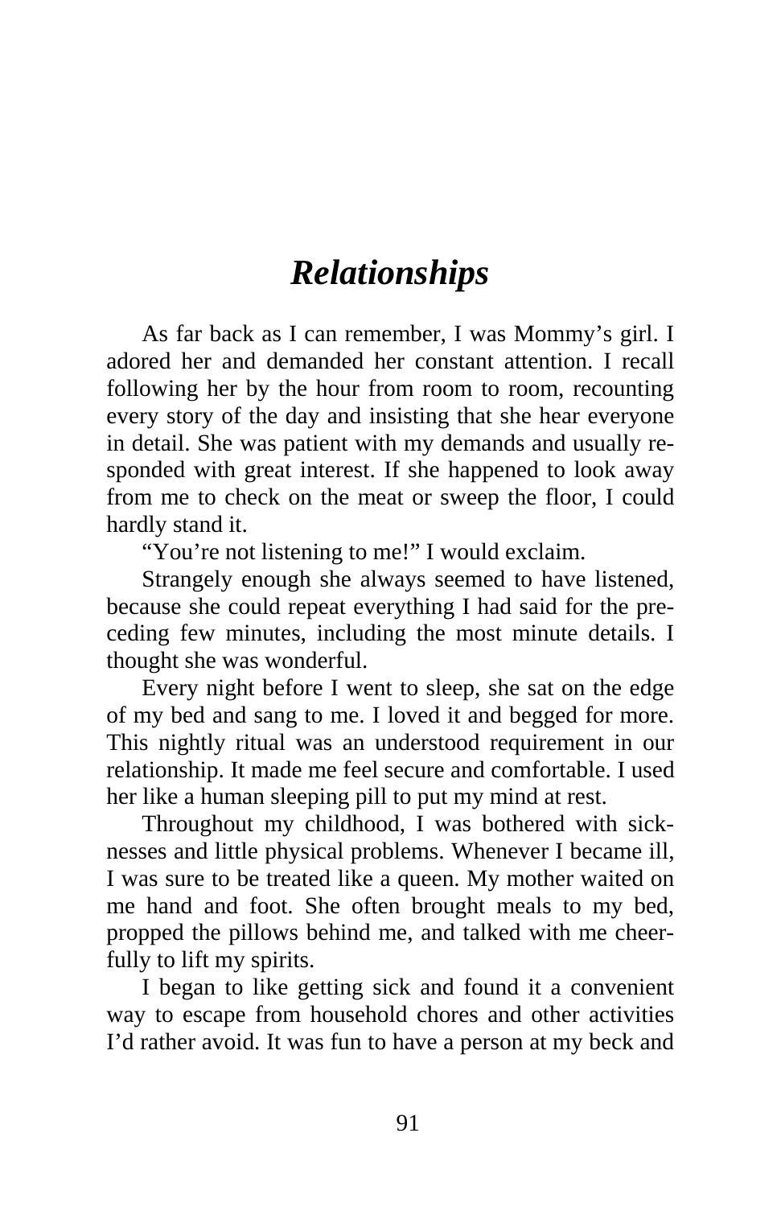# *Relationships*

As far back as I can remember, I was Mommy's girl. I adored her and demanded her constant attention. I recall following her by the hour from room to room, recounting every story of the day and insisting that she hear everyone in detail. She was patient with my demands and usually responded with great interest. If she happened to look away from me to check on the meat or sweep the floor, I could hardly stand it.

"You're not listening to me!" I would exclaim.

Strangely enough she always seemed to have listened, because she could repeat everything I had said for the preceding few minutes, including the most minute details. I thought she was wonderful.

Every night before I went to sleep, she sat on the edge of my bed and sang to me. I loved it and begged for more. This nightly ritual was an understood requirement in our relationship. It made me feel secure and comfortable. I used her like a human sleeping pill to put my mind at rest.

Throughout my childhood, I was bothered with sicknesses and little physical problems. Whenever I became ill, I was sure to be treated like a queen. My mother waited on me hand and foot. She often brought meals to my bed, propped the pillows behind me, and talked with me cheerfully to lift my spirits.

I began to like getting sick and found it a convenient way to escape from household chores and other activities I'd rather avoid. It was fun to have a person at my beck and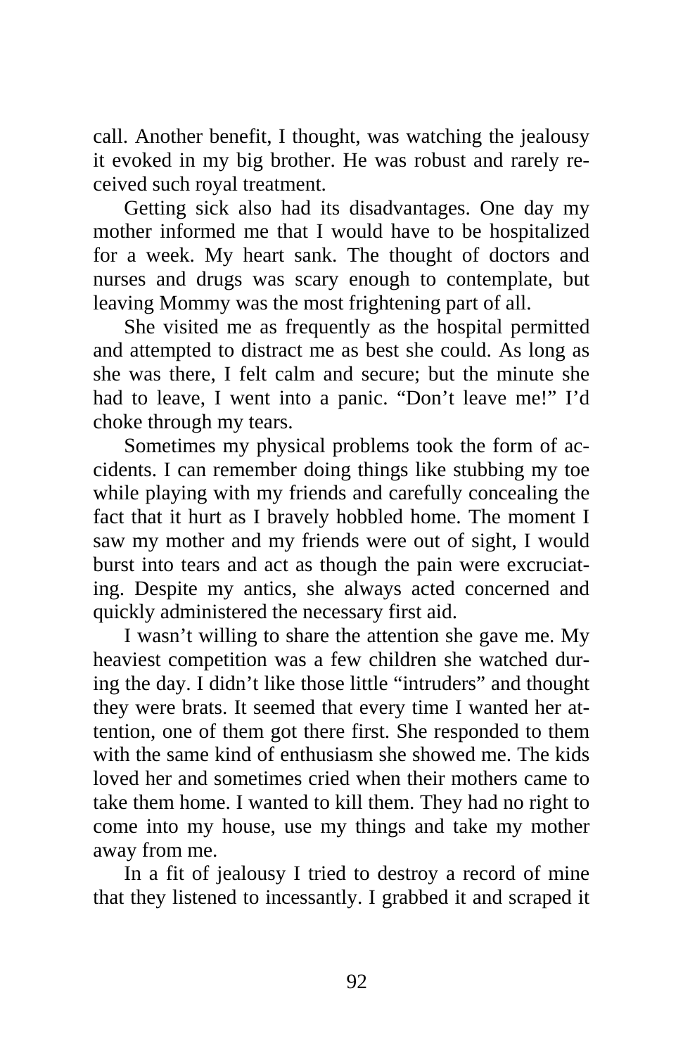call. Another benefit, I thought, was watching the jealousy it evoked in my big brother. He was robust and rarely received such royal treatment.

Getting sick also had its disadvantages. One day my mother informed me that I would have to be hospitalized for a week. My heart sank. The thought of doctors and nurses and drugs was scary enough to contemplate, but leaving Mommy was the most frightening part of all.

She visited me as frequently as the hospital permitted and attempted to distract me as best she could. As long as she was there, I felt calm and secure; but the minute she had to leave, I went into a panic. "Don't leave me!" I'd choke through my tears.

Sometimes my physical problems took the form of accidents. I can remember doing things like stubbing my toe while playing with my friends and carefully concealing the fact that it hurt as I bravely hobbled home. The moment I saw my mother and my friends were out of sight, I would burst into tears and act as though the pain were excruciating. Despite my antics, she always acted concerned and quickly administered the necessary first aid.

I wasn't willing to share the attention she gave me. My heaviest competition was a few children she watched during the day. I didn't like those little "intruders" and thought they were brats. It seemed that every time I wanted her attention, one of them got there first. She responded to them with the same kind of enthusiasm she showed me. The kids loved her and sometimes cried when their mothers came to take them home. I wanted to kill them. They had no right to come into my house, use my things and take my mother away from me.

In a fit of jealousy I tried to destroy a record of mine that they listened to incessantly. I grabbed it and scraped it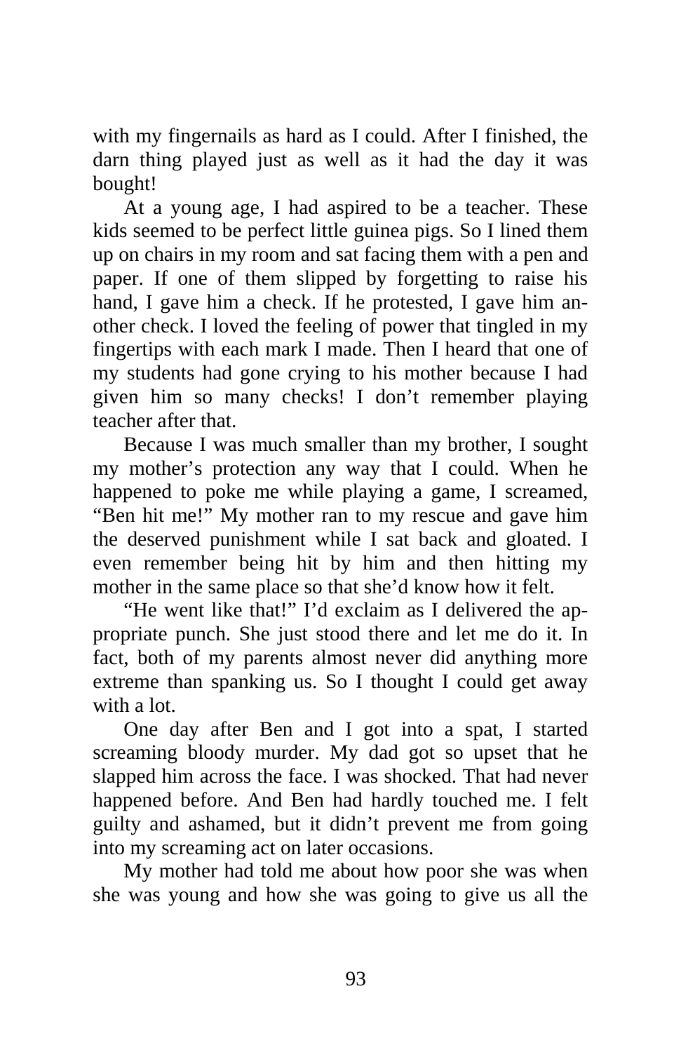with my fingernails as hard as I could. After I finished, the darn thing played just as well as it had the day it was bought!

At a young age, I had aspired to be a teacher. These kids seemed to be perfect little guinea pigs. So I lined them up on chairs in my room and sat facing them with a pen and paper. If one of them slipped by forgetting to raise his hand, I gave him a check. If he protested, I gave him another check. I loved the feeling of power that tingled in my fingertips with each mark I made. Then I heard that one of my students had gone crying to his mother because I had given him so many checks! I don't remember playing teacher after that.

Because I was much smaller than my brother, I sought my mother's protection any way that I could. When he happened to poke me while playing a game, I screamed, "Ben hit me!" My mother ran to my rescue and gave him the deserved punishment while I sat back and gloated. I even remember being hit by him and then hitting my mother in the same place so that she'd know how it felt.

"He went like that!" I'd exclaim as I delivered the appropriate punch. She just stood there and let me do it. In fact, both of my parents almost never did anything more extreme than spanking us. So I thought I could get away with a lot.

One day after Ben and I got into a spat, I started screaming bloody murder. My dad got so upset that he slapped him across the face. I was shocked. That had never happened before. And Ben had hardly touched me. I felt guilty and ashamed, but it didn't prevent me from going into my screaming act on later occasions.

My mother had told me about how poor she was when she was young and how she was going to give us all the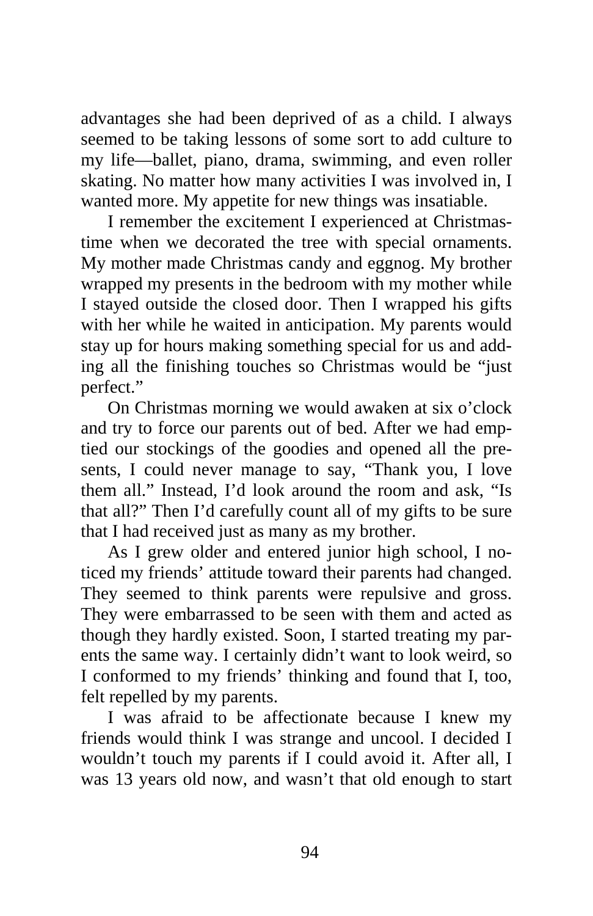advantages she had been deprived of as a child. I always seemed to be taking lessons of some sort to add culture to my life—ballet, piano, drama, swimming, and even roller skating. No matter how many activities I was involved in, I wanted more. My appetite for new things was insatiable.

I remember the excitement I experienced at Christmastime when we decorated the tree with special ornaments. My mother made Christmas candy and eggnog. My brother wrapped my presents in the bedroom with my mother while I stayed outside the closed door. Then I wrapped his gifts with her while he waited in anticipation. My parents would stay up for hours making something special for us and adding all the finishing touches so Christmas would be "just perfect."

On Christmas morning we would awaken at six o'clock and try to force our parents out of bed. After we had emptied our stockings of the goodies and opened all the presents, I could never manage to say, "Thank you, I love them all." Instead, I'd look around the room and ask, "Is that all?" Then I'd carefully count all of my gifts to be sure that I had received just as many as my brother.

As I grew older and entered junior high school, I noticed my friends' attitude toward their parents had changed. They seemed to think parents were repulsive and gross. They were embarrassed to be seen with them and acted as though they hardly existed. Soon, I started treating my parents the same way. I certainly didn't want to look weird, so I conformed to my friends' thinking and found that I, too, felt repelled by my parents.

I was afraid to be affectionate because I knew my friends would think I was strange and uncool. I decided I wouldn't touch my parents if I could avoid it. After all, I was 13 years old now, and wasn't that old enough to start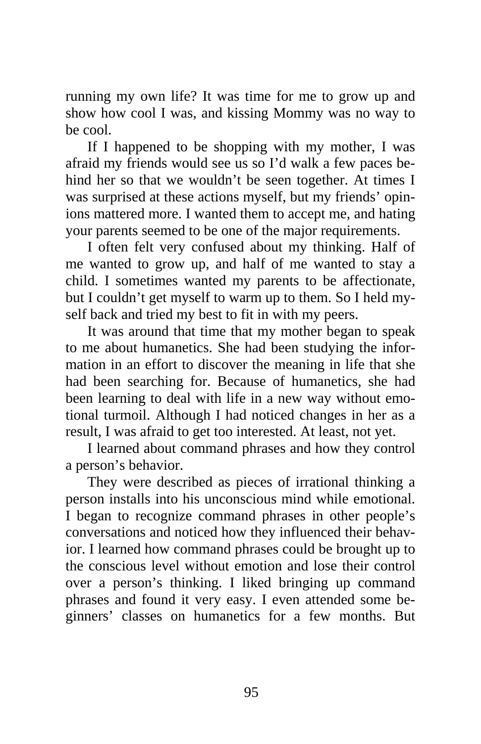running my own life? It was time for me to grow up and show how cool I was, and kissing Mommy was no way to be cool.

If I happened to be shopping with my mother, I was afraid my friends would see us so I'd walk a few paces behind her so that we wouldn't be seen together. At times I was surprised at these actions myself, but my friends' opinions mattered more. I wanted them to accept me, and hating your parents seemed to be one of the major requirements.

I often felt very confused about my thinking. Half of me wanted to grow up, and half of me wanted to stay a child. I sometimes wanted my parents to be affectionate, but I couldn't get myself to warm up to them. So I held myself back and tried my best to fit in with my peers.

It was around that time that my mother began to speak to me about humanetics. She had been studying the information in an effort to discover the meaning in life that she had been searching for. Because of humanetics, she had been learning to deal with life in a new way without emotional turmoil. Although I had noticed changes in her as a result, I was afraid to get too interested. At least, not yet.

I learned about command phrases and how they control a person's behavior.

They were described as pieces of irrational thinking a person installs into his unconscious mind while emotional. I began to recognize command phrases in other people's conversations and noticed how they influenced their behavior. I learned how command phrases could be brought up to the conscious level without emotion and lose their control over a person's thinking. I liked bringing up command phrases and found it very easy. I even attended some beginners' classes on humanetics for a few months. But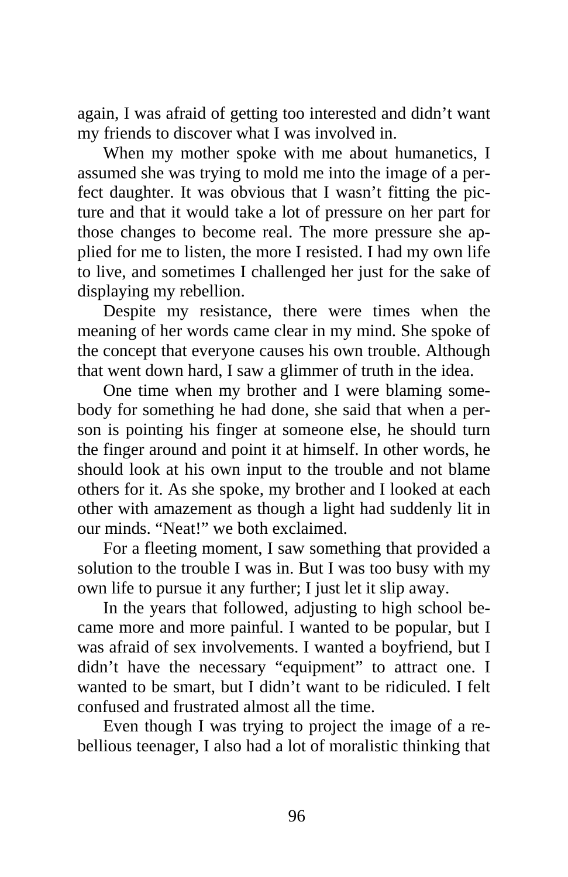again, I was afraid of getting too interested and didn't want my friends to discover what I was involved in.

When my mother spoke with me about humanetics, I assumed she was trying to mold me into the image of a perfect daughter. It was obvious that I wasn't fitting the picture and that it would take a lot of pressure on her part for those changes to become real. The more pressure she applied for me to listen, the more I resisted. I had my own life to live, and sometimes I challenged her just for the sake of displaying my rebellion.

Despite my resistance, there were times when the meaning of her words came clear in my mind. She spoke of the concept that everyone causes his own trouble. Although that went down hard, I saw a glimmer of truth in the idea.

One time when my brother and I were blaming somebody for something he had done, she said that when a person is pointing his finger at someone else, he should turn the finger around and point it at himself. In other words, he should look at his own input to the trouble and not blame others for it. As she spoke, my brother and I looked at each other with amazement as though a light had suddenly lit in our minds. "Neat!" we both exclaimed.

For a fleeting moment, I saw something that provided a solution to the trouble I was in. But I was too busy with my own life to pursue it any further; I just let it slip away.

In the years that followed, adjusting to high school became more and more painful. I wanted to be popular, but I was afraid of sex involvements. I wanted a boyfriend, but I didn't have the necessary "equipment" to attract one. I wanted to be smart, but I didn't want to be ridiculed. I felt confused and frustrated almost all the time.

Even though I was trying to project the image of a rebellious teenager, I also had a lot of moralistic thinking that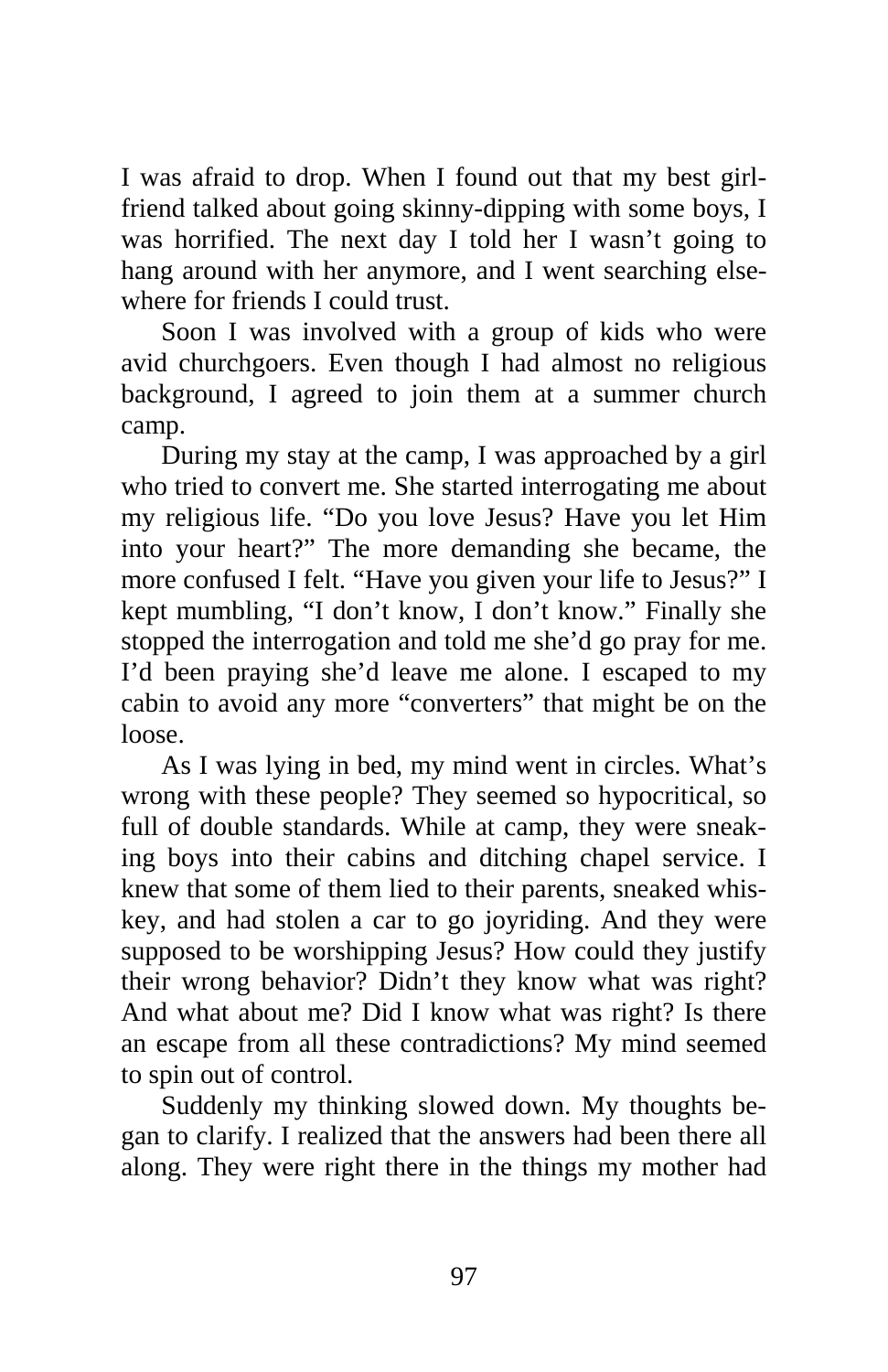I was afraid to drop. When I found out that my best girlfriend talked about going skinny-dipping with some boys, I was horrified. The next day I told her I wasn't going to hang around with her anymore, and I went searching elsewhere for friends I could trust.

Soon I was involved with a group of kids who were avid churchgoers. Even though I had almost no religious background, I agreed to join them at a summer church camp.

During my stay at the camp, I was approached by a girl who tried to convert me. She started interrogating me about my religious life. "Do you love Jesus? Have you let Him into your heart?" The more demanding she became, the more confused I felt. "Have you given your life to Jesus?" I kept mumbling, "I don't know, I don't know." Finally she stopped the interrogation and told me she'd go pray for me. I'd been praying she'd leave me alone. I escaped to my cabin to avoid any more "converters" that might be on the loose.

As I was lying in bed, my mind went in circles. What's wrong with these people? They seemed so hypocritical, so full of double standards. While at camp, they were sneaking boys into their cabins and ditching chapel service. I knew that some of them lied to their parents, sneaked whiskey, and had stolen a car to go joyriding. And they were supposed to be worshipping Jesus? How could they justify their wrong behavior? Didn't they know what was right? And what about me? Did I know what was right? Is there an escape from all these contradictions? My mind seemed to spin out of control.

Suddenly my thinking slowed down. My thoughts began to clarify. I realized that the answers had been there all along. They were right there in the things my mother had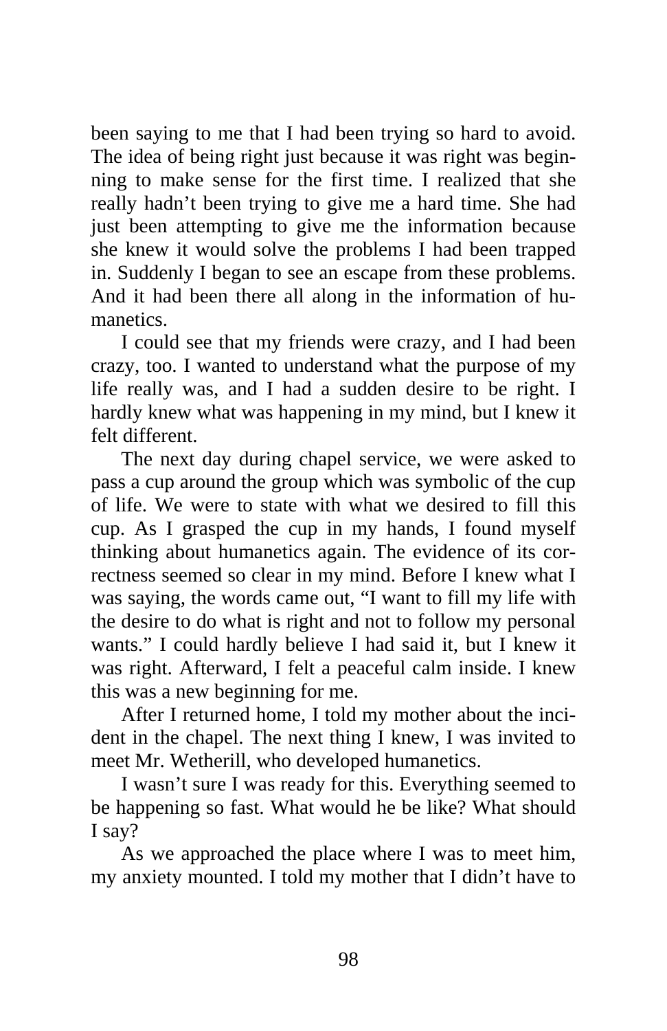been saying to me that I had been trying so hard to avoid. The idea of being right just because it was right was beginning to make sense for the first time. I realized that she really hadn't been trying to give me a hard time. She had just been attempting to give me the information because she knew it would solve the problems I had been trapped in. Suddenly I began to see an escape from these problems. And it had been there all along in the information of humanetics.

I could see that my friends were crazy, and I had been crazy, too. I wanted to understand what the purpose of my life really was, and I had a sudden desire to be right. I hardly knew what was happening in my mind, but I knew it felt different.

The next day during chapel service, we were asked to pass a cup around the group which was symbolic of the cup of life. We were to state with what we desired to fill this cup. As I grasped the cup in my hands, I found myself thinking about humanetics again. The evidence of its correctness seemed so clear in my mind. Before I knew what I was saying, the words came out, "I want to fill my life with the desire to do what is right and not to follow my personal wants." I could hardly believe I had said it, but I knew it was right. Afterward, I felt a peaceful calm inside. I knew this was a new beginning for me.

After I returned home, I told my mother about the incident in the chapel. The next thing I knew, I was invited to meet Mr. Wetherill, who developed humanetics.

I wasn't sure I was ready for this. Everything seemed to be happening so fast. What would he be like? What should I say?

As we approached the place where I was to meet him, my anxiety mounted. I told my mother that I didn't have to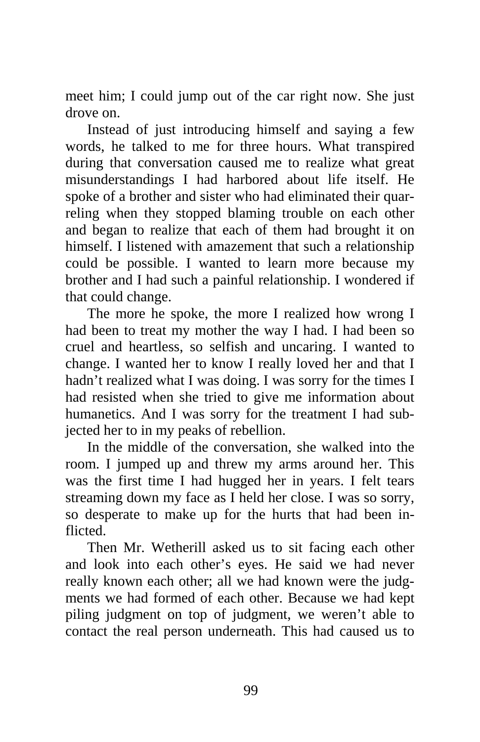meet him; I could jump out of the car right now. She just drove on.

Instead of just introducing himself and saying a few words, he talked to me for three hours. What transpired during that conversation caused me to realize what great misunderstandings I had harbored about life itself. He spoke of a brother and sister who had eliminated their quarreling when they stopped blaming trouble on each other and began to realize that each of them had brought it on himself. I listened with amazement that such a relationship could be possible. I wanted to learn more because my brother and I had such a painful relationship. I wondered if that could change.

The more he spoke, the more I realized how wrong I had been to treat my mother the way I had. I had been so cruel and heartless, so selfish and uncaring. I wanted to change. I wanted her to know I really loved her and that I hadn't realized what I was doing. I was sorry for the times I had resisted when she tried to give me information about humanetics. And I was sorry for the treatment I had subjected her to in my peaks of rebellion.

In the middle of the conversation, she walked into the room. I jumped up and threw my arms around her. This was the first time I had hugged her in years. I felt tears streaming down my face as I held her close. I was so sorry, so desperate to make up for the hurts that had been inflicted.

Then Mr. Wetherill asked us to sit facing each other and look into each other's eyes. He said we had never really known each other; all we had known were the judgments we had formed of each other. Because we had kept piling judgment on top of judgment, we weren't able to contact the real person underneath. This had caused us to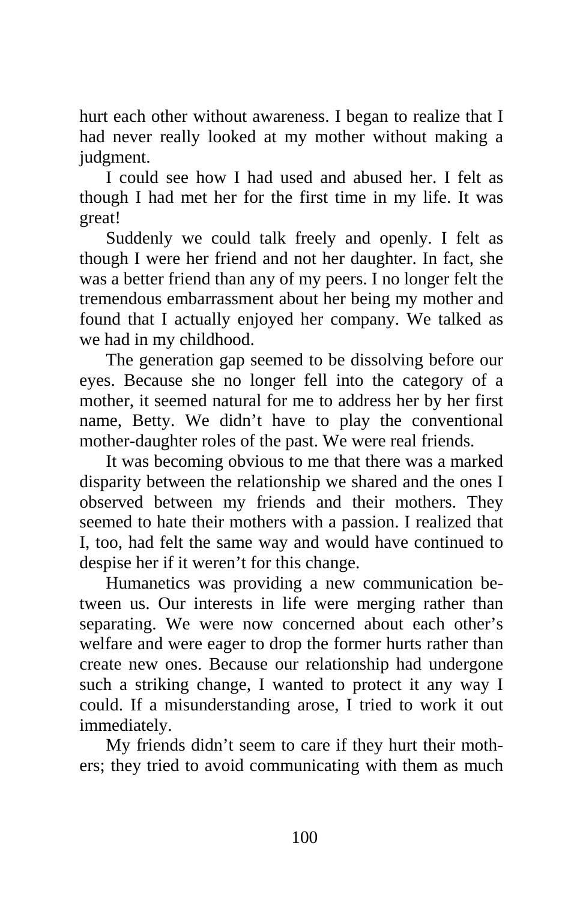hurt each other without awareness. I began to realize that I had never really looked at my mother without making a judgment.

I could see how I had used and abused her. I felt as though I had met her for the first time in my life. It was great!

Suddenly we could talk freely and openly. I felt as though I were her friend and not her daughter. In fact, she was a better friend than any of my peers. I no longer felt the tremendous embarrassment about her being my mother and found that I actually enjoyed her company. We talked as we had in my childhood.

The generation gap seemed to be dissolving before our eyes. Because she no longer fell into the category of a mother, it seemed natural for me to address her by her first name, Betty. We didn't have to play the conventional mother-daughter roles of the past. We were real friends.

It was becoming obvious to me that there was a marked disparity between the relationship we shared and the ones I observed between my friends and their mothers. They seemed to hate their mothers with a passion. I realized that I, too, had felt the same way and would have continued to despise her if it weren't for this change.

Humanetics was providing a new communication between us. Our interests in life were merging rather than separating. We were now concerned about each other's welfare and were eager to drop the former hurts rather than create new ones. Because our relationship had undergone such a striking change, I wanted to protect it any way I could. If a misunderstanding arose, I tried to work it out immediately.

My friends didn't seem to care if they hurt their mothers; they tried to avoid communicating with them as much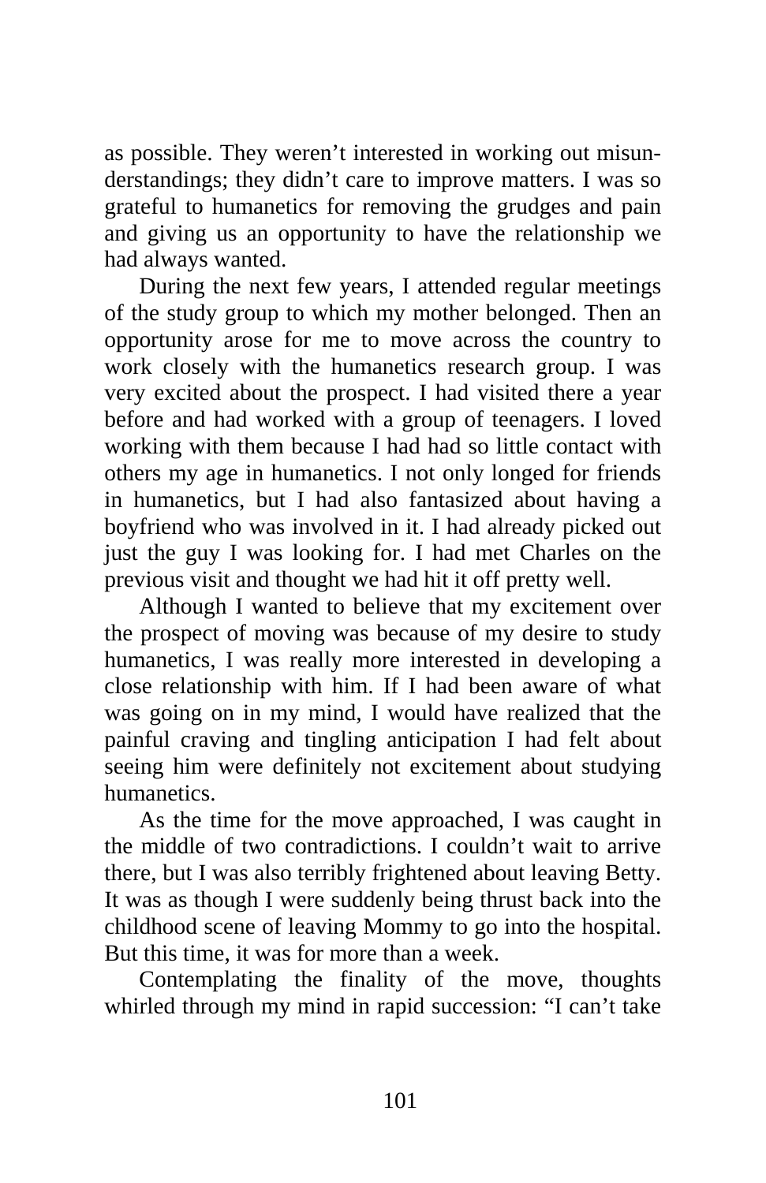as possible. They weren't interested in working out misunderstandings; they didn't care to improve matters. I was so grateful to humanetics for removing the grudges and pain and giving us an opportunity to have the relationship we had always wanted.

During the next few years, I attended regular meetings of the study group to which my mother belonged. Then an opportunity arose for me to move across the country to work closely with the humanetics research group. I was very excited about the prospect. I had visited there a year before and had worked with a group of teenagers. I loved working with them because I had had so little contact with others my age in humanetics. I not only longed for friends in humanetics, but I had also fantasized about having a boyfriend who was involved in it. I had already picked out just the guy I was looking for. I had met Charles on the previous visit and thought we had hit it off pretty well.

Although I wanted to believe that my excitement over the prospect of moving was because of my desire to study humanetics, I was really more interested in developing a close relationship with him. If I had been aware of what was going on in my mind, I would have realized that the painful craving and tingling anticipation I had felt about seeing him were definitely not excitement about studying humanetics.

As the time for the move approached, I was caught in the middle of two contradictions. I couldn't wait to arrive there, but I was also terribly frightened about leaving Betty. It was as though I were suddenly being thrust back into the childhood scene of leaving Mommy to go into the hospital. But this time, it was for more than a week.

Contemplating the finality of the move, thoughts whirled through my mind in rapid succession: "I can't take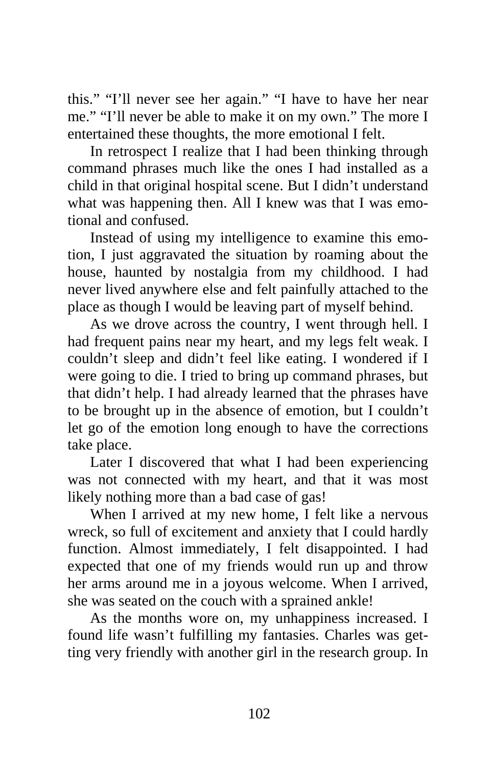this.” “I’ll never see her again.” “I have to have her near me.” “I’ll never be able to make it on my own.” The more I entertained these thoughts, the more emotional I felt.

In retrospect I realize that I had been thinking through command phrases much like the ones I had installed as a child in that original hospital scene. But I didn’t understand what was happening then. All I knew was that I was emotional and confused.

Instead of using my intelligence to examine this emotion, I just aggravated the situation by roaming about the house, haunted by nostalgia from my childhood. I had never lived anywhere else and felt painfully attached to the place as though I would be leaving part of myself behind.

As we drove across the country, I went through hell. I had frequent pains near my heart, and my legs felt weak. I couldn’t sleep and didn’t feel like eating. I wondered if I were going to die. I tried to bring up command phrases, but that didn’t help. I had already learned that the phrases have to be brought up in the absence of emotion, but I couldn’t let go of the emotion long enough to have the corrections take place.

Later I discovered that what I had been experiencing was not connected with my heart, and that it was most likely nothing more than a bad case of gas!

When I arrived at my new home, I felt like a nervous wreck, so full of excitement and anxiety that I could hardly function. Almost immediately, I felt disappointed. I had expected that one of my friends would run up and throw her arms around me in a joyous welcome. When I arrived, she was seated on the couch with a sprained ankle!

As the months wore on, my unhappiness increased. I found life wasn’t fulfilling my fantasies. Charles was getting very friendly with another girl in the research group. In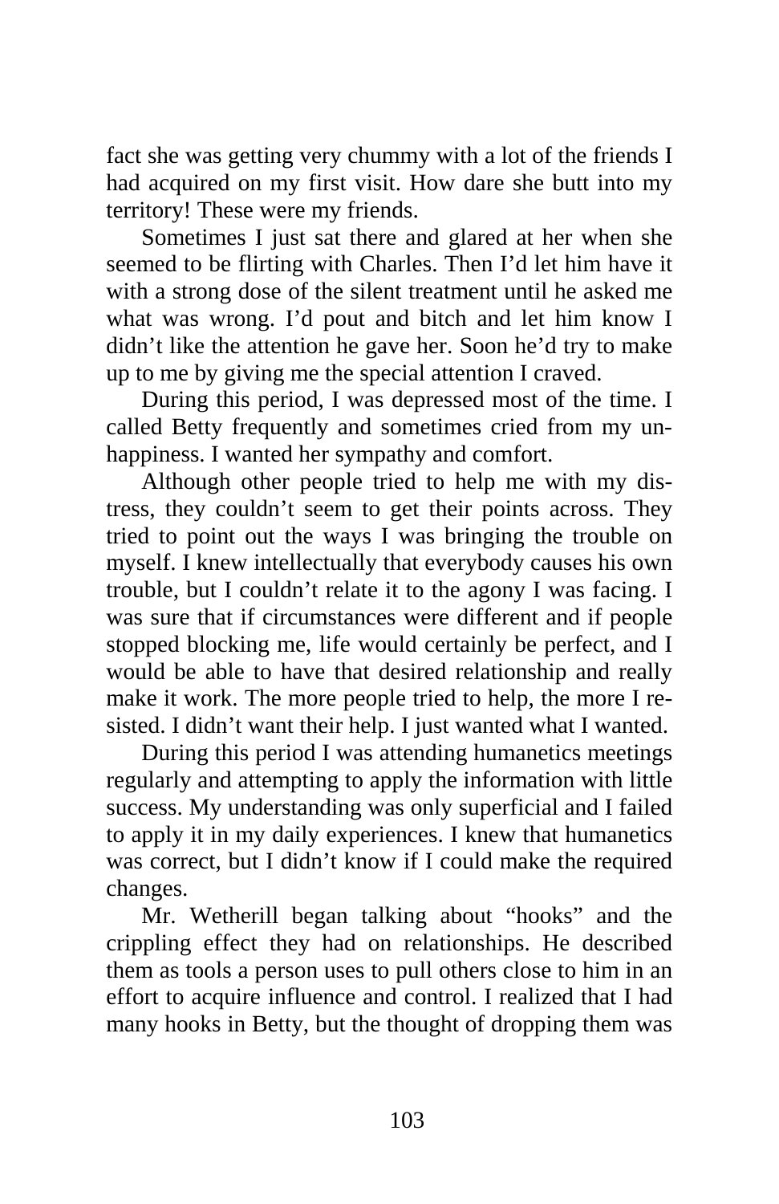fact she was getting very chummy with a lot of the friends I had acquired on my first visit. How dare she butt into my territory! These were my friends.

Sometimes I just sat there and glared at her when she seemed to be flirting with Charles. Then I'd let him have it with a strong dose of the silent treatment until he asked me what was wrong. I'd pout and bitch and let him know I didn't like the attention he gave her. Soon he'd try to make up to me by giving me the special attention I craved.

During this period, I was depressed most of the time. I called Betty frequently and sometimes cried from my unhappiness. I wanted her sympathy and comfort.

Although other people tried to help me with my distress, they couldn't seem to get their points across. They tried to point out the ways I was bringing the trouble on myself. I knew intellectually that everybody causes his own trouble, but I couldn't relate it to the agony I was facing. I was sure that if circumstances were different and if people stopped blocking me, life would certainly be perfect, and I would be able to have that desired relationship and really make it work. The more people tried to help, the more I resisted. I didn't want their help. I just wanted what I wanted.

During this period I was attending humanetics meetings regularly and attempting to apply the information with little success. My understanding was only superficial and I failed to apply it in my daily experiences. I knew that humanetics was correct, but I didn't know if I could make the required changes.

Mr. Wetherill began talking about "hooks" and the crippling effect they had on relationships. He described them as tools a person uses to pull others close to him in an effort to acquire influence and control. I realized that I had many hooks in Betty, but the thought of dropping them was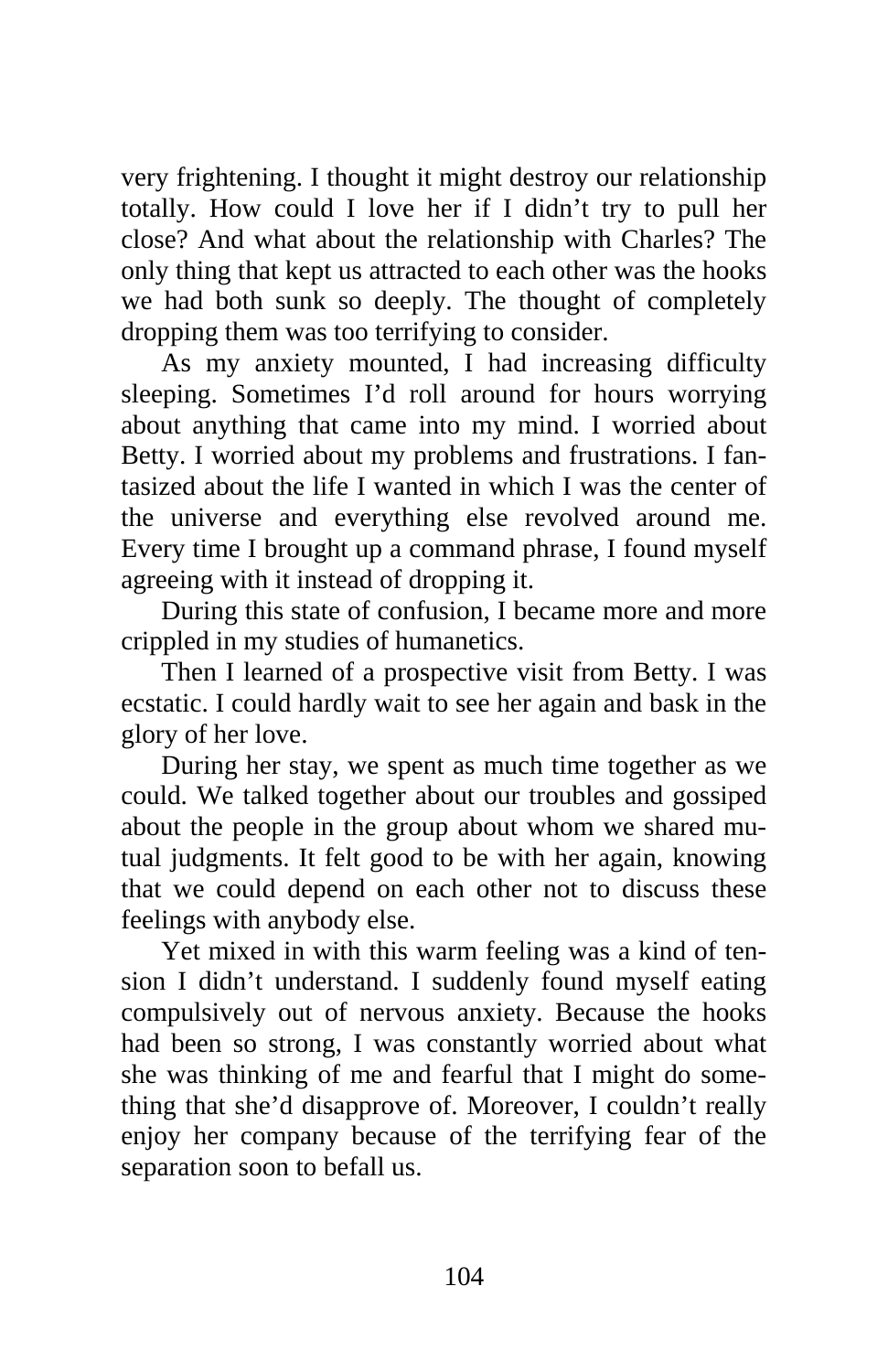very frightening. I thought it might destroy our relationship totally. How could I love her if I didn't try to pull her close? And what about the relationship with Charles? The only thing that kept us attracted to each other was the hooks we had both sunk so deeply. The thought of completely dropping them was too terrifying to consider.

As my anxiety mounted, I had increasing difficulty sleeping. Sometimes I'd roll around for hours worrying about anything that came into my mind. I worried about Betty. I worried about my problems and frustrations. I fantasized about the life I wanted in which I was the center of the universe and everything else revolved around me. Every time I brought up a command phrase, I found myself agreeing with it instead of dropping it.

During this state of confusion, I became more and more crippled in my studies of humanetics.

Then I learned of a prospective visit from Betty. I was ecstatic. I could hardly wait to see her again and bask in the glory of her love.

During her stay, we spent as much time together as we could. We talked together about our troubles and gossiped about the people in the group about whom we shared mutual judgments. It felt good to be with her again, knowing that we could depend on each other not to discuss these feelings with anybody else.

Yet mixed in with this warm feeling was a kind of tension I didn't understand. I suddenly found myself eating compulsively out of nervous anxiety. Because the hooks had been so strong, I was constantly worried about what she was thinking of me and fearful that I might do something that she'd disapprove of. Moreover, I couldn't really enjoy her company because of the terrifying fear of the separation soon to befall us.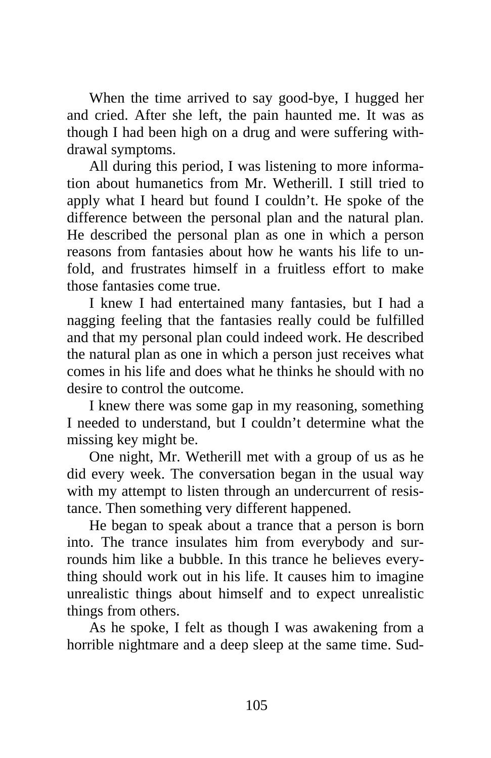When the time arrived to say good-bye, I hugged her and cried. After she left, the pain haunted me. It was as though I had been high on a drug and were suffering withdrawal symptoms.

All during this period, I was listening to more information about humanetics from Mr. Wetherill. I still tried to apply what I heard but found I couldn't. He spoke of the difference between the personal plan and the natural plan. He described the personal plan as one in which a person reasons from fantasies about how he wants his life to unfold, and frustrates himself in a fruitless effort to make those fantasies come true.

I knew I had entertained many fantasies, but I had a nagging feeling that the fantasies really could be fulfilled and that my personal plan could indeed work. He described the natural plan as one in which a person just receives what comes in his life and does what he thinks he should with no desire to control the outcome.

I knew there was some gap in my reasoning, something I needed to understand, but I couldn't determine what the missing key might be.

One night, Mr. Wetherill met with a group of us as he did every week. The conversation began in the usual way with my attempt to listen through an undercurrent of resistance. Then something very different happened.

He began to speak about a trance that a person is born into. The trance insulates him from everybody and surrounds him like a bubble. In this trance he believes everything should work out in his life. It causes him to imagine unrealistic things about himself and to expect unrealistic things from others.

As he spoke, I felt as though I was awakening from a horrible nightmare and a deep sleep at the same time. Sud-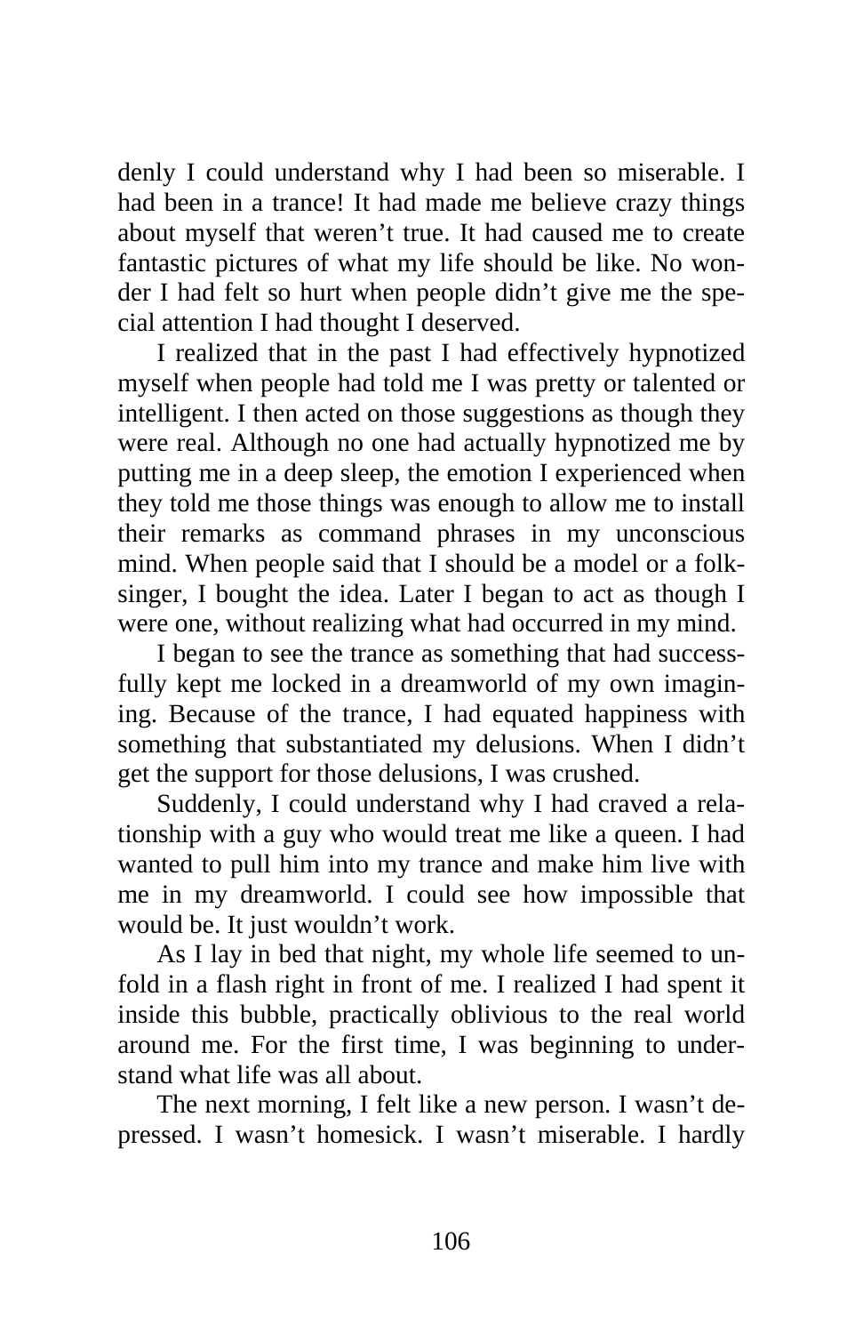denly I could understand why I had been so miserable. I had been in a trance! It had made me believe crazy things about myself that weren't true. It had caused me to create fantastic pictures of what my life should be like. No wonder I had felt so hurt when people didn't give me the special attention I had thought I deserved.

I realized that in the past I had effectively hypnotized myself when people had told me I was pretty or talented or intelligent. I then acted on those suggestions as though they were real. Although no one had actually hypnotized me by putting me in a deep sleep, the emotion I experienced when they told me those things was enough to allow me to install their remarks as command phrases in my unconscious mind. When people said that I should be a model or a folksinger, I bought the idea. Later I began to act as though I were one, without realizing what had occurred in my mind.

I began to see the trance as something that had successfully kept me locked in a dreamworld of my own imagining. Because of the trance, I had equated happiness with something that substantiated my delusions. When I didn't get the support for those delusions, I was crushed.

Suddenly, I could understand why I had craved a relationship with a guy who would treat me like a queen. I had wanted to pull him into my trance and make him live with me in my dreamworld. I could see how impossible that would be. It just wouldn't work.

As I lay in bed that night, my whole life seemed to unfold in a flash right in front of me. I realized I had spent it inside this bubble, practically oblivious to the real world around me. For the first time, I was beginning to understand what life was all about.

The next morning, I felt like a new person. I wasn't depressed. I wasn't homesick. I wasn't miserable. I hardly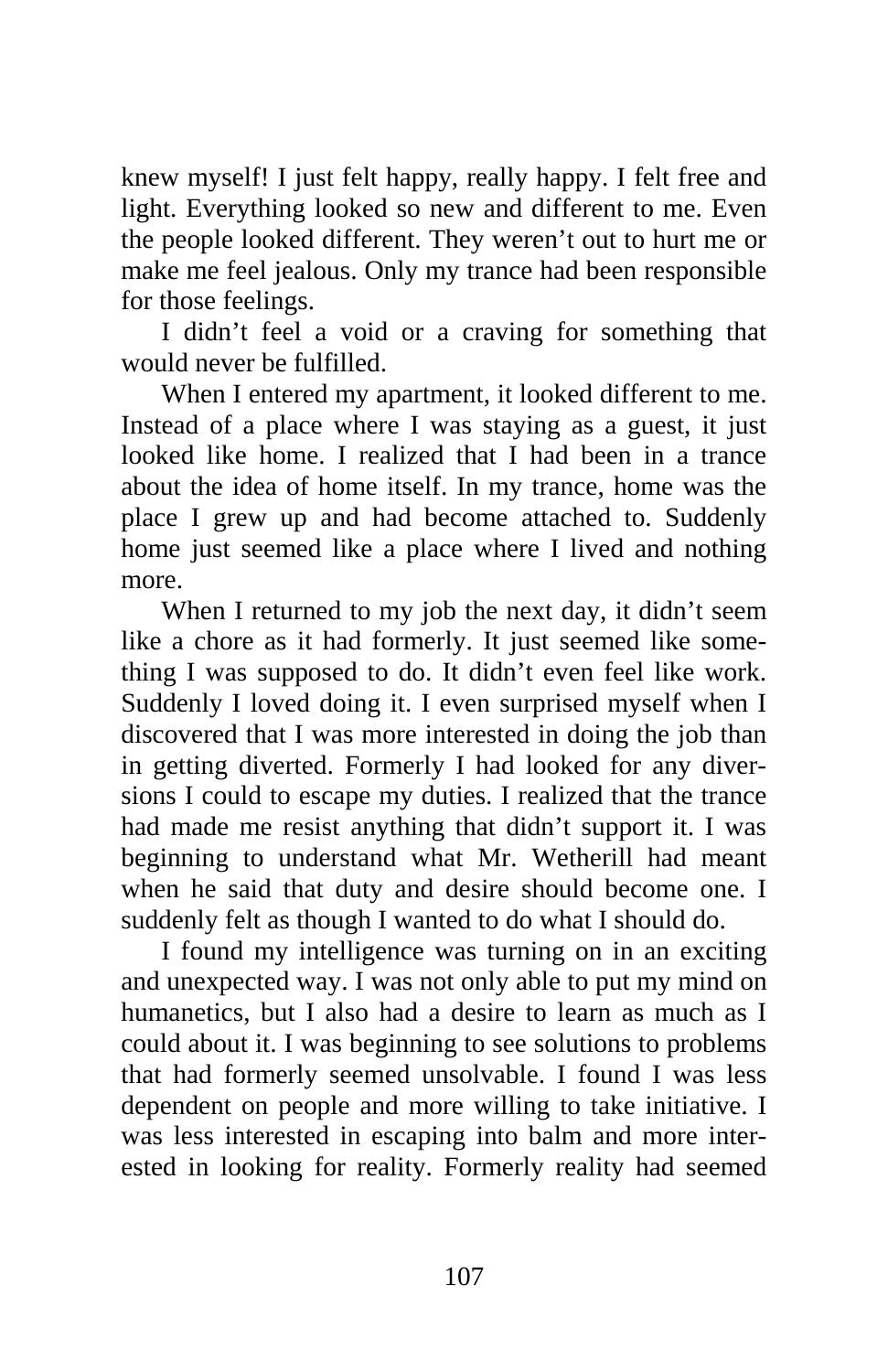knew myself! I just felt happy, really happy. I felt free and light. Everything looked so new and different to me. Even the people looked different. They weren't out to hurt me or make me feel jealous. Only my trance had been responsible for those feelings.

I didn't feel a void or a craving for something that would never be fulfilled.

When I entered my apartment, it looked different to me. Instead of a place where I was staying as a guest, it just looked like home. I realized that I had been in a trance about the idea of home itself. In my trance, home was the place I grew up and had become attached to. Suddenly home just seemed like a place where I lived and nothing more.

When I returned to my job the next day, it didn't seem like a chore as it had formerly. It just seemed like something I was supposed to do. It didn't even feel like work. Suddenly I loved doing it. I even surprised myself when I discovered that I was more interested in doing the job than in getting diverted. Formerly I had looked for any diversions I could to escape my duties. I realized that the trance had made me resist anything that didn't support it. I was beginning to understand what Mr. Wetherill had meant when he said that duty and desire should become one. I suddenly felt as though I wanted to do what I should do.

I found my intelligence was turning on in an exciting and unexpected way. I was not only able to put my mind on humanetics, but I also had a desire to learn as much as I could about it. I was beginning to see solutions to problems that had formerly seemed unsolvable. I found I was less dependent on people and more willing to take initiative. I was less interested in escaping into balm and more interested in looking for reality. Formerly reality had seemed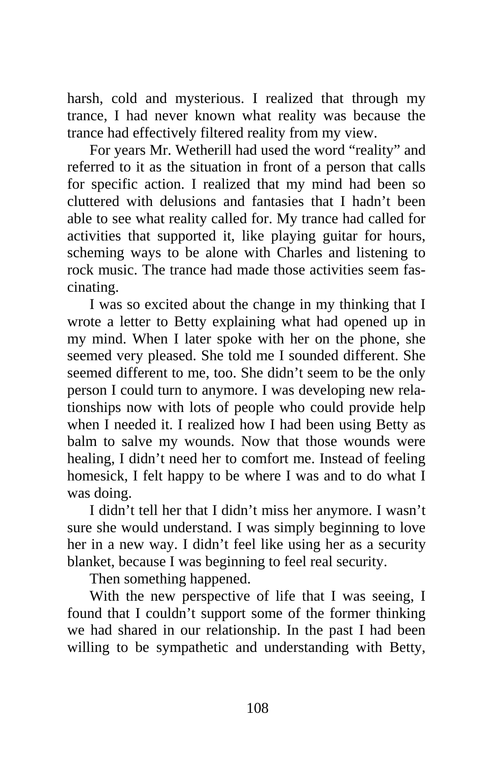harsh, cold and mysterious. I realized that through my trance, I had never known what reality was because the trance had effectively filtered reality from my view.

For years Mr. Wetherill had used the word "reality" and referred to it as the situation in front of a person that calls for specific action. I realized that my mind had been so cluttered with delusions and fantasies that I hadn't been able to see what reality called for. My trance had called for activities that supported it, like playing guitar for hours, scheming ways to be alone with Charles and listening to rock music. The trance had made those activities seem fascinating.

I was so excited about the change in my thinking that I wrote a letter to Betty explaining what had opened up in my mind. When I later spoke with her on the phone, she seemed very pleased. She told me I sounded different. She seemed different to me, too. She didn't seem to be the only person I could turn to anymore. I was developing new relationships now with lots of people who could provide help when I needed it. I realized how I had been using Betty as balm to salve my wounds. Now that those wounds were healing, I didn't need her to comfort me. Instead of feeling homesick, I felt happy to be where I was and to do what I was doing.

I didn't tell her that I didn't miss her anymore. I wasn't sure she would understand. I was simply beginning to love her in a new way. I didn't feel like using her as a security blanket, because I was beginning to feel real security.

Then something happened.

With the new perspective of life that I was seeing, I found that I couldn't support some of the former thinking we had shared in our relationship. In the past I had been willing to be sympathetic and understanding with Betty,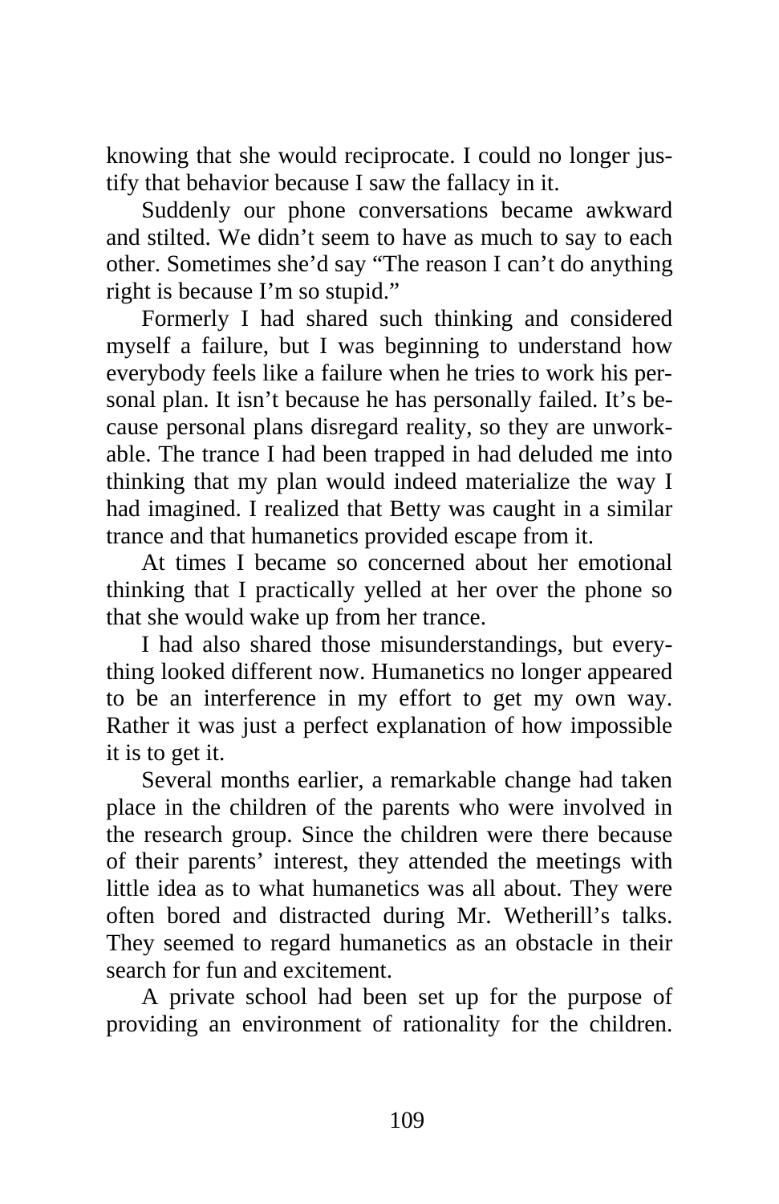knowing that she would reciprocate. I could no longer justify that behavior because I saw the fallacy in it.

Suddenly our phone conversations became awkward and stilted. We didn't seem to have as much to say to each other. Sometimes she'd say "The reason I can't do anything right is because I'm so stupid."

Formerly I had shared such thinking and considered myself a failure, but I was beginning to understand how everybody feels like a failure when he tries to work his personal plan. It isn't because he has personally failed. It's because personal plans disregard reality, so they are unworkable. The trance I had been trapped in had deluded me into thinking that my plan would indeed materialize the way I had imagined. I realized that Betty was caught in a similar trance and that humanetics provided escape from it.

At times I became so concerned about her emotional thinking that I practically yelled at her over the phone so that she would wake up from her trance.

I had also shared those misunderstandings, but everything looked different now. Humanetics no longer appeared to be an interference in my effort to get my own way. Rather it was just a perfect explanation of how impossible it is to get it.

Several months earlier, a remarkable change had taken place in the children of the parents who were involved in the research group. Since the children were there because of their parents' interest, they attended the meetings with little idea as to what humanetics was all about. They were often bored and distracted during Mr. Wetherill's talks. They seemed to regard humanetics as an obstacle in their search for fun and excitement.

A private school had been set up for the purpose of providing an environment of rationality for the children.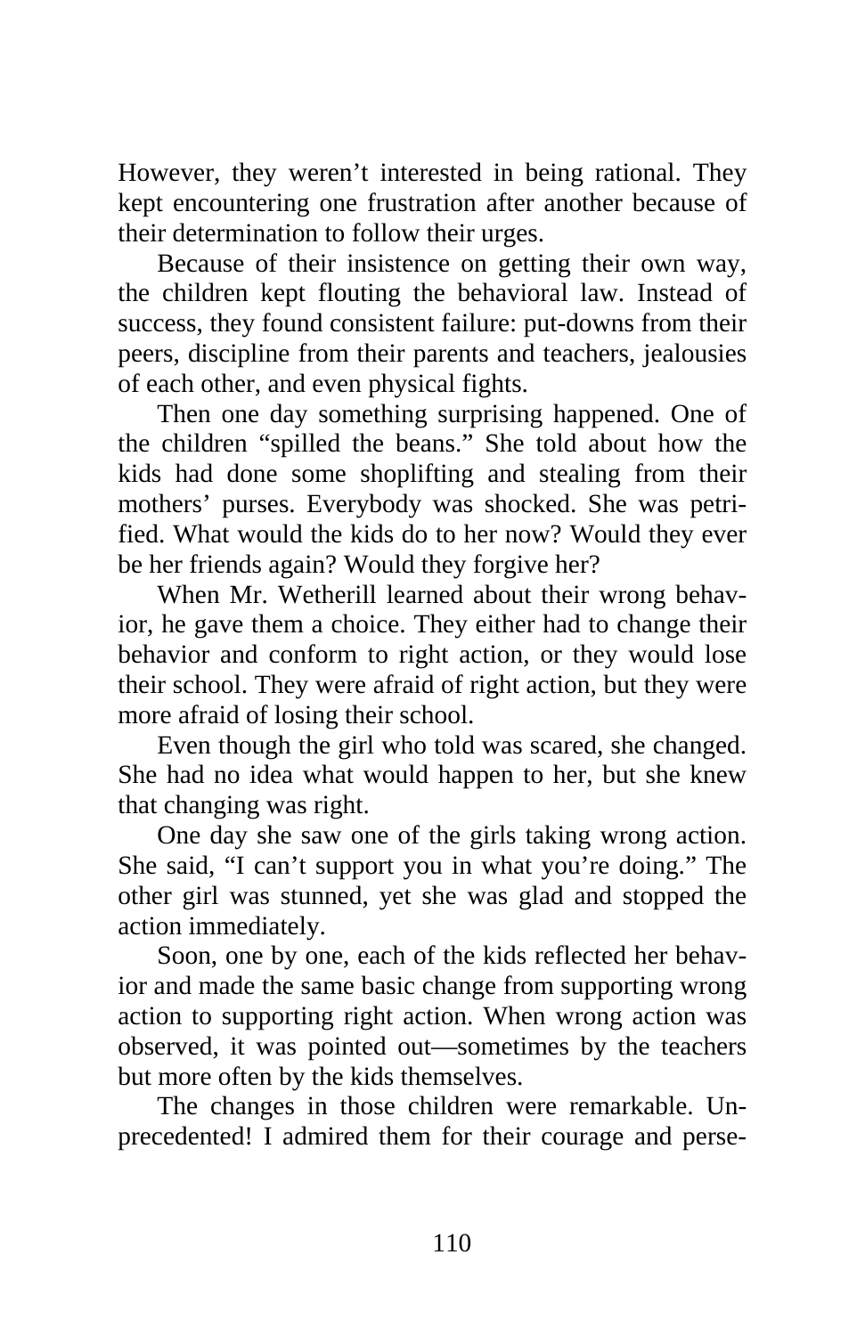However, they weren't interested in being rational. They kept encountering one frustration after another because of their determination to follow their urges.

Because of their insistence on getting their own way, the children kept flouting the behavioral law. Instead of success, they found consistent failure: put-downs from their peers, discipline from their parents and teachers, jealousies of each other, and even physical fights.

Then one day something surprising happened. One of the children "spilled the beans." She told about how the kids had done some shoplifting and stealing from their mothers' purses. Everybody was shocked. She was petrified. What would the kids do to her now? Would they ever be her friends again? Would they forgive her?

When Mr. Wetherill learned about their wrong behavior, he gave them a choice. They either had to change their behavior and conform to right action, or they would lose their school. They were afraid of right action, but they were more afraid of losing their school.

Even though the girl who told was scared, she changed. She had no idea what would happen to her, but she knew that changing was right.

One day she saw one of the girls taking wrong action. She said, "I can't support you in what you're doing." The other girl was stunned, yet she was glad and stopped the action immediately.

Soon, one by one, each of the kids reflected her behavior and made the same basic change from supporting wrong action to supporting right action. When wrong action was observed, it was pointed out—sometimes by the teachers but more often by the kids themselves.

The changes in those children were remarkable. Unprecedented! I admired them for their courage and perse-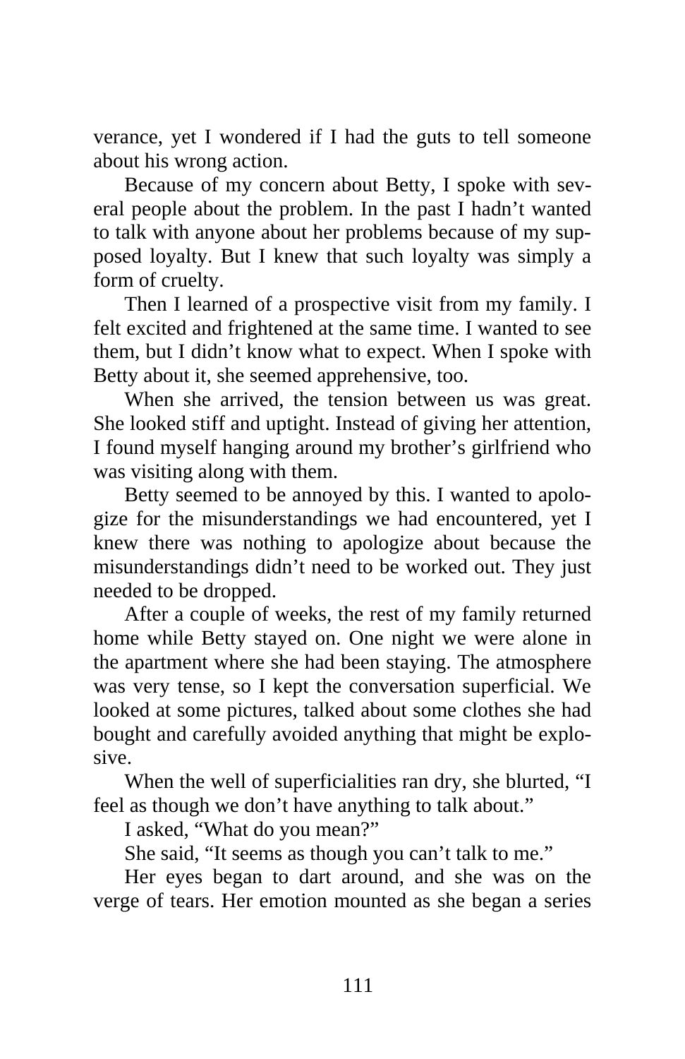verance, yet I wondered if I had the guts to tell someone about his wrong action.

Because of my concern about Betty, I spoke with several people about the problem. In the past I hadn't wanted to talk with anyone about her problems because of my supposed loyalty. But I knew that such loyalty was simply a form of cruelty.

Then I learned of a prospective visit from my family. I felt excited and frightened at the same time. I wanted to see them, but I didn't know what to expect. When I spoke with Betty about it, she seemed apprehensive, too.

When she arrived, the tension between us was great. She looked stiff and uptight. Instead of giving her attention, I found myself hanging around my brother's girlfriend who was visiting along with them.

Betty seemed to be annoyed by this. I wanted to apologize for the misunderstandings we had encountered, yet I knew there was nothing to apologize about because the misunderstandings didn't need to be worked out. They just needed to be dropped.

After a couple of weeks, the rest of my family returned home while Betty stayed on. One night we were alone in the apartment where she had been staying. The atmosphere was very tense, so I kept the conversation superficial. We looked at some pictures, talked about some clothes she had bought and carefully avoided anything that might be explosive.

When the well of superficialities ran dry, she blurted, "I feel as though we don't have anything to talk about."

I asked, "What do you mean?"

She said, "It seems as though you can't talk to me."

Her eyes began to dart around, and she was on the verge of tears. Her emotion mounted as she began a series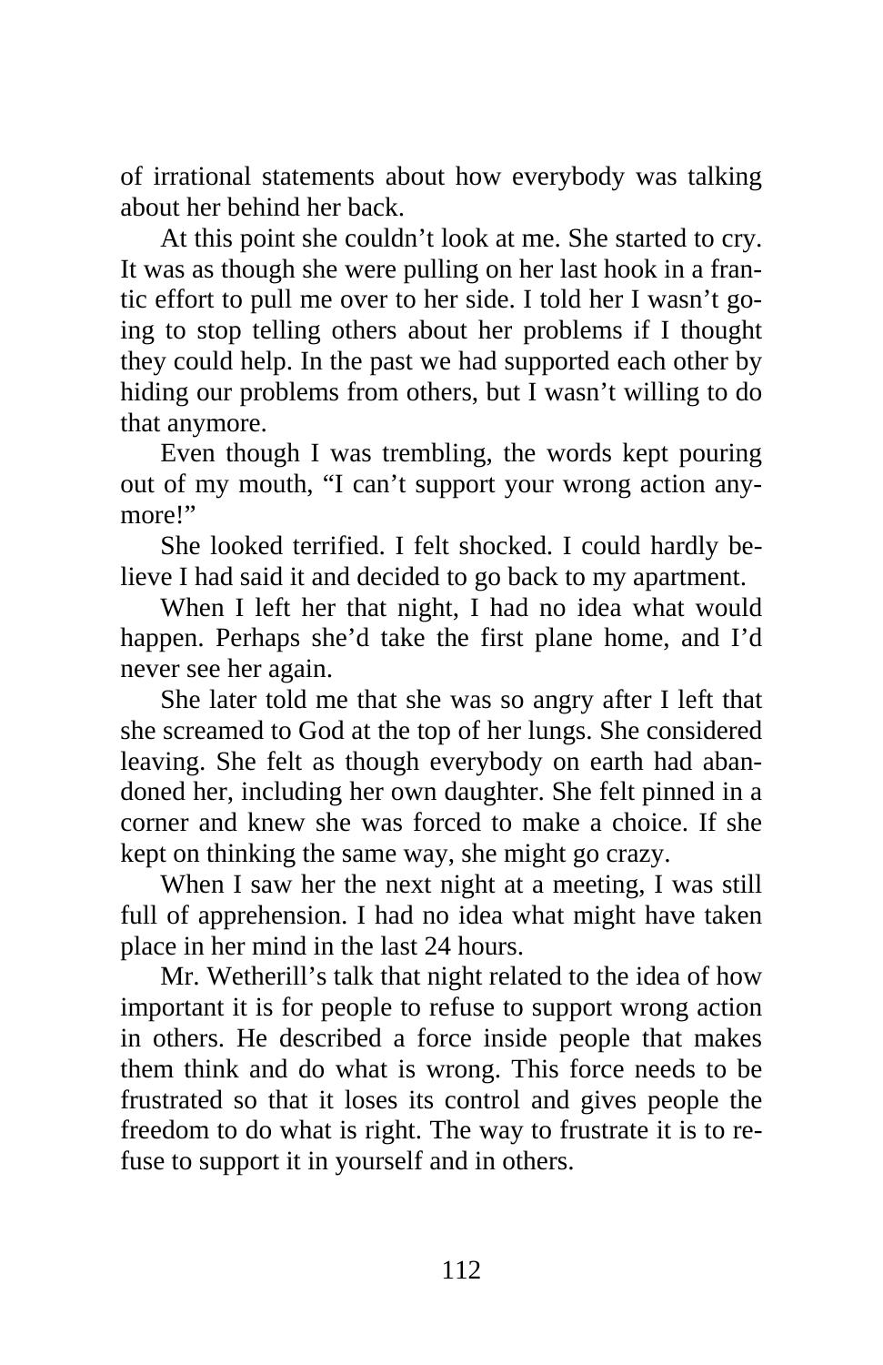of irrational statements about how everybody was talking about her behind her back.

At this point she couldn't look at me. She started to cry. It was as though she were pulling on her last hook in a frantic effort to pull me over to her side. I told her I wasn't going to stop telling others about her problems if I thought they could help. In the past we had supported each other by hiding our problems from others, but I wasn't willing to do that anymore.

Even though I was trembling, the words kept pouring out of my mouth, "I can't support your wrong action anymore!"

She looked terrified. I felt shocked. I could hardly believe I had said it and decided to go back to my apartment.

When I left her that night, I had no idea what would happen. Perhaps she'd take the first plane home, and I'd never see her again.

She later told me that she was so angry after I left that she screamed to God at the top of her lungs. She considered leaving. She felt as though everybody on earth had abandoned her, including her own daughter. She felt pinned in a corner and knew she was forced to make a choice. If she kept on thinking the same way, she might go crazy.

When I saw her the next night at a meeting, I was still full of apprehension. I had no idea what might have taken place in her mind in the last 24 hours.

Mr. Wetherill's talk that night related to the idea of how important it is for people to refuse to support wrong action in others. He described a force inside people that makes them think and do what is wrong. This force needs to be frustrated so that it loses its control and gives people the freedom to do what is right. The way to frustrate it is to refuse to support it in yourself and in others.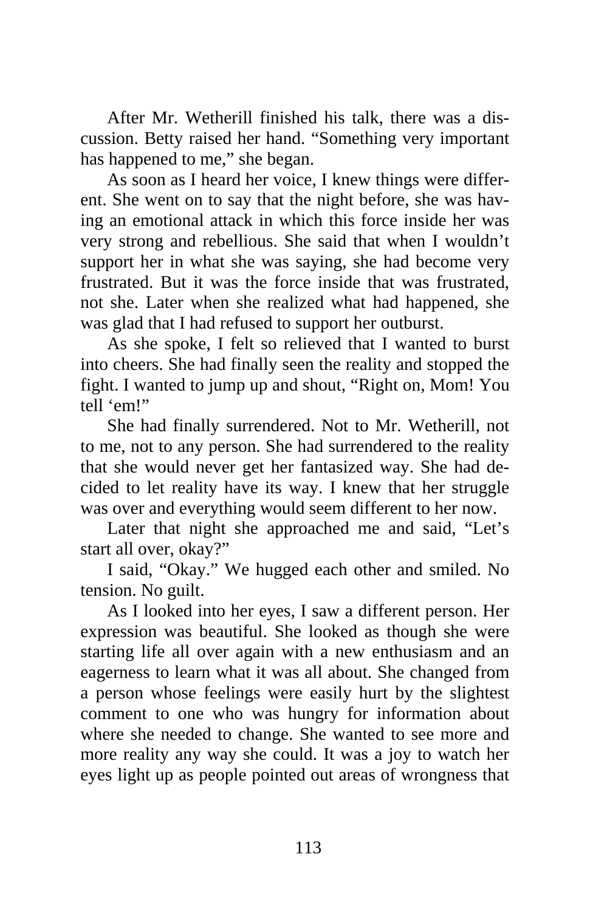After Mr. Wetherill finished his talk, there was a discussion. Betty raised her hand. “Something very important has happened to me,” she began.

As soon as I heard her voice, I knew things were different. She went on to say that the night before, she was having an emotional attack in which this force inside her was very strong and rebellious. She said that when I wouldn’t support her in what she was saying, she had become very frustrated. But it was the force inside that was frustrated, not she. Later when she realized what had happened, she was glad that I had refused to support her outburst.

As she spoke, I felt so relieved that I wanted to burst into cheers. She had finally seen the reality and stopped the fight. I wanted to jump up and shout, “Right on, Mom! You tell ‘em!”

She had finally surrendered. Not to Mr. Wetherill, not to me, not to any person. She had surrendered to the reality that she would never get her fantasized way. She had decided to let reality have its way. I knew that her struggle was over and everything would seem different to her now.

Later that night she approached me and said, “Let’s start all over, okay?”

I said, “Okay.” We hugged each other and smiled. No tension. No guilt.

As I looked into her eyes, I saw a different person. Her expression was beautiful. She looked as though she were starting life all over again with a new enthusiasm and an eagerness to learn what it was all about. She changed from a person whose feelings were easily hurt by the slightest comment to one who was hungry for information about where she needed to change. She wanted to see more and more reality any way she could. It was a joy to watch her eyes light up as people pointed out areas of wrongness that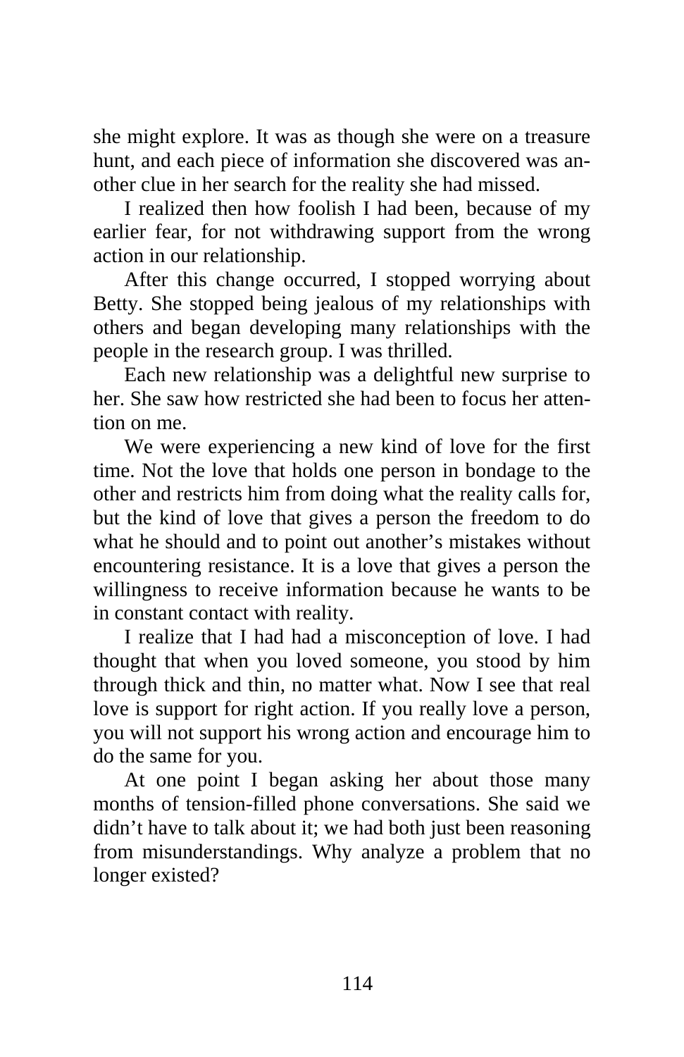she might explore. It was as though she were on a treasure hunt, and each piece of information she discovered was another clue in her search for the reality she had missed.

I realized then how foolish I had been, because of my earlier fear, for not withdrawing support from the wrong action in our relationship.

After this change occurred, I stopped worrying about Betty. She stopped being jealous of my relationships with others and began developing many relationships with the people in the research group. I was thrilled.

Each new relationship was a delightful new surprise to her. She saw how restricted she had been to focus her attention on me.

We were experiencing a new kind of love for the first time. Not the love that holds one person in bondage to the other and restricts him from doing what the reality calls for, but the kind of love that gives a person the freedom to do what he should and to point out another's mistakes without encountering resistance. It is a love that gives a person the willingness to receive information because he wants to be in constant contact with reality.

I realize that I had had a misconception of love. I had thought that when you loved someone, you stood by him through thick and thin, no matter what. Now I see that real love is support for right action. If you really love a person, you will not support his wrong action and encourage him to do the same for you.

At one point I began asking her about those many months of tension-filled phone conversations. She said we didn't have to talk about it; we had both just been reasoning from misunderstandings. Why analyze a problem that no longer existed?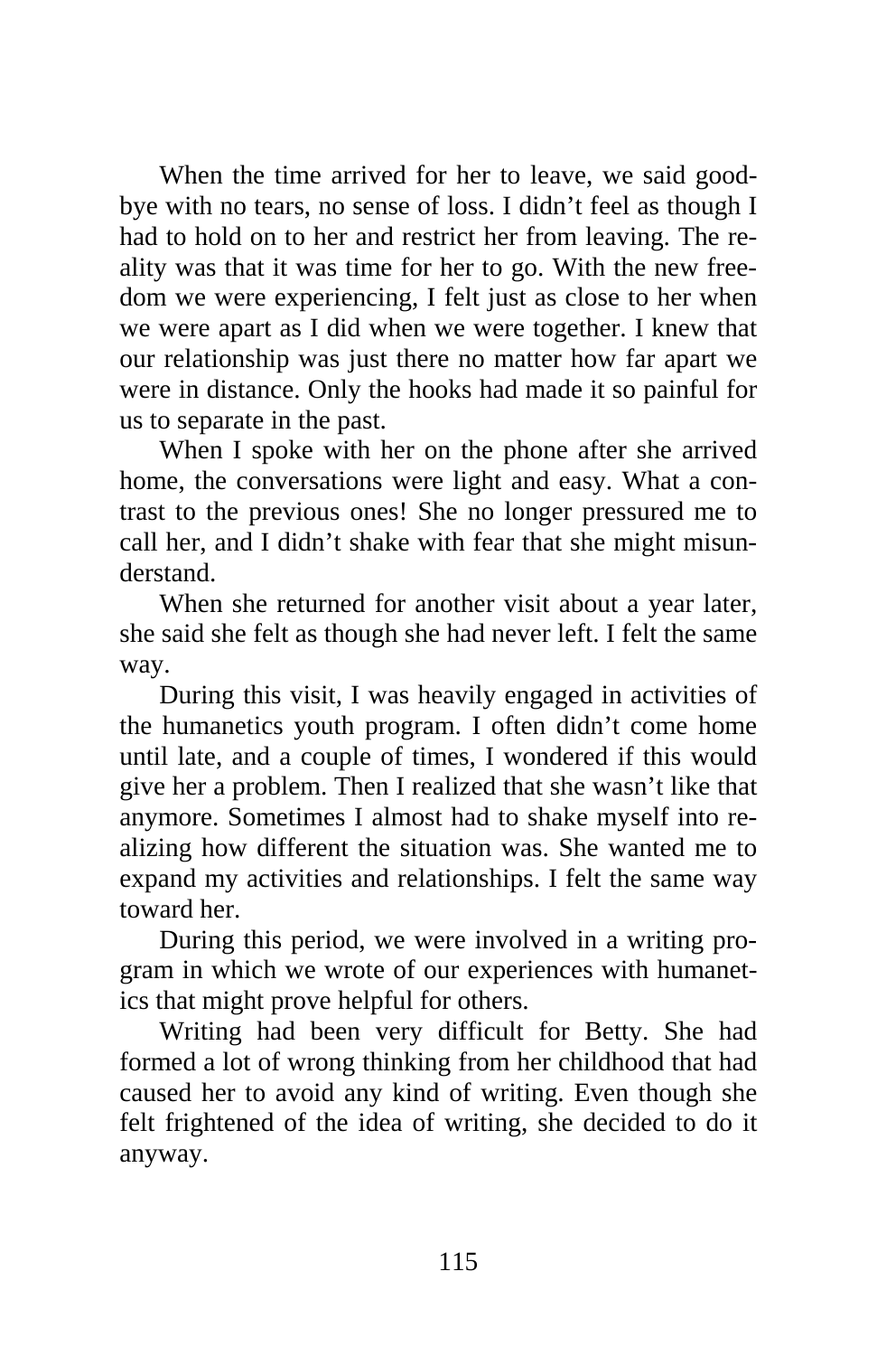When the time arrived for her to leave, we said goodbye with no tears, no sense of loss. I didn't feel as though I had to hold on to her and restrict her from leaving. The reality was that it was time for her to go. With the new freedom we were experiencing, I felt just as close to her when we were apart as I did when we were together. I knew that our relationship was just there no matter how far apart we were in distance. Only the hooks had made it so painful for us to separate in the past.

When I spoke with her on the phone after she arrived home, the conversations were light and easy. What a contrast to the previous ones! She no longer pressured me to call her, and I didn't shake with fear that she might misunderstand.

When she returned for another visit about a year later, she said she felt as though she had never left. I felt the same way.

During this visit, I was heavily engaged in activities of the humanetics youth program. I often didn't come home until late, and a couple of times, I wondered if this would give her a problem. Then I realized that she wasn't like that anymore. Sometimes I almost had to shake myself into realizing how different the situation was. She wanted me to expand my activities and relationships. I felt the same way toward her.

During this period, we were involved in a writing program in which we wrote of our experiences with humanetics that might prove helpful for others.

Writing had been very difficult for Betty. She had formed a lot of wrong thinking from her childhood that had caused her to avoid any kind of writing. Even though she felt frightened of the idea of writing, she decided to do it anyway.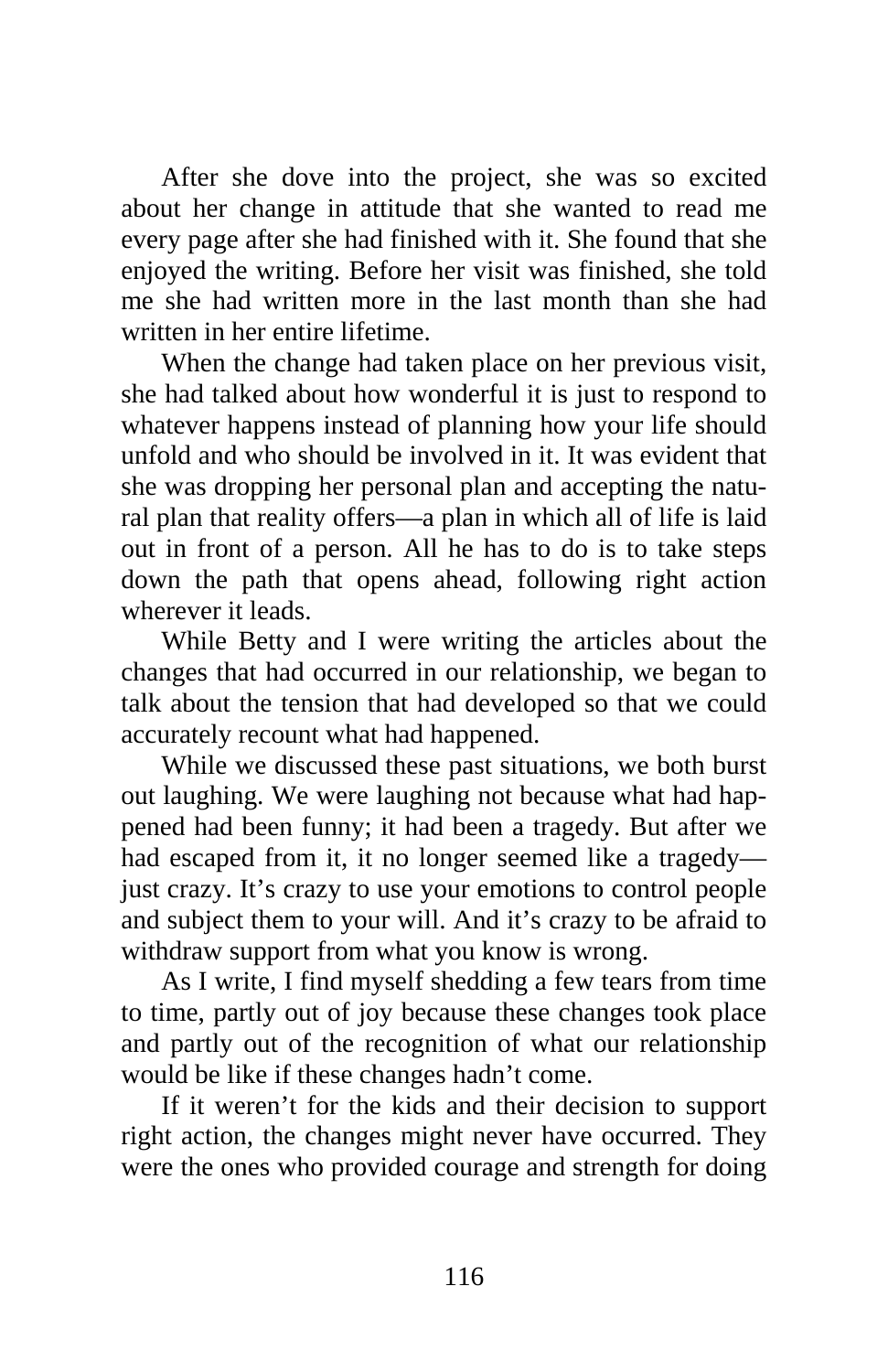After she dove into the project, she was so excited about her change in attitude that she wanted to read me every page after she had finished with it. She found that she enjoyed the writing. Before her visit was finished, she told me she had written more in the last month than she had written in her entire lifetime.

When the change had taken place on her previous visit, she had talked about how wonderful it is just to respond to whatever happens instead of planning how your life should unfold and who should be involved in it. It was evident that she was dropping her personal plan and accepting the natural plan that reality offers—a plan in which all of life is laid out in front of a person. All he has to do is to take steps down the path that opens ahead, following right action wherever it leads.

While Betty and I were writing the articles about the changes that had occurred in our relationship, we began to talk about the tension that had developed so that we could accurately recount what had happened.

While we discussed these past situations, we both burst out laughing. We were laughing not because what had happened had been funny; it had been a tragedy. But after we had escaped from it, it no longer seemed like a tragedy—just crazy. It's crazy to use your emotions to control people and subject them to your will. And it's crazy to be afraid to withdraw support from what you know is wrong.

As I write, I find myself shedding a few tears from time to time, partly out of joy because these changes took place and partly out of the recognition of what our relationship would be like if these changes hadn't come.

If it weren't for the kids and their decision to support right action, the changes might never have occurred. They were the ones who provided courage and strength for doing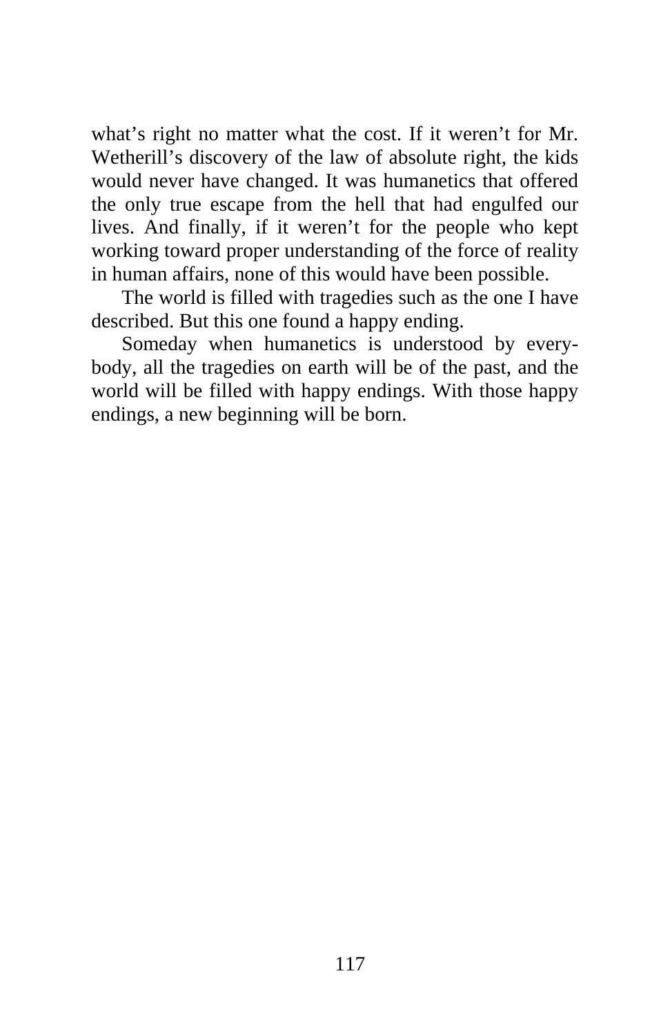what's right no matter what the cost. If it weren't for Mr. Wetherill's discovery of the law of absolute right, the kids would never have changed. It was humanetics that offered the only true escape from the hell that had engulfed our lives. And finally, if it weren't for the people who kept working toward proper understanding of the force of reality in human affairs, none of this would have been possible.

The world is filled with tragedies such as the one I have described. But this one found a happy ending.

Someday when humanetics is understood by everybody, all the tragedies on earth will be of the past, and the world will be filled with happy endings. With those happy endings, a new beginning will be born.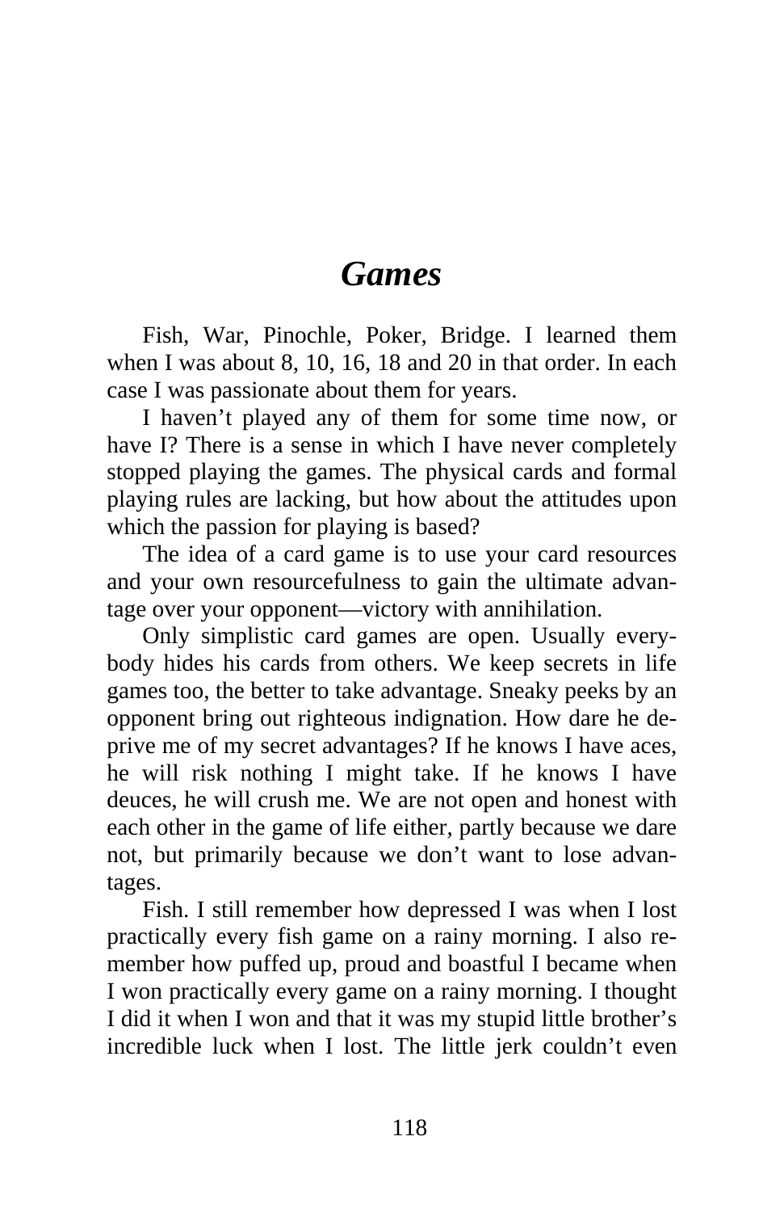# *Games*

Fish, War, Pinochle, Poker, Bridge. I learned them when I was about 8, 10, 16, 18 and 20 in that order. In each case I was passionate about them for years.

I haven't played any of them for some time now, or have I? There is a sense in which I have never completely stopped playing the games. The physical cards and formal playing rules are lacking, but how about the attitudes upon which the passion for playing is based?

The idea of a card game is to use your card resources and your own resourcefulness to gain the ultimate advantage over your opponent—victory with annihilation.

Only simplistic card games are open. Usually everybody hides his cards from others. We keep secrets in life games too, the better to take advantage. Sneaky peeks by an opponent bring out righteous indignation. How dare he deprive me of my secret advantages? If he knows I have aces, he will risk nothing I might take. If he knows I have deuces, he will crush me. We are not open and honest with each other in the game of life either, partly because we dare not, but primarily because we don't want to lose advantages.

Fish. I still remember how depressed I was when I lost practically every fish game on a rainy morning. I also remember how puffed up, proud and boastful I became when I won practically every game on a rainy morning. I thought I did it when I won and that it was my stupid little brother's incredible luck when I lost. The little jerk couldn't even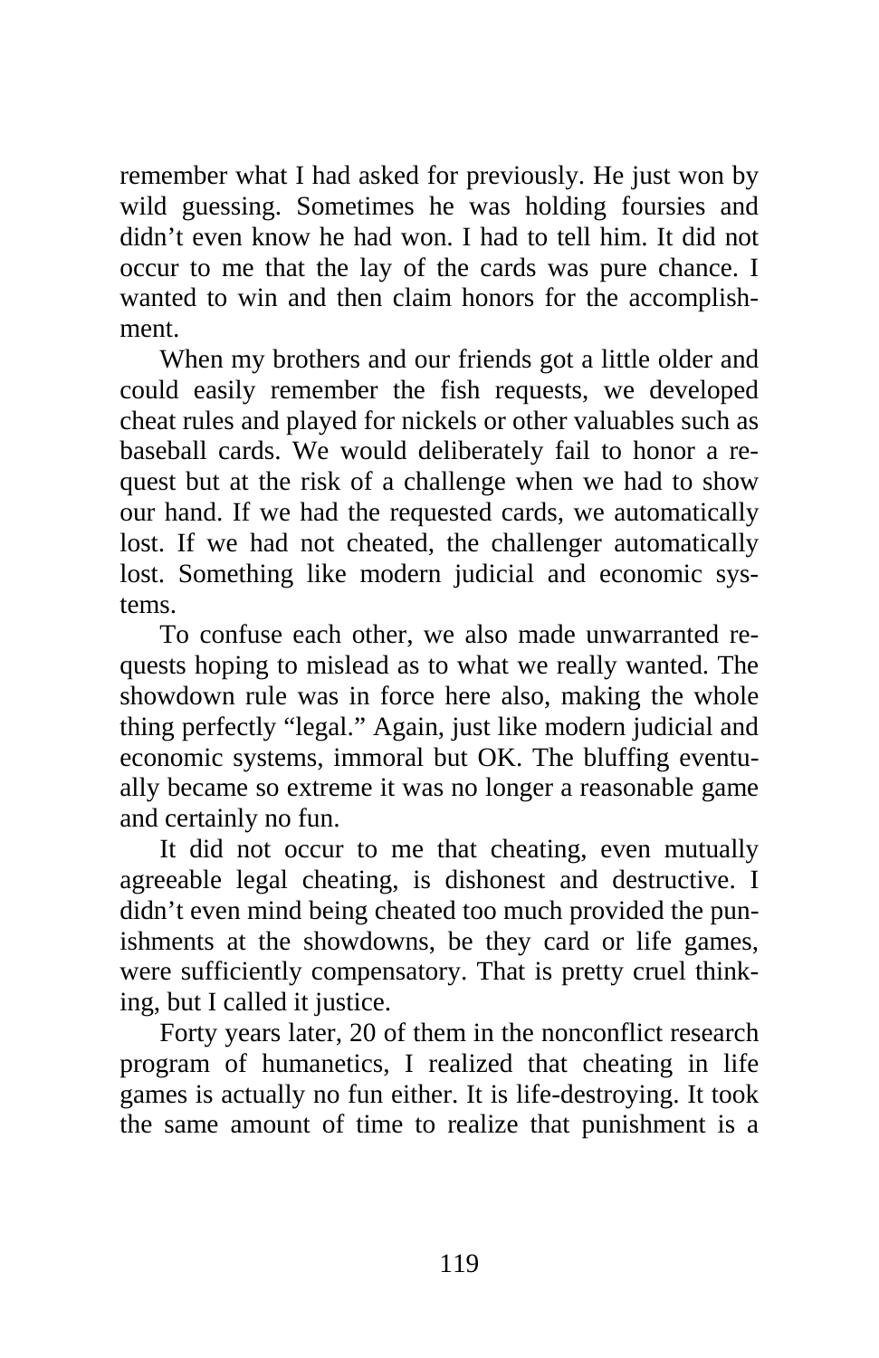remember what I had asked for previously. He just won by wild guessing. Sometimes he was holding foursies and didn't even know he had won. I had to tell him. It did not occur to me that the lay of the cards was pure chance. I wanted to win and then claim honors for the accomplishment.

When my brothers and our friends got a little older and could easily remember the fish requests, we developed cheat rules and played for nickels or other valuables such as baseball cards. We would deliberately fail to honor a request but at the risk of a challenge when we had to show our hand. If we had the requested cards, we automatically lost. If we had not cheated, the challenger automatically lost. Something like modern judicial and economic systems.

To confuse each other, we also made unwarranted requests hoping to mislead as to what we really wanted. The showdown rule was in force here also, making the whole thing perfectly "legal." Again, just like modern judicial and economic systems, immoral but OK. The bluffing eventually became so extreme it was no longer a reasonable game and certainly no fun.

It did not occur to me that cheating, even mutually agreeable legal cheating, is dishonest and destructive. I didn't even mind being cheated too much provided the punishments at the showdowns, be they card or life games, were sufficiently compensatory. That is pretty cruel thinking, but I called it justice.

Forty years later, 20 of them in the nonconflict research program of humanetics, I realized that cheating in life games is actually no fun either. It is life-destroying. It took the same amount of time to realize that punishment is a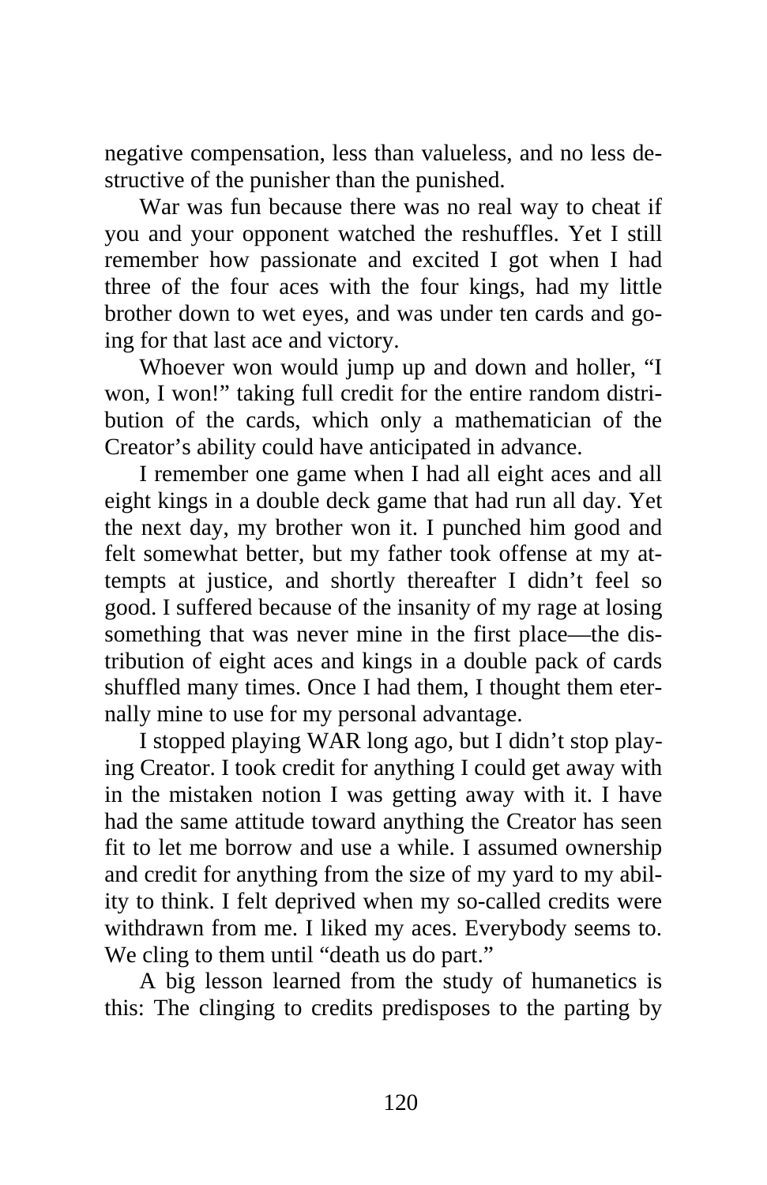negative compensation, less than valueless, and no less destructive of the punisher than the punished.

War was fun because there was no real way to cheat if you and your opponent watched the reshuffles. Yet I still remember how passionate and excited I got when I had three of the four aces with the four kings, had my little brother down to wet eyes, and was under ten cards and going for that last ace and victory.

Whoever won would jump up and down and holler, "I won, I won!" taking full credit for the entire random distribution of the cards, which only a mathematician of the Creator's ability could have anticipated in advance.

I remember one game when I had all eight aces and all eight kings in a double deck game that had run all day. Yet the next day, my brother won it. I punched him good and felt somewhat better, but my father took offense at my attempts at justice, and shortly thereafter I didn't feel so good. I suffered because of the insanity of my rage at losing something that was never mine in the first place—the distribution of eight aces and kings in a double pack of cards shuffled many times. Once I had them, I thought them eternally mine to use for my personal advantage.

I stopped playing WAR long ago, but I didn't stop playing Creator. I took credit for anything I could get away with in the mistaken notion I was getting away with it. I have had the same attitude toward anything the Creator has seen fit to let me borrow and use a while. I assumed ownership and credit for anything from the size of my yard to my ability to think. I felt deprived when my so-called credits were withdrawn from me. I liked my aces. Everybody seems to. We cling to them until "death us do part."

A big lesson learned from the study of humanetics is this: The clinging to credits predisposes to the parting by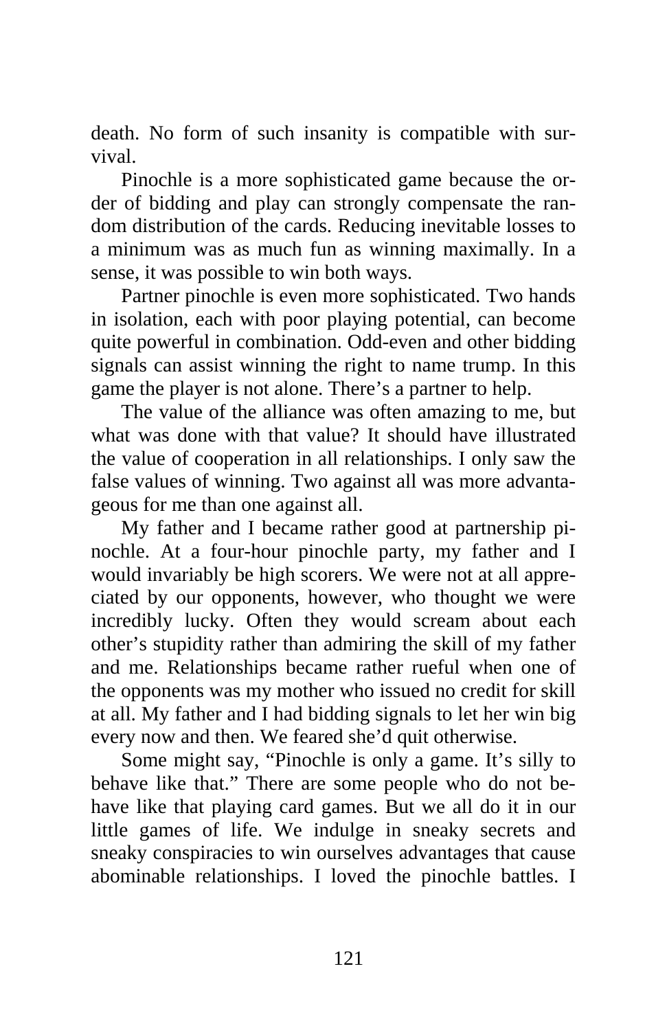death. No form of such insanity is compatible with survival.

Pinochle is a more sophisticated game because the order of bidding and play can strongly compensate the random distribution of the cards. Reducing inevitable losses to a minimum was as much fun as winning maximally. In a sense, it was possible to win both ways.

Partner pinochle is even more sophisticated. Two hands in isolation, each with poor playing potential, can become quite powerful in combination. Odd-even and other bidding signals can assist winning the right to name trump. In this game the player is not alone. There's a partner to help.

The value of the alliance was often amazing to me, but what was done with that value? It should have illustrated the value of cooperation in all relationships. I only saw the false values of winning. Two against all was more advantageous for me than one against all.

My father and I became rather good at partnership pinochle. At a four-hour pinochle party, my father and I would invariably be high scorers. We were not at all appreciated by our opponents, however, who thought we were incredibly lucky. Often they would scream about each other's stupidity rather than admiring the skill of my father and me. Relationships became rather rueful when one of the opponents was my mother who issued no credit for skill at all. My father and I had bidding signals to let her win big every now and then. We feared she'd quit otherwise.

Some might say, "Pinochle is only a game. It's silly to behave like that." There are some people who do not behave like that playing card games. But we all do it in our little games of life. We indulge in sneaky secrets and sneaky conspiracies to win ourselves advantages that cause abominable relationships. I loved the pinochle battles. I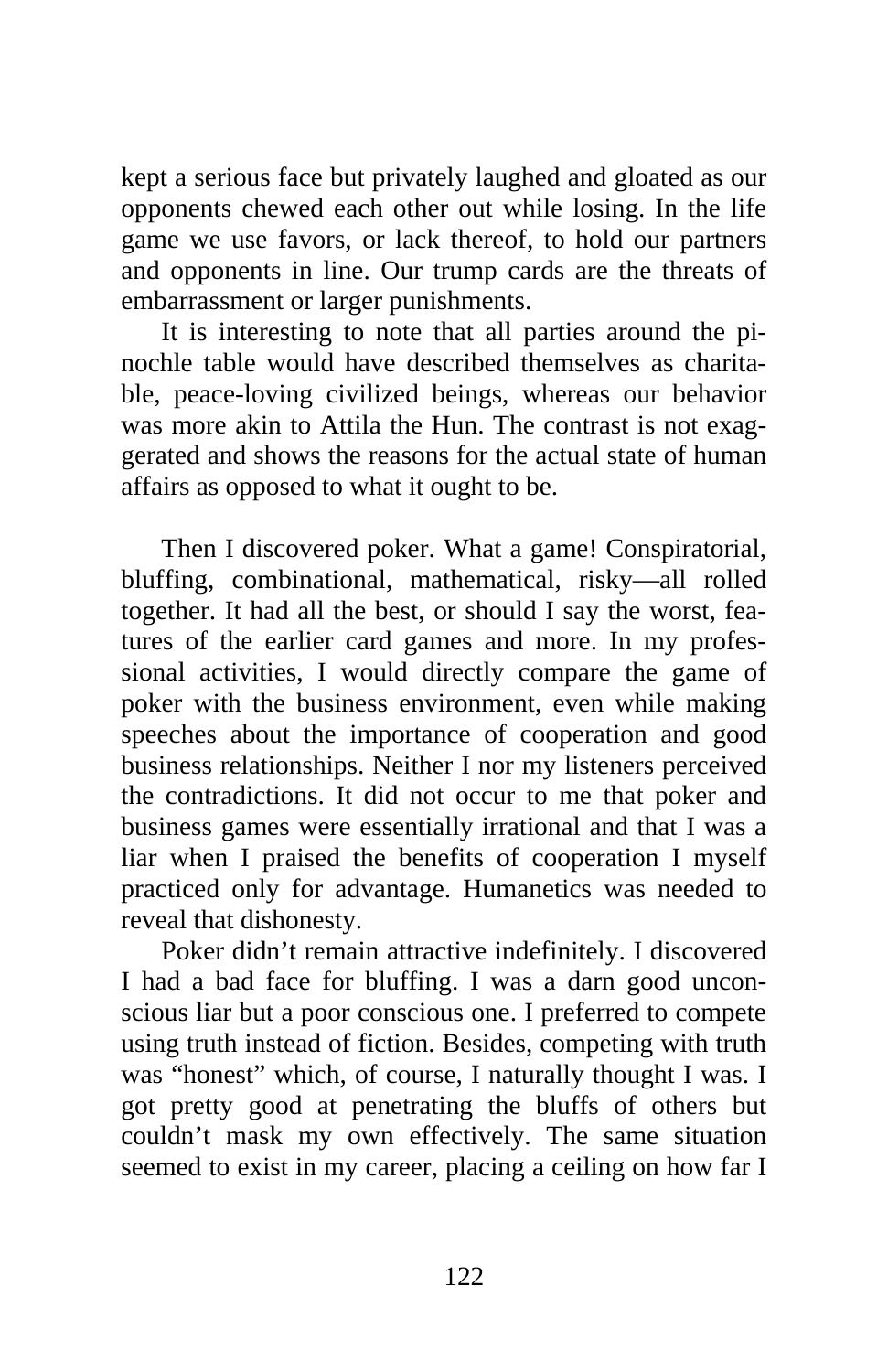kept a serious face but privately laughed and gloated as our opponents chewed each other out while losing. In the life game we use favors, or lack thereof, to hold our partners and opponents in line. Our trump cards are the threats of embarrassment or larger punishments.

It is interesting to note that all parties around the pinochle table would have described themselves as charitable, peace-loving civilized beings, whereas our behavior was more akin to Attila the Hun. The contrast is not exaggerated and shows the reasons for the actual state of human affairs as opposed to what it ought to be.

Then I discovered poker. What a game! Conspiratorial, bluffing, combinational, mathematical, risky—all rolled together. It had all the best, or should I say the worst, features of the earlier card games and more. In my professional activities, I would directly compare the game of poker with the business environment, even while making speeches about the importance of cooperation and good business relationships. Neither I nor my listeners perceived the contradictions. It did not occur to me that poker and business games were essentially irrational and that I was a liar when I praised the benefits of cooperation I myself practiced only for advantage. Humanetics was needed to reveal that dishonesty.

Poker didn't remain attractive indefinitely. I discovered I had a bad face for bluffing. I was a darn good unconscious liar but a poor conscious one. I preferred to compete using truth instead of fiction. Besides, competing with truth was "honest" which, of course, I naturally thought I was. I got pretty good at penetrating the bluffs of others but couldn't mask my own effectively. The same situation seemed to exist in my career, placing a ceiling on how far I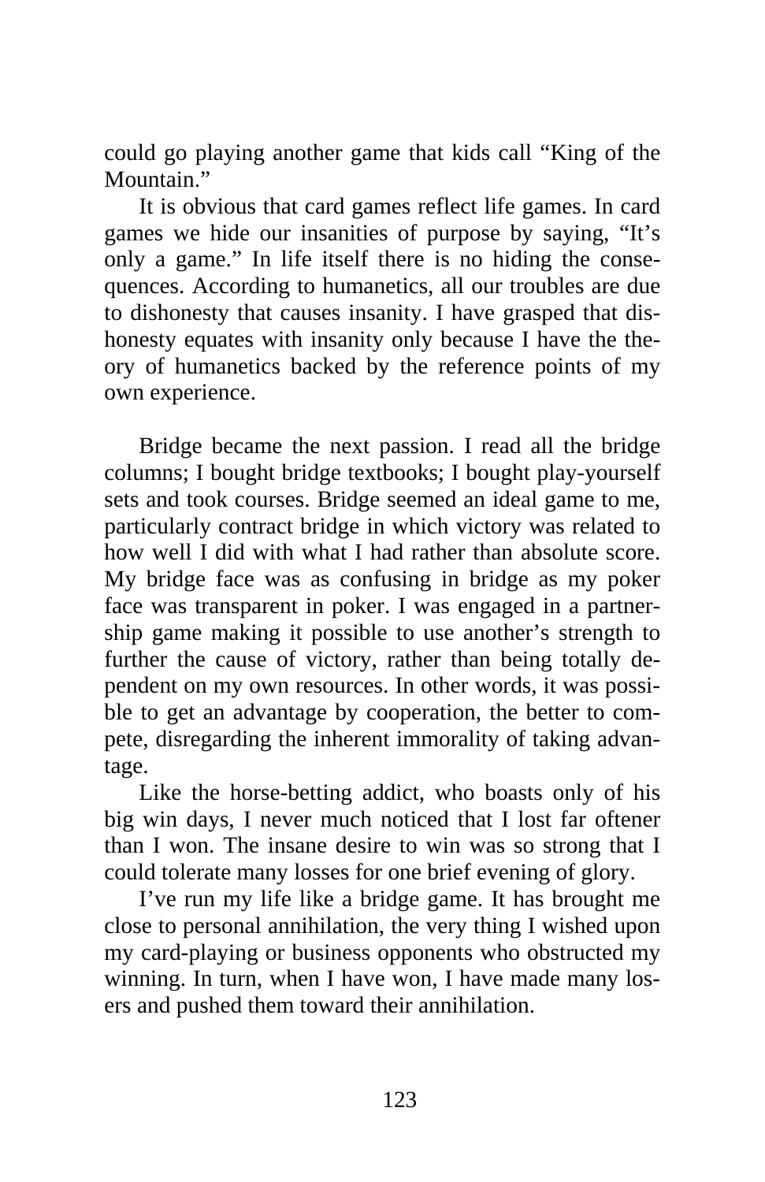could go playing another game that kids call "King of the Mountain."

It is obvious that card games reflect life games. In card games we hide our insanities of purpose by saying, "It's only a game." In life itself there is no hiding the consequences. According to humanetics, all our troubles are due to dishonesty that causes insanity. I have grasped that dishonesty equates with insanity only because I have the theory of humanetics backed by the reference points of my own experience.

Bridge became the next passion. I read all the bridge columns; I bought bridge textbooks; I bought play-yourself sets and took courses. Bridge seemed an ideal game to me, particularly contract bridge in which victory was related to how well I did with what I had rather than absolute score. My bridge face was as confusing in bridge as my poker face was transparent in poker. I was engaged in a partnership game making it possible to use another's strength to further the cause of victory, rather than being totally dependent on my own resources. In other words, it was possible to get an advantage by cooperation, the better to compete, disregarding the inherent immorality of taking advantage.

Like the horse-betting addict, who boasts only of his big win days, I never much noticed that I lost far oftener than I won. The insane desire to win was so strong that I could tolerate many losses for one brief evening of glory.

I've run my life like a bridge game. It has brought me close to personal annihilation, the very thing I wished upon my card-playing or business opponents who obstructed my winning. In turn, when I have won, I have made many losers and pushed them toward their annihilation.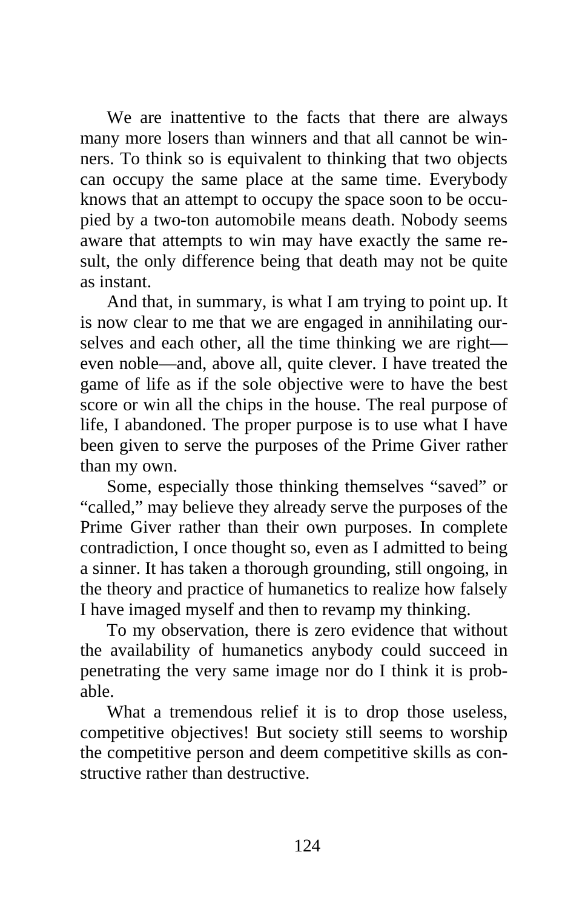We are inattentive to the facts that there are always many more losers than winners and that all cannot be winners. To think so is equivalent to thinking that two objects can occupy the same place at the same time. Everybody knows that an attempt to occupy the space soon to be occupied by a two-ton automobile means death. Nobody seems aware that attempts to win may have exactly the same result, the only difference being that death may not be quite as instant.

And that, in summary, is what I am trying to point up. It is now clear to me that we are engaged in annihilating ourselves and each other, all the time thinking we are right—even noble—and, above all, quite clever. I have treated the game of life as if the sole objective were to have the best score or win all the chips in the house. The real purpose of life, I abandoned. The proper purpose is to use what I have been given to serve the purposes of the Prime Giver rather than my own.

Some, especially those thinking themselves "saved" or "called," may believe they already serve the purposes of the Prime Giver rather than their own purposes. In complete contradiction, I once thought so, even as I admitted to being a sinner. It has taken a thorough grounding, still ongoing, in the theory and practice of humanetics to realize how falsely I have imaged myself and then to revamp my thinking.

To my observation, there is zero evidence that without the availability of humanetics anybody could succeed in penetrating the very same image nor do I think it is probable.

What a tremendous relief it is to drop those useless, competitive objectives! But society still seems to worship the competitive person and deem competitive skills as constructive rather than destructive.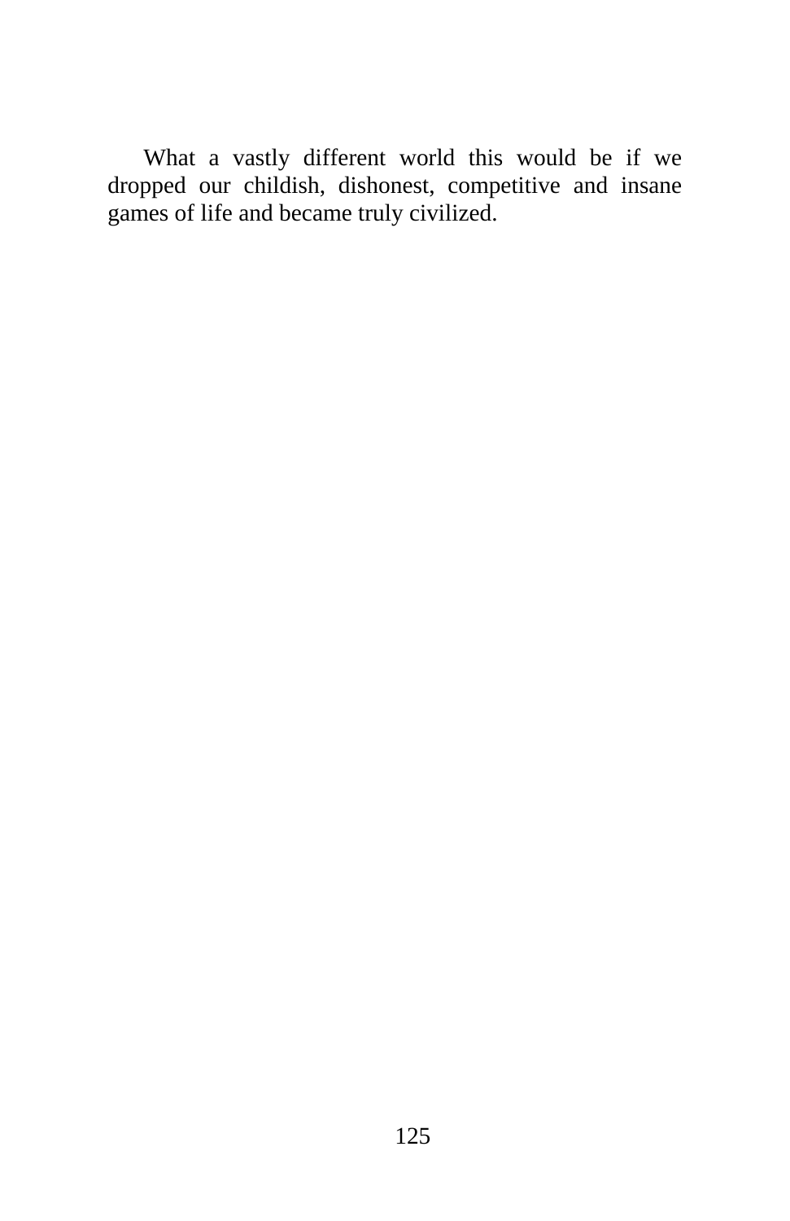What a vastly different world this would be if we dropped our childish, dishonest, competitive and insane games of life and became truly civilized.